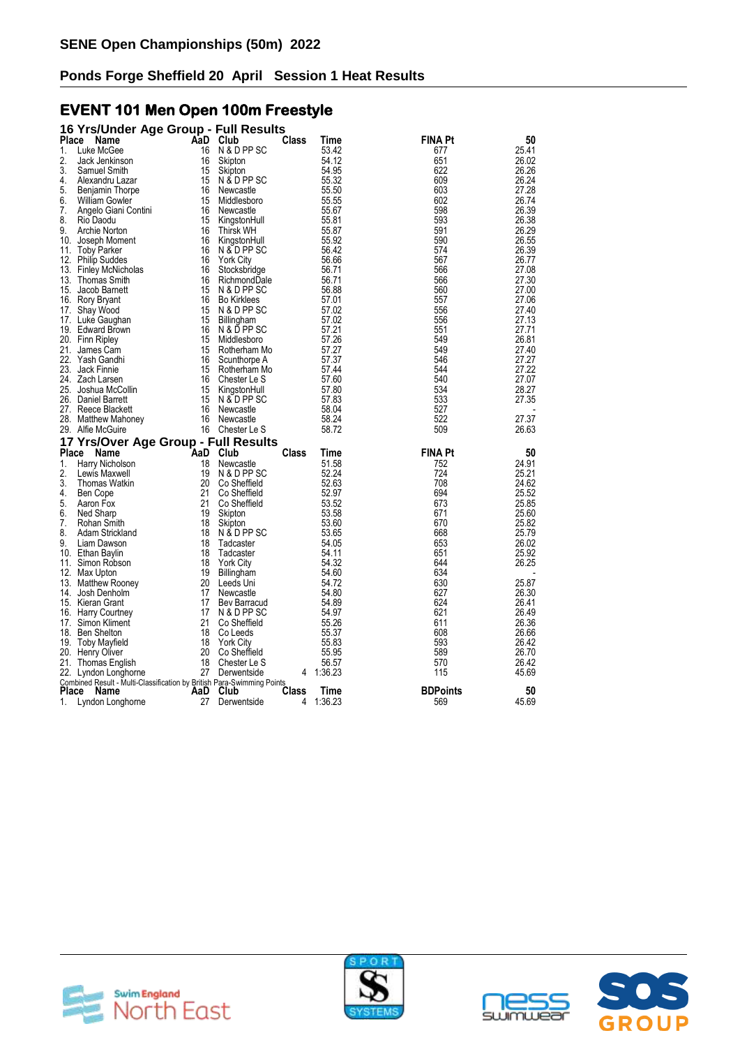# SENE Open Championships (50m) 2022

## Ponds Forge Sheffield 20 April Session 1 Heat Results

## EVENT 101 Men Open 100m Freestyle

### 16 Yrs/Under Age Group - Full Results

| Place | Name | AaD | Club | Class | Time | FINA Pt | 50 |
|---|---|---|---|---|---|---|---|
| 1. | Luke McGee | 16 | N & D PP SC | | 53.42 | 677 | 25.41 |
| 2. | Jack Jenkinson | 16 | Skipton | | 54.12 | 651 | 26.02 |
| 3. | Samuel Smith | 15 | Skipton | | 54.95 | 622 | 26.26 |
| 4. | Alexandru Lazar | 15 | N & D PP SC | | 55.32 | 609 | 26.24 |
| 5. | Benjamin Thorpe | 16 | Newcastle | | 55.50 | 603 | 27.28 |
| 6. | William Gowler | 15 | Middlesboro | | 55.55 | 602 | 26.74 |
| 7. | Angelo Giani Contini | 16 | Newcastle | | 55.67 | 598 | 26.39 |
| 8. | Rio Daodu | 15 | KingstonHull | | 55.81 | 593 | 26.38 |
| 9. | Archie Norton | 16 | Thirsk WH | | 55.87 | 591 | 26.29 |
| 10. | Joseph Moment | 16 | KingstonHull | | 55.92 | 590 | 26.55 |
| 11. | Toby Parker | 16 | N & D PP SC | | 56.42 | 574 | 26.39 |
| 12. | Philip Suddes | 16 | York City | | 56.66 | 567 | 26.77 |
| 13. | Finley McNicholas | 16 | Stocksbridge | | 56.71 | 566 | 27.08 |
| 13. | Thomas Smith | 16 | RichmondDale | | 56.71 | 566 | 27.30 |
| 15. | Jacob Barnett | 15 | N & D PP SC | | 56.88 | 560 | 27.00 |
| 16. | Rory Bryant | 16 | Bo Kirklees | | 57.01 | 557 | 27.06 |
| 17. | Shay Wood | 15 | N & D PP SC | | 57.02 | 556 | 27.40 |
| 17. | Luke Gaughan | 15 | Billingham | | 57.02 | 556 | 27.13 |
| 19. | Edward Brown | 16 | N & D PP SC | | 57.21 | 551 | 27.71 |
| 20. | Finn Ripley | 15 | Middlesboro | | 57.26 | 549 | 26.81 |
| 21. | James Cam | 15 | Rotherham Mo | | 57.27 | 549 | 27.40 |
| 22. | Yash Gandhi | 16 | Scunthorpe A | | 57.37 | 546 | 27.27 |
| 23. | Jack Finnie | 15 | Rotherham Mo | | 57.44 | 544 | 27.22 |
| 24. | Zach Larsen | 16 | Chester Le S | | 57.60 | 540 | 27.07 |
| 25. | Joshua McCollin | 15 | KingstonHull | | 57.80 | 534 | 28.27 |
| 26. | Daniel Barrett | 15 | N & D PP SC | | 57.83 | 533 | 27.35 |
| 27. | Reece Blackett | 16 | Newcastle | | 58.04 | 527 | - |
| 28. | Matthew Mahoney | 16 | Newcastle | | 58.24 | 522 | 27.37 |
| 29. | Alfie McGuire | 16 | Chester Le S | | 58.72 | 509 | 26.63 |

### 17 Yrs/Over Age Group - Full Results

| Place | Name | AaD | Club | Class | Time | FINA Pt | 50 |
|---|---|---|---|---|---|---|---|
| 1. | Harry Nicholson | 18 | Newcastle | | 51.58 | 752 | 24.91 |
| 2. | Lewis Maxwell | 19 | N & D PP SC | | 52.24 | 724 | 25.21 |
| 3. | Thomas Watkin | 20 | Co Sheffield | | 52.63 | 708 | 24.62 |
| 4. | Ben Cope | 21 | Co Sheffield | | 52.97 | 694 | 25.52 |
| 5. | Aaron Fox | 21 | Co Sheffield | | 53.52 | 673 | 25.85 |
| 6. | Ned Sharp | 19 | Skipton | | 53.58 | 671 | 25.60 |
| 7. | Rohan Smith | 18 | Skipton | | 53.60 | 670 | 25.82 |
| 8. | Adam Strickland | 18 | N & D PP SC | | 53.65 | 668 | 25.79 |
| 9. | Liam Dawson | 18 | Tadcaster | | 54.05 | 653 | 26.02 |
| 10. | Ethan Baylin | 18 | Tadcaster | | 54.11 | 651 | 25.92 |
| 11. | Simon Robson | 18 | York City | | 54.32 | 644 | 26.25 |
| 12. | Max Upton | 19 | Billingham | | 54.60 | 634 | - |
| 13. | Matthew Rooney | 20 | Leeds Uni | | 54.72 | 630 | 25.87 |
| 14. | Josh Denholm | 17 | Newcastle | | 54.80 | 627 | 26.30 |
| 15. | Kieran Grant | 17 | Bev Barracud | | 54.89 | 624 | 26.41 |
| 16. | Harry Courtney | 17 | N & D PP SC | | 54.97 | 621 | 26.49 |
| 17. | Simon Kliment | 21 | Co Sheffield | | 55.26 | 611 | 26.36 |
| 18. | Ben Shelton | 18 | Co Leeds | | 55.37 | 608 | 26.66 |
| 19. | Toby Mayfield | 18 | York City | | 55.83 | 593 | 26.42 |
| 20. | Henry Oliver | 20 | Co Sheffield | | 55.95 | 589 | 26.70 |
| 21. | Thomas English | 18 | Chester Le S | | 56.57 | 570 | 26.42 |
| 22. | Lyndon Longhorne | 27 | Derwentside | 4 | 1:36.23 | 115 | 45.69 |

Combined Result - Multi-Classification by British Para-Swimming Points

| Place | Name | AaD | Club | Class | Time | BDPoints | 50 |
|---|---|---|---|---|---|---|---|
| 1. | Lyndon Longhorne | 27 | Derwentside | 4 | 1:36.23 | 569 | 45.69 |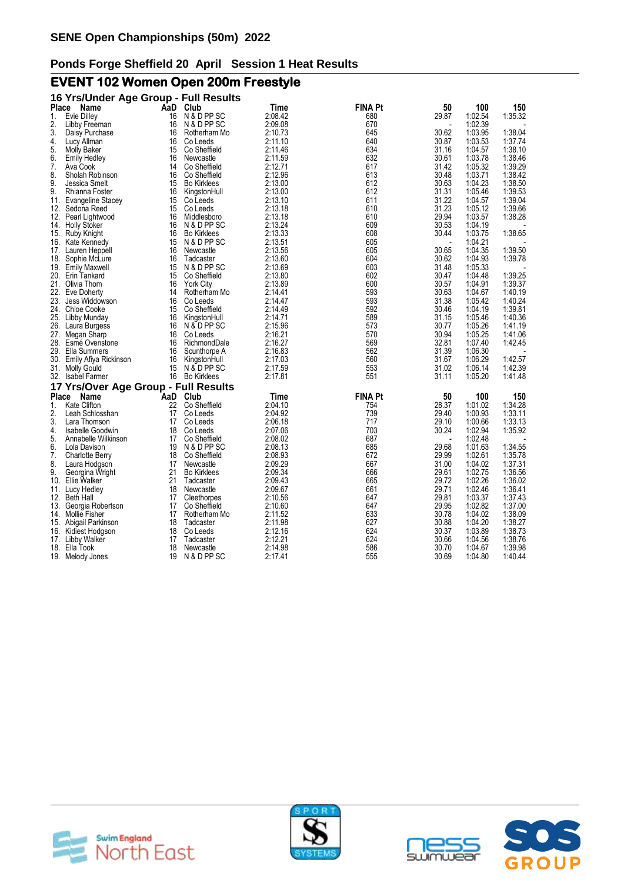# SENE Open Championships (50m) 2022

## Ponds Forge Sheffield 20 April Session 1 Heat Results

## EVENT 102 Women Open 200m Freestyle

### 16 Yrs/Under Age Group - Full Results

| Place | Name | AaD | Club | Time | FINA Pt | 50 | 100 | 150 |
|---|---|---|---|---|---|---|---|---|
| 1. | Evie Dilley | 16 | N & D PP SC | 2:08.42 | 680 | 29.87 | 1:02.54 | 1:35.32 |
| 2. | Libby Freeman | 16 | N & D PP SC | 2:09.08 | 670 | - | 1:02.39 | - |
| 3. | Daisy Purchase | 16 | Rotherham Mo | 2:10.73 | 645 | 30.62 | 1:03.95 | 1:38.04 |
| 4. | Lucy Allman | 16 | Co Leeds | 2:11.10 | 640 | 30.87 | 1:03.53 | 1:37.74 |
| 5. | Molly Baker | 15 | Co Sheffield | 2:11.46 | 634 | 31.16 | 1:04.57 | 1:38.10 |
| 6. | Emily Hedley | 16 | Newcastle | 2:11.59 | 632 | 30.61 | 1:03.78 | 1:38.46 |
| 7. | Ava Cook | 14 | Co Sheffield | 2:12.71 | 617 | 31.42 | 1:05.32 | 1:39.29 |
| 8. | Sholah Robinson | 16 | Co Sheffield | 2:12.96 | 613 | 30.48 | 1:03.71 | 1:38.42 |
| 9. | Jessica Smelt | 15 | Bo Kirklees | 2:13.00 | 612 | 30.63 | 1:04.23 | 1:38.50 |
| 9. | Rhianna Foster | 16 | KingstonHull | 2:13.00 | 612 | 31.31 | 1:05.46 | 1:39.53 |
| 11. | Evangeline Stacey | 15 | Co Leeds | 2:13.10 | 611 | 31.22 | 1:04.57 | 1:39.04 |
| 12. | Sedona Reed | 15 | Co Leeds | 2:13.18 | 610 | 31.23 | 1:05.12 | 1:39.66 |
| 12. | Pearl Lightwood | 16 | Middlesboro | 2:13.18 | 610 | 29.94 | 1:03.57 | 1:38.28 |
| 14. | Holly Stoker | 16 | N & D PP SC | 2:13.24 | 609 | 30.53 | 1:04.19 | - |
| 15. | Ruby Knight | 16 | Bo Kirklees | 2:13.33 | 608 | 30.44 | 1:03.75 | 1:38.65 |
| 16. | Kate Kennedy | 15 | N & D PP SC | 2:13.51 | 605 | - | 1:04.21 | - |
| 17. | Lauren Heppell | 16 | Newcastle | 2:13.56 | 605 | 30.65 | 1:04.35 | 1:39.50 |
| 18. | Sophie McLure | 16 | Tadcaster | 2:13.60 | 604 | 30.62 | 1:04.93 | 1:39.78 |
| 19. | Emily Maxwell | 15 | N & D PP SC | 2:13.69 | 603 | 31.48 | 1:05.33 | - |
| 20. | Erin Tankard | 15 | Co Sheffield | 2:13.80 | 602 | 30.47 | 1:04.48 | 1:39.25 |
| 21. | Olivia Thom | 16 | York City | 2:13.89 | 600 | 30.57 | 1:04.91 | 1:39.37 |
| 22. | Eve Doherty | 14 | Rotherham Mo | 2:14.41 | 593 | 30.63 | 1:04.67 | 1:40.19 |
| 23. | Jess Widdowson | 16 | Co Leeds | 2:14.47 | 593 | 31.38 | 1:05.42 | 1:40.24 |
| 24. | Chloe Cooke | 15 | Co Sheffield | 2:14.49 | 592 | 30.46 | 1:04.19 | 1:39.81 |
| 25. | Libby Munday | 16 | KingstonHull | 2:14.71 | 589 | 31.15 | 1:05.46 | 1:40.36 |
| 26. | Laura Burgess | 16 | N & D PP SC | 2:15.96 | 573 | 30.77 | 1:05.26 | 1:41.19 |
| 27. | Megan Sharp | 16 | Co Leeds | 2:16.21 | 570 | 30.94 | 1:05.25 | 1:41.06 |
| 28. | Esmé Ovenstone | 16 | RichmondDale | 2:16.27 | 569 | 32.81 | 1:07.40 | 1:42.45 |
| 29. | Ella Summers | 16 | Scunthorpe A | 2:16.83 | 562 | 31.39 | 1:06.30 | - |
| 30. | Emily Afiya Rickinson | 16 | KingstonHull | 2:17.03 | 560 | 31.67 | 1:06.29 | 1:42.57 |
| 31. | Molly Gould | 15 | N & D PP SC | 2:17.59 | 553 | 31.02 | 1:06.14 | 1:42.39 |
| 32. | Isabel Farmer | 16 | Bo Kirklees | 2:17.81 | 551 | 31.11 | 1:05.20 | 1:41.48 |

### 17 Yrs/Over Age Group - Full Results

| Place | Name | AaD | Club | Time | FINA Pt | 50 | 100 | 150 |
|---|---|---|---|---|---|---|---|---|
| 1. | Kate Clifton | 22 | Co Sheffield | 2:04.10 | 754 | 28.37 | 1:01.02 | 1:34.28 |
| 2. | Leah Schlosshan | 17 | Co Leeds | 2:04.92 | 739 | 29.40 | 1:00.93 | 1:33.11 |
| 3. | Lara Thomson | 17 | Co Leeds | 2:06.18 | 717 | 29.10 | 1:00.66 | 1:33.13 |
| 4. | Isabelle Goodwin | 18 | Co Leeds | 2:07.06 | 703 | 30.24 | 1:02.94 | 1:35.92 |
| 5. | Annabelle Wilkinson | 17 | Co Sheffield | 2:08.02 | 687 | - | 1:02.48 | - |
| 6. | Lola Davison | 19 | N & D PP SC | 2:08.13 | 685 | 29.68 | 1:01.63 | 1:34.55 |
| 7. | Charlotte Berry | 18 | Co Sheffield | 2:08.93 | 672 | 29.99 | 1:02.61 | 1:35.78 |
| 8. | Laura Hodgson | 17 | Newcastle | 2:09.29 | 667 | 31.00 | 1:04.02 | 1:37.31 |
| 9. | Georgina Wright | 21 | Bo Kirklees | 2:09.34 | 666 | 29.61 | 1:02.75 | 1:36.56 |
| 10. | Ellie Walker | 21 | Tadcaster | 2:09.43 | 665 | 29.72 | 1:02.26 | 1:36.02 |
| 11. | Lucy Hedley | 18 | Newcastle | 2:09.67 | 661 | 29.71 | 1:02.46 | 1:36.41 |
| 12. | Beth Hall | 17 | Cleethorpes | 2:10.56 | 647 | 29.81 | 1:03.37 | 1:37.43 |
| 13. | Georgia Robertson | 17 | Co Sheffield | 2:10.60 | 647 | 29.95 | 1:02.82 | 1:37.00 |
| 14. | Mollie Fisher | 17 | Rotherham Mo | 2:11.52 | 633 | 30.78 | 1:04.02 | 1:38.09 |
| 15. | Abigail Parkinson | 18 | Tadcaster | 2:11.98 | 627 | 30.88 | 1:04.20 | 1:38.27 |
| 16. | Kidiest Hodgson | 18 | Co Leeds | 2:12.16 | 624 | 30.37 | 1:03.89 | 1:38.73 |
| 17. | Libby Walker | 17 | Tadcaster | 2:12.21 | 624 | 30.66 | 1:04.56 | 1:38.76 |
| 18. | Ella Took | 18 | Newcastle | 2:14.98 | 586 | 30.70 | 1:04.67 | 1:39.98 |
| 19. | Melody Jones | 19 | N & D PP SC | 2:17.41 | 555 | 30.69 | 1:04.80 | 1:40.44 |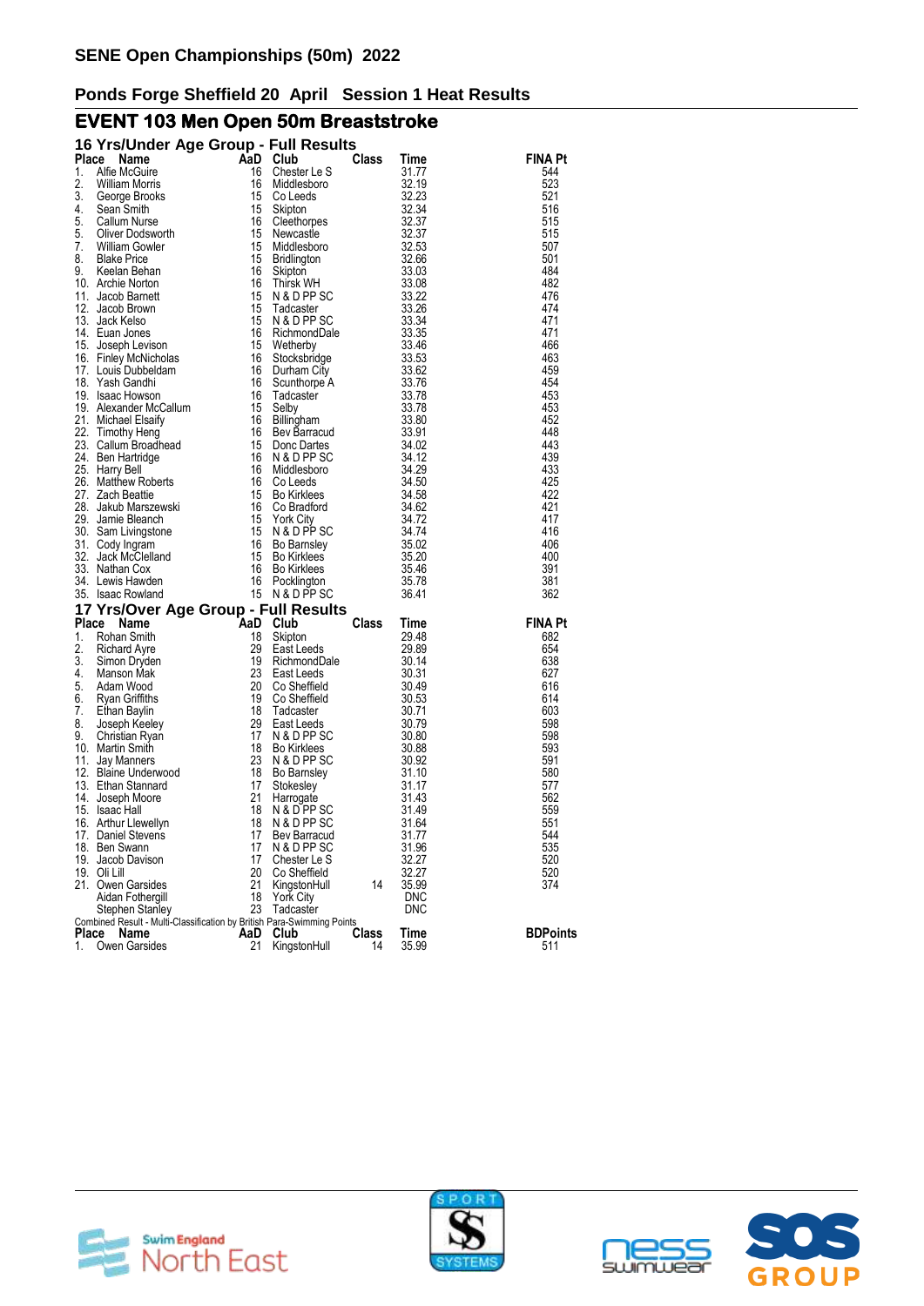# SENE Open Championships (50m) 2022

## Ponds Forge Sheffield 20 April Session 1 Heat Results

## EVENT 103 Men Open 50m Breaststroke

### 16 Yrs/Under Age Group - Full Results

| Place | Name | AaD | Club | Class | Time | FINA Pt |
|---|---|---|---|---|---|---|
| 1. | Alfie McGuire | 16 | Chester Le S | | 31.77 | 544 |
| 2. | William Morris | 16 | Middlesboro | | 32.19 | 523 |
| 3. | George Brooks | 15 | Co Leeds | | 32.23 | 521 |
| 4. | Sean Smith | 15 | Skipton | | 32.34 | 516 |
| 5. | Callum Nurse | 16 | Cleethorpes | | 32.37 | 515 |
| 5. | Oliver Dodsworth | 15 | Newcastle | | 32.37 | 515 |
| 7. | William Gowler | 15 | Middlesboro | | 32.53 | 507 |
| 8. | Blake Price | 15 | Bridlington | | 32.66 | 501 |
| 9. | Keelan Behan | 16 | Skipton | | 33.03 | 484 |
| 10. | Archie Norton | 16 | Thirsk WH | | 33.08 | 482 |
| 11. | Jacob Barnett | 15 | N & D PP SC | | 33.22 | 476 |
| 12. | Jacob Brown | 15 | Tadcaster | | 33.26 | 474 |
| 13. | Jack Kelso | 15 | N & D PP SC | | 33.34 | 471 |
| 14. | Euan Jones | 16 | RichmondDale | | 33.35 | 471 |
| 15. | Joseph Levison | 15 | Wetherby | | 33.46 | 466 |
| 16. | Finley McNicholas | 16 | Stocksbridge | | 33.53 | 463 |
| 17. | Louis Dubbeldam | 16 | Durham City | | 33.62 | 459 |
| 18. | Yash Gandhi | 16 | Scunthorpe A | | 33.76 | 454 |
| 19. | Isaac Howson | 16 | Tadcaster | | 33.78 | 453 |
| 19. | Alexander McCallum | 15 | Selby | | 33.78 | 453 |
| 21. | Michael Elsaify | 16 | Billingham | | 33.80 | 452 |
| 22. | Timothy Heng | 16 | Bev Barracud | | 33.91 | 448 |
| 23. | Callum Broadhead | 15 | Donc Dartes | | 34.02 | 443 |
| 24. | Ben Hartridge | 16 | N & D PP SC | | 34.12 | 439 |
| 25. | Harry Bell | 16 | Middlesboro | | 34.29 | 433 |
| 26. | Matthew Roberts | 16 | Co Leeds | | 34.50 | 425 |
| 27. | Zach Beattie | 15 | Bo Kirklees | | 34.58 | 422 |
| 28. | Jakub Marszewski | 16 | Co Bradford | | 34.62 | 421 |
| 29. | Jamie Bleanch | 15 | York City | | 34.72 | 417 |
| 30. | Sam Livingstone | 15 | N & D PP SC | | 34.74 | 416 |
| 31. | Cody Ingram | 16 | Bo Barnsley | | 35.02 | 406 |
| 32. | Jack McClelland | 15 | Bo Kirklees | | 35.20 | 400 |
| 33. | Nathan Cox | 16 | Bo Kirklees | | 35.46 | 391 |
| 34. | Lewis Hawden | 16 | Pocklington | | 35.78 | 381 |
| 35. | Isaac Rowland | 15 | N & D PP SC | | 36.41 | 362 |

### 17 Yrs/Over Age Group - Full Results

| Place | Name | AaD | Club | Class | Time | FINA Pt |
|---|---|---|---|---|---|---|
| 1. | Rohan Smith | 18 | Skipton | | 29.48 | 682 |
| 2. | Richard Ayre | 29 | East Leeds | | 29.89 | 654 |
| 3. | Simon Dryden | 19 | RichmondDale | | 30.14 | 638 |
| 4. | Manson Mak | 23 | East Leeds | | 30.31 | 627 |
| 5. | Adam Wood | 20 | Co Sheffield | | 30.49 | 616 |
| 6. | Ryan Griffiths | 19 | Co Sheffield | | 30.53 | 614 |
| 7. | Ethan Baylin | 18 | Tadcaster | | 30.71 | 603 |
| 8. | Joseph Keeley | 29 | East Leeds | | 30.79 | 598 |
| 9. | Christian Ryan | 17 | N & D PP SC | | 30.80 | 598 |
| 10. | Martin Smith | 18 | Bo Kirklees | | 30.88 | 593 |
| 11. | Jay Manners | 23 | N & D PP SC | | 30.92 | 591 |
| 12. | Blaine Underwood | 18 | Bo Barnsley | | 31.10 | 580 |
| 13. | Ethan Stannard | 17 | Stokesley | | 31.17 | 577 |
| 14. | Joseph Moore | 21 | Harrogate | | 31.43 | 562 |
| 15. | Isaac Hall | 18 | N & D PP SC | | 31.49 | 559 |
| 16. | Arthur Llewellyn | 18 | N & D PP SC | | 31.64 | 551 |
| 17. | Daniel Stevens | 17 | Bev Barracud | | 31.77 | 544 |
| 18. | Ben Swann | 17 | N & D PP SC | | 31.96 | 535 |
| 19. | Jacob Davison | 17 | Chester Le S | | 32.27 | 520 |
| 19. | Oli Lill | 20 | Co Sheffield | | 32.27 | 520 |
| 21. | Owen Garsides | 21 | KingstonHull | 14 | 35.99 | 374 |
| | Aidan Fothergill | 18 | York City | | DNC | |
| | Stephen Stanley | 23 | Tadcaster | | DNC | |

Combined Result - Multi-Classification by British Para-Swimming Points

| Place | Name | AaD | Club | Class | Time | BDPoints |
|---|---|---|---|---|---|---|
| 1. | Owen Garsides | 21 | KingstonHull | 14 | 35.99 | 511 |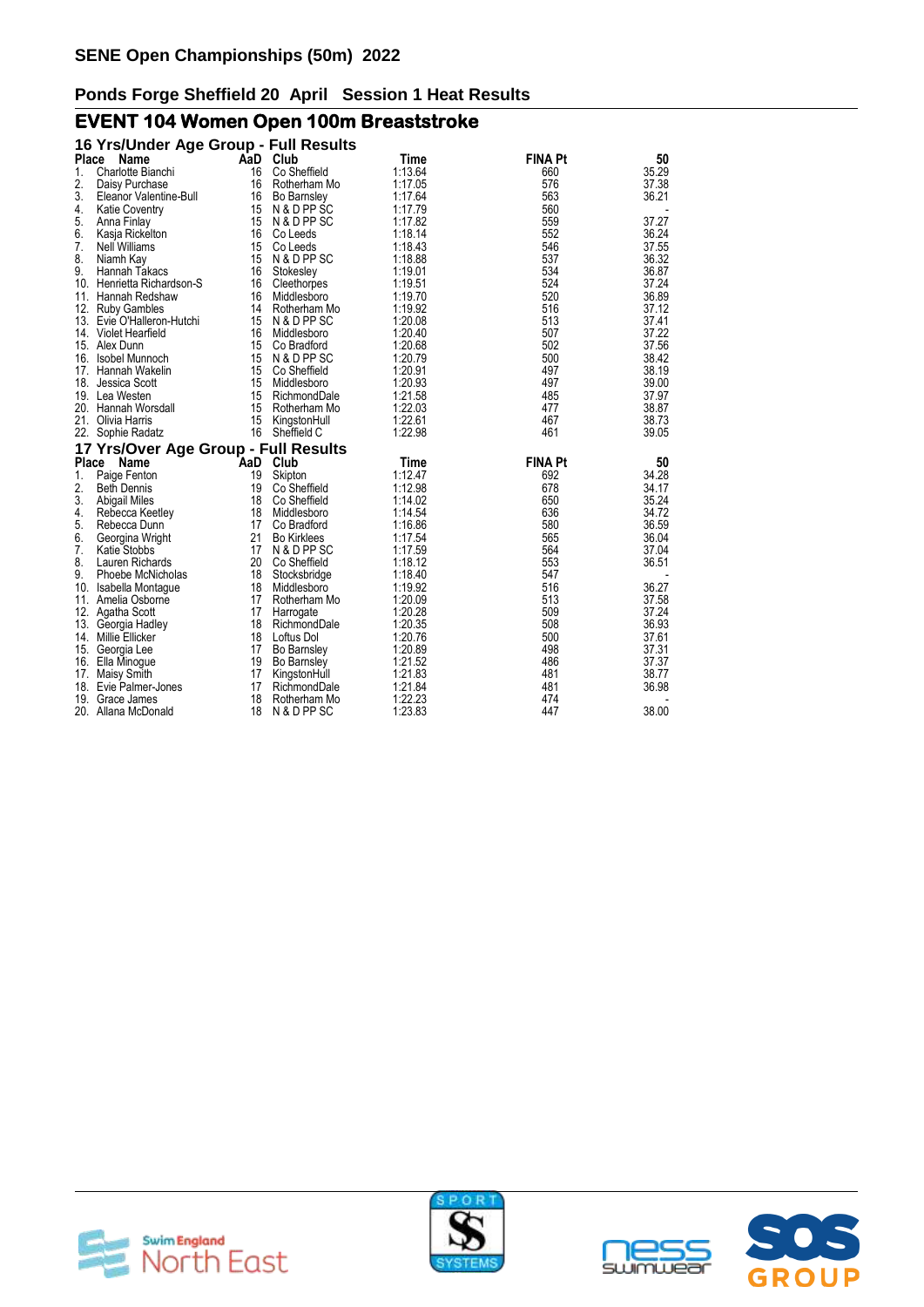# SENE Open Championships (50m) 2022

## Ponds Forge Sheffield 20 April Session 1 Heat Results

## EVENT 104 Women Open 100m Breaststroke

### 16 Yrs/Under Age Group - Full Results

| Place | Name | AaD | Club | Time | FINA Pt | 50 |
|---|---|---|---|---|---|---|
| 1. | Charlotte Bianchi | 16 | Co Sheffield | 1:13.64 | 660 | 35.29 |
| 2. | Daisy Purchase | 16 | Rotherham Mo | 1:17.05 | 576 | 37.38 |
| 3. | Eleanor Valentine-Bull | 16 | Bo Barnsley | 1:17.64 | 563 | 36.21 |
| 4. | Katie Coventry | 15 | N & D PP SC | 1:17.79 | 560 | - |
| 5. | Anna Finlay | 15 | N & D PP SC | 1:17.82 | 559 | 37.27 |
| 6. | Kasja Rickelton | 16 | Co Leeds | 1:18.14 | 552 | 36.24 |
| 7. | Nell Williams | 15 | Co Leeds | 1:18.43 | 546 | 37.55 |
| 8. | Niamh Kay | 15 | N & D PP SC | 1:18.88 | 537 | 36.32 |
| 9. | Hannah Takacs | 16 | Stokesley | 1:19.01 | 534 | 36.87 |
| 10. | Henrietta Richardson-S | 16 | Cleethorpes | 1:19.51 | 524 | 37.24 |
| 11. | Hannah Redshaw | 16 | Middlesboro | 1:19.70 | 520 | 36.89 |
| 12. | Ruby Gambles | 14 | Rotherham Mo | 1:19.92 | 516 | 37.12 |
| 13. | Evie O'Halleron-Hutchi | 15 | N & D PP SC | 1:20.08 | 513 | 37.41 |
| 14. | Violet Hearfield | 16 | Middlesboro | 1:20.40 | 507 | 37.22 |
| 15. | Alex Dunn | 15 | Co Bradford | 1:20.68 | 502 | 37.56 |
| 16. | Isobel Munnoch | 15 | N & D PP SC | 1:20.79 | 500 | 38.42 |
| 17. | Hannah Wakelin | 15 | Co Sheffield | 1:20.91 | 497 | 38.19 |
| 18. | Jessica Scott | 15 | Middlesboro | 1:20.93 | 497 | 39.00 |
| 19. | Lea Westen | 15 | RichmondDale | 1:21.58 | 485 | 37.97 |
| 20. | Hannah Worsdall | 15 | Rotherham Mo | 1:22.03 | 477 | 38.87 |
| 21. | Olivia Harris | 15 | KingstonHull | 1:22.61 | 467 | 38.73 |
| 22. | Sophie Radatz | 16 | Sheffield C | 1:22.98 | 461 | 39.05 |

### 17 Yrs/Over Age Group - Full Results

| Place | Name | AaD | Club | Time | FINA Pt | 50 |
|---|---|---|---|---|---|---|
| 1. | Paige Fenton | 19 | Skipton | 1:12.47 | 692 | 34.28 |
| 2. | Beth Dennis | 19 | Co Sheffield | 1:12.98 | 678 | 34.17 |
| 3. | Abigail Miles | 18 | Co Sheffield | 1:14.02 | 650 | 35.24 |
| 4. | Rebecca Keetley | 18 | Middlesboro | 1:14.54 | 636 | 34.72 |
| 5. | Rebecca Dunn | 17 | Co Bradford | 1:16.86 | 580 | 36.59 |
| 6. | Georgina Wright | 21 | Bo Kirklees | 1:17.54 | 565 | 36.04 |
| 7. | Katie Stobbs | 17 | N & D PP SC | 1:17.59 | 564 | 37.04 |
| 8. | Lauren Richards | 20 | Co Sheffield | 1:18.12 | 553 | 36.51 |
| 9. | Phoebe McNicholas | 18 | Stocksbridge | 1:18.40 | 547 | - |
| 10. | Isabella Montague | 18 | Middlesboro | 1:19.92 | 516 | 36.27 |
| 11. | Amelia Osborne | 17 | Rotherham Mo | 1:20.09 | 513 | 37.58 |
| 12. | Agatha Scott | 17 | Harrogate | 1:20.28 | 509 | 37.24 |
| 13. | Georgia Hadley | 18 | RichmondDale | 1:20.35 | 508 | 36.93 |
| 14. | Millie Ellicker | 18 | Loftus Dol | 1:20.76 | 500 | 37.61 |
| 15. | Georgia Lee | 17 | Bo Barnsley | 1:20.89 | 498 | 37.31 |
| 16. | Ella Minogue | 19 | Bo Barnsley | 1:21.52 | 486 | 37.37 |
| 17. | Maisy Smith | 17 | KingstonHull | 1:21.83 | 481 | 38.77 |
| 18. | Evie Palmer-Jones | 17 | RichmondDale | 1:21.84 | 481 | 36.98 |
| 19. | Grace James | 18 | Rotherham Mo | 1:22.23 | 474 | - |
| 20. | Allana McDonald | 18 | N & D PP SC | 1:23.83 | 447 | 38.00 |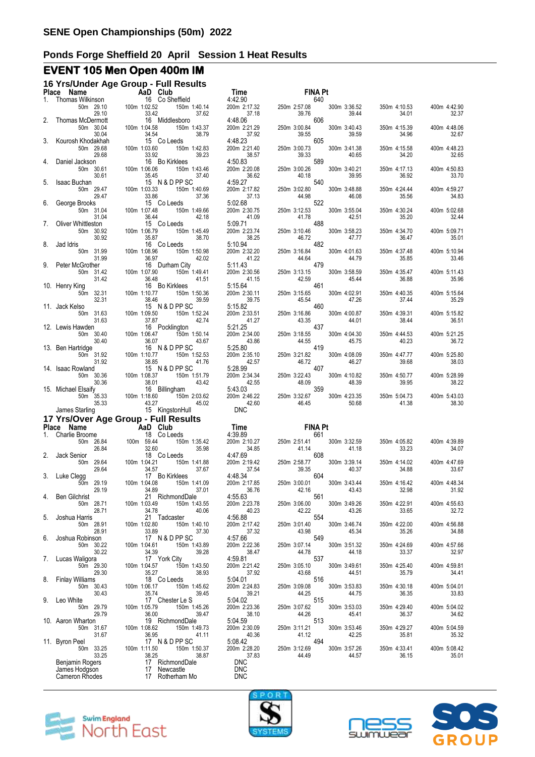# SENE Open Championships (50m) 2022

## Ponds Forge Sheffield 20 April Session 1 Heat Results

## EVENT 105 Men Open 400m IM

### 16 Yrs/Under Age Group - Full Results

| Place | Name | AaD | Club | Time | FINA Pt |
|---|---|---|---|---|---|
| 1. | Thomas Wilkinson | 16 | Co Sheffield | 4:42.90 | 640 |
| | 50m 29.10 / 29.10 | 100m 1:02.52 / 33.42 | 150m 1:40.14 / 37.62 | 200m 2:17.32 / 37.18 | 250m 2:57.08 / 39.76; 300m 3:36.52 / 39.44; 350m 4:10.53 / 34.01; 400m 4:42.90 / 32.37 |
| 2. | Thomas McDermott | 16 | Middlesboro | 4:48.06 | 606 |
| | 50m 30.04 / 30.04 | 100m 1:04.58 / 34.54 | 150m 1:43.37 / 38.79 | 200m 2:21.29 / 37.92 | 250m 3:00.84 / 39.55; 300m 3:40.43 / 39.59; 350m 4:15.39 / 34.96; 400m 4:48.06 / 32.67 |
| 3. | Kourosh Khodakhah | 15 | Co Leeds | 4:48.23 | 605 |
| | 50m 29.68 / 29.68 | 100m 1:03.60 / 33.92 | 150m 1:42.83 / 39.23 | 200m 2:21.40 / 38.57 | 250m 3:00.73 / 39.33; 300m 3:41.38 / 40.65; 350m 4:15.58 / 34.20; 400m 4:48.23 / 32.65 |
| 4. | Daniel Jackson | 16 | Bo Kirklees | 4:50.83 | 589 |
| | 50m 30.61 / 30.61 | 100m 1:06.06 / 35.45 | 150m 1:43.46 / 37.40 | 200m 2:20.08 / 36.62 | 250m 3:00.26 / 40.18; 300m 3:40.21 / 39.95; 350m 4:17.13 / 36.92; 400m 4:50.83 / 33.70 |
| 5. | Isaac Buchan | 15 | N & D PP SC | 4:59.27 | 540 |
| | 50m 29.47 / 29.47 | 100m 1:03.33 / 33.86 | 150m 1:40.69 / 37.36 | 200m 2:17.82 / 37.13 | 250m 3:02.80 / 44.98; 300m 3:48.88 / 46.08; 350m 4:24.44 / 35.56; 400m 4:59.27 / 34.83 |
| 6. | George Brooks | 15 | Co Leeds | 5:02.68 | 522 |
| | 50m 31.04 / 31.04 | 100m 1:07.48 / 36.44 | 150m 1:49.66 / 42.18 | 200m 2:30.75 / 41.09 | 250m 3:12.53 / 41.78; 300m 3:55.04 / 42.51; 350m 4:30.24 / 35.20; 400m 5:02.68 / 32.44 |
| 7. | Oliver Whittleston | 15 | Co Leeds | 5:09.71 | 488 |
| | 50m 30.92 / 30.92 | 100m 1:06.79 / 35.87 | 150m 1:45.49 / 38.70 | 200m 2:23.74 / 38.25 | 250m 3:10.46 / 46.72; 300m 3:58.23 / 47.77; 350m 4:34.70 / 36.47; 400m 5:09.71 / 35.01 |
| 8. | Jad Idris | 16 | Co Leeds | 5:10.94 | 482 |
| | 50m 31.99 / 31.99 | 100m 1:08.96 / 36.97 | 150m 1:50.98 / 42.02 | 200m 2:32.20 / 41.22 | 250m 3:16.84 / 44.64; 300m 4:01.63 / 44.79; 350m 4:37.48 / 35.85; 400m 5:10.94 / 33.46 |
| 9. | Peter McGrother | 16 | Durham City | 5:11.43 | 479 |
| | 50m 31.42 / 31.42 | 100m 1:07.90 / 36.48 | 150m 1:49.41 / 41.51 | 200m 2:30.56 / 41.15 | 250m 3:13.15 / 42.59; 300m 3:58.59 / 45.44; 350m 4:35.47 / 36.88; 400m 5:11.43 / 35.96 |
| 10. | Henry King | 16 | Bo Kirklees | 5:15.64 | 461 |
| | 50m 32.31 / 32.31 | 100m 1:10.77 / 38.46 | 150m 1:50.36 / 39.59 | 200m 2:30.11 / 39.75 | 250m 3:15.65 / 45.54; 300m 4:02.91 / 47.26; 350m 4:40.35 / 37.44; 400m 5:15.64 / 35.29 |
| 11. | Jack Kelso | 15 | N & D PP SC | 5:15.82 | 460 |
| | 50m 31.63 / 31.63 | 100m 1:09.50 / 37.87 | 150m 1:52.24 / 42.74 | 200m 2:33.51 / 41.27 | 250m 3:16.86 / 43.35; 300m 4:00.87 / 44.01; 350m 4:39.31 / 38.44; 400m 5:15.82 / 36.51 |
| 12. | Lewis Hawden | 16 | Pocklington | 5:21.25 | 437 |
| | 50m 30.40 / 30.40 | 100m 1:06.47 / 36.07 | 150m 1:50.14 / 43.67 | 200m 2:34.00 / 43.86 | 250m 3:18.55 / 44.55; 300m 4:04.30 / 45.75; 350m 4:44.53 / 40.23; 400m 5:21.25 / 36.72 |
| 13. | Ben Hartridge | 16 | N & D PP SC | 5:25.80 | 419 |
| | 50m 31.92 / 31.92 | 100m 1:10.77 / 38.85 | 150m 1:52.53 / 41.76 | 200m 2:35.10 / 42.57 | 250m 3:21.82 / 46.72; 300m 4:08.09 / 46.27; 350m 4:47.77 / 39.68; 400m 5:25.80 / 38.03 |
| 14. | Isaac Rowland | 15 | N & D PP SC | 5:28.99 | 407 |
| | 50m 30.36 / 30.36 | 100m 1:08.37 / 38.01 | 150m 1:51.79 / 43.42 | 200m 2:34.34 / 42.55 | 250m 3:22.43 / 48.09; 300m 4:10.82 / 48.39; 350m 4:50.77 / 39.95; 400m 5:28.99 / 38.22 |
| 15. | Michael Elsaify | 16 | Billingham | 5:43.03 | 359 |
| | 50m 35.33 / 35.33 | 100m 1:18.60 / 43.27 | 150m 2:03.62 / 45.02 | 200m 2:46.22 / 42.60 | 250m 3:32.67 / 46.45; 300m 4:23.35 / 50.68; 350m 5:04.73 / 41.38; 400m 5:43.03 / 38.30 |
| | James Starling | 15 | KingstonHull | DNC | |

### 17 Yrs/Over Age Group - Full Results

| Place | Name | AaD | Club | Time | FINA Pt |
|---|---|---|---|---|---|
| 1. | Charlie Broome | 18 | Co Leeds | 4:39.89 | 661 |
| | 50m 26.84 / 26.84 | 100m 59.44 / 32.60 | 150m 1:35.42 / 35.98 | 200m 2:10.27 / 34.85 | 250m 2:51.41 / 41.14; 300m 3:32.59 / 41.18; 350m 4:05.82 / 33.23; 400m 4:39.89 / 34.07 |
| 2. | Jack Senior | 18 | Co Leeds | 4:47.69 | 608 |
| | 50m 29.64 / 29.64 | 100m 1:04.21 / 34.57 | 150m 1:41.88 / 37.67 | 200m 2:19.42 / 37.54 | 250m 2:58.77 / 39.35; 300m 3:39.14 / 40.37; 350m 4:14.02 / 34.88; 400m 4:47.69 / 33.67 |
| 3. | Luke Clegg | 17 | Bo Kirklees | 4:48.34 | 604 |
| | 50m 29.19 / 29.19 | 100m 1:04.08 / 34.89 | 150m 1:41.09 / 37.01 | 200m 2:17.85 / 36.76 | 250m 3:00.01 / 42.16; 300m 3:43.44 / 43.43; 350m 4:16.42 / 32.98; 400m 4:48.34 / 31.92 |
| 4. | Ben Gilchrist | 21 | RichmondDale | 4:55.63 | 561 |
| | 50m 28.71 / 28.71 | 100m 1:03.49 / 34.78 | 150m 1:43.55 / 40.06 | 200m 2:23.78 / 40.23 | 250m 3:06.00 / 42.22; 300m 3:49.26 / 43.26; 350m 4:22.91 / 33.65; 400m 4:55.63 / 32.72 |
| 5. | Joshua Harris | 21 | Tadcaster | 4:56.88 | 554 |
| | 50m 28.91 / 28.91 | 100m 1:02.80 / 33.89 | 150m 1:40.10 / 37.30 | 200m 2:17.42 / 37.32 | 250m 3:01.40 / 43.98; 300m 3:46.74 / 45.34; 350m 4:22.00 / 35.26; 400m 4:56.88 / 34.88 |
| 6. | Joshua Robinson | 17 | N & D PP SC | 4:57.66 | 549 |
| | 50m 30.22 / 30.22 | 100m 1:04.61 / 34.39 | 150m 1:43.89 / 39.28 | 200m 2:22.36 / 38.47 | 250m 3:07.14 / 44.78; 300m 3:51.32 / 44.18; 350m 4:24.69 / 33.37; 400m 4:57.66 / 32.97 |
| 7. | Lucas Waligora | 17 | York City | 4:59.81 | 537 |
| | 50m 29.30 / 29.30 | 100m 1:04.57 / 35.27 | 150m 1:43.50 / 38.93 | 200m 2:21.42 / 37.92 | 250m 3:05.10 / 43.68; 300m 3:49.61 / 44.51; 350m 4:25.40 / 35.79; 400m 4:59.81 / 34.41 |
| 8. | Finlay Williams | 18 | Co Leeds | 5:04.01 | 516 |
| | 50m 30.43 / 30.43 | 100m 1:06.17 / 35.74 | 150m 1:45.62 / 39.45 | 200m 2:24.83 / 39.21 | 250m 3:09.08 / 44.25; 300m 3:53.83 / 44.75; 350m 4:30.18 / 36.35; 400m 5:04.01 / 33.83 |
| 9. | Leo White | 17 | Chester Le S | 5:04.02 | 515 |
| | 50m 29.79 / 29.79 | 100m 1:05.79 / 36.00 | 150m 1:45.26 / 39.47 | 200m 2:23.36 / 38.10 | 250m 3:07.62 / 44.26; 300m 3:53.03 / 45.41; 350m 4:29.40 / 36.37; 400m 5:04.02 / 34.62 |
| 10. | Aaron Wharton | 19 | RichmondDale | 5:04.59 | 513 |
| | 50m 31.67 / 31.67 | 100m 1:08.62 / 36.95 | 150m 1:49.73 / 41.11 | 200m 2:30.09 / 40.36 | 250m 3:11.21 / 41.12; 300m 3:53.46 / 42.25; 350m 4:29.27 / 35.81; 400m 5:04.59 / 35.32 |
| 11. | Byron Peel | 17 | N & D PP SC | 5:08.42 | 494 |
| | 50m 33.25 / 33.25 | 100m 1:11.50 / 38.25 | 150m 1:50.37 / 38.87 | 200m 2:28.20 / 37.83 | 250m 3:12.69 / 44.49; 300m 3:57.26 / 44.57; 350m 4:33.41 / 36.15; 400m 5:08.42 / 35.01 |
| | Benjamin Rogers | 17 | RichmondDale | DNC | |
| | James Hodgson | 17 | Newcastle | DNC | |
| | Cameron Rhodes | 17 | Rotherham Mo | DNC | |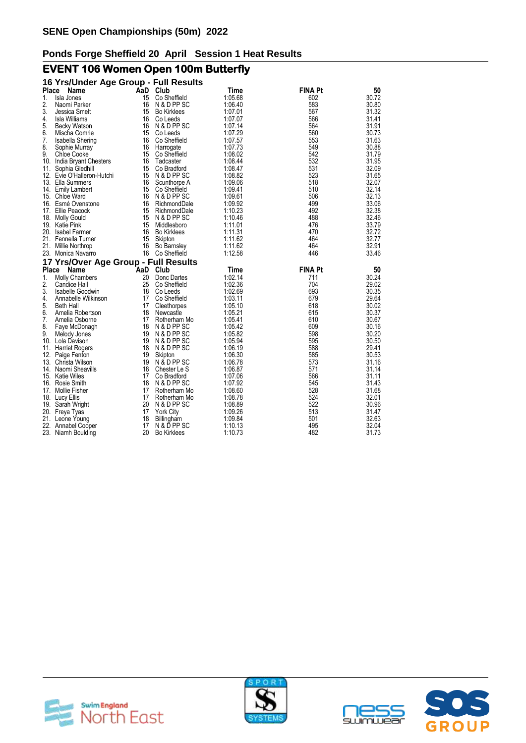# SENE Open Championships (50m) 2022

## Ponds Forge Sheffield 20 April Session 1 Heat Results

## EVENT 106 Women Open 100m Butterfly

### 16 Yrs/Under Age Group - Full Results

| Place | Name | AaD | Club | Time | FINA Pt | 50 |
|---|---|---|---|---|---|---|
| 1. | Isla Jones | 15 | Co Sheffield | 1:05.68 | 602 | 30.72 |
| 2. | Naomi Parker | 16 | N & D PP SC | 1:06.40 | 583 | 30.80 |
| 3. | Jessica Smelt | 15 | Bo Kirklees | 1:07.01 | 567 | 31.32 |
| 4. | Isla Williams | 16 | Co Leeds | 1:07.07 | 566 | 31.41 |
| 5. | Becky Watson | 16 | N & D PP SC | 1:07.14 | 564 | 31.91 |
| 6. | Mischa Comrie | 15 | Co Leeds | 1:07.29 | 560 | 30.73 |
| 7. | Isabella Shering | 16 | Co Sheffield | 1:07.57 | 553 | 31.63 |
| 8. | Sophie Murray | 16 | Harrogate | 1:07.73 | 549 | 30.88 |
| 9. | Chloe Cooke | 15 | Co Sheffield | 1:08.02 | 542 | 31.79 |
| 10. | India Bryant Chesters | 16 | Tadcaster | 1:08.44 | 532 | 31.95 |
| 11. | Sophia Gledhill | 15 | Co Bradford | 1:08.47 | 531 | 32.09 |
| 12. | Evie O'Halleron-Hutchi | 15 | N & D PP SC | 1:08.82 | 523 | 31.65 |
| 13. | Ella Summers | 16 | Scunthorpe A | 1:09.06 | 518 | 32.07 |
| 14. | Emily Lambert | 15 | Co Sheffield | 1:09.41 | 510 | 32.14 |
| 15. | Chloe Ward | 16 | N & D PP SC | 1:09.61 | 506 | 32.13 |
| 16. | Esmé Ovenstone | 16 | RichmondDale | 1:09.92 | 499 | 33.06 |
| 17. | Ellie Peacock | 15 | RichmondDale | 1:10.23 | 492 | 32.38 |
| 18. | Molly Gould | 15 | N & D PP SC | 1:10.46 | 488 | 32.46 |
| 19. | Katie Pink | 15 | Middlesboro | 1:11.01 | 476 | 33.79 |
| 20. | Isabel Farmer | 16 | Bo Kirklees | 1:11.31 | 470 | 32.72 |
| 21. | Fennella Turner | 15 | Skipton | 1:11.62 | 464 | 32.77 |
| 21. | Millie Northrop | 16 | Bo Barnsley | 1:11.62 | 464 | 32.91 |
| 23. | Monica Navarro | 16 | Co Sheffield | 1:12.58 | 446 | 33.46 |

### 17 Yrs/Over Age Group - Full Results

| Place | Name | AaD | Club | Time | FINA Pt | 50 |
|---|---|---|---|---|---|---|
| 1. | Molly Chambers | 20 | Donc Dartes | 1:02.14 | 711 | 30.24 |
| 2. | Candice Hall | 25 | Co Sheffield | 1:02.36 | 704 | 29.02 |
| 3. | Isabelle Goodwin | 18 | Co Leeds | 1:02.69 | 693 | 30.35 |
| 4. | Annabelle Wilkinson | 17 | Co Sheffield | 1:03.11 | 679 | 29.64 |
| 5. | Beth Hall | 17 | Cleethorpes | 1:05.10 | 618 | 30.02 |
| 6. | Amelia Robertson | 18 | Newcastle | 1:05.21 | 615 | 30.37 |
| 7. | Amelia Osborne | 17 | Rotherham Mo | 1:05.41 | 610 | 30.67 |
| 8. | Faye McDonagh | 18 | N & D PP SC | 1:05.42 | 609 | 30.16 |
| 9. | Melody Jones | 19 | N & D PP SC | 1:05.82 | 598 | 30.20 |
| 10. | Lola Davison | 19 | N & D PP SC | 1:05.94 | 595 | 30.50 |
| 11. | Harriet Rogers | 18 | N & D PP SC | 1:06.19 | 588 | 29.41 |
| 12. | Paige Fenton | 19 | Skipton | 1:06.30 | 585 | 30.53 |
| 13. | Christa Wilson | 19 | N & D PP SC | 1:06.78 | 573 | 31.16 |
| 14. | Naomi Sheavills | 18 | Chester Le S | 1:06.87 | 571 | 31.14 |
| 15. | Katie Wiles | 17 | Co Bradford | 1:07.06 | 566 | 31.11 |
| 16. | Rosie Smith | 18 | N & D PP SC | 1:07.92 | 545 | 31.43 |
| 17. | Mollie Fisher | 17 | Rotherham Mo | 1:08.60 | 528 | 31.68 |
| 18. | Lucy Ellis | 17 | Rotherham Mo | 1:08.78 | 524 | 32.01 |
| 19. | Sarah Wright | 20 | N & D PP SC | 1:08.89 | 522 | 30.96 |
| 20. | Freya Tyas | 17 | York City | 1:09.26 | 513 | 31.47 |
| 21. | Leone Young | 18 | Billingham | 1:09.84 | 501 | 32.63 |
| 22. | Annabel Cooper | 17 | N & D PP SC | 1:10.13 | 495 | 32.04 |
| 23. | Niamh Boulding | 20 | Bo Kirklees | 1:10.73 | 482 | 31.73 |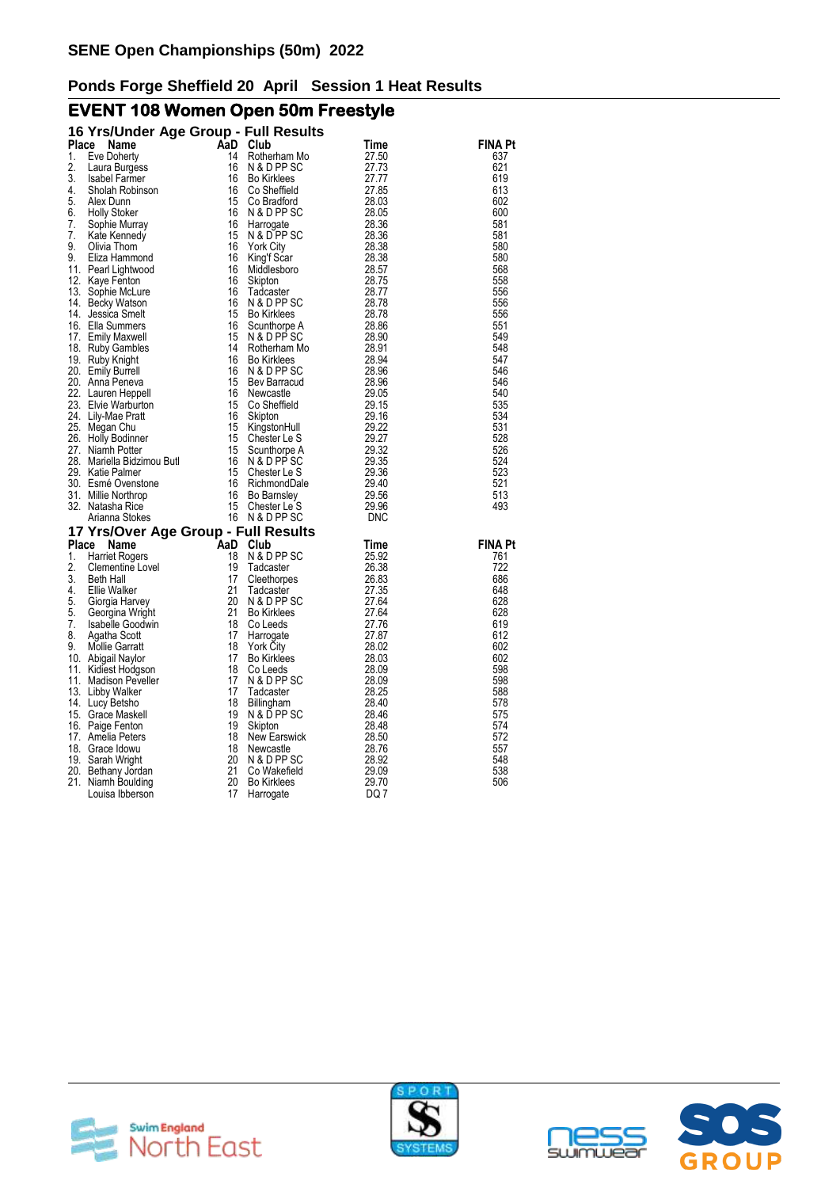# SENE Open Championships (50m) 2022

## Ponds Forge Sheffield 20 April Session 1 Heat Results

## EVENT 108 Women Open 50m Freestyle

### 16 Yrs/Under Age Group - Full Results

| Place | Name | AaD | Club | Time | FINA Pt |
|---|---|---|---|---|---|
| 1. | Eve Doherty | 14 | Rotherham Mo | 27.50 | 637 |
| 2. | Laura Burgess | 16 | N & D PP SC | 27.73 | 621 |
| 3. | Isabel Farmer | 16 | Bo Kirklees | 27.77 | 619 |
| 4. | Sholah Robinson | 16 | Co Sheffield | 27.85 | 613 |
| 5. | Alex Dunn | 15 | Co Bradford | 28.03 | 602 |
| 6. | Holly Stoker | 16 | N & D PP SC | 28.05 | 600 |
| 7. | Sophie Murray | 16 | Harrogate | 28.36 | 581 |
| 7. | Kate Kennedy | 15 | N & D PP SC | 28.36 | 581 |
| 9. | Olivia Thom | 16 | York City | 28.38 | 580 |
| 9. | Eliza Hammond | 16 | King'f Scar | 28.38 | 580 |
| 11. | Pearl Lightwood | 16 | Middlesboro | 28.57 | 568 |
| 12. | Kaye Fenton | 16 | Skipton | 28.75 | 558 |
| 13. | Sophie McLure | 16 | Tadcaster | 28.77 | 556 |
| 14. | Becky Watson | 16 | N & D PP SC | 28.78 | 556 |
| 14. | Jessica Smelt | 15 | Bo Kirklees | 28.78 | 556 |
| 16. | Ella Summers | 16 | Scunthorpe A | 28.86 | 551 |
| 17. | Emily Maxwell | 15 | N & D PP SC | 28.90 | 549 |
| 18. | Ruby Gambles | 14 | Rotherham Mo | 28.91 | 548 |
| 19. | Ruby Knight | 16 | Bo Kirklees | 28.94 | 547 |
| 20. | Emily Burrell | 16 | N & D PP SC | 28.96 | 546 |
| 20. | Anna Peneva | 15 | Bev Barracud | 28.96 | 546 |
| 22. | Lauren Heppell | 16 | Newcastle | 29.05 | 540 |
| 23. | Elvie Warburton | 15 | Co Sheffield | 29.15 | 535 |
| 24. | Lily-Mae Pratt | 16 | Skipton | 29.16 | 534 |
| 25. | Megan Chu | 15 | KingstonHull | 29.22 | 531 |
| 26. | Holly Bodinner | 15 | Chester Le S | 29.27 | 528 |
| 27. | Niamh Potter | 15 | Scunthorpe A | 29.32 | 526 |
| 28. | Mariella Bidzimou Butl | 16 | N & D PP SC | 29.35 | 524 |
| 29. | Katie Palmer | 15 | Chester Le S | 29.36 | 523 |
| 30. | Esmé Ovenstone | 16 | RichmondDale | 29.40 | 521 |
| 31. | Millie Northrop | 16 | Bo Barnsley | 29.56 | 513 |
| 32. | Natasha Rice | 15 | Chester Le S | 29.96 | 493 |
| | Arianna Stokes | 16 | N & D PP SC | DNC | |

### 17 Yrs/Over Age Group - Full Results

| Place | Name | AaD | Club | Time | FINA Pt |
|---|---|---|---|---|---|
| 1. | Harriet Rogers | 18 | N & D PP SC | 25.92 | 761 |
| 2. | Clementine Lovel | 19 | Tadcaster | 26.38 | 722 |
| 3. | Beth Hall | 17 | Cleethorpes | 26.83 | 686 |
| 4. | Ellie Walker | 21 | Tadcaster | 27.35 | 648 |
| 5. | Giorgia Harvey | 20 | N & D PP SC | 27.64 | 628 |
| 5. | Georgina Wright | 21 | Bo Kirklees | 27.64 | 628 |
| 7. | Isabelle Goodwin | 18 | Co Leeds | 27.76 | 619 |
| 8. | Agatha Scott | 17 | Harrogate | 27.87 | 612 |
| 9. | Mollie Garratt | 18 | York City | 28.02 | 602 |
| 10. | Abigail Naylor | 17 | Bo Kirklees | 28.03 | 602 |
| 11. | Kidiest Hodgson | 18 | Co Leeds | 28.09 | 598 |
| 11. | Madison Peveller | 17 | N & D PP SC | 28.09 | 598 |
| 13. | Libby Walker | 17 | Tadcaster | 28.25 | 588 |
| 14. | Lucy Betsho | 18 | Billingham | 28.40 | 578 |
| 15. | Grace Maskell | 19 | N & D PP SC | 28.46 | 575 |
| 16. | Paige Fenton | 19 | Skipton | 28.48 | 574 |
| 17. | Amelia Peters | 18 | New Earswick | 28.50 | 572 |
| 18. | Grace Idowu | 18 | Newcastle | 28.76 | 557 |
| 19. | Sarah Wright | 20 | N & D PP SC | 28.92 | 548 |
| 20. | Bethany Jordan | 21 | Co Wakefield | 29.09 | 538 |
| 21. | Niamh Boulding | 20 | Bo Kirklees | 29.70 | 506 |
| | Louisa Ibberson | 17 | Harrogate | DQ 7 | |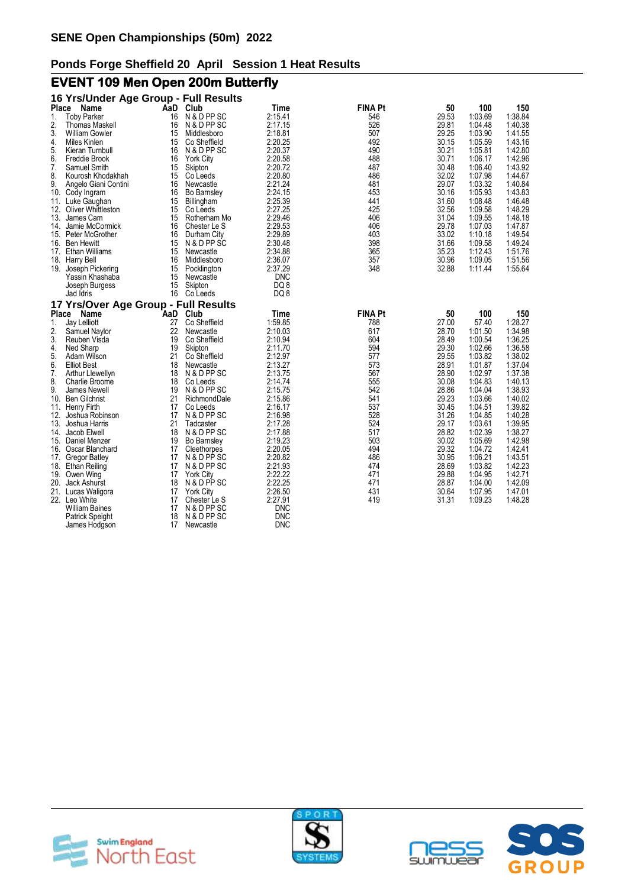# SENE Open Championships (50m) 2022

## Ponds Forge Sheffield 20 April Session 1 Heat Results

## EVENT 109 Men Open 200m Butterfly

### 16 Yrs/Under Age Group - Full Results

| Place | Name | AaD | Club | Time | FINA Pt | 50 | 100 | 150 |
|---|---|---|---|---|---|---|---|---|
| 1. | Toby Parker | 16 | N & D PP SC | 2:15.41 | 546 | 29.53 | 1:03.69 | 1:38.84 |
| 2. | Thomas Maskell | 16 | N & D PP SC | 2:17.15 | 526 | 29.81 | 1:04.48 | 1:40.38 |
| 3. | William Gowler | 15 | Middlesboro | 2:18.81 | 507 | 29.25 | 1:03.90 | 1:41.55 |
| 4. | Miles Kinlen | 15 | Co Sheffield | 2:20.25 | 492 | 30.15 | 1:05.59 | 1:43.16 |
| 5. | Kieran Turnbull | 16 | N & D PP SC | 2:20.37 | 490 | 30.21 | 1:05.81 | 1:42.80 |
| 6. | Freddie Brook | 16 | York City | 2:20.58 | 488 | 30.71 | 1:06.17 | 1:42.96 |
| 7. | Samuel Smith | 15 | Skipton | 2:20.72 | 487 | 30.48 | 1:06.40 | 1:43.92 |
| 8. | Kourosh Khodakhah | 15 | Co Leeds | 2:20.80 | 486 | 32.02 | 1:07.98 | 1:44.67 |
| 9. | Angelo Giani Contini | 16 | Newcastle | 2:21.24 | 481 | 29.07 | 1:03.32 | 1:40.84 |
| 10. | Cody Ingram | 16 | Bo Barnsley | 2:24.15 | 453 | 30.16 | 1:05.93 | 1:43.83 |
| 11. | Luke Gaughan | 15 | Billingham | 2:25.39 | 441 | 31.60 | 1:08.48 | 1:46.48 |
| 12. | Oliver Whittleston | 15 | Co Leeds | 2:27.25 | 425 | 32.56 | 1:09.58 | 1:48.29 |
| 13. | James Cam | 15 | Rotherham Mo | 2:29.46 | 406 | 31.04 | 1:09.55 | 1:48.18 |
| 14. | Jamie McCormick | 16 | Chester Le S | 2:29.53 | 406 | 29.78 | 1:07.03 | 1:47.87 |
| 15. | Peter McGrother | 16 | Durham City | 2:29.89 | 403 | 33.02 | 1:10.18 | 1:49.54 |
| 16. | Ben Hewitt | 15 | N & D PP SC | 2:30.48 | 398 | 31.66 | 1:09.58 | 1:49.24 |
| 17. | Ethan Williams | 15 | Newcastle | 2:34.88 | 365 | 35.23 | 1:12.43 | 1:51.76 |
| 18. | Harry Bell | 16 | Middlesboro | 2:36.07 | 357 | 30.96 | 1:09.05 | 1:51.56 |
| 19. | Joseph Pickering | 15 | Pocklington | 2:37.29 | 348 | 32.88 | 1:11.44 | 1:55.64 |
| | Yassin Khashaba | 15 | Newcastle | DNC | | | | |
| | Joseph Burgess | 15 | Skipton | DQ 8 | | | | |
| | Jad Idris | 16 | Co Leeds | DQ 8 | | | | |

### 17 Yrs/Over Age Group - Full Results

| Place | Name | AaD | Club | Time | FINA Pt | 50 | 100 | 150 |
|---|---|---|---|---|---|---|---|---|
| 1. | Jay Lelliott | 27 | Co Sheffield | 1:59.85 | 788 | 27.00 | 57.40 | 1:28.27 |
| 2. | Samuel Naylor | 22 | Newcastle | 2:10.03 | 617 | 28.70 | 1:01.50 | 1:34.98 |
| 3. | Reuben Visda | 19 | Co Sheffield | 2:10.94 | 604 | 28.49 | 1:00.54 | 1:36.25 |
| 4. | Ned Sharp | 19 | Skipton | 2:11.70 | 594 | 29.30 | 1:02.66 | 1:36.58 |
| 5. | Adam Wilson | 21 | Co Sheffield | 2:12.97 | 577 | 29.55 | 1:03.82 | 1:38.02 |
| 6. | Elliot Best | 18 | Newcastle | 2:13.27 | 573 | 28.91 | 1:01.87 | 1:37.04 |
| 7. | Arthur Llewellyn | 18 | N & D PP SC | 2:13.75 | 567 | 28.90 | 1:02.97 | 1:37.38 |
| 8. | Charlie Broome | 18 | Co Leeds | 2:14.74 | 555 | 30.08 | 1:04.83 | 1:40.13 |
| 9. | James Newell | 19 | N & D PP SC | 2:15.75 | 542 | 28.86 | 1:04.04 | 1:38.93 |
| 10. | Ben Gilchrist | 21 | RichmondDale | 2:15.86 | 541 | 29.23 | 1:03.66 | 1:40.02 |
| 11. | Henry Firth | 17 | Co Leeds | 2:16.17 | 537 | 30.45 | 1:04.51 | 1:39.82 |
| 12. | Joshua Robinson | 17 | N & D PP SC | 2:16.98 | 528 | 31.26 | 1:04.85 | 1:40.28 |
| 13. | Joshua Harris | 21 | Tadcaster | 2:17.28 | 524 | 29.17 | 1:03.61 | 1:39.95 |
| 14. | Jacob Elwell | 18 | N & D PP SC | 2:17.88 | 517 | 28.82 | 1:02.39 | 1:38.27 |
| 15. | Daniel Menzer | 19 | Bo Barnsley | 2:19.23 | 503 | 30.02 | 1:05.69 | 1:42.98 |
| 16. | Oscar Blanchard | 17 | Cleethorpes | 2:20.05 | 494 | 29.32 | 1:04.72 | 1:42.41 |
| 17. | Gregor Batley | 17 | N & D PP SC | 2:20.82 | 486 | 30.95 | 1:06.21 | 1:43.51 |
| 18. | Ethan Reiling | 17 | N & D PP SC | 2:21.93 | 474 | 28.69 | 1:03.82 | 1:42.23 |
| 19. | Owen Wing | 17 | York City | 2:22.22 | 471 | 29.88 | 1:04.95 | 1:42.71 |
| 20. | Jack Ashurst | 18 | N & D PP SC | 2:22.25 | 471 | 28.87 | 1:04.00 | 1:42.09 |
| 21. | Lucas Waligora | 17 | York City | 2:26.50 | 431 | 30.64 | 1:07.95 | 1:47.01 |
| 22. | Leo White | 17 | Chester Le S | 2:27.91 | 419 | 31.31 | 1:09.23 | 1:48.28 |
| | William Baines | 17 | N & D PP SC | DNC | | | | |
| | Patrick Speight | 18 | N & D PP SC | DNC | | | | |
| | James Hodgson | 17 | Newcastle | DNC | | | | |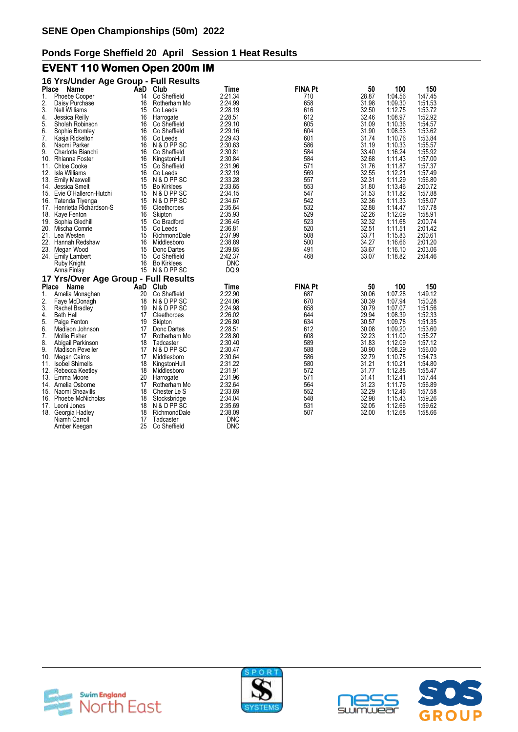# SENE Open Championships (50m) 2022

## Ponds Forge Sheffield 20 April Session 1 Heat Results

## EVENT 110 Women Open 200m IM

### 16 Yrs/Under Age Group - Full Results

| Place | Name | AaD | Club | Time | FINA Pt | 50 | 100 | 150 |
|---|---|---|---|---|---|---|---|---|
| 1. | Phoebe Cooper | 14 | Co Sheffield | 2:21.34 | 710 | 28.87 | 1:04.56 | 1:47.45 |
| 2. | Daisy Purchase | 16 | Rotherham Mo | 2:24.99 | 658 | 31.98 | 1:09.30 | 1:51.53 |
| 3. | Nell Williams | 15 | Co Leeds | 2:28.19 | 616 | 32.50 | 1:12.75 | 1:53.72 |
| 4. | Jessica Reilly | 16 | Harrogate | 2:28.51 | 612 | 32.46 | 1:08.97 | 1:52.92 |
| 5. | Sholah Robinson | 16 | Co Sheffield | 2:29.10 | 605 | 31.09 | 1:10.36 | 1:54.57 |
| 6. | Sophie Bromley | 16 | Co Sheffield | 2:29.16 | 604 | 31.90 | 1:08.53 | 1:53.62 |
| 7. | Kasja Rickelton | 16 | Co Leeds | 2:29.43 | 601 | 31.74 | 1:10.76 | 1:53.84 |
| 8. | Naomi Parker | 16 | N & D PP SC | 2:30.63 | 586 | 31.19 | 1:10.33 | 1:55.57 |
| 9. | Charlotte Bianchi | 16 | Co Sheffield | 2:30.81 | 584 | 33.40 | 1:16.24 | 1:55.92 |
| 10. | Rhianna Foster | 16 | KingstonHull | 2:30.84 | 584 | 32.68 | 1:11.43 | 1:57.00 |
| 11. | Chloe Cooke | 15 | Co Sheffield | 2:31.96 | 571 | 31.76 | 1:11.87 | 1:57.37 |
| 12. | Isla Williams | 16 | Co Leeds | 2:32.19 | 569 | 32.55 | 1:12.21 | 1:57.49 |
| 13. | Emily Maxwell | 15 | N & D PP SC | 2:33.28 | 557 | 32.31 | 1:11.29 | 1:56.80 |
| 14. | Jessica Smelt | 15 | Bo Kirklees | 2:33.65 | 553 | 31.80 | 1:13.46 | 2:00.72 |
| 15. | Evie O'Halleron-Hutchi | 15 | N & D PP SC | 2:34.15 | 547 | 31.53 | 1:11.82 | 1:57.88 |
| 16. | Tatenda Tiyenga | 15 | N & D PP SC | 2:34.67 | 542 | 32.36 | 1:11.33 | 1:58.07 |
| 17. | Henrietta Richardson-S | 16 | Cleethorpes | 2:35.64 | 532 | 32.88 | 1:14.47 | 1:57.78 |
| 18. | Kaye Fenton | 16 | Skipton | 2:35.93 | 529 | 32.26 | 1:12.09 | 1:58.91 |
| 19. | Sophia Gledhill | 15 | Co Bradford | 2:36.45 | 523 | 32.32 | 1:11.68 | 2:00.74 |
| 20. | Mischa Comrie | 15 | Co Leeds | 2:36.81 | 520 | 32.51 | 1:11.51 | 2:01.42 |
| 21. | Lea Westen | 15 | RichmondDale | 2:37.99 | 508 | 33.71 | 1:15.83 | 2:00.61 |
| 22. | Hannah Redshaw | 16 | Middlesboro | 2:38.89 | 500 | 34.27 | 1:16.66 | 2:01.20 |
| 23. | Megan Wood | 15 | Donc Dartes | 2:39.85 | 491 | 33.67 | 1:16.10 | 2:03.06 |
| 24. | Emily Lambert | 15 | Co Sheffield | 2:42.37 | 468 | 33.07 | 1:18.82 | 2:04.46 |
| | Ruby Knight | 16 | Bo Kirklees | DNC | | | | |
| | Anna Finlay | 15 | N & D PP SC | DQ 9 | | | | |

### 17 Yrs/Over Age Group - Full Results

| Place | Name | AaD | Club | Time | FINA Pt | 50 | 100 | 150 |
|---|---|---|---|---|---|---|---|---|
| 1. | Amelia Monaghan | 20 | Co Sheffield | 2:22.90 | 687 | 30.06 | 1:07.28 | 1:49.12 |
| 2. | Faye McDonagh | 18 | N & D PP SC | 2:24.06 | 670 | 30.39 | 1:07.94 | 1:50.28 |
| 3. | Rachel Bradley | 19 | N & D PP SC | 2:24.98 | 658 | 30.79 | 1:07.07 | 1:51.56 |
| 4. | Beth Hall | 17 | Cleethorpes | 2:26.02 | 644 | 29.94 | 1:08.39 | 1:52.33 |
| 5. | Paige Fenton | 19 | Skipton | 2:26.80 | 634 | 30.57 | 1:09.78 | 1:51.35 |
| 6. | Madison Johnson | 17 | Donc Dartes | 2:28.51 | 612 | 30.08 | 1:09.20 | 1:53.60 |
| 7. | Mollie Fisher | 17 | Rotherham Mo | 2:28.80 | 608 | 32.23 | 1:11.00 | 1:55.27 |
| 8. | Abigail Parkinson | 18 | Tadcaster | 2:30.40 | 589 | 31.83 | 1:12.09 | 1:57.12 |
| 9. | Madison Peveller | 17 | N & D PP SC | 2:30.47 | 588 | 30.90 | 1:08.29 | 1:56.00 |
| 10. | Megan Cairns | 17 | Middlesboro | 2:30.64 | 586 | 32.79 | 1:10.75 | 1:54.73 |
| 11. | Isobel Shimells | 18 | KingstonHull | 2:31.22 | 580 | 31.21 | 1:10.21 | 1:54.80 |
| 12. | Rebecca Keetley | 18 | Middlesboro | 2:31.91 | 572 | 31.77 | 1:12.88 | 1:55.47 |
| 13. | Emma Moore | 20 | Harrogate | 2:31.96 | 571 | 31.41 | 1:12.41 | 1:57.44 |
| 14. | Amelia Osborne | 17 | Rotherham Mo | 2:32.64 | 564 | 31.23 | 1:11.76 | 1:56.89 |
| 15. | Naomi Sheavills | 18 | Chester Le S | 2:33.69 | 552 | 32.29 | 1:12.46 | 1:57.58 |
| 16. | Phoebe McNicholas | 18 | Stocksbridge | 2:34.04 | 548 | 32.98 | 1:15.43 | 1:59.26 |
| 17. | Leoni Jones | 18 | N & D PP SC | 2:35.69 | 531 | 32.05 | 1:12.66 | 1:59.62 |
| 18. | Georgia Hadley | 18 | RichmondDale | 2:38.09 | 507 | 32.00 | 1:12.68 | 1:58.66 |
| | Niamh Carroll | 17 | Tadcaster | DNC | | | | |
| | Amber Keegan | 25 | Co Sheffield | DNC | | | | |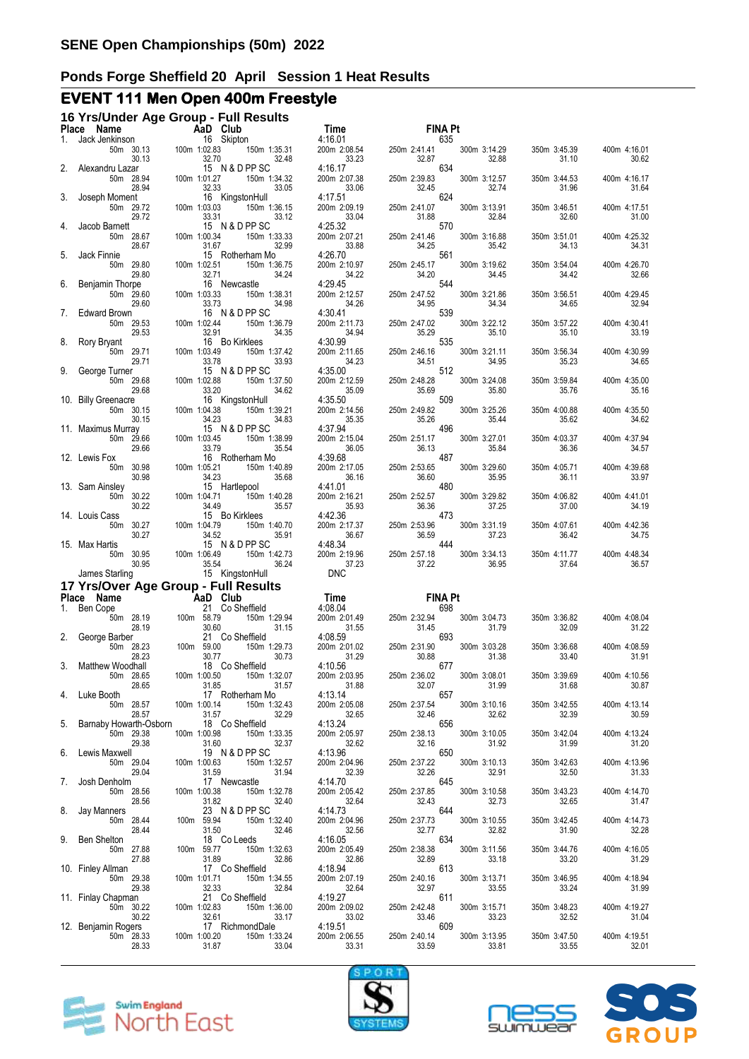# SENE Open Championships (50m) 2022

## Ponds Forge Sheffield 20 April Session 1 Heat Results

## EVENT 111 Men Open 400m Freestyle

### 16 Yrs/Under Age Group - Full Results

| Place | Name | AaD | Club | Time | FINA Pt |
|---|---|---|---|---|---|
| 1. | Jack Jenkinson | 16 | Skipton | 4:16.01 | 635 |
| | 50m 30.13 (30.13) | 100m 1:02.83 (32.70) | 150m 1:35.31 (32.48) | 200m 2:08.54 (33.23) | 250m 2:41.41 (32.87) |
| | 300m 3:14.29 (32.88) | 350m 3:45.39 (31.10) | 400m 4:16.01 (30.62) | | |
| 2. | Alexandru Lazar | 15 | N & D PP SC | 4:16.17 | 634 |
| | 50m 28.94 (28.94) | 100m 1:01.27 (32.33) | 150m 1:34.32 (33.05) | 200m 2:07.38 (33.06) | 250m 2:39.83 (32.45) |
| | 300m 3:12.57 (32.74) | 350m 3:44.53 (31.96) | 400m 4:16.17 (31.64) | | |
| 3. | Joseph Moment | 16 | KingstonHull | 4:17.51 | 624 |
| | 50m 29.72 (29.72) | 100m 1:03.03 (33.31) | 150m 1:36.15 (33.12) | 200m 2:09.19 (33.04) | 250m 2:41.07 (31.88) |
| | 300m 3:13.91 (32.84) | 350m 3:46.51 (32.60) | 400m 4:17.51 (31.00) | | |
| 4. | Jacob Barnett | 15 | N & D PP SC | 4:25.32 | 570 |
| | 50m 28.67 (28.67) | 100m 1:00.34 (31.67) | 150m 1:33.33 (32.99) | 200m 2:07.21 (33.88) | 250m 2:41.46 (34.25) |
| | 300m 3:16.88 (35.42) | 350m 3:51.01 (34.13) | 400m 4:25.32 (34.31) | | |
| 5. | Jack Finnie | 15 | Rotherham Mo | 4:26.70 | 561 |
| | 50m 29.80 (29.80) | 100m 1:02.51 (32.71) | 150m 1:36.75 (34.24) | 200m 2:10.97 (34.22) | 250m 2:45.17 (34.20) |
| | 300m 3:19.62 (34.45) | 350m 3:54.04 (34.42) | 400m 4:26.70 (32.66) | | |
| 6. | Benjamin Thorpe | 16 | Newcastle | 4:29.45 | 544 |
| | 50m 29.60 (29.60) | 100m 1:03.33 (33.73) | 150m 1:38.31 (34.98) | 200m 2:12.57 (34.26) | 250m 2:47.52 (34.95) |
| | 300m 3:21.86 (34.34) | 350m 3:56.51 (34.65) | 400m 4:29.45 (32.94) | | |
| 7. | Edward Brown | 16 | N & D PP SC | 4:30.41 | 539 |
| | 50m 29.53 (29.53) | 100m 1:02.44 (32.91) | 150m 1:36.79 (34.35) | 200m 2:11.73 (34.94) | 250m 2:47.02 (35.29) |
| | 300m 3:22.12 (35.10) | 350m 3:57.22 (35.10) | 400m 4:30.41 (33.19) | | |
| 8. | Rory Bryant | 16 | Bo Kirklees | 4:30.99 | 535 |
| | 50m 29.71 (29.71) | 100m 1:03.49 (33.78) | 150m 1:37.42 (33.93) | 200m 2:11.65 (34.23) | 250m 2:46.16 (34.51) |
| | 300m 3:21.11 (34.95) | 350m 3:56.34 (35.23) | 400m 4:30.99 (34.65) | | |
| 9. | George Turner | 15 | N & D PP SC | 4:35.00 | 512 |
| | 50m 29.68 (29.68) | 100m 1:02.88 (33.20) | 150m 1:37.50 (34.62) | 200m 2:12.59 (35.09) | 250m 2:48.28 (35.69) |
| | 300m 3:24.08 (35.80) | 350m 3:59.84 (35.76) | 400m 4:35.00 (35.16) | | |
| 10. | Billy Greenacre | 16 | KingstonHull | 4:35.50 | 509 |
| | 50m 30.15 (30.15) | 100m 1:04.38 (34.23) | 150m 1:39.21 (34.83) | 200m 2:14.56 (35.35) | 250m 2:49.82 (35.26) |
| | 300m 3:25.26 (35.44) | 350m 4:00.88 (35.62) | 400m 4:35.50 (34.62) | | |
| 11. | Maximus Murray | 15 | N & D PP SC | 4:37.94 | 496 |
| | 50m 29.66 (29.66) | 100m 1:03.45 (33.79) | 150m 1:38.99 (35.54) | 200m 2:15.04 (36.05) | 250m 2:51.17 (36.13) |
| | 300m 3:27.01 (35.84) | 350m 4:03.37 (36.36) | 400m 4:37.94 (34.57) | | |
| 12. | Lewis Fox | 16 | Rotherham Mo | 4:39.68 | 487 |
| | 50m 30.98 (30.98) | 100m 1:05.21 (34.23) | 150m 1:40.89 (35.68) | 200m 2:17.05 (36.16) | 250m 2:53.65 (36.60) |
| | 300m 3:29.60 (35.95) | 350m 4:05.71 (36.11) | 400m 4:39.68 (33.97) | | |
| 13. | Sam Ainsley | 15 | Hartlepool | 4:41.01 | 480 |
| | 50m 30.22 (30.22) | 100m 1:04.71 (34.49) | 150m 1:40.28 (35.57) | 200m 2:16.21 (35.93) | 250m 2:52.57 (36.36) |
| | 300m 3:29.82 (37.25) | 350m 4:06.82 (37.00) | 400m 4:41.01 (34.19) | | |
| 14. | Louis Cass | 15 | Bo Kirklees | 4:42.36 | 473 |
| | 50m 30.27 (30.27) | 100m 1:04.79 (34.52) | 150m 1:40.70 (35.91) | 200m 2:17.37 (36.67) | 250m 2:53.96 (36.59) |
| | 300m 3:31.19 (37.23) | 350m 4:07.61 (36.42) | 400m 4:42.36 (34.75) | | |
| 15. | Max Hartis | 15 | N & D PP SC | 4:48.34 | 444 |
| | 50m 30.95 (30.95) | 100m 1:06.49 (35.54) | 150m 1:42.73 (36.24) | 200m 2:19.96 (37.23) | 250m 2:57.18 (37.22) |
| | 300m 3:34.13 (36.95) | 350m 4:11.77 (37.64) | 400m 4:48.34 (36.57) | | |
| | James Starling | 15 | KingstonHull | DNC | |

### 17 Yrs/Over Age Group - Full Results

| Place | Name | AaD | Club | Time | FINA Pt |
|---|---|---|---|---|---|
| 1. | Ben Cope | 21 | Co Sheffield | 4:08.04 | 698 |
| | 50m 28.19 (28.19) | 100m 58.79 (30.60) | 150m 1:29.94 (31.15) | 200m 2:01.49 (31.55) | 250m 2:32.94 (31.45) |
| | 300m 3:04.73 (31.79) | 350m 3:36.82 (32.09) | 400m 4:08.04 (31.22) | | |
| 2. | George Barber | 21 | Co Sheffield | 4:08.59 | 693 |
| | 50m 28.23 (28.23) | 100m 59.00 (30.77) | 150m 1:29.73 (30.73) | 200m 2:01.02 (31.29) | 250m 2:31.90 (30.88) |
| | 300m 3:03.28 (31.38) | 350m 3:36.68 (33.40) | 400m 4:08.59 (31.91) | | |
| 3. | Matthew Woodhall | 18 | Co Sheffield | 4:10.56 | 677 |
| | 50m 28.65 (28.65) | 100m 1:00.50 (31.85) | 150m 1:32.07 (31.57) | 200m 2:03.95 (31.88) | 250m 2:36.02 (32.07) |
| | 300m 3:08.01 (31.99) | 350m 3:39.69 (31.68) | 400m 4:10.56 (30.87) | | |
| 4. | Luke Booth | 17 | Rotherham Mo | 4:13.14 | 657 |
| | 50m 28.57 (28.57) | 100m 1:00.14 (31.57) | 150m 1:32.43 (32.29) | 200m 2:05.08 (32.65) | 250m 2:37.54 (32.46) |
| | 300m 3:10.16 (32.62) | 350m 3:42.55 (32.39) | 400m 4:13.14 (30.59) | | |
| 5. | Barnaby Howarth-Osborn | 18 | Co Sheffield | 4:13.24 | 656 |
| | 50m 29.38 (29.38) | 100m 1:00.98 (31.60) | 150m 1:33.35 (32.37) | 200m 2:05.97 (32.62) | 250m 2:38.13 (32.16) |
| | 300m 3:10.05 (31.92) | 350m 3:42.04 (31.99) | 400m 4:13.24 (31.20) | | |
| 6. | Lewis Maxwell | 19 | N & D PP SC | 4:13.96 | 650 |
| | 50m 29.04 (29.04) | 100m 1:00.63 (31.59) | 150m 1:32.57 (31.94) | 200m 2:04.96 (32.39) | 250m 2:37.22 (32.26) |
| | 300m 3:10.13 (32.91) | 350m 3:42.63 (32.50) | 400m 4:13.96 (31.33) | | |
| 7. | Josh Denholm | 17 | Newcastle | 4:14.70 | 645 |
| | 50m 28.56 (28.56) | 100m 1:00.38 (31.82) | 150m 1:32.78 (32.40) | 200m 2:05.42 (32.64) | 250m 2:37.85 (32.43) |
| | 300m 3:10.58 (32.73) | 350m 3:43.23 (32.65) | 400m 4:14.70 (31.47) | | |
| 8. | Jay Manners | 23 | N & D PP SC | 4:14.73 | 644 |
| | 50m 28.44 (28.44) | 100m 59.94 (31.50) | 150m 1:32.40 (32.46) | 200m 2:04.96 (32.56) | 250m 2:37.73 (32.77) |
| | 300m 3:10.55 (32.82) | 350m 3:42.45 (31.90) | 400m 4:14.73 (32.28) | | |
| 9. | Ben Shelton | 18 | Co Leeds | 4:16.05 | 634 |
| | 50m 27.88 (27.88) | 100m 59.77 (31.89) | 150m 1:32.63 (32.86) | 200m 2:05.49 (32.86) | 250m 2:38.38 (32.89) |
| | 300m 3:11.56 (33.18) | 350m 3:44.76 (33.20) | 400m 4:16.05 (31.29) | | |
| 10. | Finley Allman | 17 | Co Sheffield | 4:18.94 | 613 |
| | 50m 29.38 (29.38) | 100m 1:01.71 (32.33) | 150m 1:34.55 (32.84) | 200m 2:07.19 (32.64) | 250m 2:40.16 (32.97) |
| | 300m 3:13.71 (33.55) | 350m 3:46.95 (33.24) | 400m 4:18.94 (31.99) | | |
| 11. | Finlay Chapman | 21 | Co Sheffield | 4:19.27 | 611 |
| | 50m 30.22 (30.22) | 100m 1:02.83 (32.61) | 150m 1:36.00 (33.17) | 200m 2:09.02 (33.02) | 250m 2:42.48 (33.46) |
| | 300m 3:15.71 (33.23) | 350m 3:48.23 (32.52) | 400m 4:19.27 (31.04) | | |
| 12. | Benjamin Rogers | 17 | RichmondDale | 4:19.51 | 609 |
| | 50m 28.33 (28.33) | 100m 1:00.20 (31.87) | 150m 1:33.24 (33.04) | 200m 2:06.55 (33.31) | 250m 2:40.14 (33.59) |
| | 300m 3:13.95 (33.81) | 350m 3:47.50 (33.55) | 400m 4:19.51 (32.01) | | |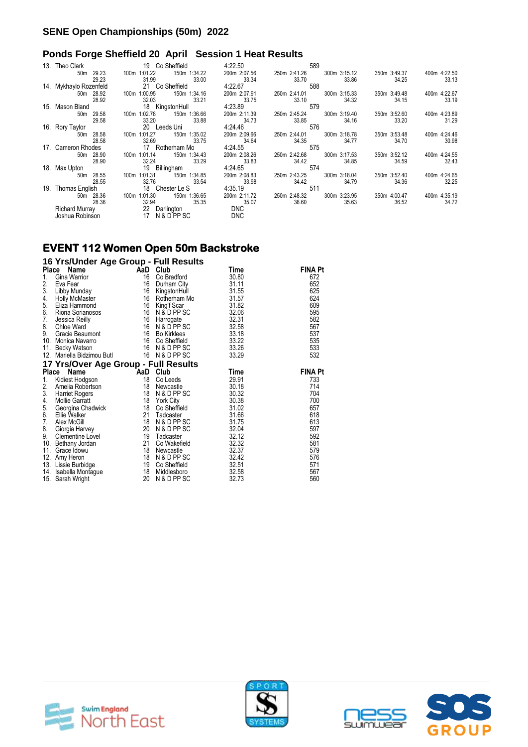## SENE Open Championships (50m) 2022

### Ponds Forge Sheffield 20 April Session 1 Heat Results

| Place | Name | AaD | Club | Time | FINA Pt | | |
|---|---|---|---|---|---|---|---|
| 13. | Theo Clark | 19 | Co Sheffield | 4:22.50 | 589 | | |
| 50m 29.23 | 100m 1:01.22 | 150m 1:34.22 | 200m 2:07.56 | 250m 2:41.26 | 300m 3:15.12 | 350m 3:49.37 | 400m 4:22.50 |
| 29.23 | 31.99 | 33.00 | 33.34 | 33.70 | 33.86 | 34.25 | 33.13 |
| 14. | Mykhaylo Rozenfeld | 21 | Co Sheffield | 4:22.67 | 588 | | |
| 50m 28.92 | 100m 1:00.95 | 150m 1:34.16 | 200m 2:07.91 | 250m 2:41.01 | 300m 3:15.33 | 350m 3:49.48 | 400m 4:22.67 |
| 28.92 | 32.03 | 33.21 | 33.75 | 33.10 | 34.32 | 34.15 | 33.19 |
| 15. | Mason Bland | 18 | KingstonHull | 4:23.89 | 579 | | |
| 50m 29.58 | 100m 1:02.78 | 150m 1:36.66 | 200m 2:11.39 | 250m 2:45.24 | 300m 3:19.40 | 350m 3:52.60 | 400m 4:23.89 |
| 29.58 | 33.20 | 33.88 | 34.73 | 33.85 | 34.16 | 33.20 | 31.29 |
| 16. | Rory Taylor | 20 | Leeds Uni | 4:24.46 | 576 | | |
| 50m 28.58 | 100m 1:01.27 | 150m 1:35.02 | 200m 2:09.66 | 250m 2:44.01 | 300m 3:18.78 | 350m 3:53.48 | 400m 4:24.46 |
| 28.58 | 32.69 | 33.75 | 34.64 | 34.35 | 34.77 | 34.70 | 30.98 |
| 17. | Cameron Rhodes | 17 | Rotherham Mo | 4:24.55 | 575 | | |
| 50m 28.90 | 100m 1:01.14 | 150m 1:34.43 | 200m 2:08.26 | 250m 2:42.68 | 300m 3:17.53 | 350m 3:52.12 | 400m 4:24.55 |
| 28.90 | 32.24 | 33.29 | 33.83 | 34.42 | 34.85 | 34.59 | 32.43 |
| 18. | Max Upton | 19 | Billingham | 4:24.65 | 574 | | |
| 50m 28.55 | 100m 1:01.31 | 150m 1:34.85 | 200m 2:08.83 | 250m 2:43.25 | 300m 3:18.04 | 350m 3:52.40 | 400m 4:24.65 |
| 28.55 | 32.76 | 33.54 | 33.98 | 34.42 | 34.79 | 34.36 | 32.25 |
| 19. | Thomas English | 18 | Chester Le S | 4:35.19 | 511 | | |
| 50m 28.36 | 100m 1:01.30 | 150m 1:36.65 | 200m 2:11.72 | 250m 2:48.32 | 300m 3:23.95 | 350m 4:00.47 | 400m 4:35.19 |
| 28.36 | 32.94 | 35.35 | 35.07 | 36.60 | 35.63 | 36.52 | 34.72 |
| | Richard Murray | 22 | Darlington | DNC | | | |
| | Joshua Robinson | 17 | N & D PP SC | DNC | | | |

## EVENT 112 Women Open 50m Backstroke

### 16 Yrs/Under Age Group - Full Results

| Place | Name | AaD | Club | Time | FINA Pt |
|---|---|---|---|---|---|
| 1. | Gina Warrior | 16 | Co Bradford | 30.80 | 672 |
| 2. | Eva Fear | 16 | Durham City | 31.11 | 652 |
| 3. | Libby Munday | 16 | KingstonHull | 31.55 | 625 |
| 4. | Holly McMaster | 16 | Rotherham Mo | 31.57 | 624 |
| 5. | Eliza Hammond | 16 | King'f Scar | 31.82 | 609 |
| 6. | Riona Sorianosos | 16 | N & D PP SC | 32.06 | 595 |
| 7. | Jessica Reilly | 16 | Harrogate | 32.31 | 582 |
| 8. | Chloe Ward | 16 | N & D PP SC | 32.58 | 567 |
| 9. | Gracie Beaumont | 16 | Bo Kirklees | 33.18 | 537 |
| 10. | Monica Navarro | 16 | Co Sheffield | 33.22 | 535 |
| 11. | Becky Watson | 16 | N & D PP SC | 33.26 | 533 |
| 12. | Mariella Bidzimou Butl | 16 | N & D PP SC | 33.29 | 532 |

### 17 Yrs/Over Age Group - Full Results

| Place | Name | AaD | Club | Time | FINA Pt |
|---|---|---|---|---|---|
| 1. | Kidiest Hodgson | 18 | Co Leeds | 29.91 | 733 |
| 2. | Amelia Robertson | 18 | Newcastle | 30.18 | 714 |
| 3. | Harriet Rogers | 18 | N & D PP SC | 30.32 | 704 |
| 4. | Mollie Garratt | 18 | York City | 30.38 | 700 |
| 5. | Georgina Chadwick | 18 | Co Sheffield | 31.02 | 657 |
| 6. | Ellie Walker | 21 | Tadcaster | 31.66 | 618 |
| 7. | Alex McGill | 18 | N & D PP SC | 31.75 | 613 |
| 8. | Giorgia Harvey | 20 | N & D PP SC | 32.04 | 597 |
| 9. | Clementine Lovel | 19 | Tadcaster | 32.12 | 592 |
| 10. | Bethany Jordan | 21 | Co Wakefield | 32.32 | 581 |
| 11. | Grace Idowu | 18 | Newcastle | 32.37 | 579 |
| 12. | Amy Heron | 18 | N & D PP SC | 32.42 | 576 |
| 13. | Lissie Burbidge | 19 | Co Sheffield | 32.51 | 571 |
| 14. | Isabella Montague | 18 | Middlesboro | 32.58 | 567 |
| 15. | Sarah Wright | 20 | N & D PP SC | 32.73 | 560 |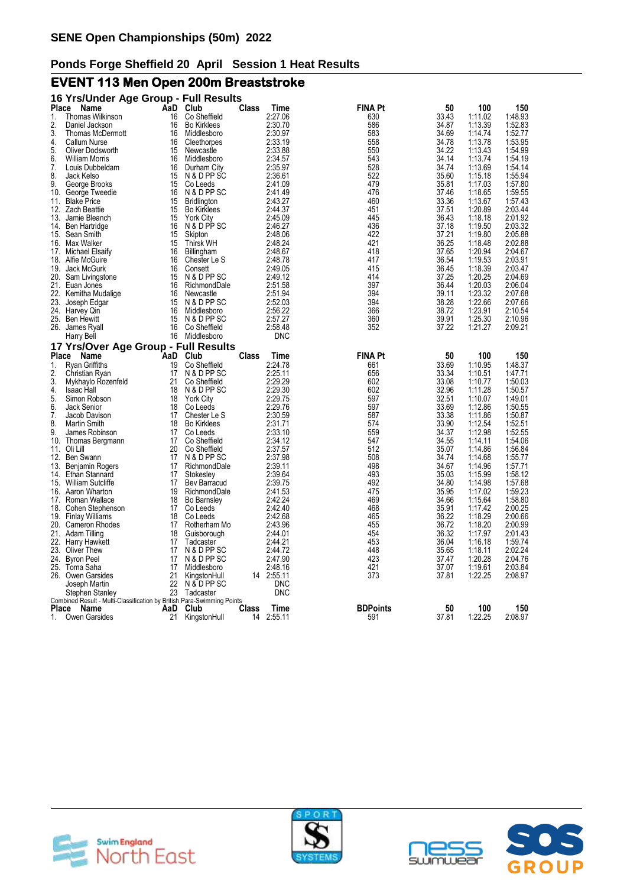# SENE Open Championships (50m) 2022

## Ponds Forge Sheffield 20 April Session 1 Heat Results

## EVENT 113 Men Open 200m Breaststroke

### 16 Yrs/Under Age Group - Full Results

| Place | Name | AaD | Club | Class | Time | FINA Pt | 50 | 100 | 150 |
|---|---|---|---|---|---|---|---|---|---|
| 1. | Thomas Wilkinson | 16 | Co Sheffield | | 2:27.06 | 630 | 33.43 | 1:11.02 | 1:48.93 |
| 2. | Daniel Jackson | 16 | Bo Kirklees | | 2:30.70 | 586 | 34.87 | 1:13.39 | 1:52.83 |
| 3. | Thomas McDermott | 16 | Middlesboro | | 2:30.97 | 583 | 34.69 | 1:14.74 | 1:52.77 |
| 4. | Callum Nurse | 16 | Cleethorpes | | 2:33.19 | 558 | 34.78 | 1:13.78 | 1:53.95 |
| 5. | Oliver Dodsworth | 15 | Newcastle | | 2:33.88 | 550 | 34.22 | 1:13.43 | 1:54.99 |
| 6. | William Morris | 16 | Middlesboro | | 2:34.57 | 543 | 34.14 | 1:13.74 | 1:54.19 |
| 7. | Louis Dubbeldam | 16 | Durham City | | 2:35.97 | 528 | 34.74 | 1:13.69 | 1:54.14 |
| 8. | Jack Kelso | 15 | N & D PP SC | | 2:36.61 | 522 | 35.60 | 1:15.18 | 1:55.94 |
| 9. | George Brooks | 15 | Co Leeds | | 2:41.09 | 479 | 35.81 | 1:17.03 | 1:57.80 |
| 10. | George Tweedie | 16 | N & D PP SC | | 2:41.49 | 476 | 37.46 | 1:18.65 | 1:59.55 |
| 11. | Blake Price | 15 | Bridlington | | 2:43.27 | 460 | 33.36 | 1:13.67 | 1:57.43 |
| 12. | Zach Beattie | 15 | Bo Kirklees | | 2:44.37 | 451 | 37.51 | 1:20.89 | 2:03.44 |
| 13. | Jamie Bleanch | 15 | York City | | 2:45.09 | 445 | 36.43 | 1:18.18 | 2:01.92 |
| 14. | Ben Hartridge | 16 | N & D PP SC | | 2:46.27 | 436 | 37.18 | 1:19.50 | 2:03.32 |
| 15. | Sean Smith | 15 | Skipton | | 2:48.06 | 422 | 37.21 | 1:19.80 | 2:05.88 |
| 16. | Max Walker | 15 | Thirsk WH | | 2:48.24 | 421 | 36.25 | 1:18.48 | 2:02.88 |
| 17. | Michael Elsaify | 16 | Billingham | | 2:48.67 | 418 | 37.65 | 1:20.94 | 2:04.67 |
| 18. | Alfie McGuire | 16 | Chester Le S | | 2:48.78 | 417 | 36.54 | 1:19.53 | 2:03.91 |
| 19. | Jack McGurk | 16 | Consett | | 2:49.05 | 415 | 36.45 | 1:18.39 | 2:03.47 |
| 20. | Sam Livingstone | 15 | N & D PP SC | | 2:49.12 | 414 | 37.25 | 1:20.25 | 2:04.69 |
| 21. | Euan Jones | 16 | RichmondDale | | 2:51.58 | 397 | 36.44 | 1:20.03 | 2:06.04 |
| 22. | Kemitha Mudalige | 16 | Newcastle | | 2:51.94 | 394 | 39.11 | 1:23.32 | 2:07.68 |
| 23. | Joseph Edgar | 15 | N & D PP SC | | 2:52.03 | 394 | 38.28 | 1:22.66 | 2:07.66 |
| 24. | Harvey Qin | 16 | Middlesboro | | 2:56.22 | 366 | 38.72 | 1:23.91 | 2:10.54 |
| 25. | Ben Hewitt | 15 | N & D PP SC | | 2:57.27 | 360 | 39.91 | 1:25.30 | 2:10.96 |
| 26. | James Ryall | 16 | Co Sheffield | | 2:58.48 | 352 | 37.22 | 1:21.27 | 2:09.21 |
| | Harry Bell | 16 | Middlesboro | | DNC | | | | |

### 17 Yrs/Over Age Group - Full Results

| Place | Name | AaD | Club | Class | Time | FINA Pt | 50 | 100 | 150 |
|---|---|---|---|---|---|---|---|---|---|
| 1. | Ryan Griffiths | 19 | Co Sheffield | | 2:24.78 | 661 | 33.69 | 1:10.95 | 1:48.37 |
| 2. | Christian Ryan | 17 | N & D PP SC | | 2:25.11 | 656 | 33.34 | 1:10.51 | 1:47.71 |
| 3. | Mykhaylo Rozenfeld | 21 | Co Sheffield | | 2:29.29 | 602 | 33.08 | 1:10.77 | 1:50.03 |
| 4. | Isaac Hall | 18 | N & D PP SC | | 2:29.30 | 602 | 32.96 | 1:11.28 | 1:50.57 |
| 5. | Simon Robson | 18 | York City | | 2:29.75 | 597 | 32.51 | 1:10.07 | 1:49.01 |
| 6. | Jack Senior | 18 | Co Leeds | | 2:29.76 | 597 | 33.69 | 1:12.86 | 1:50.55 |
| 7. | Jacob Davison | 17 | Chester Le S | | 2:30.59 | 587 | 33.38 | 1:11.86 | 1:50.87 |
| 8. | Martin Smith | 18 | Bo Kirklees | | 2:31.71 | 574 | 33.90 | 1:12.54 | 1:52.51 |
| 9. | James Robinson | 17 | Co Leeds | | 2:33.10 | 559 | 34.37 | 1:12.98 | 1:52.55 |
| 10. | Thomas Bergmann | 17 | Co Sheffield | | 2:34.12 | 547 | 34.55 | 1:14.11 | 1:54.06 |
| 11. | Oli Lill | 20 | Co Sheffield | | 2:37.57 | 512 | 35.07 | 1:14.86 | 1:56.84 |
| 12. | Ben Swann | 17 | N & D PP SC | | 2:37.98 | 508 | 34.74 | 1:14.68 | 1:55.77 |
| 13. | Benjamin Rogers | 17 | RichmondDale | | 2:39.11 | 498 | 34.67 | 1:14.96 | 1:57.71 |
| 14. | Ethan Stannard | 17 | Stokesley | | 2:39.64 | 493 | 35.03 | 1:15.99 | 1:58.12 |
| 15. | William Sutcliffe | 17 | Bev Barracud | | 2:39.75 | 492 | 34.80 | 1:14.98 | 1:57.68 |
| 16. | Aaron Wharton | 19 | RichmondDale | | 2:41.53 | 475 | 35.95 | 1:17.02 | 1:59.23 |
| 17. | Roman Wallace | 18 | Bo Barnsley | | 2:42.24 | 469 | 34.66 | 1:15.64 | 1:58.80 |
| 18. | Cohen Stephenson | 17 | Co Leeds | | 2:42.40 | 468 | 35.91 | 1:17.42 | 2:00.25 |
| 19. | Finlay Williams | 18 | Co Leeds | | 2:42.68 | 465 | 36.22 | 1:18.29 | 2:00.66 |
| 20. | Cameron Rhodes | 17 | Rotherham Mo | | 2:43.96 | 455 | 36.72 | 1:18.20 | 2:00.99 |
| 21. | Adam Tilling | 18 | Guisborough | | 2:44.01 | 454 | 36.32 | 1:17.97 | 2:01.43 |
| 22. | Harry Hawkett | 17 | Tadcaster | | 2:44.21 | 453 | 36.04 | 1:16.18 | 1:59.74 |
| 23. | Oliver Thew | 17 | N & D PP SC | | 2:44.72 | 448 | 35.65 | 1:18.11 | 2:02.24 |
| 24. | Byron Peel | 17 | N & D PP SC | | 2:47.90 | 423 | 37.47 | 1:20.28 | 2:04.76 |
| 25. | Toma Saha | 17 | Middlesboro | | 2:48.16 | 421 | 37.07 | 1:19.61 | 2:03.84 |
| 26. | Owen Garsides | 21 | KingstonHull | 14 | 2:55.11 | 373 | 37.81 | 1:22.25 | 2:08.97 |
| | Joseph Martin | 22 | N & D PP SC | | DNC | | | | |
| | Stephen Stanley | 23 | Tadcaster | | DNC | | | | |

Combined Result - Multi-Classification by British Para-Swimming Points

| Place | Name | AaD | Club | Class | Time | BDPoints | 50 | 100 | 150 |
|---|---|---|---|---|---|---|---|---|---|
| 1. | Owen Garsides | 21 | KingstonHull | 14 | 2:55.11 | 591 | 37.81 | 1:22.25 | 2:08.97 |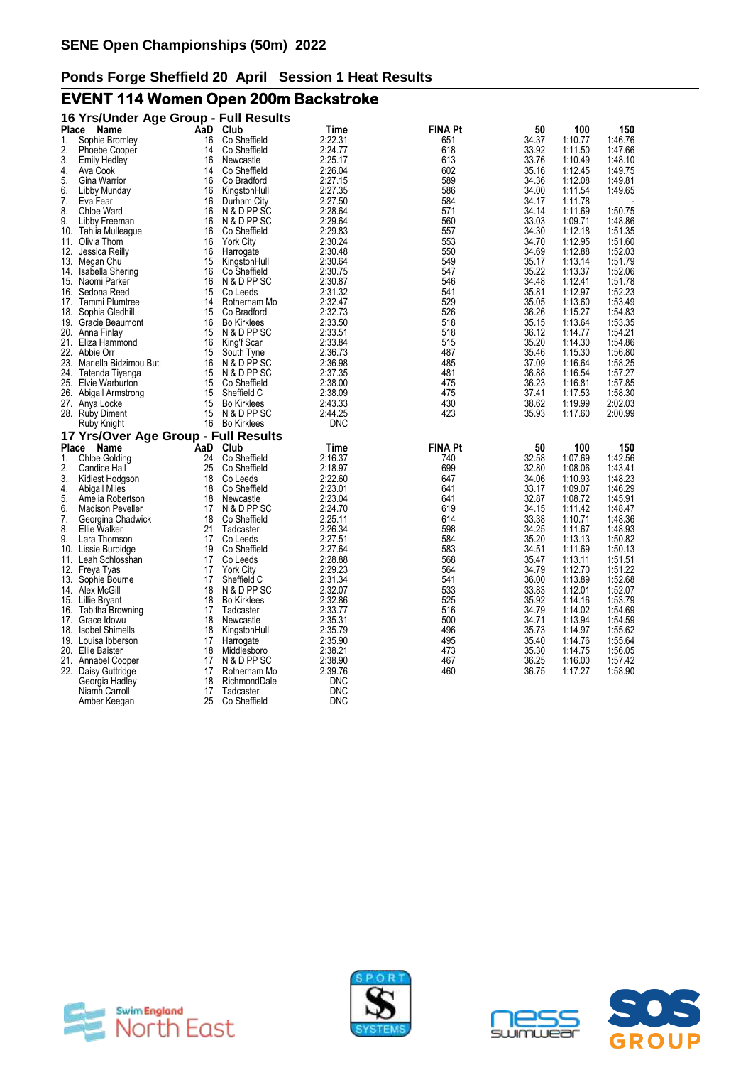# SENE Open Championships (50m) 2022

## Ponds Forge Sheffield 20 April Session 1 Heat Results

## EVENT 114 Women Open 200m Backstroke

### 16 Yrs/Under Age Group - Full Results

| Place | Name | AaD | Club | Time | FINA Pt | 50 | 100 | 150 |
|---|---|---|---|---|---|---|---|---|
| 1. | Sophie Bromley | 16 | Co Sheffield | 2:22.31 | 651 | 34.37 | 1:10.77 | 1:46.76 |
| 2. | Phoebe Cooper | 14 | Co Sheffield | 2:24.77 | 618 | 33.92 | 1:11.50 | 1:47.66 |
| 3. | Emily Hedley | 16 | Newcastle | 2:25.17 | 613 | 33.76 | 1:10.49 | 1:48.10 |
| 4. | Ava Cook | 14 | Co Sheffield | 2:26.04 | 602 | 35.16 | 1:12.45 | 1:49.75 |
| 5. | Gina Warrior | 16 | Co Bradford | 2:27.15 | 589 | 34.36 | 1:12.08 | 1:49.81 |
| 6. | Libby Munday | 16 | KingstonHull | 2:27.35 | 586 | 34.00 | 1:11.54 | 1:49.65 |
| 7. | Eva Fear | 16 | Durham City | 2:27.50 | 584 | 34.17 | 1:11.78 | - |
| 8. | Chloe Ward | 16 | N & D PP SC | 2:28.64 | 571 | 34.14 | 1:11.69 | 1:50.75 |
| 9. | Libby Freeman | 16 | N & D PP SC | 2:29.64 | 560 | 33.03 | 1:09.71 | 1:48.86 |
| 10. | Tahlia Mulleague | 16 | Co Sheffield | 2:29.83 | 557 | 34.30 | 1:12.18 | 1:51.35 |
| 11. | Olivia Thom | 16 | York City | 2:30.24 | 553 | 34.70 | 1:12.95 | 1:51.60 |
| 12. | Jessica Reilly | 16 | Harrogate | 2:30.48 | 550 | 34.69 | 1:12.88 | 1:52.03 |
| 13. | Megan Chu | 15 | KingstonHull | 2:30.64 | 549 | 35.17 | 1:13.14 | 1:51.79 |
| 14. | Isabella Shering | 16 | Co Sheffield | 2:30.75 | 547 | 35.22 | 1:13.37 | 1:52.06 |
| 15. | Naomi Parker | 16 | N & D PP SC | 2:30.87 | 546 | 34.48 | 1:12.41 | 1:51.78 |
| 16. | Sedona Reed | 15 | Co Leeds | 2:31.32 | 541 | 35.81 | 1:12.97 | 1:52.23 |
| 17. | Tammi Plumtree | 14 | Rotherham Mo | 2:32.47 | 529 | 35.05 | 1:13.60 | 1:53.49 |
| 18. | Sophia Gledhill | 15 | Co Bradford | 2:32.73 | 526 | 36.26 | 1:15.27 | 1:54.83 |
| 19. | Gracie Beaumont | 16 | Bo Kirklees | 2:33.50 | 518 | 35.15 | 1:13.64 | 1:53.35 |
| 20. | Anna Finlay | 15 | N & D PP SC | 2:33.51 | 518 | 36.12 | 1:14.77 | 1:54.21 |
| 21. | Eliza Hammond | 16 | King'f Scar | 2:33.84 | 515 | 35.20 | 1:14.30 | 1:54.86 |
| 22. | Abbie Orr | 15 | South Tyne | 2:36.73 | 487 | 35.46 | 1:15.30 | 1:56.80 |
| 23. | Mariella Bidzimou Butl | 16 | N & D PP SC | 2:36.98 | 485 | 37.09 | 1:16.64 | 1:58.25 |
| 24. | Tatenda Tiyenga | 15 | N & D PP SC | 2:37.35 | 481 | 36.88 | 1:16.54 | 1:57.27 |
| 25. | Elvie Warburton | 15 | Co Sheffield | 2:38.00 | 475 | 36.23 | 1:16.81 | 1:57.85 |
| 26. | Abigail Armstrong | 15 | Sheffield C | 2:38.09 | 475 | 37.41 | 1:17.53 | 1:58.30 |
| 27. | Anya Locke | 15 | Bo Kirklees | 2:43.33 | 430 | 38.62 | 1:19.99 | 2:02.03 |
| 28. | Ruby Diment | 15 | N & D PP SC | 2:44.25 | 423 | 35.93 | 1:17.60 | 2:00.99 |
| | Ruby Knight | 16 | Bo Kirklees | DNC | | | | |

### 17 Yrs/Over Age Group - Full Results

| Place | Name | AaD | Club | Time | FINA Pt | 50 | 100 | 150 |
|---|---|---|---|---|---|---|---|---|
| 1. | Chloe Golding | 24 | Co Sheffield | 2:16.37 | 740 | 32.58 | 1:07.69 | 1:42.56 |
| 2. | Candice Hall | 25 | Co Sheffield | 2:18.97 | 699 | 32.80 | 1:08.06 | 1:43.41 |
| 3. | Kidiest Hodgson | 18 | Co Leeds | 2:22.60 | 647 | 34.06 | 1:10.93 | 1:48.23 |
| 4. | Abigail Miles | 18 | Co Sheffield | 2:23.01 | 641 | 33.17 | 1:09.07 | 1:46.29 |
| 5. | Amelia Robertson | 18 | Newcastle | 2:23.04 | 641 | 32.87 | 1:08.72 | 1:45.91 |
| 6. | Madison Peveller | 17 | N & D PP SC | 2:24.70 | 619 | 34.15 | 1:11.42 | 1:48.47 |
| 7. | Georgina Chadwick | 18 | Co Sheffield | 2:25.11 | 614 | 33.38 | 1:10.71 | 1:48.36 |
| 8. | Ellie Walker | 21 | Tadcaster | 2:26.34 | 598 | 34.25 | 1:11.67 | 1:48.93 |
| 9. | Lara Thomson | 17 | Co Leeds | 2:27.51 | 584 | 35.20 | 1:13.13 | 1:50.82 |
| 10. | Lissie Burbidge | 19 | Co Sheffield | 2:27.64 | 583 | 34.51 | 1:11.69 | 1:50.13 |
| 11. | Leah Schlosshan | 17 | Co Leeds | 2:28.88 | 568 | 35.47 | 1:13.11 | 1:51.51 |
| 12. | Freya Tyas | 17 | York City | 2:29.23 | 564 | 34.79 | 1:12.70 | 1:51.22 |
| 13. | Sophie Bourne | 17 | Sheffield C | 2:31.34 | 541 | 36.00 | 1:13.89 | 1:52.68 |
| 14. | Alex McGill | 18 | N & D PP SC | 2:32.07 | 533 | 33.83 | 1:12.01 | 1:52.07 |
| 15. | Lillie Bryant | 18 | Bo Kirklees | 2:32.86 | 525 | 35.92 | 1:14.16 | 1:53.79 |
| 16. | Tabitha Browning | 17 | Tadcaster | 2:33.77 | 516 | 34.79 | 1:14.02 | 1:54.69 |
| 17. | Grace Idowu | 18 | Newcastle | 2:35.31 | 500 | 34.71 | 1:13.94 | 1:54.59 |
| 18. | Isobel Shimells | 18 | KingstonHull | 2:35.79 | 496 | 35.73 | 1:14.97 | 1:55.62 |
| 19. | Louisa Ibberson | 17 | Harrogate | 2:35.90 | 495 | 35.40 | 1:14.76 | 1:55.64 |
| 20. | Ellie Baister | 18 | Middlesboro | 2:38.21 | 473 | 35.30 | 1:14.75 | 1:56.05 |
| 21. | Annabel Cooper | 17 | N & D PP SC | 2:38.90 | 467 | 36.25 | 1:16.00 | 1:57.42 |
| 22. | Daisy Guttridge | 17 | Rotherham Mo | 2:39.76 | 460 | 36.75 | 1:17.27 | 1:58.90 |
| | Georgia Hadley | 18 | RichmondDale | DNC | | | | |
| | Niamh Carroll | 17 | Tadcaster | DNC | | | | |
| | Amber Keegan | 25 | Co Sheffield | DNC | | | | |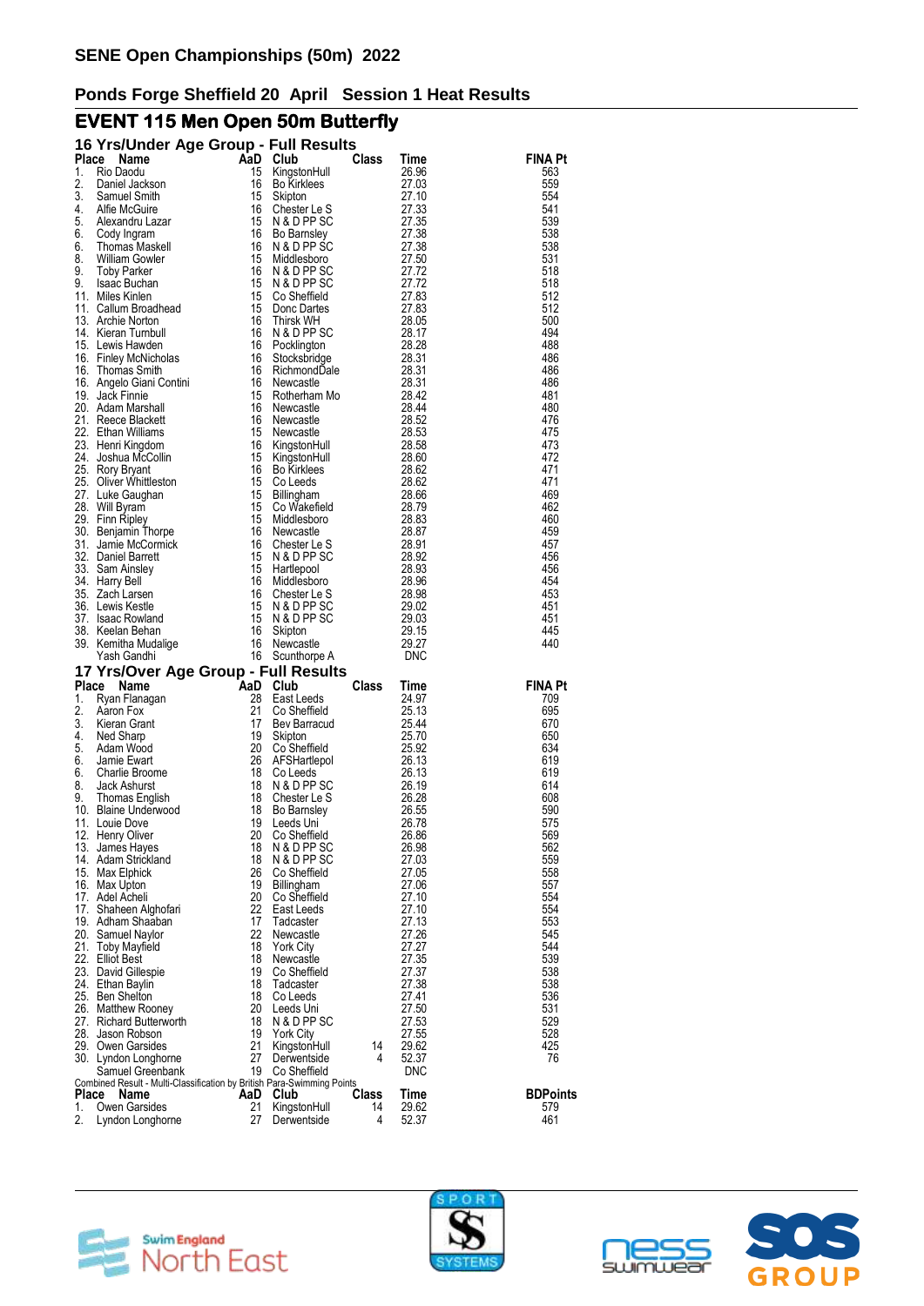# SENE Open Championships (50m) 2022

## Ponds Forge Sheffield 20 April Session 1 Heat Results

## EVENT 115 Men Open 50m Butterfly

### 16 Yrs/Under Age Group - Full Results

| Place | Name | AaD | Club | Class | Time | FINA Pt |
|---|---|---|---|---|---|---|
| 1. | Rio Daodu | 15 | KingstonHull | | 26.96 | 563 |
| 2. | Daniel Jackson | 16 | Bo Kirklees | | 27.03 | 559 |
| 3. | Samuel Smith | 15 | Skipton | | 27.10 | 554 |
| 4. | Alfie McGuire | 16 | Chester Le S | | 27.33 | 541 |
| 5. | Alexandru Lazar | 15 | N & D PP SC | | 27.35 | 539 |
| 6. | Cody Ingram | 16 | Bo Barnsley | | 27.38 | 538 |
| 6. | Thomas Maskell | 16 | N & D PP SC | | 27.38 | 538 |
| 8. | William Gowler | 15 | Middlesboro | | 27.50 | 531 |
| 9. | Toby Parker | 16 | N & D PP SC | | 27.72 | 518 |
| 9. | Isaac Buchan | 15 | N & D PP SC | | 27.72 | 518 |
| 11. | Miles Kinlen | 15 | Co Sheffield | | 27.83 | 512 |
| 11. | Callum Broadhead | 15 | Donc Dartes | | 27.83 | 512 |
| 13. | Archie Norton | 16 | Thirsk WH | | 28.05 | 500 |
| 14. | Kieran Turnbull | 16 | N & D PP SC | | 28.17 | 494 |
| 15. | Lewis Hawden | 16 | Pocklington | | 28.28 | 488 |
| 16. | Finley McNicholas | 16 | Stocksbridge | | 28.31 | 486 |
| 16. | Thomas Smith | 16 | RichmondDale | | 28.31 | 486 |
| 16. | Angelo Giani Contini | 16 | Newcastle | | 28.31 | 486 |
| 19. | Jack Finnie | 15 | Rotherham Mo | | 28.42 | 481 |
| 20. | Adam Marshall | 16 | Newcastle | | 28.44 | 480 |
| 21. | Reece Blackett | 16 | Newcastle | | 28.52 | 476 |
| 22. | Ethan Williams | 15 | Newcastle | | 28.53 | 475 |
| 23. | Henri Kingdom | 16 | KingstonHull | | 28.58 | 473 |
| 24. | Joshua McCollin | 15 | KingstonHull | | 28.60 | 472 |
| 25. | Rory Bryant | 16 | Bo Kirklees | | 28.62 | 471 |
| 25. | Oliver Whittleston | 15 | Co Leeds | | 28.62 | 471 |
| 27. | Luke Gaughan | 15 | Billingham | | 28.66 | 469 |
| 28. | Will Byram | 15 | Co Wakefield | | 28.79 | 462 |
| 29. | Finn Ripley | 15 | Middlesboro | | 28.83 | 460 |
| 30. | Benjamin Thorpe | 16 | Newcastle | | 28.87 | 459 |
| 31. | Jamie McCormick | 16 | Chester Le S | | 28.91 | 457 |
| 32. | Daniel Barrett | 15 | N & D PP SC | | 28.92 | 456 |
| 33. | Sam Ainsley | 15 | Hartlepool | | 28.93 | 456 |
| 34. | Harry Bell | 16 | Middlesboro | | 28.96 | 454 |
| 35. | Zach Larsen | 16 | Chester Le S | | 28.98 | 453 |
| 36. | Lewis Kestle | 15 | N & D PP SC | | 29.02 | 451 |
| 37. | Isaac Rowland | 15 | N & D PP SC | | 29.03 | 451 |
| 38. | Keelan Behan | 16 | Skipton | | 29.15 | 445 |
| 39. | Kemitha Mudalige | 16 | Newcastle | | 29.27 | 440 |
| | Yash Gandhi | 16 | Scunthorpe A | | DNC | |

### 17 Yrs/Over Age Group - Full Results

| Place | Name | AaD | Club | Class | Time | FINA Pt |
|---|---|---|---|---|---|---|
| 1. | Ryan Flanagan | 28 | East Leeds | | 24.97 | 709 |
| 2. | Aaron Fox | 21 | Co Sheffield | | 25.13 | 695 |
| 3. | Kieran Grant | 17 | Bev Barracud | | 25.44 | 670 |
| 4. | Ned Sharp | 19 | Skipton | | 25.70 | 650 |
| 5. | Adam Wood | 20 | Co Sheffield | | 25.92 | 634 |
| 6. | Jamie Ewart | 26 | AFSHartlepol | | 26.13 | 619 |
| 6. | Charlie Broome | 18 | Co Leeds | | 26.13 | 619 |
| 8. | Jack Ashurst | 18 | N & D PP SC | | 26.19 | 614 |
| 9. | Thomas English | 18 | Chester Le S | | 26.28 | 608 |
| 10. | Blaine Underwood | 18 | Bo Barnsley | | 26.55 | 590 |
| 11. | Louie Dove | 19 | Leeds Uni | | 26.78 | 575 |
| 12. | Henry Oliver | 20 | Co Sheffield | | 26.86 | 569 |
| 13. | James Hayes | 18 | N & D PP SC | | 26.98 | 562 |
| 14. | Adam Strickland | 18 | N & D PP SC | | 27.03 | 559 |
| 15. | Max Elphick | 26 | Co Sheffield | | 27.05 | 558 |
| 16. | Max Upton | 19 | Billingham | | 27.06 | 557 |
| 17. | Adel Acheli | 20 | Co Sheffield | | 27.10 | 554 |
| 17. | Shaheen Alghofari | 22 | East Leeds | | 27.10 | 554 |
| 19. | Adham Shaaban | 17 | Tadcaster | | 27.13 | 553 |
| 20. | Samuel Naylor | 22 | Newcastle | | 27.26 | 545 |
| 21. | Toby Mayfield | 18 | York City | | 27.27 | 544 |
| 22. | Elliot Best | 18 | Newcastle | | 27.35 | 539 |
| 23. | David Gillespie | 19 | Co Sheffield | | 27.37 | 538 |
| 24. | Ethan Baylin | 18 | Tadcaster | | 27.38 | 538 |
| 25. | Ben Shelton | 18 | Co Leeds | | 27.41 | 536 |
| 26. | Matthew Rooney | 20 | Leeds Uni | | 27.50 | 531 |
| 27. | Richard Butterworth | 18 | N & D PP SC | | 27.53 | 529 |
| 28. | Jason Robson | 19 | York City | | 27.55 | 528 |
| 29. | Owen Garsides | 21 | KingstonHull | 14 | 29.62 | 425 |
| 30. | Lyndon Longhorne | 27 | Derwentside | 4 | 52.37 | 76 |
| | Samuel Greenbank | 19 | Co Sheffield | | DNC | |

Combined Result - Multi-Classification by British Para-Swimming Points

| Place | Name | AaD | Club | Class | Time | BDPoints |
|---|---|---|---|---|---|---|
| 1. | Owen Garsides | 21 | KingstonHull | 14 | 29.62 | 579 |
| 2. | Lyndon Longhorne | 27 | Derwentside | 4 | 52.37 | 461 |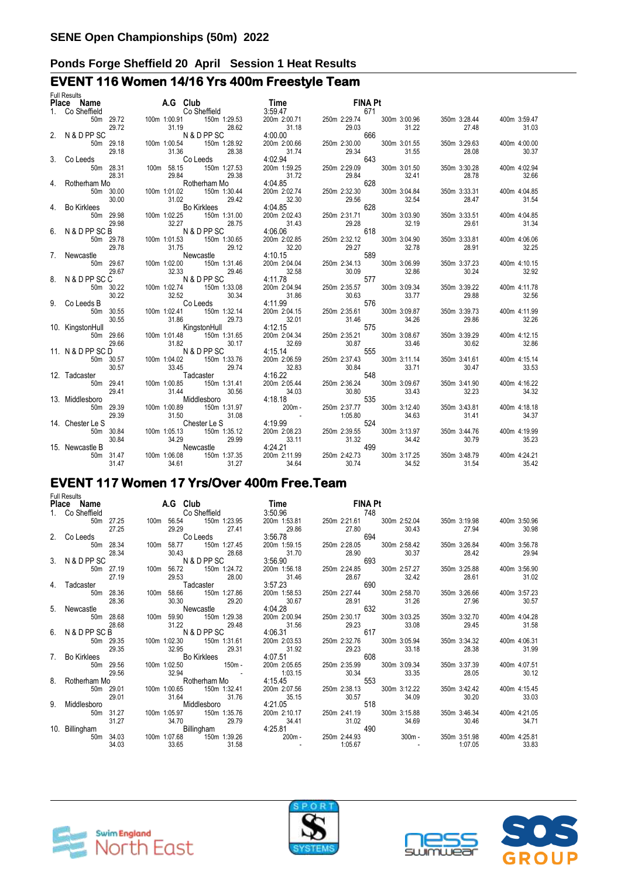## SENE Open Championships (50m) 2022

### Ponds Forge Sheffield 20 April Session 1 Heat Results

## EVENT 116 Women 14/16 Yrs 400m Freestyle Team

Full Results

| Place | Name | A.G | Club | Time | FINA Pt |
|---|---|---|---|---|---|
| 1. | Co Sheffield | | Co Sheffield | 3:59.47 | 671 |
| | 50m 29.72 / 29.72 | 100m 1:00.91 / 31.19 | 150m 1:29.53 / 28.62 | 200m 2:00.71 / 31.18 | 250m 2:29.74 / 29.03 · 300m 3:00.96 / 31.22 · 350m 3:28.44 / 27.48 · 400m 3:59.47 / 31.03 |
| 2. | N & D PP SC | | N & D PP SC | 4:00.00 | 666 |
| | 50m 29.18 / 29.18 | 100m 1:00.54 / 31.36 | 150m 1:28.92 / 28.38 | 200m 2:00.66 / 31.74 | 250m 2:30.00 / 29.34 · 300m 3:01.55 / 31.55 · 350m 3:29.63 / 28.08 · 400m 4:00.00 / 30.37 |
| 3. | Co Leeds | | Co Leeds | 4:02.94 | 643 |
| | 50m 28.31 / 28.31 | 100m 58.15 / 29.84 | 150m 1:27.53 / 29.38 | 200m 1:59.25 / 31.72 | 250m 2:29.09 / 29.84 · 300m 3:01.50 / 32.41 · 350m 3:30.28 / 28.78 · 400m 4:02.94 / 32.66 |
| 4. | Rotherham Mo | | Rotherham Mo | 4:04.85 | 628 |
| | 50m 30.00 / 30.00 | 100m 1:01.02 / 31.02 | 150m 1:30.44 / 29.42 | 200m 2:02.74 / 32.30 | 250m 2:32.30 / 29.56 · 300m 3:04.84 / 32.54 · 350m 3:33.31 / 28.47 · 400m 4:04.85 / 31.54 |
| 4. | Bo Kirklees | | Bo Kirklees | 4:04.85 | 628 |
| | 50m 29.98 / 29.98 | 100m 1:02.25 / 32.27 | 150m 1:31.00 / 28.75 | 200m 2:02.43 / 31.43 | 250m 2:31.71 / 29.28 · 300m 3:03.90 / 32.19 · 350m 3:33.51 / 29.61 · 400m 4:04.85 / 31.34 |
| 6. | N & D PP SC B | | N & D PP SC | 4:06.06 | 618 |
| | 50m 29.78 / 29.78 | 100m 1:01.53 / 31.75 | 150m 1:30.65 / 29.12 | 200m 2:02.85 / 32.20 | 250m 2:32.12 / 29.27 · 300m 3:04.90 / 32.78 · 350m 3:33.81 / 28.91 · 400m 4:06.06 / 32.25 |
| 7. | Newcastle | | Newcastle | 4:10.15 | 589 |
| | 50m 29.67 / 29.67 | 100m 1:02.00 / 32.33 | 150m 1:31.46 / 29.46 | 200m 2:04.04 / 32.58 | 250m 2:34.13 / 30.09 · 300m 3:06.99 / 32.86 · 350m 3:37.23 / 30.24 · 400m 4:10.15 / 32.92 |
| 8. | N & D PP SC C | | N & D PP SC | 4:11.78 | 577 |
| | 50m 30.22 / 30.22 | 100m 1:02.74 / 32.52 | 150m 1:33.08 / 30.34 | 200m 2:04.94 / 31.86 | 250m 2:35.57 / 30.63 · 300m 3:09.34 / 33.77 · 350m 3:39.22 / 29.88 · 400m 4:11.78 / 32.56 |
| 9. | Co Leeds B | | Co Leeds | 4:11.99 | 576 |
| | 50m 30.55 / 30.55 | 100m 1:02.41 / 31.86 | 150m 1:32.14 / 29.73 | 200m 2:04.15 / 32.01 | 250m 2:35.61 / 31.46 · 300m 3:09.87 / 34.26 · 350m 3:39.73 / 29.86 · 400m 4:11.99 / 32.26 |
| 10. | KingstonHull | | KingstonHull | 4:12.15 | 575 |
| | 50m 29.66 / 29.66 | 100m 1:01.48 / 31.82 | 150m 1:31.65 / 30.17 | 200m 2:04.34 / 32.69 | 250m 2:35.21 / 30.87 · 300m 3:08.67 / 33.46 · 350m 3:39.29 / 30.62 · 400m 4:12.15 / 32.86 |
| 11. | N & D PP SC D | | N & D PP SC | 4:15.14 | 555 |
| | 50m 30.57 / 30.57 | 100m 1:04.02 / 33.45 | 150m 1:33.76 / 29.74 | 200m 2:06.59 / 32.83 | 250m 2:37.43 / 30.84 · 300m 3:11.14 / 33.71 · 350m 3:41.61 / 30.47 · 400m 4:15.14 / 33.53 |
| 12. | Tadcaster | | Tadcaster | 4:16.22 | 548 |
| | 50m 29.41 / 29.41 | 100m 1:00.85 / 31.44 | 150m 1:31.41 / 30.56 | 200m 2:05.44 / 34.03 | 250m 2:36.24 / 30.80 · 300m 3:09.67 / 33.43 · 350m 3:41.90 / 32.23 · 400m 4:16.22 / 34.32 |
| 13. | Middlesboro | | Middlesboro | 4:18.18 | 535 |
| | 50m 29.39 / 29.39 | 100m 1:00.89 / 31.50 | 150m 1:31.97 / 31.08 | 200m - / - | 250m 2:37.77 / 1:05.80 · 300m 3:12.40 / 34.63 · 350m 3:43.81 / 31.41 · 400m 4:18.18 / 34.37 |
| 14. | Chester Le S | | Chester Le S | 4:19.99 | 524 |
| | 50m 30.84 / 30.84 | 100m 1:05.13 / 34.29 | 150m 1:35.12 / 29.99 | 200m 2:08.23 / 33.11 | 250m 2:39.55 / 31.32 · 300m 3:13.97 / 34.42 · 350m 3:44.76 / 30.79 · 400m 4:19.99 / 35.23 |
| 15. | Newcastle B | | Newcastle | 4:24.21 | 499 |
| | 50m 31.47 / 31.47 | 100m 1:06.08 / 34.61 | 150m 1:37.35 / 31.27 | 200m 2:11.99 / 34.64 | 250m 2:42.73 / 30.74 · 300m 3:17.25 / 34.52 · 350m 3:48.79 / 31.54 · 400m 4:24.21 / 35.42 |

## EVENT 117 Women 17 Yrs/Over 400m Free.Team

Full Results

| Place | Name | A.G | Club | Time | FINA Pt |
|---|---|---|---|---|---|
| 1. | Co Sheffield | | Co Sheffield | 3:50.96 | 748 |
| | 50m 27.25 / 27.25 | 100m 56.54 / 29.29 | 150m 1:23.95 / 27.41 | 200m 1:53.81 / 29.86 | 250m 2:21.61 / 27.80 · 300m 2:52.04 / 30.43 · 350m 3:19.98 / 27.94 · 400m 3:50.96 / 30.98 |
| 2. | Co Leeds | | Co Leeds | 3:56.78 | 694 |
| | 50m 28.34 / 28.34 | 100m 58.77 / 30.43 | 150m 1:27.45 / 28.68 | 200m 1:59.15 / 31.70 | 250m 2:28.05 / 28.90 · 300m 2:58.42 / 30.37 · 350m 3:26.84 / 28.42 · 400m 3:56.78 / 29.94 |
| 3. | N & D PP SC | | N & D PP SC | 3:56.90 | 693 |
| | 50m 27.19 / 27.19 | 100m 56.72 / 29.53 | 150m 1:24.72 / 28.00 | 200m 1:56.18 / 31.46 | 250m 2:24.85 / 28.67 · 300m 2:57.27 / 32.42 · 350m 3:25.88 / 28.61 · 400m 3:56.90 / 31.02 |
| 4. | Tadcaster | | Tadcaster | 3:57.23 | 690 |
| | 50m 28.36 / 28.36 | 100m 58.66 / 30.30 | 150m 1:27.86 / 29.20 | 200m 1:58.53 / 30.67 | 250m 2:27.44 / 28.91 · 300m 2:58.70 / 31.26 · 350m 3:26.66 / 27.96 · 400m 3:57.23 / 30.57 |
| 5. | Newcastle | | Newcastle | 4:04.28 | 632 |
| | 50m 28.68 / 28.68 | 100m 59.90 / 31.22 | 150m 1:29.38 / 29.48 | 200m 2:00.94 / 31.56 | 250m 2:30.17 / 29.23 · 300m 3:03.25 / 33.08 · 350m 3:32.70 / 29.45 · 400m 4:04.28 / 31.58 |
| 6. | N & D PP SC B | | N & D PP SC | 4:06.31 | 617 |
| | 50m 29.35 / 29.35 | 100m 1:02.30 / 32.95 | 150m 1:31.61 / 29.31 | 200m 2:03.53 / 31.92 | 250m 2:32.76 / 29.23 · 300m 3:05.94 / 33.18 · 350m 3:34.32 / 28.38 · 400m 4:06.31 / 31.99 |
| 7. | Bo Kirklees | | Bo Kirklees | 4:07.51 | 608 |
| | 50m 29.56 / 29.56 | 100m 1:02.50 / 32.94 | 150m - / - | 200m 2:05.65 / 1:03.15 | 250m 2:35.99 / 30.34 · 300m 3:09.34 / 33.35 · 350m 3:37.39 / 28.05 · 400m 4:07.51 / 30.12 |
| 8. | Rotherham Mo | | Rotherham Mo | 4:15.45 | 553 |
| | 50m 29.01 / 29.01 | 100m 1:00.65 / 31.64 | 150m 1:32.41 / 31.76 | 200m 2:07.56 / 35.15 | 250m 2:38.13 / 30.57 · 300m 3:12.22 / 34.09 · 350m 3:42.42 / 30.20 · 400m 4:15.45 / 33.03 |
| 9. | Middlesboro | | Middlesboro | 4:21.05 | 518 |
| | 50m 31.27 / 31.27 | 100m 1:05.97 / 34.70 | 150m 1:35.76 / 29.79 | 200m 2:10.17 / 34.41 | 250m 2:41.19 / 31.02 · 300m 3:15.88 / 34.69 · 350m 3:46.34 / 30.46 · 400m 4:21.05 / 34.71 |
| 10. | Billingham | | Billingham | 4:25.81 | 490 |
| | 50m 34.03 / 34.03 | 100m 1:07.68 / 33.65 | 150m 1:39.26 / 31.58 | 200m - / - | 250m 2:44.93 / 1:05.67 · 300m - / - · 350m 3:51.98 / 1:07.05 · 400m 4:25.81 / 33.83 |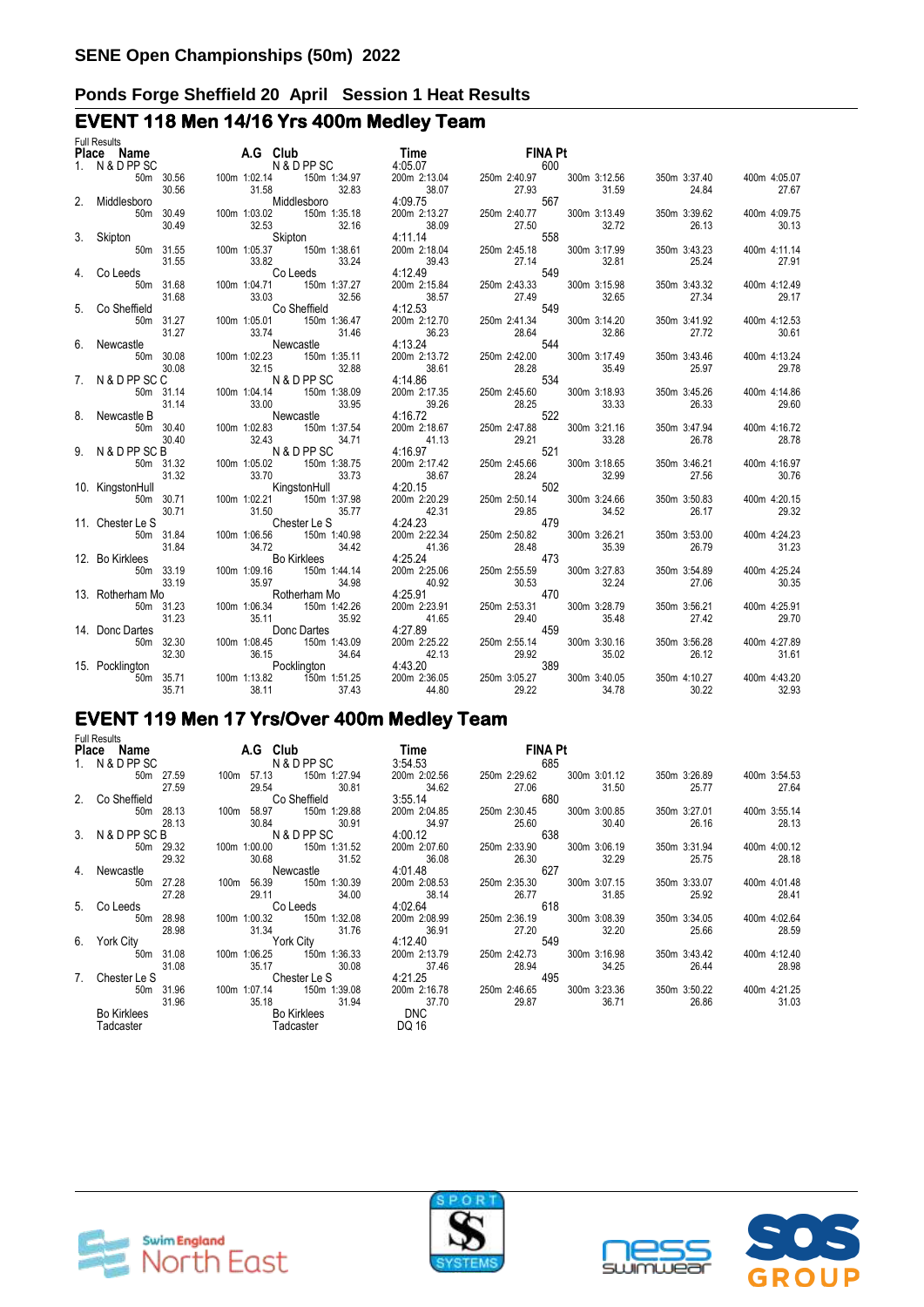# SENE Open Championships (50m) 2022

## Ponds Forge Sheffield 20 April Session 1 Heat Results

## EVENT 118 Men 14/16 Yrs 400m Medley Team

Full Results

| Place | Name | A.G | Club | Time | FINA Pt | | | |
|---|---|---|---|---|---|---|---|---|
| 1. | N & D PP SC | | N & D PP SC | 4:05.07 | 600 | | | |
| | 50m 30.56 | 100m 1:02.14 | 150m 1:34.97 | 200m 2:13.04 | 250m 2:40.97 | 300m 3:12.56 | 350m 3:37.40 | 400m 4:05.07 |
| | 30.56 | 31.58 | 32.83 | 38.07 | 27.93 | 31.59 | 24.84 | 27.67 |
| 2. | Middlesboro | | Middlesboro | 4:09.75 | 567 | | | |
| | 50m 30.49 | 100m 1:03.02 | 150m 1:35.18 | 200m 2:13.27 | 250m 2:40.77 | 300m 3:13.49 | 350m 3:39.62 | 400m 4:09.75 |
| | 30.49 | 32.53 | 32.16 | 38.09 | 27.50 | 32.72 | 26.13 | 30.13 |
| 3. | Skipton | | Skipton | 4:11.14 | 558 | | | |
| | 50m 31.55 | 100m 1:05.37 | 150m 1:38.61 | 200m 2:18.04 | 250m 2:45.18 | 300m 3:17.99 | 350m 3:43.23 | 400m 4:11.14 |
| | 31.55 | 33.82 | 33.24 | 39.43 | 27.14 | 32.81 | 25.24 | 27.91 |
| 4. | Co Leeds | | Co Leeds | 4:12.49 | 549 | | | |
| | 50m 31.68 | 100m 1:04.71 | 150m 1:37.27 | 200m 2:15.84 | 250m 2:43.33 | 300m 3:15.98 | 350m 3:43.32 | 400m 4:12.49 |
| | 31.68 | 33.03 | 32.56 | 38.57 | 27.49 | 32.65 | 27.34 | 29.17 |
| 5. | Co Sheffield | | Co Sheffield | 4:12.53 | 549 | | | |
| | 50m 31.27 | 100m 1:05.01 | 150m 1:36.47 | 200m 2:12.70 | 250m 2:41.34 | 300m 3:14.20 | 350m 3:41.92 | 400m 4:12.53 |
| | 31.27 | 33.74 | 31.46 | 36.23 | 28.64 | 32.86 | 27.72 | 30.61 |
| 6. | Newcastle | | Newcastle | 4:13.24 | 544 | | | |
| | 50m 30.08 | 100m 1:02.23 | 150m 1:35.11 | 200m 2:13.72 | 250m 2:42.00 | 300m 3:17.49 | 350m 3:43.46 | 400m 4:13.24 |
| | 30.08 | 32.15 | 32.88 | 38.61 | 28.28 | 35.49 | 25.97 | 29.78 |
| 7. | N & D PP SC C | | N & D PP SC | 4:14.86 | 534 | | | |
| | 50m 31.14 | 100m 1:04.14 | 150m 1:38.09 | 200m 2:17.35 | 250m 2:45.60 | 300m 3:18.93 | 350m 3:45.26 | 400m 4:14.86 |
| | 31.14 | 33.00 | 33.95 | 39.26 | 28.25 | 33.33 | 26.33 | 29.60 |
| 8. | Newcastle B | | Newcastle | 4:16.72 | 522 | | | |
| | 50m 30.40 | 100m 1:02.83 | 150m 1:37.54 | 200m 2:18.67 | 250m 2:47.88 | 300m 3:21.16 | 350m 3:47.94 | 400m 4:16.72 |
| | 30.40 | 32.43 | 34.71 | 41.13 | 29.21 | 33.28 | 26.78 | 28.78 |
| 9. | N & D PP SC B | | N & D PP SC | 4:16.97 | 521 | | | |
| | 50m 31.32 | 100m 1:05.02 | 150m 1:38.75 | 200m 2:17.42 | 250m 2:45.66 | 300m 3:18.65 | 350m 3:46.21 | 400m 4:16.97 |
| | 31.32 | 33.70 | 33.73 | 38.67 | 28.24 | 32.99 | 27.56 | 30.76 |
| 10. | KingstonHull | | KingstonHull | 4:20.15 | 502 | | | |
| | 50m 30.71 | 100m 1:02.21 | 150m 1:37.98 | 200m 2:20.29 | 250m 2:50.14 | 300m 3:24.66 | 350m 3:50.83 | 400m 4:20.15 |
| | 30.71 | 31.50 | 35.77 | 42.31 | 29.85 | 34.52 | 26.17 | 29.32 |
| 11. | Chester Le S | | Chester Le S | 4:24.23 | 479 | | | |
| | 50m 31.84 | 100m 1:06.56 | 150m 1:40.98 | 200m 2:22.34 | 250m 2:50.82 | 300m 3:26.21 | 350m 3:53.00 | 400m 4:24.23 |
| | 31.84 | 34.72 | 34.42 | 41.36 | 28.48 | 35.39 | 26.79 | 31.23 |
| 12. | Bo Kirklees | | Bo Kirklees | 4:25.24 | 473 | | | |
| | 50m 33.19 | 100m 1:09.16 | 150m 1:44.14 | 200m 2:25.06 | 250m 2:55.59 | 300m 3:27.83 | 350m 3:54.89 | 400m 4:25.24 |
| | 33.19 | 35.97 | 34.98 | 40.92 | 30.53 | 32.24 | 27.06 | 30.35 |
| 13. | Rotherham Mo | | Rotherham Mo | 4:25.91 | 470 | | | |
| | 50m 31.23 | 100m 1:06.34 | 150m 1:42.26 | 200m 2:23.91 | 250m 2:53.31 | 300m 3:28.79 | 350m 3:56.21 | 400m 4:25.91 |
| | 31.23 | 35.11 | 35.92 | 41.65 | 29.40 | 35.48 | 27.42 | 29.70 |
| 14. | Donc Dartes | | Donc Dartes | 4:27.89 | 459 | | | |
| | 50m 32.30 | 100m 1:08.45 | 150m 1:43.09 | 200m 2:25.22 | 250m 2:55.14 | 300m 3:30.16 | 350m 3:56.28 | 400m 4:27.89 |
| | 32.30 | 36.15 | 34.64 | 42.13 | 29.92 | 35.02 | 26.12 | 31.61 |
| 15. | Pocklington | | Pocklington | 4:43.20 | 389 | | | |
| | 50m 35.71 | 100m 1:13.82 | 150m 1:51.25 | 200m 2:36.05 | 250m 3:05.27 | 300m 3:40.05 | 350m 4:10.27 | 400m 4:43.20 |
| | 35.71 | 38.11 | 37.43 | 44.80 | 29.22 | 34.78 | 30.22 | 32.93 |

## EVENT 119 Men 17 Yrs/Over 400m Medley Team

Full Results

| Place | Name | A.G | Club | Time | FINA Pt | | | |
|---|---|---|---|---|---|---|---|---|
| 1. | N & D PP SC | | N & D PP SC | 3:54.53 | 685 | | | |
| | 50m 27.59 | 100m 57.13 | 150m 1:27.94 | 200m 2:02.56 | 250m 2:29.62 | 300m 3:01.12 | 350m 3:26.89 | 400m 3:54.53 |
| | 27.59 | 29.54 | 30.81 | 34.62 | 27.06 | 31.50 | 25.77 | 27.64 |
| 2. | Co Sheffield | | Co Sheffield | 3:55.14 | 680 | | | |
| | 50m 28.13 | 100m 58.97 | 150m 1:29.88 | 200m 2:04.85 | 250m 2:30.45 | 300m 3:00.85 | 350m 3:27.01 | 400m 3:55.14 |
| | 28.13 | 30.84 | 30.91 | 34.97 | 25.60 | 30.40 | 26.16 | 28.13 |
| 3. | N & D PP SC B | | N & D PP SC | 4:00.12 | 638 | | | |
| | 50m 29.32 | 100m 1:00.00 | 150m 1:31.52 | 200m 2:07.60 | 250m 2:33.90 | 300m 3:06.19 | 350m 3:31.94 | 400m 4:00.12 |
| | 29.32 | 30.68 | 31.52 | 36.08 | 26.30 | 32.29 | 25.75 | 28.18 |
| 4. | Newcastle | | Newcastle | 4:01.48 | 627 | | | |
| | 50m 27.28 | 100m 56.39 | 150m 1:30.39 | 200m 2:08.53 | 250m 2:35.30 | 300m 3:07.15 | 350m 3:33.07 | 400m 4:01.48 |
| | 27.28 | 29.11 | 34.00 | 38.14 | 26.77 | 31.85 | 25.92 | 28.41 |
| 5. | Co Leeds | | Co Leeds | 4:02.64 | 618 | | | |
| | 50m 28.98 | 100m 1:00.32 | 150m 1:32.08 | 200m 2:08.99 | 250m 2:36.19 | 300m 3:08.39 | 350m 3:34.05 | 400m 4:02.64 |
| | 28.98 | 31.34 | 31.76 | 36.91 | 27.20 | 32.20 | 25.66 | 28.59 |
| 6. | York City | | York City | 4:12.40 | 549 | | | |
| | 50m 31.08 | 100m 1:06.25 | 150m 1:36.33 | 200m 2:13.79 | 250m 2:42.73 | 300m 3:16.98 | 350m 3:43.42 | 400m 4:12.40 |
| | 31.08 | 35.17 | 30.08 | 37.46 | 28.94 | 34.25 | 26.44 | 28.98 |
| 7. | Chester Le S | | Chester Le S | 4:21.25 | 495 | | | |
| | 50m 31.96 | 100m 1:07.14 | 150m 1:39.08 | 200m 2:16.78 | 250m 2:46.65 | 300m 3:23.36 | 350m 3:50.22 | 400m 4:21.25 |
| | 31.96 | 35.18 | 31.94 | 37.70 | 29.87 | 36.71 | 26.86 | 31.03 |
| | Bo Kirklees | | Bo Kirklees | DNC | | | | |
| | Tadcaster | | Tadcaster | DQ 16 | | | | |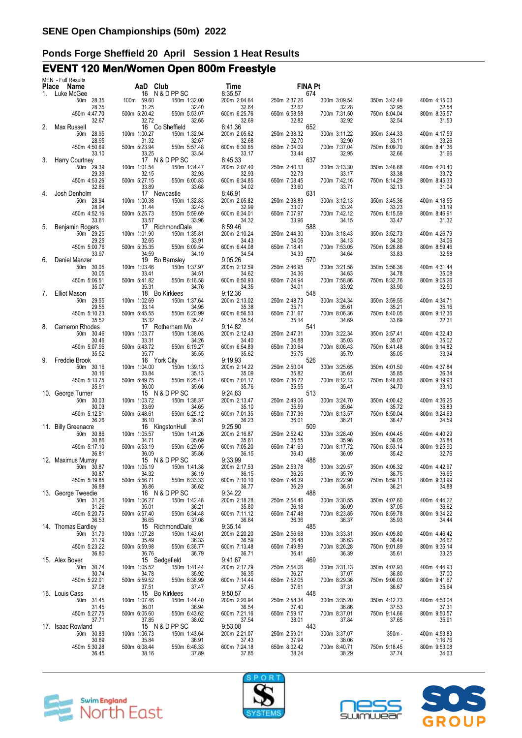## SENE Open Championships (50m) 2022

### Ponds Forge Sheffield 20 April Session 1 Heat Results

# EVENT 120 Men/Women Open 800m Freestyle

MEN - Full Results

| Place | Name | AaD | Club | Time | FINA Pt |
|---|---|---|---|---|---|
| 1. | Luke McGee | 16 | N & D PP SC | 8:35.57 | 674 |
| 2. | Max Russell | 16 | Co Sheffield | 8:41.36 | 652 |
| 3. | Harry Courtney | 17 | N & D PP SC | 8:45.33 | 637 |
| 4. | Josh Denholm | 17 | Newcastle | 8:46.91 | 631 |
| 5. | Benjamin Rogers | 17 | RichmondDale | 8:59.46 | 588 |
| 6. | Daniel Menzer | 19 | Bo Barnsley | 9:05.26 | 570 |
| 7. | Elliot Mason | 18 | Bo Kirklees | 9:12.36 | 548 |
| 8. | Cameron Rhodes | 17 | Rotherham Mo | 9:14.82 | 541 |
| 9. | Freddie Brook | 16 | York City | 9:19.93 | 526 |
| 10. | George Turner | 15 | N & D PP SC | 9:24.63 | 513 |
| 11. | Billy Greenacre | 16 | KingstonHull | 9:25.90 | 509 |
| 12. | Maximus Murray | 15 | N & D PP SC | 9:33.99 | 488 |
| 13. | George Tweedie | 16 | N & D PP SC | 9:34.22 | 488 |
| 14. | Thomas Eardley | 15 | RichmondDale | 9:35.14 | 485 |
| 15. | Alex Boyer | 15 | Sedgefield | 9:41.67 | 469 |
| 16. | Louis Cass | 15 | Bo Kirklees | 9:50.57 | 448 |
| 17. | Isaac Rowland | 15 | N & D PP SC | 9:53.08 | 443 |

Splits (cumulative / split):

| Place | 50m | 100m | 150m | 200m | 250m | 300m | 350m | 400m | 450m | 500m | 550m | 600m | 650m | 700m | 750m | 800m |
|---|---|---|---|---|---|---|---|---|---|---|---|---|---|---|---|---|
| 1. | 28.35 / 28.35 | 59.60 / 31.25 | 1:32.00 / 32.40 | 2:04.64 / 32.64 | 2:37.26 / 32.62 | 3:09.54 / 32.28 | 3:42.49 / 32.95 | 4:15.03 / 32.54 | 4:47.70 / 32.67 | 5:20.42 / 32.72 | 5:53.07 / 32.65 | 6:25.76 / 32.69 | 6:58.58 / 32.82 | 7:31.50 / 32.92 | 8:04.04 / 32.54 | 8:35.57 / 31.53 |
| 2. | 28.95 / 28.95 | 1:00.27 / 31.32 | 1:32.94 / 32.67 | 2:05.62 / 32.68 | 2:38.32 / 32.70 | 3:11.22 / 32.90 | 3:44.33 / 33.11 | 4:17.59 / 33.26 | 4:50.69 / 33.10 | 5:23.94 / 33.25 | 5:57.48 / 33.54 | 6:30.65 / 33.17 | 7:04.09 / 33.44 | 7:37.04 / 32.95 | 8:09.70 / 32.66 | 8:41.36 / 31.66 |
| 3. | 29.39 / 29.39 | 1:01.54 / 32.15 | 1:34.47 / 32.93 | 2:07.40 / 32.93 | 2:40.13 / 32.73 | 3:13.30 / 33.17 | 3:46.68 / 33.38 | 4:20.40 / 33.72 | 4:53.26 / 32.86 | 5:27.15 / 33.89 | 6:00.83 / 33.68 | 6:34.85 / 34.02 | 7:08.45 / 33.60 | 7:42.16 / 33.71 | 8:14.29 / 32.13 | 8:45.33 / 31.04 |
| 4. | 28.94 / 28.94 | 1:00.38 / 31.44 | 1:32.83 / 32.45 | 2:05.82 / 32.99 | 2:38.89 / 33.07 | 3:12.13 / 33.24 | 3:45.36 / 33.23 | 4:18.55 / 33.19 | 4:52.16 / 33.61 | 5:25.73 / 33.57 | 5:59.69 / 33.96 | 6:34.01 / 34.32 | 7:07.97 / 33.96 | 7:42.12 / 34.15 | 8:15.59 / 33.47 | 8:46.91 / 31.32 |
| 5. | 29.25 / 29.25 | 1:01.90 / 32.65 | 1:35.81 / 33.91 | 2:10.24 / 34.43 | 2:44.30 / 34.06 | 3:18.43 / 34.13 | 3:52.73 / 34.30 | 4:26.79 / 34.06 | 5:00.76 / 33.97 | 5:35.35 / 34.59 | 6:09.54 / 34.19 | 6:44.08 / 34.54 | 7:18.41 / 34.33 | 7:53.05 / 34.64 | 8:26.88 / 33.83 | 8:59.46 / 32.58 |
| 6. | 30.05 / 30.05 | 1:03.46 / 33.41 | 1:37.97 / 34.51 | 2:12.59 / 34.62 | 2:46.95 / 34.36 | 3:21.58 / 34.63 | 3:56.36 / 34.78 | 4:31.44 / 35.08 | 5:06.51 / 35.07 | 5:41.82 / 35.31 | 6:16.58 / 34.76 | 6:50.93 / 34.35 | 7:24.94 / 34.01 | 7:58.86 / 33.92 | 8:32.76 / 33.90 | 9:05.26 / 32.50 |
| 7. | 29.55 / 29.55 | 1:02.69 / 33.14 | 1:37.64 / 34.95 | 2:13.02 / 35.38 | 2:48.73 / 35.71 | 3:24.34 / 35.61 | 3:59.55 / 35.21 | 4:34.71 / 35.16 | 5:10.23 / 35.52 | 5:45.55 / 35.32 | 6:20.99 / 35.44 | 6:56.53 / 35.54 | 7:31.67 / 35.14 | 8:06.36 / 34.69 | 8:40.05 / 33.69 | 9:12.36 / 32.31 |
| 8. | 30.46 / 30.46 | 1:03.77 / 33.31 | 1:38.03 / 34.26 | 2:12.43 / 34.40 | 2:47.31 / 34.88 | 3:22.34 / 35.03 | 3:57.41 / 35.07 | 4:32.43 / 35.02 | 5:07.95 / 35.52 | 5:43.72 / 35.77 | 6:19.27 / 35.55 | 6:54.89 / 35.62 | 7:30.64 / 35.75 | 8:06.43 / 35.79 | 8:41.48 / 35.05 | 9:14.82 / 33.34 |
| 9. | 30.16 / 30.16 | 1:04.00 / 33.84 | 1:39.13 / 35.13 | 2:14.22 / 35.09 | 2:50.04 / 35.82 | 3:25.65 / 35.61 | 4:01.50 / 35.85 | 4:37.84 / 36.34 | 5:13.75 / 35.91 | 5:49.75 / 36.00 | 6:25.41 / 35.66 | 7:01.17 / 35.76 | 7:36.72 / 35.55 | 8:12.13 / 35.41 | 8:46.83 / 34.70 | 9:19.93 / 33.10 |
| 10. | 30.03 / 30.03 | 1:03.72 / 33.69 | 1:38.37 / 34.65 | 2:13.47 / 35.10 | 2:49.06 / 35.59 | 3:24.70 / 35.64 | 4:00.42 / 35.72 | 4:36.25 / 35.83 | 5:12.51 / 36.26 | 5:48.61 / 36.10 | 6:25.12 / 36.51 | 7:01.35 / 36.23 | 7:37.36 / 36.01 | 8:13.57 / 36.21 | 8:50.04 / 36.47 | 9:24.63 / 34.59 |
| 11. | 30.86 / 30.86 | 1:05.57 / 34.71 | 1:41.26 / 35.69 | 2:16.87 / 35.61 | 2:52.42 / 35.55 | 3:28.40 / 35.98 | 4:04.45 / 36.05 | 4:40.29 / 35.84 | 5:17.10 / 36.81 | 5:53.19 / 36.09 | 6:29.05 / 35.86 | 7:05.20 / 36.15 | 7:41.63 / 36.43 | 8:17.72 / 36.09 | 8:53.14 / 35.42 | 9:25.90 / 32.76 |
| 12. | 30.87 / 30.87 | 1:05.19 / 34.32 | 1:41.38 / 36.19 | 2:17.53 / 36.15 | 2:53.78 / 36.25 | 3:29.57 / 35.79 | 4:06.32 / 36.75 | 4:42.97 / 36.65 | 5:19.85 / 36.88 | 5:56.71 / 36.86 | 6:33.33 / 36.62 | 7:10.10 / 36.77 | 7:46.39 / 36.29 | 8:22.90 / 36.51 | 8:59.11 / 36.21 | 9:33.99 / 34.88 |
| 13. | 31.26 / 31.26 | 1:06.27 / 35.01 | 1:42.48 / 36.21 | 2:18.28 / 35.80 | 2:54.46 / 36.18 | 3:30.55 / 36.09 | 4:07.60 / 37.05 | 4:44.22 / 36.62 | 5:20.75 / 36.53 | 5:57.40 / 36.65 | 6:34.48 / 37.08 | 7:11.12 / 36.64 | 7:47.48 / 36.36 | 8:23.85 / 36.37 | 8:59.78 / 35.93 | 9:34.22 / 34.44 |
| 14. | 31.79 / 31.79 | 1:07.28 / 35.49 | 1:43.61 / 36.33 | 2:20.20 / 36.59 | 2:56.68 / 36.48 | 3:33.31 / 36.63 | 4:09.80 / 36.49 | 4:46.42 / 36.62 | 5:23.22 / 36.80 | 5:59.98 / 36.76 | 6:36.77 / 36.79 | 7:13.48 / 36.71 | 7:49.89 / 36.41 | 8:26.28 / 36.39 | 9:01.89 / 35.61 | 9:35.14 / 33.25 |
| 15. | 30.74 / 30.74 | 1:05.52 / 34.78 | 1:41.44 / 35.92 | 2:17.79 / 36.35 | 2:54.06 / 36.27 | 3:31.13 / 37.07 | 4:07.93 / 36.80 | 4:44.93 / 37.00 | 5:22.01 / 37.08 | 5:59.52 / 37.51 | 6:36.99 / 37.47 | 7:14.44 / 37.45 | 7:52.05 / 37.61 | 8:29.36 / 37.31 | 9:06.03 / 36.67 | 9:41.67 / 35.64 |
| 16. | 31.45 / 31.45 | 1:07.46 / 36.01 | 1:44.40 / 36.94 | 2:20.94 / 36.54 | 2:58.34 / 37.40 | 3:35.20 / 36.86 | 4:12.73 / 37.53 | 4:50.04 / 37.31 | 5:27.75 / 37.71 | 6:05.60 / 37.85 | 6:43.62 / 38.02 | 7:21.16 / 37.54 | 7:59.17 / 38.01 | 8:37.01 / 37.84 | 9:14.66 / 37.65 | 9:50.57 / 35.91 |
| 17. | 30.89 / 30.89 | 1:06.73 / 35.84 | 1:43.64 / 36.91 | 2:21.07 / 37.43 | 2:59.01 / 37.94 | 3:37.07 / 38.06 | - / - | 4:53.83 / 1:16.76 | 5:30.28 / 36.45 | 6:08.44 / 38.16 | 6:46.33 / 37.89 | 7:24.18 / 37.85 | 8:02.42 / 38.24 | 8:40.71 / 38.29 | 9:18.45 / 37.74 | 9:53.08 / 34.63 |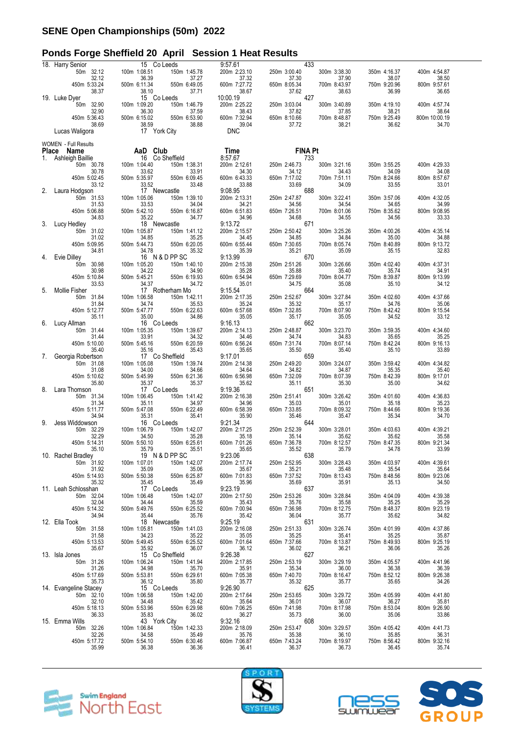## SENE Open Championships (50m) 2022

### Ponds Forge Sheffield 20 April Session 1 Heat Results

| Place | Name | AaD | Club | Time | FINA Pt |
|---|---|---|---|---|---|
| 18. | Harry Senior | 15 | Co Leeds | 9:57.61 | 433 |

50m 32.12 (32.12), 100m 1:08.51 (36.39), 150m 1:45.78 (37.27), 200m 2:23.10 (37.32), 250m 3:00.40 (37.30), 300m 3:38.30 (37.90), 350m 4:16.37 (38.07), 400m 4:54.87 (38.50), 450m 5:33.24 (38.37), 500m 6:11.34 (38.10), 550m 6:49.05 (37.71), 600m 7:27.72 (38.67), 650m 8:05.34 (37.62), 700m 8:43.97 (38.63), 750m 9:20.96 (36.99), 800m 9:57.61 (36.65)

| Place | Name | AaD | Club | Time | FINA Pt |
|---|---|---|---|---|---|
| 19. | Luke Dyer | 15 | Co Leeds | 10:00.19 | 427 |

50m 32.90 (32.90), 100m 1:09.20 (36.30), 150m 1:46.79 (37.59), 200m 2:25.22 (38.43), 250m 3:03.04 (37.82), 300m 3:40.89 (37.85), 350m 4:19.10 (38.21), 400m 4:57.74 (38.64), 450m 5:36.43 (38.69), 500m 6:15.02 (38.59), 550m 6:53.90 (38.88), 600m 7:32.94 (39.04), 650m 8:10.66 (37.72), 700m 8:48.87 (38.21), 750m 9:25.49 (36.62), 800m 10:00.19 (34.70)

| Place | Name | AaD | Club | Time | FINA Pt |
|---|---|---|---|---|---|
| | Lucas Waligora | 17 | York City | DNC | |

WOMEN - Full Results

| Place | Name | AaD | Club | Time | FINA Pt |
|---|---|---|---|---|---|
| 1. | Ashleigh Baillie | 16 | Co Sheffield | 8:57.67 | 733 |

50m 30.78 (30.78), 100m 1:04.40 (33.62), 150m 1:38.31 (33.91), 200m 2:12.61 (34.30), 250m 2:46.73 (34.12), 300m 3:21.16 (34.43), 350m 3:55.25 (34.09), 400m 4:29.33 (34.08), 450m 5:02.45 (33.12), 500m 5:35.97 (33.52), 550m 6:09.45 (33.48), 600m 6:43.33 (33.88), 650m 7:17.02 (33.69), 700m 7:51.11 (34.09), 750m 8:24.66 (33.55), 800m 8:57.67 (33.01)

| Place | Name | AaD | Club | Time | FINA Pt |
|---|---|---|---|---|---|
| 2. | Laura Hodgson | 17 | Newcastle | 9:08.95 | 688 |

50m 31.53 (31.53), 100m 1:05.06 (33.53), 150m 1:39.10 (34.04), 200m 2:13.31 (34.21), 250m 2:47.87 (34.56), 300m 3:22.41 (34.54), 350m 3:57.06 (34.65), 400m 4:32.05 (34.99), 450m 5:06.88 (34.83), 500m 5:42.10 (35.22), 550m 6:16.87 (34.77), 600m 6:51.83 (34.96), 650m 7:26.51 (34.68), 700m 8:01.06 (34.55), 750m 8:35.62 (34.56), 800m 9:08.95 (33.33)

| Place | Name | AaD | Club | Time | FINA Pt |
|---|---|---|---|---|---|
| 3. | Lucy Hedley | 18 | Newcastle | 9:13.72 | 671 |

50m 31.02 (31.02), 100m 1:05.87 (34.85), 150m 1:41.12 (35.25), 200m 2:15.57 (34.45), 250m 2:50.42 (34.85), 300m 3:25.26 (34.84), 350m 4:00.26 (35.00), 400m 4:35.14 (34.88), 450m 5:09.95 (34.81), 500m 5:44.73 (34.78), 550m 6:20.05 (35.32), 600m 6:55.44 (35.39), 650m 7:30.65 (35.21), 700m 8:05.74 (35.09), 750m 8:40.89 (35.15), 800m 9:13.72 (32.83)

| Place | Name | AaD | Club | Time | FINA Pt |
|---|---|---|---|---|---|
| 4. | Evie Dilley | 16 | N & D PP SC | 9:13.99 | 670 |

50m 30.98 (30.98), 100m 1:05.20 (34.22), 150m 1:40.10 (34.90), 200m 2:15.38 (35.28), 250m 2:51.26 (35.88), 300m 3:26.66 (35.40), 350m 4:02.40 (35.74), 400m 4:37.31 (34.91), 450m 5:10.84 (33.53), 500m 5:45.21 (34.37), 550m 6:19.93 (34.72), 600m 6:54.94 (35.01), 650m 7:29.69 (34.75), 700m 8:04.77 (35.08), 750m 8:39.87 (35.10), 800m 9:13.99 (34.12)

| Place | Name | AaD | Club | Time | FINA Pt |
|---|---|---|---|---|---|
| 5. | Mollie Fisher | 17 | Rotherham Mo | 9:15.54 | 664 |

50m 31.84 (31.84), 100m 1:06.58 (34.74), 150m 1:42.11 (35.53), 200m 2:17.35 (35.24), 250m 2:52.67 (35.32), 300m 3:27.84 (35.17), 350m 4:02.60 (34.76), 400m 4:37.66 (35.06), 450m 5:12.77 (35.11), 500m 5:47.77 (35.00), 550m 6:22.63 (34.86), 600m 6:57.68 (35.05), 650m 7:32.85 (35.17), 700m 8:07.90 (35.05), 750m 8:42.42 (34.52), 800m 9:15.54 (33.12)

| Place | Name | AaD | Club | Time | FINA Pt |
|---|---|---|---|---|---|
| 6. | Lucy Allman | 16 | Co Leeds | 9:16.13 | 662 |

50m 31.44 (31.44), 100m 1:05.35 (33.91), 150m 1:39.67 (34.32), 200m 2:14.13 (34.46), 250m 2:48.87 (34.74), 300m 3:23.70 (34.83), 350m 3:59.35 (35.65), 400m 4:34.60 (35.25), 450m 5:10.00 (35.40), 500m 5:45.16 (35.16), 550m 6:20.59 (35.43), 600m 6:56.24 (35.65), 650m 7:31.74 (35.50), 700m 8:07.14 (35.40), 750m 8:42.24 (35.10), 800m 9:16.13 (33.89)

| Place | Name | AaD | Club | Time | FINA Pt |
|---|---|---|---|---|---|
| 7. | Georgia Robertson | 17 | Co Sheffield | 9:17.01 | 659 |

50m 31.08 (31.08), 100m 1:05.08 (34.00), 150m 1:39.74 (34.66), 200m 2:14.38 (34.64), 250m 2:49.20 (34.82), 300m 3:24.07 (34.87), 350m 3:59.42 (35.35), 400m 4:34.82 (35.40), 450m 5:10.62 (35.80), 500m 5:45.99 (35.37), 550m 6:21.36 (35.37), 600m 6:56.98 (35.62), 650m 7:32.09 (35.11), 700m 8:07.39 (35.30), 750m 8:42.39 (35.00), 800m 9:17.01 (34.62)

| Place | Name | AaD | Club | Time | FINA Pt |
|---|---|---|---|---|---|
| 8. | Lara Thomson | 17 | Co Leeds | 9:19.36 | 651 |

50m 31.34 (31.34), 100m 1:06.45 (35.11), 150m 1:41.42 (34.97), 200m 2:16.38 (34.96), 250m 2:51.41 (35.03), 300m 3:26.42 (35.01), 350m 4:01.60 (35.18), 400m 4:36.83 (35.23), 450m 5:11.77 (34.94), 500m 5:47.08 (35.31), 550m 6:22.49 (35.41), 600m 6:58.39 (35.90), 650m 7:33.85 (35.46), 700m 8:09.32 (35.47), 750m 8:44.66 (35.34), 800m 9:19.36 (34.70)

| Place | Name | AaD | Club | Time | FINA Pt |
|---|---|---|---|---|---|
| 9. | Jess Widdowson | 16 | Co Leeds | 9:21.34 | 644 |

50m 32.29 (32.29), 100m 1:06.79 (34.50), 150m 1:42.07 (35.28), 200m 2:17.25 (35.18), 250m 2:52.39 (35.14), 300m 3:28.01 (35.62), 350m 4:03.63 (35.62), 400m 4:39.21 (35.58), 450m 5:14.31 (35.10), 500m 5:50.10 (35.79), 550m 6:25.61 (35.51), 600m 7:01.26 (35.65), 650m 7:36.78 (35.52), 700m 8:12.57 (35.79), 750m 8:47.35 (34.78), 800m 9:21.34 (33.99)

| Place | Name | AaD | Club | Time | FINA Pt |
|---|---|---|---|---|---|
| 10. | Rachel Bradley | 19 | N & D PP SC | 9:23.06 | 638 |

50m 31.92 (31.92), 100m 1:07.01 (35.09), 150m 1:42.07 (35.06), 200m 2:17.74 (35.67), 250m 2:52.95 (35.21), 300m 3:28.43 (35.48), 350m 4:03.97 (35.54), 400m 4:39.61 (35.64), 450m 5:14.93 (35.32), 500m 5:50.38 (35.45), 550m 6:25.87 (35.49), 600m 7:01.83 (35.96), 650m 7:37.52 (35.69), 700m 8:13.43 (35.91), 750m 8:48.56 (35.13), 800m 9:23.06 (34.50)

| Place | Name | AaD | Club | Time | FINA Pt |
|---|---|---|---|---|---|
| 11. | Leah Schlosshan | 17 | Co Leeds | 9:23.19 | 637 |

50m 32.04 (32.04), 100m 1:06.48 (34.44), 150m 1:42.07 (35.59), 200m 2:17.50 (35.43), 250m 2:53.26 (35.76), 300m 3:28.84 (35.58), 350m 4:04.09 (35.25), 400m 4:39.38 (35.29), 450m 5:14.32 (34.94), 500m 5:49.76 (35.44), 550m 6:25.52 (35.76), 600m 7:00.94 (35.42), 650m 7:36.98 (36.04), 700m 8:12.75 (35.77), 750m 8:48.37 (35.62), 800m 9:23.19 (34.82)

| Place | Name | AaD | Club | Time | FINA Pt |
|---|---|---|---|---|---|
| 12. | Ella Took | 18 | Newcastle | 9:25.19 | 631 |

50m 31.58 (31.58), 100m 1:05.81 (34.23), 150m 1:41.03 (35.22), 200m 2:16.08 (35.05), 250m 2:51.33 (35.25), 300m 3:26.74 (35.41), 350m 4:01.99 (35.25), 400m 4:37.86 (35.87), 450m 5:13.53 (35.67), 500m 5:49.45 (35.92), 550m 6:25.52 (36.07), 600m 7:01.64 (36.12), 650m 7:37.66 (36.02), 700m 8:13.87 (36.21), 750m 8:49.93 (36.06), 800m 9:25.19 (35.26)

| Place | Name | AaD | Club | Time | FINA Pt |
|---|---|---|---|---|---|
| 13. | Isla Jones | 15 | Co Sheffield | 9:26.38 | 627 |

50m 31.26 (31.26), 100m 1:06.24 (34.98), 150m 1:41.94 (35.70), 200m 2:17.85 (35.91), 250m 2:53.19 (35.34), 300m 3:29.19 (36.00), 350m 4:05.57 (36.38), 400m 4:41.96 (36.39), 450m 5:17.69 (35.73), 500m 5:53.81 (36.12), 550m 6:29.61 (35.80), 600m 7:05.38 (35.77), 650m 7:40.70 (35.32), 700m 8:16.47 (35.77), 750m 8:52.12 (35.65), 800m 9:26.38 (34.26)

| Place | Name | AaD | Club | Time | FINA Pt |
|---|---|---|---|---|---|
| 14. | Evangeline Stacey | 15 | Co Leeds | 9:26.90 | 625 |

50m 32.10 (32.10), 100m 1:06.58 (34.48), 150m 1:42.00 (35.42), 200m 2:17.64 (35.64), 250m 2:53.65 (36.01), 300m 3:29.72 (36.07), 350m 4:05.99 (36.27), 400m 4:41.80 (35.81), 450m 5:18.13 (36.33), 500m 5:53.96 (35.83), 550m 6:29.98 (36.02), 600m 7:06.25 (36.27), 650m 7:41.98 (35.73), 700m 8:17.98 (36.00), 750m 8:53.04 (35.06), 800m 9:26.90 (33.86)

| Place | Name | AaD | Club | Time | FINA Pt |
|---|---|---|---|---|---|
| 15. | Emma Wills | 43 | York City | 9:32.16 | 608 |

50m 32.26 (32.26), 100m 1:06.84 (34.58), 150m 1:42.33 (35.49), 200m 2:18.09 (35.76), 250m 2:53.47 (35.38), 300m 3:29.57 (36.10), 350m 4:05.42 (35.85), 400m 4:41.73 (36.31), 450m 5:17.72 (35.99), 500m 5:54.10 (36.38), 550m 6:30.46 (36.36), 600m 7:06.87 (36.41), 650m 7:43.24 (36.37), 700m 8:19.97 (36.73), 750m 8:56.42 (36.45), 800m 9:32.16 (35.74)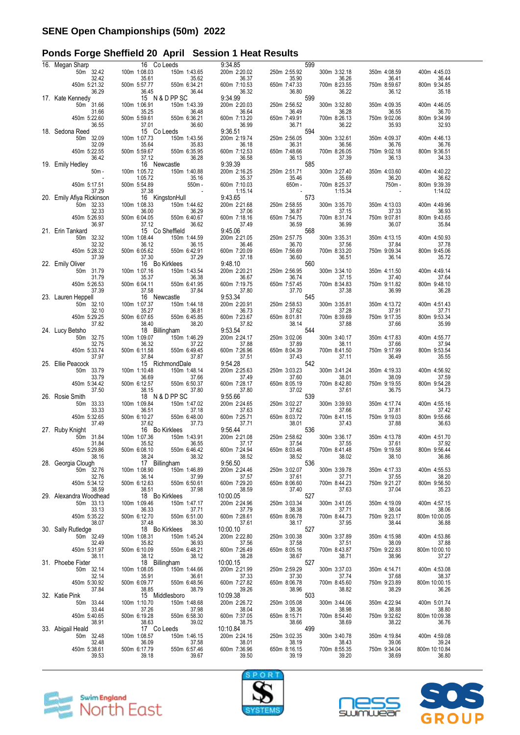## SENE Open Championships (50m) 2022

### Ponds Forge Sheffield 20 April Session 1 Heat Results

| Place | Name | Age | Club | Time | Points |
|---|---|---|---|---|---|
| 16. | Megan Sharp | 16 | Co Leeds | 9:34.85 | 599 |
| 17. | Kate Kennedy | 15 | N & D PP SC | 9:34.99 | 599 |
| 18. | Sedona Reed | 15 | Co Leeds | 9:36.51 | 594 |
| 19. | Emily Hedley | 16 | Newcastle | 9:39.39 | 585 |
| 20. | Emily Afiya Rickinson | 16 | KingstonHull | 9:43.65 | 573 |
| 21. | Erin Tankard | 15 | Co Sheffield | 9:45.06 | 568 |
| 22. | Emily Oliver | 16 | Bo Kirklees | 9:48.10 | 560 |
| 23. | Lauren Heppell | 16 | Newcastle | 9:53.34 | 545 |
| 24. | Lucy Betsho | 18 | Billingham | 9:53.54 | 544 |
| 25. | Ellie Peacock | 15 | RichmondDale | 9:54.28 | 542 |
| 26. | Rosie Smith | 18 | N & D PP SC | 9:55.66 | 539 |
| 27. | Ruby Knight | 16 | Bo Kirklees | 9:56.44 | 536 |
| 28. | Georgia Clough | 17 | Billingham | 9:56.50 | 536 |
| 29. | Alexandra Woodhead | 18 | Bo Kirklees | 10:00.05 | 527 |
| 30. | Sally Rutledge | 18 | Bo Kirklees | 10:00.10 | 527 |
| 31. | Phoebe Fixter | 18 | Billingham | 10:00.15 | 527 |
| 32. | Katie Pink | 15 | Middlesboro | 10:09.38 | 503 |
| 33. | Abigail Heald | 17 | Co Leeds | 10:10.84 | 499 |

**Splits**

| Name | 50m | 100m | 150m | 200m | 250m | 300m | 350m | 400m | 450m | 500m | 550m | 600m | 650m | 700m | 750m | 800m |
|---|---|---|---|---|---|---|---|---|---|---|---|---|---|---|---|---|
| Megan Sharp | 32.42 | 1:08.03 | 1:43.65 | 2:20.02 | 2:55.92 | 3:32.18 | 4:08.59 | 4:45.03 | 5:21.32 | 5:57.77 | 6:34.21 | 7:10.53 | 7:47.33 | 8:23.55 | 8:59.67 | 9:34.85 |
| | 32.42 | 35.61 | 35.62 | 36.37 | 35.90 | 36.26 | 36.41 | 36.44 | 36.29 | 36.45 | 36.44 | 36.32 | 36.80 | 36.22 | 36.12 | 35.18 |
| Kate Kennedy | 31.66 | 1:06.91 | 1:43.39 | 2:20.03 | 2:56.52 | 3:32.80 | 4:09.35 | 4:46.05 | 5:22.60 | 5:59.61 | 6:36.21 | 7:13.20 | 7:49.91 | 8:26.13 | 9:02.06 | 9:34.99 |
| | 31.66 | 35.25 | 36.48 | 36.64 | 36.49 | 36.28 | 36.55 | 36.70 | 36.55 | 37.01 | 36.60 | 36.99 | 36.71 | 36.22 | 35.93 | 32.93 |
| Sedona Reed | 32.09 | 1:07.73 | 1:43.56 | 2:19.74 | 2:56.05 | 3:32.61 | 4:09.37 | 4:46.13 | 5:22.55 | 5:59.67 | 6:35.95 | 7:12.53 | 7:48.66 | 8:26.05 | 9:02.18 | 9:36.51 |
| | 32.09 | 35.64 | 35.83 | 36.18 | 36.31 | 36.56 | 36.76 | 36.76 | 36.42 | 37.12 | 36.28 | 36.58 | 36.13 | 37.39 | 36.13 | 34.33 |
| Emily Hedley | - | 1:05.72 | 1:40.88 | 2:16.25 | 2:51.71 | 3:27.40 | 4:03.60 | 4:40.22 | 5:17.51 | 5:54.89 | - | 7:10.03 | - | 8:25.37 | - | 9:39.39 |
| | - | 1:05.72 | 35.16 | 35.37 | 35.46 | 35.69 | 36.20 | 36.62 | 37.29 | 37.38 | - | 1:15.14 | - | 1:15.34 | - | 1:14.02 |
| Emily Afiya Rickinson | 32.33 | 1:08.33 | 1:44.62 | 2:21.68 | 2:58.55 | 3:35.70 | 4:13.03 | 4:49.96 | 5:26.93 | 6:04.05 | 6:40.67 | 7:18.16 | 7:54.75 | 8:31.74 | 9:07.81 | 9:43.65 |
| | 32.33 | 36.00 | 36.29 | 37.06 | 36.87 | 37.15 | 37.33 | 36.93 | 36.97 | 37.12 | 36.62 | 37.49 | 36.59 | 36.99 | 36.07 | 35.84 |
| Erin Tankard | 32.32 | 1:08.44 | 1:44.59 | 2:21.05 | 2:57.75 | 3:35.31 | 4:13.15 | 4:50.93 | 5:28.32 | 6:05.62 | 6:42.91 | 7:20.09 | 7:56.69 | 8:33.20 | 9:09.34 | 9:45.06 |
| | 32.32 | 36.12 | 36.15 | 36.46 | 36.70 | 37.56 | 37.84 | 37.78 | 37.39 | 37.30 | 37.29 | 37.18 | 36.60 | 36.51 | 36.14 | 35.72 |
| Emily Oliver | 31.79 | 1:07.16 | 1:43.54 | 2:20.21 | 2:56.95 | 3:34.10 | 4:11.50 | 4:49.14 | 5:26.53 | 6:04.11 | 6:41.95 | 7:19.75 | 7:57.45 | 8:34.83 | 9:11.82 | 9:48.10 |
| | 31.79 | 35.37 | 36.38 | 36.67 | 36.74 | 37.15 | 37.40 | 37.64 | 37.39 | 37.58 | 37.84 | 37.80 | 37.70 | 37.38 | 36.99 | 36.28 |
| Lauren Heppell | 32.10 | 1:07.37 | 1:44.18 | 2:20.91 | 2:58.53 | 3:35.81 | 4:13.72 | 4:51.43 | 5:29.25 | 6:07.65 | 6:45.85 | 7:23.67 | 8:01.81 | 8:39.69 | 9:17.35 | 9:53.34 |
| | 32.10 | 35.27 | 36.81 | 36.73 | 37.62 | 37.28 | 37.91 | 37.71 | 37.82 | 38.40 | 38.20 | 37.82 | 38.14 | 37.88 | 37.66 | 35.99 |
| Lucy Betsho | 32.75 | 1:09.07 | 1:46.29 | 2:24.17 | 3:02.06 | 3:40.17 | 4:17.83 | 4:55.77 | 5:33.74 | 6:11.58 | 6:49.45 | 7:26.96 | 8:04.39 | 8:41.50 | 9:17.99 | 9:53.54 |
| | 32.75 | 36.32 | 37.22 | 37.88 | 37.89 | 38.11 | 37.66 | 37.94 | 37.97 | 37.84 | 37.87 | 37.51 | 37.43 | 37.11 | 36.49 | 35.55 |
| Ellie Peacock | 33.79 | 1:10.48 | 1:48.14 | 2:25.63 | 3:03.23 | 3:41.24 | 4:19.33 | 4:56.92 | 5:34.42 | 6:12.57 | 6:50.37 | 7:28.17 | 8:05.19 | 8:42.80 | 9:19.55 | 9:54.28 |
| | 33.79 | 36.69 | 37.66 | 37.49 | 37.60 | 38.01 | 38.09 | 37.59 | 37.50 | 38.15 | 37.80 | 37.80 | 37.02 | 37.61 | 36.75 | 34.73 |
| Rosie Smith | 33.33 | 1:09.84 | 1:47.02 | 2:24.65 | 3:02.27 | 3:39.93 | 4:17.74 | 4:55.16 | 5:32.65 | 6:10.27 | 6:48.00 | 7:25.71 | 8:03.72 | 8:41.15 | 9:19.03 | 9:55.66 |
| | 33.33 | 36.51 | 37.18 | 37.63 | 37.62 | 37.66 | 37.81 | 37.42 | 37.49 | 37.62 | 37.73 | 37.71 | 38.01 | 37.43 | 37.88 | 36.63 |
| Ruby Knight | 31.84 | 1:07.36 | 1:43.91 | 2:21.08 | 2:58.62 | 3:36.17 | 4:13.78 | 4:51.70 | 5:29.86 | 6:08.10 | 6:46.42 | 7:24.94 | 8:03.46 | 8:41.48 | 9:19.58 | 9:56.44 |
| | 31.84 | 35.52 | 36.55 | 37.17 | 37.54 | 37.55 | 37.61 | 37.92 | 38.16 | 38.24 | 38.32 | 38.52 | 38.52 | 38.02 | 38.10 | 36.86 |
| Georgia Clough | 32.76 | 1:08.90 | 1:46.89 | 2:24.46 | 3:02.07 | 3:39.78 | 4:17.33 | 4:55.53 | 5:34.12 | 6:12.63 | 6:50.61 | 7:29.20 | 8:06.60 | 8:44.23 | 9:21.27 | 9:56.50 |
| | 32.76 | 36.14 | 37.99 | 37.57 | 37.61 | 37.71 | 37.55 | 38.20 | 38.59 | 38.51 | 37.98 | 38.59 | 37.40 | 37.63 | 37.04 | 35.23 |
| Alexandra Woodhead | 33.13 | 1:09.46 | 1:47.17 | 2:24.96 | 3:03.34 | 3:41.05 | 4:19.09 | 4:57.15 | 5:35.22 | 6:12.70 | 6:51.00 | 7:28.61 | 8:06.78 | 8:44.73 | 9:23.17 | 10:00.05 |
| | 33.13 | 36.33 | 37.71 | 37.79 | 38.38 | 37.71 | 38.04 | 38.06 | 38.07 | 37.48 | 38.30 | 37.61 | 38.17 | 37.95 | 38.44 | 36.88 |
| Sally Rutledge | 32.49 | 1:08.31 | 1:45.24 | 2:22.80 | 3:00.38 | 3:37.89 | 4:15.98 | 4:53.86 | 5:31.97 | 6:10.09 | 6:48.21 | 7:26.49 | 8:05.16 | 8:43.87 | 9:22.83 | 10:00.10 |
| | 32.49 | 35.82 | 36.93 | 37.56 | 37.58 | 37.51 | 38.09 | 37.88 | 38.11 | 38.12 | 38.12 | 38.28 | 38.67 | 38.71 | 38.96 | 37.27 |
| Phoebe Fixter | 32.14 | 1:08.05 | 1:44.66 | 2:21.99 | 2:59.29 | 3:37.03 | 4:14.71 | 4:53.08 | 5:30.92 | 6:09.77 | 6:48.56 | 7:27.82 | 8:06.78 | 8:45.60 | 9:23.89 | 10:00.15 |
| | 32.14 | 35.91 | 36.61 | 37.33 | 37.30 | 37.74 | 37.68 | 38.37 | 37.84 | 38.85 | 38.79 | 39.26 | 38.96 | 38.82 | 38.29 | 36.26 |
| Katie Pink | 33.44 | 1:10.70 | 1:48.68 | 2:26.72 | 3:05.08 | 3:44.06 | 4:22.94 | 5:01.74 | 5:40.65 | 6:19.28 | 6:58.30 | 7:37.05 | 8:15.71 | 8:54.40 | 9:32.62 | 10:09.38 |
| | 33.44 | 37.26 | 37.98 | 38.04 | 38.36 | 38.98 | 38.88 | 38.80 | 38.91 | 38.63 | 39.02 | 38.75 | 38.66 | 38.69 | 38.22 | 36.76 |
| Abigail Heald | 32.48 | 1:08.57 | 1:46.15 | 2:24.16 | 3:02.35 | 3:40.78 | 4:19.84 | 4:59.08 | 5:38.61 | 6:17.79 | 6:57.46 | 7:36.96 | 8:16.15 | 8:55.35 | 9:34.04 | 10:10.84 |
| | 32.48 | 36.09 | 37.58 | 38.01 | 38.19 | 38.43 | 39.06 | 39.24 | 39.53 | 39.18 | 39.67 | 39.50 | 39.19 | 39.20 | 38.69 | 36.80 |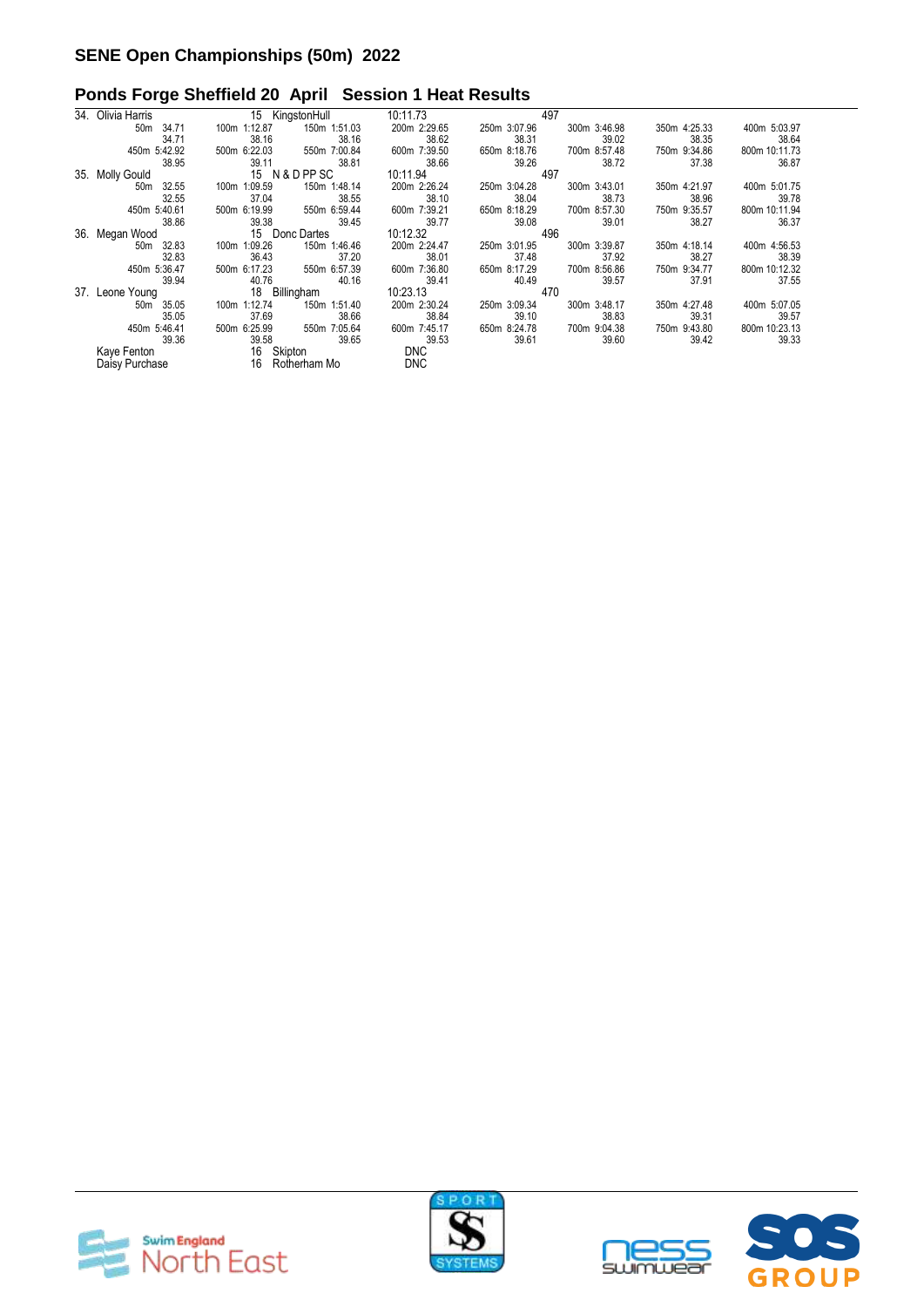## SENE Open Championships (50m) 2022

### Ponds Forge Sheffield 20 April Session 1 Heat Results

34. Olivia Harris 15 KingstonHull 10:11.73 497

| 50m 34.71 | 100m 1:12.87 | 150m 1:51.03 | 200m 2:29.65 | 250m 3:07.96 | 300m 3:46.98 | 350m 4:25.33 | 400m 5:03.97 |
|---|---|---|---|---|---|---|---|
| 34.71 | 38.16 | 38.16 | 38.62 | 38.31 | 39.02 | 38.35 | 38.64 |
| 450m 5:42.92 | 500m 6:22.03 | 550m 7:00.84 | 600m 7:39.50 | 650m 8:18.76 | 700m 8:57.48 | 750m 9:34.86 | 800m 10:11.73 |
| 38.95 | 39.11 | 38.81 | 38.66 | 39.26 | 38.72 | 37.38 | 36.87 |

35. Molly Gould 15 N & D PP SC 10:11.94 497

| 50m 32.55 | 100m 1:09.59 | 150m 1:48.14 | 200m 2:26.24 | 250m 3:04.28 | 300m 3:43.01 | 350m 4:21.97 | 400m 5:01.75 |
|---|---|---|---|---|---|---|---|
| 32.55 | 37.04 | 38.55 | 38.10 | 38.04 | 38.73 | 38.96 | 39.78 |
| 450m 5:40.61 | 500m 6:19.99 | 550m 6:59.44 | 600m 7:39.21 | 650m 8:18.29 | 700m 8:57.30 | 750m 9:35.57 | 800m 10:11.94 |
| 38.86 | 39.38 | 39.45 | 39.77 | 39.08 | 39.01 | 38.27 | 36.37 |

36. Megan Wood 15 Donc Dartes 10:12.32 496

| 50m 32.83 | 100m 1:09.26 | 150m 1:46.46 | 200m 2:24.47 | 250m 3:01.95 | 300m 3:39.87 | 350m 4:18.14 | 400m 4:56.53 |
|---|---|---|---|---|---|---|---|
| 32.83 | 36.43 | 37.20 | 38.01 | 37.48 | 37.92 | 38.27 | 38.39 |
| 450m 5:36.47 | 500m 6:17.23 | 550m 6:57.39 | 600m 7:36.80 | 650m 8:17.29 | 700m 8:56.86 | 750m 9:34.77 | 800m 10:12.32 |
| 39.94 | 40.76 | 40.16 | 39.41 | 40.49 | 39.57 | 37.91 | 37.55 |

37. Leone Young 18 Billingham 10:23.13 470

| 50m 35.05 | 100m 1:12.74 | 150m 1:51.40 | 200m 2:30.24 | 250m 3:09.34 | 300m 3:48.17 | 350m 4:27.48 | 400m 5:07.05 |
|---|---|---|---|---|---|---|---|
| 35.05 | 37.69 | 38.66 | 38.84 | 39.10 | 38.83 | 39.31 | 39.57 |
| 450m 5:46.41 | 500m 6:25.99 | 550m 7:05.64 | 600m 7:45.17 | 650m 8:24.78 | 700m 9:04.38 | 750m 9:43.80 | 800m 10:23.13 |
| 39.36 | 39.58 | 39.65 | 39.53 | 39.61 | 39.60 | 39.42 | 39.33 |

Kaye Fenton 16 Skipton DNC

Daisy Purchase 16 Rotherham Mo DNC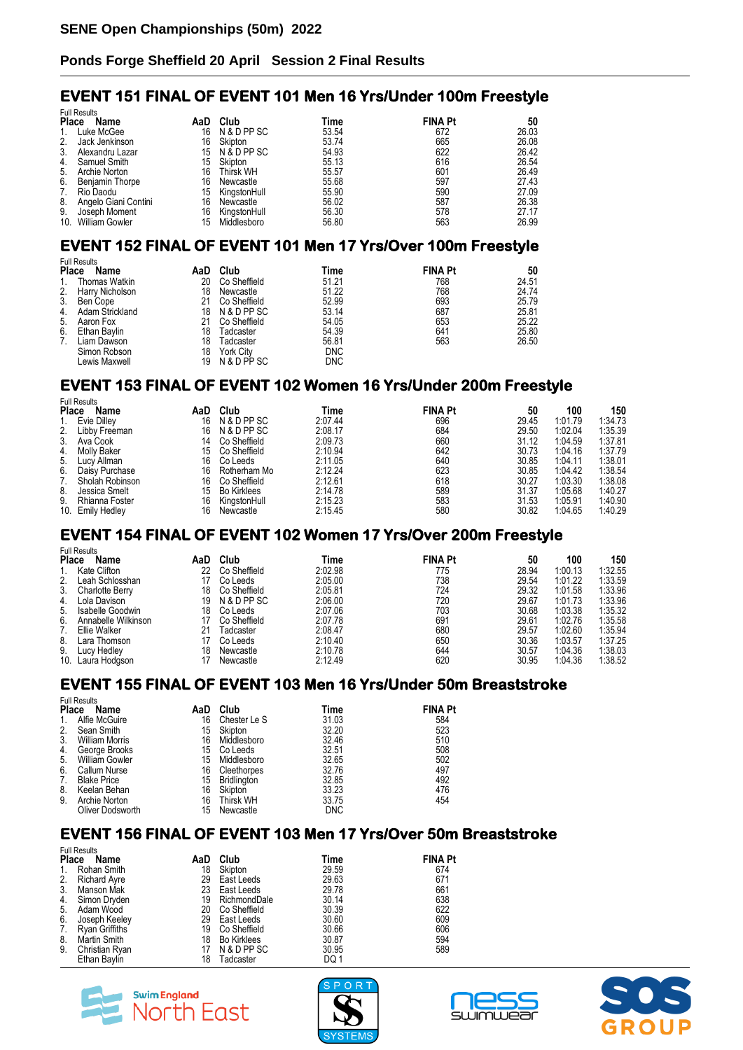**SENE Open Championships (50m) 2022**

**Ponds Forge Sheffield 20 April Session 2 Final Results**

## EVENT 151 FINAL OF EVENT 101 Men 16 Yrs/Under 100m Freestyle

Full Results

| Place | Name | AaD | Club | Time | FINA Pt | 50 |
|---|---|---|---|---|---|---|
| 1. | Luke McGee | 16 | N & D PP SC | 53.54 | 672 | 26.03 |
| 2. | Jack Jenkinson | 16 | Skipton | 53.74 | 665 | 26.08 |
| 3. | Alexandru Lazar | 15 | N & D PP SC | 54.93 | 622 | 26.42 |
| 4. | Samuel Smith | 15 | Skipton | 55.13 | 616 | 26.54 |
| 5. | Archie Norton | 16 | Thirsk WH | 55.57 | 601 | 26.49 |
| 6. | Benjamin Thorpe | 16 | Newcastle | 55.68 | 597 | 27.43 |
| 7. | Rio Daodu | 15 | KingstonHull | 55.90 | 590 | 27.09 |
| 8. | Angelo Giani Contini | 16 | Newcastle | 56.02 | 587 | 26.38 |
| 9. | Joseph Moment | 16 | KingstonHull | 56.30 | 578 | 27.17 |
| 10. | William Gowler | 15 | Middlesboro | 56.80 | 563 | 26.99 |

## EVENT 152 FINAL OF EVENT 101 Men 17 Yrs/Over 100m Freestyle

Full Results

| Place | Name | AaD | Club | Time | FINA Pt | 50 |
|---|---|---|---|---|---|---|
| 1. | Thomas Watkin | 20 | Co Sheffield | 51.21 | 768 | 24.51 |
| 2. | Harry Nicholson | 18 | Newcastle | 51.22 | 768 | 24.74 |
| 3. | Ben Cope | 21 | Co Sheffield | 52.99 | 693 | 25.79 |
| 4. | Adam Strickland | 18 | N & D PP SC | 53.14 | 687 | 25.81 |
| 5. | Aaron Fox | 21 | Co Sheffield | 54.05 | 653 | 25.22 |
| 6. | Ethan Baylin | 18 | Tadcaster | 54.39 | 641 | 25.80 |
| 7. | Liam Dawson | 18 | Tadcaster | 56.81 | 563 | 26.50 |
| | Simon Robson | 18 | York City | DNC | | |
| | Lewis Maxwell | 19 | N & D PP SC | DNC | | |

## EVENT 153 FINAL OF EVENT 102 Women 16 Yrs/Under 200m Freestyle

Full Results

| Place | Name | AaD | Club | Time | FINA Pt | 50 | 100 | 150 |
|---|---|---|---|---|---|---|---|---|
| 1. | Evie Dilley | 16 | N & D PP SC | 2:07.44 | 696 | 29.45 | 1:01.79 | 1:34.73 |
| 2. | Libby Freeman | 16 | N & D PP SC | 2:08.17 | 684 | 29.50 | 1:02.04 | 1:35.39 |
| 3. | Ava Cook | 14 | Co Sheffield | 2:09.73 | 660 | 31.12 | 1:04.59 | 1:37.81 |
| 4. | Molly Baker | 15 | Co Sheffield | 2:10.94 | 642 | 30.73 | 1:04.16 | 1:37.79 |
| 5. | Lucy Allman | 16 | Co Leeds | 2:11.05 | 640 | 30.85 | 1:04.11 | 1:38.01 |
| 6. | Daisy Purchase | 16 | Rotherham Mo | 2:12.24 | 623 | 30.85 | 1:04.42 | 1:38.54 |
| 7. | Sholah Robinson | 16 | Co Sheffield | 2:12.61 | 618 | 30.27 | 1:03.30 | 1:38.08 |
| 8. | Jessica Smelt | 15 | Bo Kirklees | 2:14.78 | 589 | 31.37 | 1:05.68 | 1:40.27 |
| 9. | Rhianna Foster | 16 | KingstonHull | 2:15.23 | 583 | 31.53 | 1:05.91 | 1:40.90 |
| 10. | Emily Hedley | 16 | Newcastle | 2:15.45 | 580 | 30.82 | 1:04.65 | 1:40.29 |

## EVENT 154 FINAL OF EVENT 102 Women 17 Yrs/Over 200m Freestyle

Full Results

| Place | Name | AaD | Club | Time | FINA Pt | 50 | 100 | 150 |
|---|---|---|---|---|---|---|---|---|
| 1. | Kate Clifton | 22 | Co Sheffield | 2:02.98 | 775 | 28.94 | 1:00.13 | 1:32.55 |
| 2. | Leah Schlosshan | 17 | Co Leeds | 2:05.00 | 738 | 29.54 | 1:01.22 | 1:33.59 |
| 3. | Charlotte Berry | 18 | Co Sheffield | 2:05.81 | 724 | 29.32 | 1:01.58 | 1:33.96 |
| 4. | Lola Davison | 19 | N & D PP SC | 2:06.00 | 720 | 29.67 | 1:01.73 | 1:33.96 |
| 5. | Isabelle Goodwin | 18 | Co Leeds | 2:07.06 | 703 | 30.68 | 1:03.38 | 1:35.32 |
| 6. | Annabelle Wilkinson | 17 | Co Sheffield | 2:07.78 | 691 | 29.61 | 1:02.76 | 1:35.58 |
| 7. | Ellie Walker | 21 | Tadcaster | 2:08.47 | 680 | 29.57 | 1:02.60 | 1:35.94 |
| 8. | Lara Thomson | 17 | Co Leeds | 2:10.40 | 650 | 30.36 | 1:03.57 | 1:37.25 |
| 9. | Lucy Hedley | 18 | Newcastle | 2:10.78 | 644 | 30.57 | 1:04.36 | 1:38.03 |
| 10. | Laura Hodgson | 17 | Newcastle | 2:12.49 | 620 | 30.95 | 1:04.36 | 1:38.52 |

## EVENT 155 FINAL OF EVENT 103 Men 16 Yrs/Under 50m Breaststroke

Full Results

| Place | Name | AaD | Club | Time | FINA Pt |
|---|---|---|---|---|---|
| 1. | Alfie McGuire | 16 | Chester Le S | 31.03 | 584 |
| 2. | Sean Smith | 15 | Skipton | 32.20 | 523 |
| 3. | William Morris | 16 | Middlesboro | 32.46 | 510 |
| 4. | George Brooks | 15 | Co Leeds | 32.51 | 508 |
| 5. | William Gowler | 15 | Middlesboro | 32.65 | 502 |
| 6. | Callum Nurse | 16 | Cleethorpes | 32.76 | 497 |
| 7. | Blake Price | 15 | Bridlington | 32.85 | 492 |
| 8. | Keelan Behan | 16 | Skipton | 33.23 | 476 |
| 9. | Archie Norton | 16 | Thirsk WH | 33.75 | 454 |
| | Oliver Dodsworth | 15 | Newcastle | DNC | |

## EVENT 156 FINAL OF EVENT 103 Men 17 Yrs/Over 50m Breaststroke

Full Results

| Place | Name | AaD | Club | Time | FINA Pt |
|---|---|---|---|---|---|
| 1. | Rohan Smith | 18 | Skipton | 29.59 | 674 |
| 2. | Richard Ayre | 29 | East Leeds | 29.63 | 671 |
| 3. | Manson Mak | 23 | East Leeds | 29.78 | 661 |
| 4. | Simon Dryden | 19 | RichmondDale | 30.14 | 638 |
| 5. | Adam Wood | 20 | Co Sheffield | 30.39 | 622 |
| 6. | Joseph Keeley | 29 | East Leeds | 30.60 | 609 |
| 7. | Ryan Griffiths | 19 | Co Sheffield | 30.66 | 606 |
| 8. | Martin Smith | 18 | Bo Kirklees | 30.87 | 594 |
| 9. | Christian Ryan | 17 | N & D PP SC | 30.95 | 589 |
| | Ethan Baylin | 18 | Tadcaster | DQ 1 | |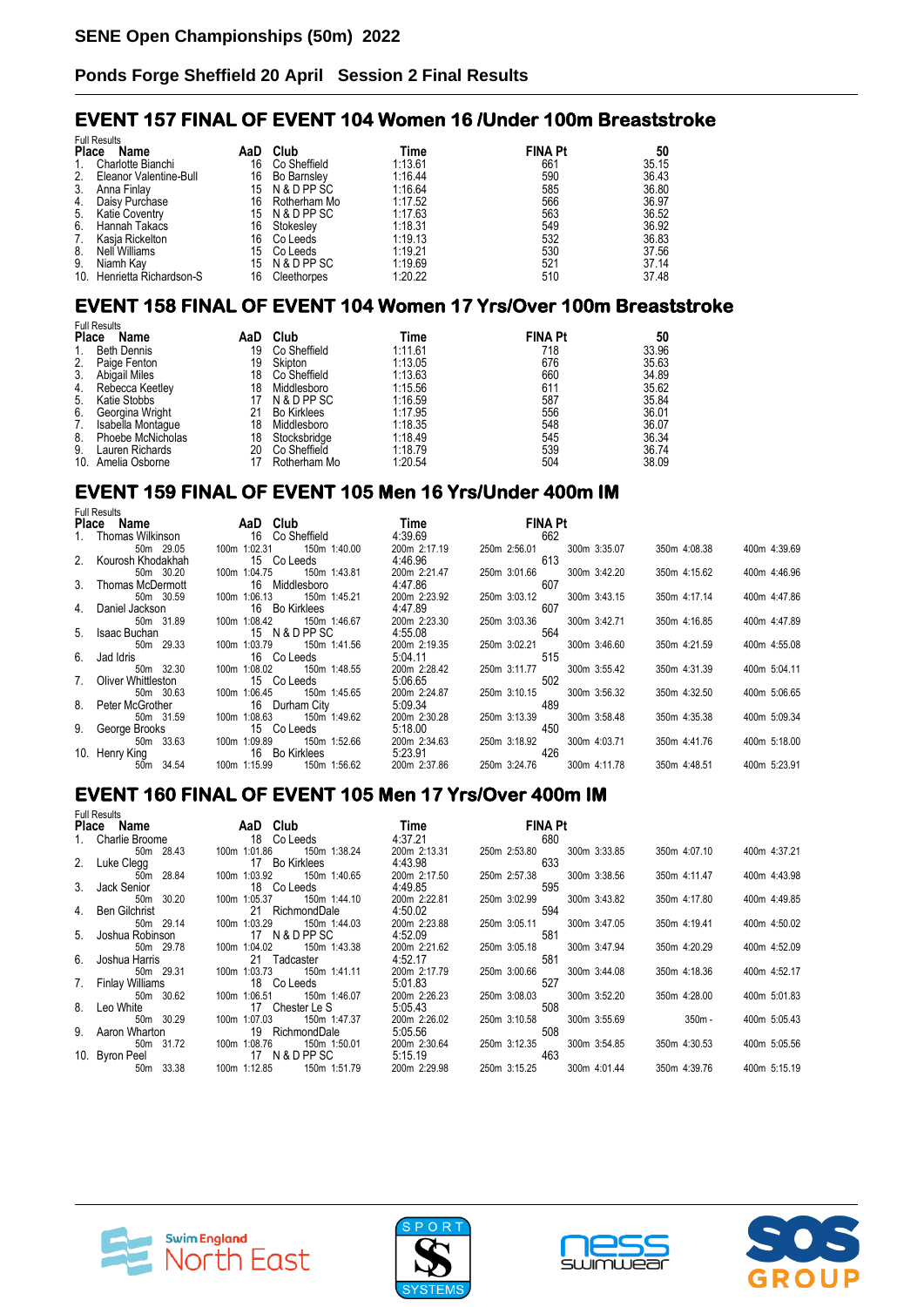# SENE Open Championships (50m) 2022

## Ponds Forge Sheffield 20 April Session 2 Final Results

### EVENT 157 FINAL OF EVENT 104 Women 16 /Under 100m Breaststroke

Full Results

| Place | Name | AaD | Club | Time | FINA Pt | 50 |
|---|---|---|---|---|---|---|
| 1. | Charlotte Bianchi | 16 | Co Sheffield | 1:13.61 | 661 | 35.15 |
| 2. | Eleanor Valentine-Bull | 16 | Bo Barnsley | 1:16.44 | 590 | 36.43 |
| 3. | Anna Finlay | 15 | N & D PP SC | 1:16.64 | 585 | 36.80 |
| 4. | Daisy Purchase | 16 | Rotherham Mo | 1:17.52 | 566 | 36.97 |
| 5. | Katie Coventry | 15 | N & D PP SC | 1:17.63 | 563 | 36.52 |
| 6. | Hannah Takacs | 16 | Stokesley | 1:18.31 | 549 | 36.92 |
| 7. | Kasja Rickelton | 16 | Co Leeds | 1:19.13 | 532 | 36.83 |
| 8. | Nell Williams | 15 | Co Leeds | 1:19.21 | 530 | 37.56 |
| 9. | Niamh Kay | 15 | N & D PP SC | 1:19.69 | 521 | 37.14 |
| 10. | Henrietta Richardson-S | 16 | Cleethorpes | 1:20.22 | 510 | 37.48 |

### EVENT 158 FINAL OF EVENT 104 Women 17 Yrs/Over 100m Breaststroke

Full Results

| Place | Name | AaD | Club | Time | FINA Pt | 50 |
|---|---|---|---|---|---|---|
| 1. | Beth Dennis | 19 | Co Sheffield | 1:11.61 | 718 | 33.96 |
| 2. | Paige Fenton | 19 | Skipton | 1:13.05 | 676 | 35.63 |
| 3. | Abigail Miles | 18 | Co Sheffield | 1:13.63 | 660 | 34.89 |
| 4. | Rebecca Keetley | 18 | Middlesboro | 1:15.56 | 611 | 35.62 |
| 5. | Katie Stobbs | 17 | N & D PP SC | 1:16.59 | 587 | 35.84 |
| 6. | Georgina Wright | 21 | Bo Kirklees | 1:17.95 | 556 | 36.01 |
| 7. | Isabella Montague | 18 | Middlesboro | 1:18.35 | 548 | 36.07 |
| 8. | Phoebe McNicholas | 18 | Stocksbridge | 1:18.49 | 545 | 36.34 |
| 9. | Lauren Richards | 20 | Co Sheffield | 1:18.79 | 539 | 36.74 |
| 10. | Amelia Osborne | 17 | Rotherham Mo | 1:20.54 | 504 | 38.09 |

### EVENT 159 FINAL OF EVENT 105 Men 16 Yrs/Under 400m IM

Full Results

| Place | Name | AaD | Club | Time | FINA Pt | 50m | 100m | 150m | 200m | 250m | 300m | 350m | 400m |
|---|---|---|---|---|---|---|---|---|---|---|---|---|---|
| 1. | Thomas Wilkinson | 16 | Co Sheffield | 4:39.69 | 662 | 29.05 | 1:02.31 | 1:40.00 | 2:17.19 | 2:56.01 | 3:35.07 | 4:08.38 | 4:39.69 |
| 2. | Kourosh Khodakhah | 15 | Co Leeds | 4:46.96 | 613 | 30.20 | 1:04.75 | 1:43.81 | 2:21.47 | 3:01.66 | 3:42.20 | 4:15.62 | 4:46.96 |
| 3. | Thomas McDermott | 16 | Middlesboro | 4:47.86 | 607 | 30.59 | 1:06.13 | 1:45.21 | 2:23.92 | 3:03.12 | 3:43.15 | 4:17.14 | 4:47.86 |
| 4. | Daniel Jackson | 16 | Bo Kirklees | 4:47.89 | 607 | 31.89 | 1:08.42 | 1:46.67 | 2:23.30 | 3:03.36 | 3:42.71 | 4:16.85 | 4:47.89 |
| 5. | Isaac Buchan | 15 | N & D PP SC | 4:55.08 | 564 | 29.33 | 1:03.79 | 1:41.56 | 2:19.35 | 3:02.21 | 3:46.60 | 4:21.59 | 4:55.08 |
| 6. | Jad Idris | 16 | Co Leeds | 5:04.11 | 515 | 32.30 | 1:08.02 | 1:48.55 | 2:28.42 | 3:11.77 | 3:55.42 | 4:31.39 | 5:04.11 |
| 7. | Oliver Whittleston | 15 | Co Leeds | 5:06.65 | 502 | 30.63 | 1:06.45 | 1:45.65 | 2:24.87 | 3:10.15 | 3:56.32 | 4:32.50 | 5:06.65 |
| 8. | Peter McGrother | 16 | Durham City | 5:09.34 | 489 | 31.59 | 1:08.63 | 1:49.62 | 2:30.28 | 3:13.39 | 3:58.48 | 4:35.38 | 5:09.34 |
| 9. | George Brooks | 15 | Co Leeds | 5:18.00 | 450 | 33.63 | 1:09.89 | 1:52.66 | 2:34.63 | 3:18.92 | 4:03.71 | 4:41.76 | 5:18.00 |
| 10. | Henry King | 16 | Bo Kirklees | 5:23.91 | 426 | 34.54 | 1:15.99 | 1:56.62 | 2:37.86 | 3:24.76 | 4:11.78 | 4:48.51 | 5:23.91 |

### EVENT 160 FINAL OF EVENT 105 Men 17 Yrs/Over 400m IM

Full Results

| Place | Name | AaD | Club | Time | FINA Pt | 50m | 100m | 150m | 200m | 250m | 300m | 350m | 400m |
|---|---|---|---|---|---|---|---|---|---|---|---|---|---|
| 1. | Charlie Broome | 18 | Co Leeds | 4:37.21 | 680 | 28.43 | 1:01.86 | 1:38.24 | 2:13.31 | 2:53.80 | 3:33.85 | 4:07.10 | 4:37.21 |
| 2. | Luke Clegg | 17 | Bo Kirklees | 4:43.98 | 633 | 28.84 | 1:03.92 | 1:40.65 | 2:17.50 | 2:57.38 | 3:38.56 | 4:11.47 | 4:43.98 |
| 3. | Jack Senior | 18 | Co Leeds | 4:49.85 | 595 | 30.20 | 1:05.37 | 1:44.10 | 2:22.81 | 3:02.99 | 3:43.82 | 4:17.80 | 4:49.85 |
| 4. | Ben Gilchrist | 21 | RichmondDale | 4:50.02 | 594 | 29.14 | 1:03.29 | 1:44.03 | 2:23.88 | 3:05.11 | 3:47.05 | 4:19.41 | 4:50.02 |
| 5. | Joshua Robinson | 17 | N & D PP SC | 4:52.09 | 581 | 29.78 | 1:04.02 | 1:43.38 | 2:21.62 | 3:05.18 | 3:47.94 | 4:20.29 | 4:52.09 |
| 6. | Joshua Harris | 21 | Tadcaster | 4:52.17 | 581 | 29.31 | 1:03.73 | 1:41.11 | 2:17.79 | 3:00.66 | 3:44.08 | 4:18.36 | 4:52.17 |
| 7. | Finlay Williams | 18 | Co Leeds | 5:01.83 | 527 | 30.62 | 1:06.51 | 1:46.07 | 2:26.23 | 3:08.03 | 3:52.20 | 4:28.00 | 5:01.83 |
| 8. | Leo White | 17 | Chester Le S | 5:05.43 | 508 | 30.29 | 1:07.03 | 1:47.37 | 2:26.02 | 3:10.58 | 3:55.69 | - | 5:05.43 |
| 9. | Aaron Wharton | 19 | RichmondDale | 5:05.56 | 508 | 31.72 | 1:08.76 | 1:50.01 | 2:30.64 | 3:12.35 | 3:54.85 | 4:30.53 | 5:05.56 |
| 10. | Byron Peel | 17 | N & D PP SC | 5:15.19 | 463 | 33.38 | 1:12.85 | 1:51.79 | 2:29.98 | 3:15.25 | 4:01.44 | 4:39.76 | 5:15.19 |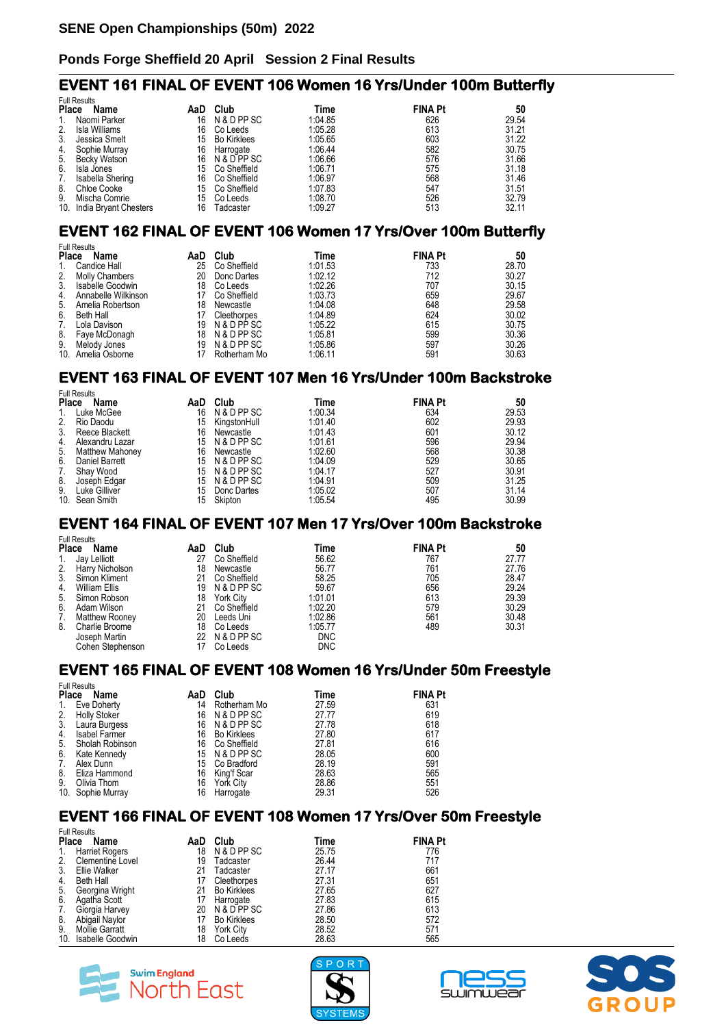## SENE Open Championships (50m) 2022

### Ponds Forge Sheffield 20 April Session 2 Final Results

## EVENT 161 FINAL OF EVENT 106 Women 16 Yrs/Under 100m Butterfly

Full Results

| Place | Name | AaD | Club | Time | FINA Pt | 50 |
|---|---|---|---|---|---|---|
| 1. | Naomi Parker | 16 | N & D PP SC | 1:04.85 | 626 | 29.54 |
| 2. | Isla Williams | 16 | Co Leeds | 1:05.28 | 613 | 31.21 |
| 3. | Jessica Smelt | 15 | Bo Kirklees | 1:05.65 | 603 | 31.22 |
| 4. | Sophie Murray | 16 | Harrogate | 1:06.44 | 582 | 30.75 |
| 5. | Becky Watson | 16 | N & D PP SC | 1:06.66 | 576 | 31.66 |
| 6. | Isla Jones | 15 | Co Sheffield | 1:06.71 | 575 | 31.18 |
| 7. | Isabella Shering | 16 | Co Sheffield | 1:06.97 | 568 | 31.46 |
| 8. | Chloe Cooke | 15 | Co Sheffield | 1:07.83 | 547 | 31.51 |
| 9. | Mischa Comrie | 15 | Co Leeds | 1:08.70 | 526 | 32.79 |
| 10. | India Bryant Chesters | 16 | Tadcaster | 1:09.27 | 513 | 32.11 |

## EVENT 162 FINAL OF EVENT 106 Women 17 Yrs/Over 100m Butterfly

Full Results

| Place | Name | AaD | Club | Time | FINA Pt | 50 |
|---|---|---|---|---|---|---|
| 1. | Candice Hall | 25 | Co Sheffield | 1:01.53 | 733 | 28.70 |
| 2. | Molly Chambers | 20 | Donc Dartes | 1:02.12 | 712 | 30.27 |
| 3. | Isabelle Goodwin | 18 | Co Leeds | 1:02.26 | 707 | 30.15 |
| 4. | Annabelle Wilkinson | 17 | Co Sheffield | 1:03.73 | 659 | 29.67 |
| 5. | Amelia Robertson | 18 | Newcastle | 1:04.08 | 648 | 29.58 |
| 6. | Beth Hall | 17 | Cleethorpes | 1:04.89 | 624 | 30.02 |
| 7. | Lola Davison | 19 | N & D PP SC | 1:05.22 | 615 | 30.75 |
| 8. | Faye McDonagh | 18 | N & D PP SC | 1:05.81 | 599 | 30.36 |
| 9. | Melody Jones | 19 | N & D PP SC | 1:05.86 | 597 | 30.26 |
| 10. | Amelia Osborne | 17 | Rotherham Mo | 1:06.11 | 591 | 30.63 |

## EVENT 163 FINAL OF EVENT 107 Men 16 Yrs/Under 100m Backstroke

Full Results

| Place | Name | AaD | Club | Time | FINA Pt | 50 |
|---|---|---|---|---|---|---|
| 1. | Luke McGee | 16 | N & D PP SC | 1:00.34 | 634 | 29.53 |
| 2. | Rio Daodu | 15 | KingstonHull | 1:01.40 | 602 | 29.93 |
| 3. | Reece Blackett | 16 | Newcastle | 1:01.43 | 601 | 30.12 |
| 4. | Alexandru Lazar | 15 | N & D PP SC | 1:01.61 | 596 | 29.94 |
| 5. | Matthew Mahoney | 16 | Newcastle | 1:02.60 | 568 | 30.38 |
| 6. | Daniel Barrett | 15 | N & D PP SC | 1:04.09 | 529 | 30.65 |
| 7. | Shay Wood | 15 | N & D PP SC | 1:04.17 | 527 | 30.91 |
| 8. | Joseph Edgar | 15 | N & D PP SC | 1:04.91 | 509 | 31.25 |
| 9. | Luke Gilliver | 15 | Donc Dartes | 1:05.02 | 507 | 31.14 |
| 10. | Sean Smith | 15 | Skipton | 1:05.54 | 495 | 30.99 |

## EVENT 164 FINAL OF EVENT 107 Men 17 Yrs/Over 100m Backstroke

Full Results

| Place | Name | AaD | Club | Time | FINA Pt | 50 |
|---|---|---|---|---|---|---|
| 1. | Jay Lelliott | 27 | Co Sheffield | 56.62 | 767 | 27.77 |
| 2. | Harry Nicholson | 18 | Newcastle | 56.77 | 761 | 27.76 |
| 3. | Simon Kliment | 21 | Co Sheffield | 58.25 | 705 | 28.47 |
| 4. | William Ellis | 19 | N & D PP SC | 59.67 | 656 | 29.24 |
| 5. | Simon Robson | 18 | York City | 1:01.01 | 613 | 29.39 |
| 6. | Adam Wilson | 21 | Co Sheffield | 1:02.20 | 579 | 30.29 |
| 7. | Matthew Rooney | 20 | Leeds Uni | 1:02.86 | 561 | 30.48 |
| 8. | Charlie Broome | 18 | Co Leeds | 1:05.77 | 489 | 30.31 |
| | Joseph Martin | 22 | N & D PP SC | DNC | | |
| | Cohen Stephenson | 17 | Co Leeds | DNC | | |

## EVENT 165 FINAL OF EVENT 108 Women 16 Yrs/Under 50m Freestyle

Full Results

| Place | Name | AaD | Club | Time | FINA Pt |
|---|---|---|---|---|---|
| 1. | Eve Doherty | 14 | Rotherham Mo | 27.59 | 631 |
| 2. | Holly Stoker | 16 | N & D PP SC | 27.77 | 619 |
| 3. | Laura Burgess | 16 | N & D PP SC | 27.78 | 618 |
| 4. | Isabel Farmer | 16 | Bo Kirklees | 27.80 | 617 |
| 5. | Sholah Robinson | 16 | Co Sheffield | 27.81 | 616 |
| 6. | Kate Kennedy | 15 | N & D PP SC | 28.05 | 600 |
| 7. | Alex Dunn | 15 | Co Bradford | 28.19 | 591 |
| 8. | Eliza Hammond | 16 | King'f Scar | 28.63 | 565 |
| 9. | Olivia Thom | 16 | York City | 28.86 | 551 |
| 10. | Sophie Murray | 16 | Harrogate | 29.31 | 526 |

## EVENT 166 FINAL OF EVENT 108 Women 17 Yrs/Over 50m Freestyle

Full Results

| Place | Name | AaD | Club | Time | FINA Pt |
|---|---|---|---|---|---|
| 1. | Harriet Rogers | 18 | N & D PP SC | 25.75 | 776 |
| 2. | Clementine Lovel | 19 | Tadcaster | 26.44 | 717 |
| 3. | Ellie Walker | 21 | Tadcaster | 27.17 | 661 |
| 4. | Beth Hall | 17 | Cleethorpes | 27.31 | 651 |
| 5. | Georgina Wright | 21 | Bo Kirklees | 27.65 | 627 |
| 6. | Agatha Scott | 17 | Harrogate | 27.83 | 615 |
| 7. | Giorgia Harvey | 20 | N & D PP SC | 27.86 | 613 |
| 8. | Abigail Naylor | 17 | Bo Kirklees | 28.50 | 572 |
| 9. | Mollie Garratt | 18 | York City | 28.52 | 571 |
| 10. | Isabelle Goodwin | 18 | Co Leeds | 28.63 | 565 |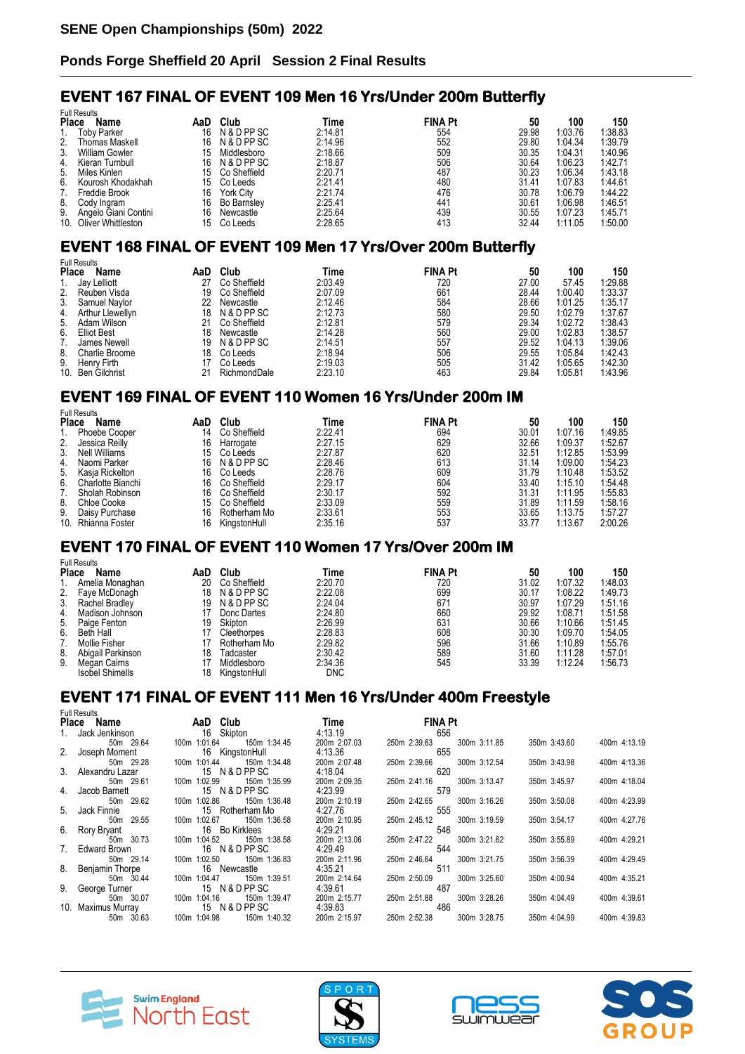# SENE Open Championships (50m) 2022

## Ponds Forge Sheffield 20 April Session 2 Final Results

### EVENT 167 FINAL OF EVENT 109 Men 16 Yrs/Under 200m Butterfly

Full Results

| Place | Name | AaD | Club | Time | FINA Pt | 50 | 100 | 150 |
|---|---|---|---|---|---|---|---|---|
| 1. | Toby Parker | 16 | N & D PP SC | 2:14.81 | 554 | 29.98 | 1:03.76 | 1:38.83 |
| 2. | Thomas Maskell | 16 | N & D PP SC | 2:14.96 | 552 | 29.80 | 1:04.34 | 1:39.79 |
| 3. | William Gowler | 15 | Middlesboro | 2:18.66 | 509 | 30.35 | 1:04.31 | 1:40.96 |
| 4. | Kieran Turnbull | 16 | N & D PP SC | 2:18.87 | 506 | 30.64 | 1:06.23 | 1:42.71 |
| 5. | Miles Kinlen | 15 | Co Sheffield | 2:20.71 | 487 | 30.23 | 1:06.34 | 1:43.18 |
| 6. | Kourosh Khodakhah | 15 | Co Leeds | 2:21.41 | 480 | 31.41 | 1:07.83 | 1:44.61 |
| 7. | Freddie Brook | 16 | York City | 2:21.74 | 476 | 30.78 | 1:06.79 | 1:44.22 |
| 8. | Cody Ingram | 16 | Bo Barnsley | 2:25.41 | 441 | 30.61 | 1:06.98 | 1:46.51 |
| 9. | Angelo Giani Contini | 16 | Newcastle | 2:25.64 | 439 | 30.55 | 1:07.23 | 1:45.71 |
| 10. | Oliver Whittleston | 15 | Co Leeds | 2:28.65 | 413 | 32.44 | 1:11.05 | 1:50.00 |

### EVENT 168 FINAL OF EVENT 109 Men 17 Yrs/Over 200m Butterfly

Full Results

| Place | Name | AaD | Club | Time | FINA Pt | 50 | 100 | 150 |
|---|---|---|---|---|---|---|---|---|
| 1. | Jay Lelliott | 27 | Co Sheffield | 2:03.49 | 720 | 27.00 | 57.45 | 1:29.88 |
| 2. | Reuben Visda | 19 | Co Sheffield | 2:07.09 | 661 | 28.44 | 1:00.40 | 1:33.37 |
| 3. | Samuel Naylor | 22 | Newcastle | 2:12.46 | 584 | 28.66 | 1:01.25 | 1:35.17 |
| 4. | Arthur Llewellyn | 18 | N & D PP SC | 2:12.73 | 580 | 29.50 | 1:02.79 | 1:37.67 |
| 5. | Adam Wilson | 21 | Co Sheffield | 2:12.81 | 579 | 29.34 | 1:02.72 | 1:38.43 |
| 6. | Elliot Best | 18 | Newcastle | 2:14.28 | 560 | 29.00 | 1:02.83 | 1:38.57 |
| 7. | James Newell | 19 | N & D PP SC | 2:14.51 | 557 | 29.52 | 1:04.13 | 1:39.06 |
| 8. | Charlie Broome | 18 | Co Leeds | 2:18.94 | 506 | 29.55 | 1:05.84 | 1:42.43 |
| 9. | Henry Firth | 17 | Co Leeds | 2:19.03 | 505 | 31.42 | 1:05.65 | 1:42.30 |
| 10. | Ben Gilchrist | 21 | RichmondDale | 2:23.10 | 463 | 29.84 | 1:05.81 | 1:43.96 |

### EVENT 169 FINAL OF EVENT 110 Women 16 Yrs/Under 200m IM

Full Results

| Place | Name | AaD | Club | Time | FINA Pt | 50 | 100 | 150 |
|---|---|---|---|---|---|---|---|---|
| 1. | Phoebe Cooper | 14 | Co Sheffield | 2:22.41 | 694 | 30.01 | 1:07.16 | 1:49.85 |
| 2. | Jessica Reilly | 16 | Harrogate | 2:27.15 | 629 | 32.66 | 1:09.37 | 1:52.67 |
| 3. | Nell Williams | 15 | Co Leeds | 2:27.87 | 620 | 32.51 | 1:12.85 | 1:53.99 |
| 4. | Naomi Parker | 16 | N & D PP SC | 2:28.46 | 613 | 31.14 | 1:09.00 | 1:54.23 |
| 5. | Kasja Rickelton | 16 | Co Leeds | 2:28.76 | 609 | 31.79 | 1:10.48 | 1:53.52 |
| 6. | Charlotte Bianchi | 16 | Co Sheffield | 2:29.17 | 604 | 33.40 | 1:15.10 | 1:54.48 |
| 7. | Sholah Robinson | 16 | Co Sheffield | 2:30.17 | 592 | 31.31 | 1:11.95 | 1:55.83 |
| 8. | Chloe Cooke | 15 | Co Sheffield | 2:33.09 | 559 | 31.89 | 1:11.59 | 1:58.16 |
| 9. | Daisy Purchase | 16 | Rotherham Mo | 2:33.61 | 553 | 33.65 | 1:13.75 | 1:57.27 |
| 10. | Rhianna Foster | 16 | KingstonHull | 2:35.16 | 537 | 33.77 | 1:13.67 | 2:00.26 |

### EVENT 170 FINAL OF EVENT 110 Women 17 Yrs/Over 200m IM

Full Results

| Place | Name | AaD | Club | Time | FINA Pt | 50 | 100 | 150 |
|---|---|---|---|---|---|---|---|---|
| 1. | Amelia Monaghan | 20 | Co Sheffield | 2:20.70 | 720 | 31.02 | 1:07.32 | 1:48.03 |
| 2. | Faye McDonagh | 18 | N & D PP SC | 2:22.08 | 699 | 30.17 | 1:08.22 | 1:49.73 |
| 3. | Rachel Bradley | 19 | N & D PP SC | 2:24.04 | 671 | 30.97 | 1:07.29 | 1:51.16 |
| 4. | Madison Johnson | 17 | Donc Dartes | 2:24.80 | 660 | 29.92 | 1:08.71 | 1:51.58 |
| 5. | Paige Fenton | 19 | Skipton | 2:26.99 | 631 | 30.66 | 1:10.66 | 1:51.45 |
| 6. | Beth Hall | 17 | Cleethorpes | 2:28.83 | 608 | 30.30 | 1:09.70 | 1:54.05 |
| 7. | Mollie Fisher | 17 | Rotherham Mo | 2:29.82 | 596 | 31.66 | 1:10.89 | 1:55.76 |
| 8. | Abigail Parkinson | 18 | Tadcaster | 2:30.42 | 589 | 31.60 | 1:11.28 | 1:57.01 |
| 9. | Megan Cairns | 17 | Middlesboro | 2:34.36 | 545 | 33.39 | 1:12.24 | 1:56.73 |
| | Isobel Shimells | 18 | KingstonHull | DNC | | | | |

### EVENT 171 FINAL OF EVENT 111 Men 16 Yrs/Under 400m Freestyle

Full Results

| Place | Name | AaD | Club | Time | FINA Pt | 50m | 100m | 150m | 200m | 250m | 300m | 350m | 400m |
|---|---|---|---|---|---|---|---|---|---|---|---|---|---|
| 1. | Jack Jenkinson | 16 | Skipton | 4:13.19 | 656 | 29.64 | 1:01.64 | 1:34.45 | 2:07.03 | 2:39.63 | 3:11.85 | 3:43.60 | 4:13.19 |
| 2. | Joseph Moment | 16 | KingstonHull | 4:13.36 | 655 | 29.28 | 1:01.44 | 1:34.48 | 2:07.48 | 2:39.66 | 3:12.54 | 3:43.98 | 4:13.36 |
| 3. | Alexandru Lazar | 15 | N & D PP SC | 4:18.04 | 620 | 29.61 | 1:02.99 | 1:35.99 | 2:09.35 | 2:41.16 | 3:13.47 | 3:45.97 | 4:18.04 |
| 4. | Jacob Barnett | 15 | N & D PP SC | 4:23.99 | 579 | 29.62 | 1:02.86 | 1:36.48 | 2:10.19 | 2:42.65 | 3:16.26 | 3:50.08 | 4:23.99 |
| 5. | Jack Finnie | 15 | Rotherham Mo | 4:27.76 | 555 | 29.55 | 1:02.67 | 1:36.58 | 2:10.95 | 2:45.12 | 3:19.59 | 3:54.17 | 4:27.76 |
| 6. | Rory Bryant | 16 | Bo Kirklees | 4:29.21 | 546 | 30.73 | 1:04.52 | 1:38.58 | 2:13.06 | 2:47.22 | 3:21.62 | 3:55.89 | 4:29.21 |
| 7. | Edward Brown | 16 | N & D PP SC | 4:29.49 | 544 | 29.14 | 1:02.50 | 1:36.83 | 2:11.96 | 2:46.64 | 3:21.75 | 3:56.39 | 4:29.49 |
| 8. | Benjamin Thorpe | 16 | Newcastle | 4:35.21 | 511 | 30.44 | 1:04.47 | 1:39.51 | 2:14.64 | 2:50.09 | 3:25.60 | 4:00.94 | 4:35.21 |
| 9. | George Turner | 15 | N & D PP SC | 4:39.61 | 487 | 30.07 | 1:04.16 | 1:39.47 | 2:15.77 | 2:51.88 | 3:28.26 | 4:04.49 | 4:39.61 |
| 10. | Maximus Murray | 15 | N & D PP SC | 4:39.83 | 486 | 30.63 | 1:04.98 | 1:40.32 | 2:15.97 | 2:52.38 | 3:28.75 | 4:04.99 | 4:39.83 |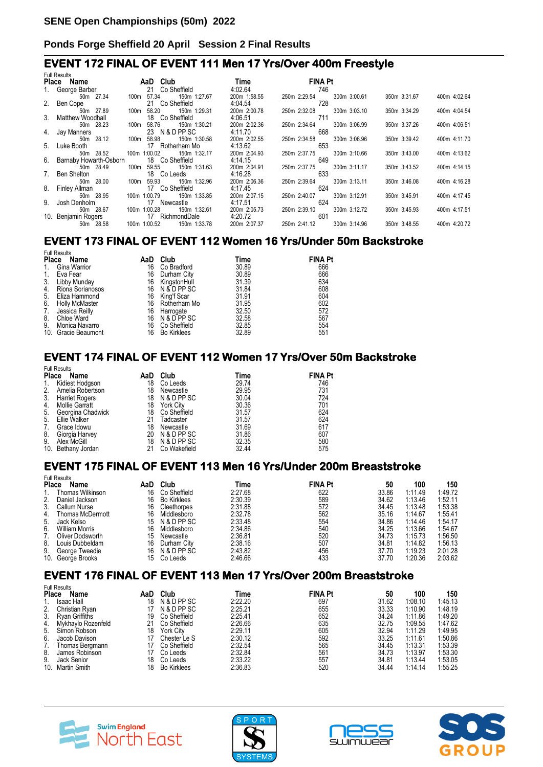## SENE Open Championships (50m) 2022

### Ponds Forge Sheffield 20 April Session 2 Final Results

## EVENT 172 FINAL OF EVENT 111 Men 17 Yrs/Over 400m Freestyle

Full Results

| Place | Name | AaD | Club | Time | FINA Pt | | | | |
|---|---|---|---|---|---|---|---|---|---|
| 1. | George Barber | 21 | Co Sheffield | 4:02.64 | 746 | | | | |
| | 50m 27.34 | 100m 57.34 | 150m 1:27.67 | 200m 1:58.55 | 250m 2:29.54 | 300m 3:00.61 | 350m 3:31.67 | 400m 4:02.64 | |
| 2. | Ben Cope | 21 | Co Sheffield | 4:04.54 | 728 | | | | |
| | 50m 27.89 | 100m 58.20 | 150m 1:29.31 | 200m 2:00.78 | 250m 2:32.08 | 300m 3:03.10 | 350m 3:34.29 | 400m 4:04.54 | |
| 3. | Matthew Woodhall | 18 | Co Sheffield | 4:06.51 | 711 | | | | |
| | 50m 28.23 | 100m 58.76 | 150m 1:30.21 | 200m 2:02.36 | 250m 2:34.64 | 300m 3:06.99 | 350m 3:37.26 | 400m 4:06.51 | |
| 4. | Jay Manners | 23 | N & D PP SC | 4:11.70 | 668 | | | | |
| | 50m 28.12 | 100m 58.98 | 150m 1:30.58 | 200m 2:02.55 | 250m 2:34.58 | 300m 3:06.96 | 350m 3:39.42 | 400m 4:11.70 | |
| 5. | Luke Booth | 17 | Rotherham Mo | 4:13.62 | 653 | | | | |
| | 50m 28.52 | 100m 1:00.02 | 150m 1:32.17 | 200m 2:04.93 | 250m 2:37.75 | 300m 3:10.66 | 350m 3:43.00 | 400m 4:13.62 | |
| 6. | Barnaby Howarth-Osborn | 18 | Co Sheffield | 4:14.15 | 649 | | | | |
| | 50m 28.49 | 100m 59.55 | 150m 1:31.63 | 200m 2:04.91 | 250m 2:37.75 | 300m 3:11.17 | 350m 3:43.52 | 400m 4:14.15 | |
| 7. | Ben Shelton | 18 | Co Leeds | 4:16.28 | 633 | | | | |
| | 50m 28.00 | 100m 59.93 | 150m 1:32.96 | 200m 2:06.36 | 250m 2:39.64 | 300m 3:13.11 | 350m 3:46.08 | 400m 4:16.28 | |
| 8. | Finley Allman | 17 | Co Sheffield | 4:17.45 | 624 | | | | |
| | 50m 28.95 | 100m 1:00.79 | 150m 1:33.85 | 200m 2:07.15 | 250m 2:40.07 | 300m 3:12.91 | 350m 3:45.91 | 400m 4:17.45 | |
| 9. | Josh Denholm | 17 | Newcastle | 4:17.51 | 624 | | | | |
| | 50m 28.67 | 100m 1:00.28 | 150m 1:32.61 | 200m 2:05.73 | 250m 2:39.10 | 300m 3:12.72 | 350m 3:45.93 | 400m 4:17.51 | |
| 10. | Benjamin Rogers | 17 | RichmondDale | 4:20.72 | 601 | | | | |
| | 50m 28.58 | 100m 1:00.52 | 150m 1:33.78 | 200m 2:07.37 | 250m 2:41.12 | 300m 3:14.96 | 350m 3:48.55 | 400m 4:20.72 | |

## EVENT 173 FINAL OF EVENT 112 Women 16 Yrs/Under 50m Backstroke

Full Results

| Place | Name | AaD | Club | Time | FINA Pt |
|---|---|---|---|---|---|
| 1. | Gina Warrior | 16 | Co Bradford | 30.89 | 666 |
| 1. | Eva Fear | 16 | Durham City | 30.89 | 666 |
| 3. | Libby Munday | 16 | KingstonHull | 31.39 | 634 |
| 4. | Riona Sorianosos | 16 | N & D PP SC | 31.84 | 608 |
| 5. | Eliza Hammond | 16 | King'f Scar | 31.91 | 604 |
| 6. | Holly McMaster | 16 | Rotherham Mo | 31.95 | 602 |
| 7. | Jessica Reilly | 16 | Harrogate | 32.50 | 572 |
| 8. | Chloe Ward | 16 | N & D PP SC | 32.58 | 567 |
| 9. | Monica Navarro | 16 | Co Sheffield | 32.85 | 554 |
| 10. | Gracie Beaumont | 16 | Bo Kirklees | 32.89 | 551 |

## EVENT 174 FINAL OF EVENT 112 Women 17 Yrs/Over 50m Backstroke

Full Results

| Place | Name | AaD | Club | Time | FINA Pt |
|---|---|---|---|---|---|
| 1. | Kidiest Hodgson | 18 | Co Leeds | 29.74 | 746 |
| 2. | Amelia Robertson | 18 | Newcastle | 29.95 | 731 |
| 3. | Harriet Rogers | 18 | N & D PP SC | 30.04 | 724 |
| 4. | Mollie Garratt | 18 | York City | 30.36 | 701 |
| 5. | Georgina Chadwick | 18 | Co Sheffield | 31.57 | 624 |
| 5. | Ellie Walker | 21 | Tadcaster | 31.57 | 624 |
| 7. | Grace Idowu | 18 | Newcastle | 31.69 | 617 |
| 8. | Giorgia Harvey | 20 | N & D PP SC | 31.86 | 607 |
| 9. | Alex McGill | 18 | N & D PP SC | 32.35 | 580 |
| 10. | Bethany Jordan | 21 | Co Wakefield | 32.44 | 575 |

## EVENT 175 FINAL OF EVENT 113 Men 16 Yrs/Under 200m Breaststroke

Full Results

| Place | Name | AaD | Club | Time | FINA Pt | 50 | 100 | 150 |
|---|---|---|---|---|---|---|---|---|
| 1. | Thomas Wilkinson | 16 | Co Sheffield | 2:27.68 | 622 | 33.86 | 1:11.49 | 1:49.72 |
| 2. | Daniel Jackson | 16 | Bo Kirklees | 2:30.39 | 589 | 34.62 | 1:13.46 | 1:52.11 |
| 3. | Callum Nurse | 16 | Cleethorpes | 2:31.88 | 572 | 34.45 | 1:13.48 | 1:53.38 |
| 4. | Thomas McDermott | 16 | Middlesboro | 2:32.78 | 562 | 35.16 | 1:14.67 | 1:55.41 |
| 5. | Jack Kelso | 15 | N & D PP SC | 2:33.48 | 554 | 34.86 | 1:14.46 | 1:54.17 |
| 6. | William Morris | 16 | Middlesboro | 2:34.86 | 540 | 34.25 | 1:13.66 | 1:54.67 |
| 7. | Oliver Dodsworth | 15 | Newcastle | 2:36.81 | 520 | 34.73 | 1:15.73 | 1:56.50 |
| 8. | Louis Dubbeldam | 16 | Durham City | 2:38.16 | 507 | 34.81 | 1:14.82 | 1:56.13 |
| 9. | George Tweedie | 16 | N & D PP SC | 2:43.82 | 456 | 37.70 | 1:19.23 | 2:01.28 |
| 10. | George Brooks | 15 | Co Leeds | 2:46.66 | 433 | 37.70 | 1:20.36 | 2:03.62 |

## EVENT 176 FINAL OF EVENT 113 Men 17 Yrs/Over 200m Breaststroke

Full Results

| Place | Name | AaD | Club | Time | FINA Pt | 50 | 100 | 150 |
|---|---|---|---|---|---|---|---|---|
| 1. | Isaac Hall | 18 | N & D PP SC | 2:22.20 | 697 | 31.62 | 1:08.10 | 1:45.13 |
| 2. | Christian Ryan | 17 | N & D PP SC | 2:25.21 | 655 | 33.33 | 1:10.90 | 1:48.19 |
| 3. | Ryan Griffiths | 19 | Co Sheffield | 2:25.41 | 652 | 34.24 | 1:11.86 | 1:49.20 |
| 4. | Mykhaylo Rozenfeld | 21 | Co Sheffield | 2:26.66 | 635 | 32.75 | 1:09.55 | 1:47.62 |
| 5. | Simon Robson | 18 | York City | 2:29.11 | 605 | 32.94 | 1:11.29 | 1:49.95 |
| 6. | Jacob Davison | 17 | Chester Le S | 2:30.12 | 592 | 33.25 | 1:11.61 | 1:50.86 |
| 7. | Thomas Bergmann | 17 | Co Sheffield | 2:32.54 | 565 | 34.45 | 1:15.31 | 1:53.39 |
| 8. | James Robinson | 17 | Co Leeds | 2:32.84 | 561 | 34.73 | 1:13.97 | 1:53.30 |
| 9. | Jack Senior | 18 | Co Leeds | 2:33.22 | 557 | 34.81 | 1:13.44 | 1:53.05 |
| 10. | Martin Smith | 18 | Bo Kirklees | 2:36.83 | 520 | 34.44 | 1:14.14 | 1:55.25 |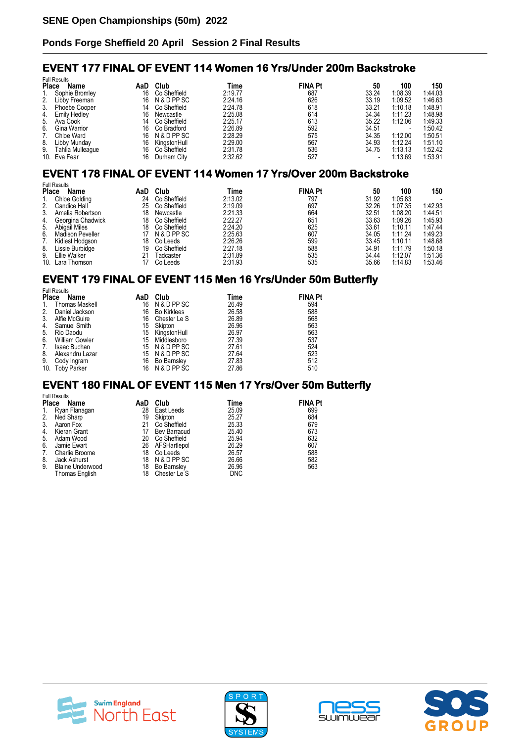# SENE Open Championships (50m) 2022

## Ponds Forge Sheffield 20 April Session 2 Final Results

### EVENT 177 FINAL OF EVENT 114 Women 16 Yrs/Under 200m Backstroke

Full Results

| Place | Name | AaD | Club | Time | FINA Pt | 50 | 100 | 150 |
|---|---|---|---|---|---|---|---|---|
| 1. | Sophie Bromley | 16 | Co Sheffield | 2:19.77 | 687 | 33.24 | 1:08.39 | 1:44.03 |
| 2. | Libby Freeman | 16 | N & D PP SC | 2:24.16 | 626 | 33.19 | 1:09.52 | 1:46.63 |
| 3. | Phoebe Cooper | 14 | Co Sheffield | 2:24.78 | 618 | 33.21 | 1:10.18 | 1:48.91 |
| 4. | Emily Hedley | 16 | Newcastle | 2:25.08 | 614 | 34.34 | 1:11.23 | 1:48.98 |
| 5. | Ava Cook | 14 | Co Sheffield | 2:25.17 | 613 | 35.22 | 1:12.06 | 1:49.33 |
| 6. | Gina Warrior | 16 | Co Bradford | 2:26.89 | 592 | 34.51 | - | 1:50.42 |
| 7. | Chloe Ward | 16 | N & D PP SC | 2:28.29 | 575 | 34.35 | 1:12.00 | 1:50.51 |
| 8. | Libby Munday | 16 | KingstonHull | 2:29.00 | 567 | 34.93 | 1:12.24 | 1:51.10 |
| 9. | Tahlia Mulleague | 16 | Co Sheffield | 2:31.78 | 536 | 34.75 | 1:13.13 | 1:52.42 |
| 10. | Eva Fear | 16 | Durham City | 2:32.62 | 527 | - | 1:13.69 | 1:53.91 |

### EVENT 178 FINAL OF EVENT 114 Women 17 Yrs/Over 200m Backstroke

Full Results

| Place | Name | AaD | Club | Time | FINA Pt | 50 | 100 | 150 |
|---|---|---|---|---|---|---|---|---|
| 1. | Chloe Golding | 24 | Co Sheffield | 2:13.02 | 797 | 31.92 | 1:05.83 | - |
| 2. | Candice Hall | 25 | Co Sheffield | 2:19.09 | 697 | 32.26 | 1:07.35 | 1:42.93 |
| 3. | Amelia Robertson | 18 | Newcastle | 2:21.33 | 664 | 32.51 | 1:08.20 | 1:44.51 |
| 4. | Georgina Chadwick | 18 | Co Sheffield | 2:22.27 | 651 | 33.63 | 1:09.26 | 1:45.93 |
| 5. | Abigail Miles | 18 | Co Sheffield | 2:24.20 | 625 | 33.61 | 1:10.11 | 1:47.44 |
| 6. | Madison Peveller | 17 | N & D PP SC | 2:25.63 | 607 | 34.05 | 1:11.24 | 1:49.23 |
| 7. | Kidiest Hodgson | 18 | Co Leeds | 2:26.26 | 599 | 33.45 | 1:10.11 | 1:48.68 |
| 8. | Lissie Burbidge | 19 | Co Sheffield | 2:27.18 | 588 | 34.91 | 1:11.79 | 1:50.18 |
| 9. | Ellie Walker | 21 | Tadcaster | 2:31.89 | 535 | 34.44 | 1:12.07 | 1:51.36 |
| 10. | Lara Thomson | 17 | Co Leeds | 2:31.93 | 535 | 35.66 | 1:14.83 | 1:53.46 |

### EVENT 179 FINAL OF EVENT 115 Men 16 Yrs/Under 50m Butterfly

Full Results

| Place | Name | AaD | Club | Time | FINA Pt |
|---|---|---|---|---|---|
| 1. | Thomas Maskell | 16 | N & D PP SC | 26.49 | 594 |
| 2. | Daniel Jackson | 16 | Bo Kirklees | 26.58 | 588 |
| 3. | Alfie McGuire | 16 | Chester Le S | 26.89 | 568 |
| 4. | Samuel Smith | 15 | Skipton | 26.96 | 563 |
| 5. | Rio Daodu | 15 | KingstonHull | 26.97 | 563 |
| 6. | William Gowler | 15 | Middlesboro | 27.39 | 537 |
| 7. | Isaac Buchan | 15 | N & D PP SC | 27.61 | 524 |
| 8. | Alexandru Lazar | 15 | N & D PP SC | 27.64 | 523 |
| 9. | Cody Ingram | 16 | Bo Barnsley | 27.83 | 512 |
| 10. | Toby Parker | 16 | N & D PP SC | 27.86 | 510 |

### EVENT 180 FINAL OF EVENT 115 Men 17 Yrs/Over 50m Butterfly

Full Results

| Place | Name | AaD | Club | Time | FINA Pt |
|---|---|---|---|---|---|
| 1. | Ryan Flanagan | 28 | East Leeds | 25.09 | 699 |
| 2. | Ned Sharp | 19 | Skipton | 25.27 | 684 |
| 3. | Aaron Fox | 21 | Co Sheffield | 25.33 | 679 |
| 4. | Kieran Grant | 17 | Bev Barracud | 25.40 | 673 |
| 5. | Adam Wood | 20 | Co Sheffield | 25.94 | 632 |
| 6. | Jamie Ewart | 26 | AFSHartlepol | 26.29 | 607 |
| 7. | Charlie Broome | 18 | Co Leeds | 26.57 | 588 |
| 8. | Jack Ashurst | 18 | N & D PP SC | 26.66 | 582 |
| 9. | Blaine Underwood | 18 | Bo Barnsley | 26.96 | 563 |
| | Thomas English | 18 | Chester Le S | DNC | |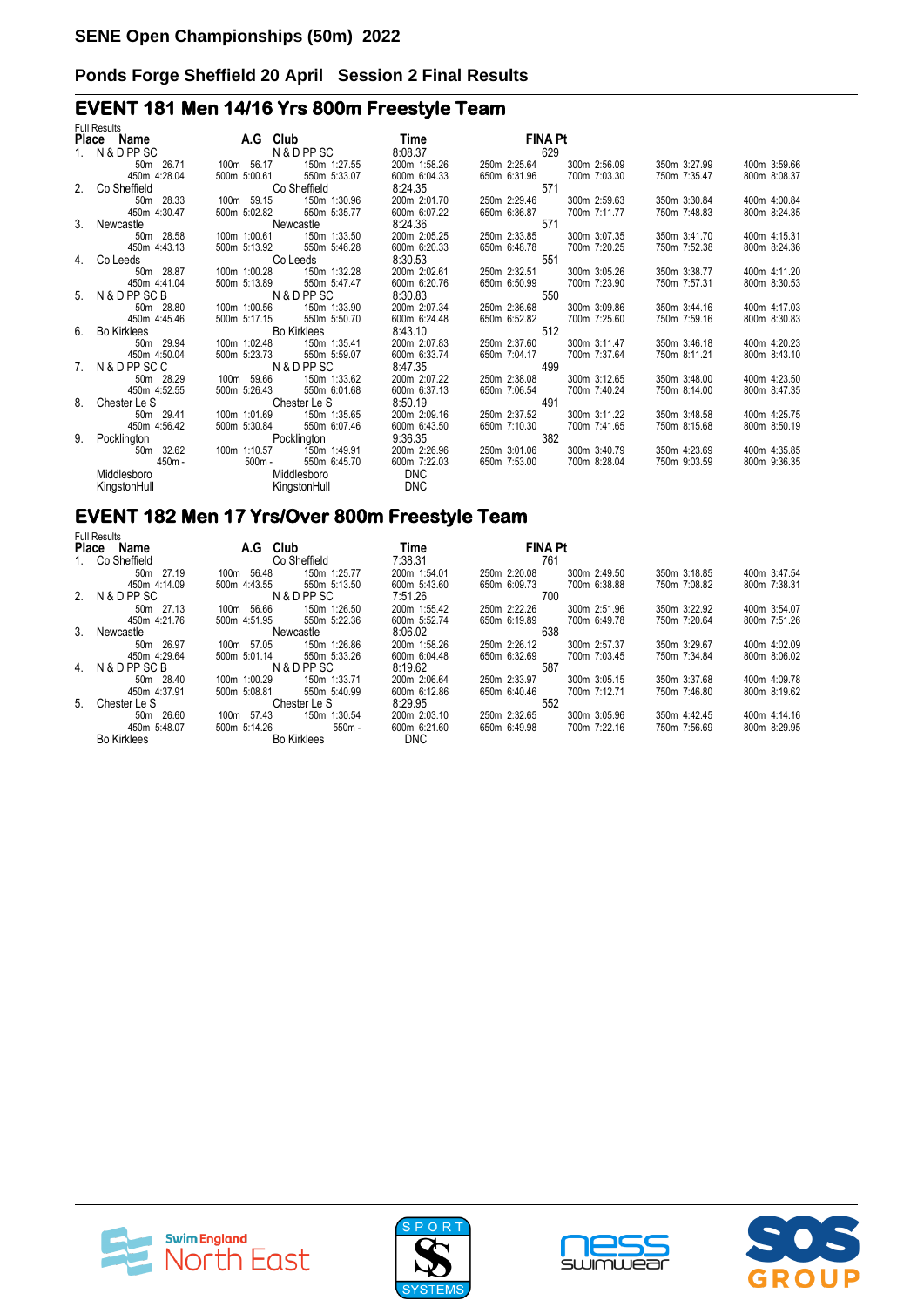## SENE Open Championships (50m) 2022

### Ponds Forge Sheffield 20 April Session 2 Final Results

## EVENT 181 Men 14/16 Yrs 800m Freestyle Team

Full Results

| Place | Name | A.G | Club | Time | FINA Pt |
|---|---|---|---|---|---|
| 1. | N & D PP SC | | N & D PP SC | 8:08.37 | 629 |
| | 50m 26.71 / 100m 56.17 / 150m 1:27.55 / 200m 1:58.26 / 250m 2:25.64 / 300m 2:56.09 / 350m 3:27.99 / 400m 3:59.66 / 450m 4:28.04 / 500m 5:00.61 / 550m 5:33.07 / 600m 6:04.33 / 650m 6:31.96 / 700m 7:03.30 / 750m 7:35.47 / 800m 8:08.37 | | | | |
| 2. | Co Sheffield | | Co Sheffield | 8:24.35 | 571 |
| | 50m 28.33 / 100m 59.15 / 150m 1:30.96 / 200m 2:01.70 / 250m 2:29.46 / 300m 2:59.63 / 350m 3:30.84 / 400m 4:00.84 / 450m 4:30.47 / 500m 5:02.82 / 550m 5:35.77 / 600m 6:07.22 / 650m 6:36.87 / 700m 7:11.77 / 750m 7:48.83 / 800m 8:24.35 | | | | |
| 3. | Newcastle | | Newcastle | 8:24.36 | 571 |
| | 50m 28.58 / 100m 1:00.61 / 150m 1:33.50 / 200m 2:05.25 / 250m 2:33.85 / 300m 3:07.35 / 350m 3:41.70 / 400m 4:15.31 / 450m 4:43.13 / 500m 5:13.92 / 550m 5:46.28 / 600m 6:20.33 / 650m 6:48.78 / 700m 7:20.25 / 750m 7:52.38 / 800m 8:24.36 | | | | |
| 4. | Co Leeds | | Co Leeds | 8:30.53 | 551 |
| | 50m 28.87 / 100m 1:00.28 / 150m 1:32.28 / 200m 2:02.61 / 250m 2:32.51 / 300m 3:05.26 / 350m 3:38.77 / 400m 4:11.20 / 450m 4:41.04 / 500m 5:13.89 / 550m 5:47.47 / 600m 6:20.76 / 650m 6:50.99 / 700m 7:23.90 / 750m 7:57.31 / 800m 8:30.53 | | | | |
| 5. | N & D PP SC B | | N & D PP SC | 8:30.83 | 550 |
| | 50m 28.80 / 100m 1:00.56 / 150m 1:33.90 / 200m 2:07.34 / 250m 2:36.68 / 300m 3:09.86 / 350m 3:44.16 / 400m 4:17.03 / 450m 4:45.46 / 500m 5:17.15 / 550m 5:50.70 / 600m 6:24.48 / 650m 6:52.82 / 700m 7:25.60 / 750m 7:59.16 / 800m 8:30.83 | | | | |
| 6. | Bo Kirklees | | Bo Kirklees | 8:43.10 | 512 |
| | 50m 29.94 / 100m 1:02.48 / 150m 1:35.41 / 200m 2:07.83 / 250m 2:37.60 / 300m 3:11.47 / 350m 3:46.18 / 400m 4:20.23 / 450m 4:50.04 / 500m 5:23.73 / 550m 5:59.07 / 600m 6:33.74 / 650m 7:04.17 / 700m 7:37.64 / 750m 8:11.21 / 800m 8:43.10 | | | | |
| 7. | N & D PP SC C | | N & D PP SC | 8:47.35 | 499 |
| | 50m 28.29 / 100m 59.66 / 150m 1:33.62 / 200m 2:07.22 / 250m 2:38.08 / 300m 3:12.65 / 350m 3:48.00 / 400m 4:23.50 / 450m 4:52.55 / 500m 5:26.43 / 550m 6:01.68 / 600m 6:37.13 / 650m 7:06.54 / 700m 7:40.24 / 750m 8:14.00 / 800m 8:47.35 | | | | |
| 8. | Chester Le S | | Chester Le S | 8:50.19 | 491 |
| | 50m 29.41 / 100m 1:01.69 / 150m 1:35.65 / 200m 2:09.16 / 250m 2:37.52 / 300m 3:11.22 / 350m 3:48.58 / 400m 4:25.75 / 450m 4:56.42 / 500m 5:30.84 / 550m 6:07.46 / 600m 6:43.50 / 650m 7:10.30 / 700m 7:41.65 / 750m 8:15.68 / 800m 8:50.19 | | | | |
| 9. | Pocklington | | Pocklington | 9:36.35 | 382 |
| | 50m 32.62 / 100m 1:10.57 / 150m 1:49.91 / 200m 2:26.96 / 250m 3:01.06 / 300m 3:40.79 / 350m 4:23.69 / 400m 4:35.85 / 450m - / 500m - / 550m 6:45.70 / 600m 7:22.03 / 650m 7:53.00 / 700m 8:28.04 / 750m 9:03.59 / 800m 9:36.35 | | | | |
| | Middlesboro | | Middlesboro | DNC | |
| | KingstonHull | | KingstonHull | DNC | |

## EVENT 182 Men 17 Yrs/Over 800m Freestyle Team

Full Results

| Place | Name | A.G | Club | Time | FINA Pt |
|---|---|---|---|---|---|
| 1. | Co Sheffield | | Co Sheffield | 7:38.31 | 761 |
| | 50m 27.19 / 100m 56.48 / 150m 1:25.77 / 200m 1:54.01 / 250m 2:20.08 / 300m 2:49.50 / 350m 3:18.85 / 400m 3:47.54 / 450m 4:14.09 / 500m 4:43.55 / 550m 5:13.50 / 600m 5:43.60 / 650m 6:09.73 / 700m 6:38.88 / 750m 7:08.82 / 800m 7:38.31 | | | | |
| 2. | N & D PP SC | | N & D PP SC | 7:51.26 | 700 |
| | 50m 27.13 / 100m 56.66 / 150m 1:26.50 / 200m 1:55.42 / 250m 2:22.26 / 300m 2:51.96 / 350m 3:22.92 / 400m 3:54.07 / 450m 4:21.76 / 500m 4:51.95 / 550m 5:22.36 / 600m 5:52.74 / 650m 6:19.89 / 700m 6:49.78 / 750m 7:20.64 / 800m 7:51.26 | | | | |
| 3. | Newcastle | | Newcastle | 8:06.02 | 638 |
| | 50m 26.97 / 100m 57.05 / 150m 1:26.86 / 200m 1:58.26 / 250m 2:26.12 / 300m 2:57.37 / 350m 3:29.67 / 400m 4:02.09 / 450m 4:29.64 / 500m 5:01.14 / 550m 5:33.26 / 600m 6:04.48 / 650m 6:32.69 / 700m 7:03.45 / 750m 7:34.84 / 800m 8:06.02 | | | | |
| 4. | N & D PP SC B | | N & D PP SC | 8:19.62 | 587 |
| | 50m 28.40 / 100m 1:00.29 / 150m 1:33.71 / 200m 2:06.64 / 250m 2:33.97 / 300m 3:05.15 / 350m 3:37.68 / 400m 4:09.78 / 450m 4:37.91 / 500m 5:08.81 / 550m 5:40.99 / 600m 6:12.86 / 650m 6:40.46 / 700m 7:12.71 / 750m 7:46.80 / 800m 8:19.62 | | | | |
| 5. | Chester Le S | | Chester Le S | 8:29.95 | 552 |
| | 50m 26.60 / 100m 57.43 / 150m 1:30.54 / 200m 2:03.10 / 250m 2:32.65 / 300m 3:05.96 / 350m 4:42.45 / 400m 4:14.16 / 450m 5:48.07 / 500m 5:14.26 / 550m - / 600m 6:21.60 / 650m 6:49.98 / 700m 7:22.16 / 750m 7:56.69 / 800m 8:29.95 | | | | |
| | Bo Kirklees | | Bo Kirklees | DNC | |

Swim England North East · SPORT SYSTEMS · ness swimwear · SOS GROUP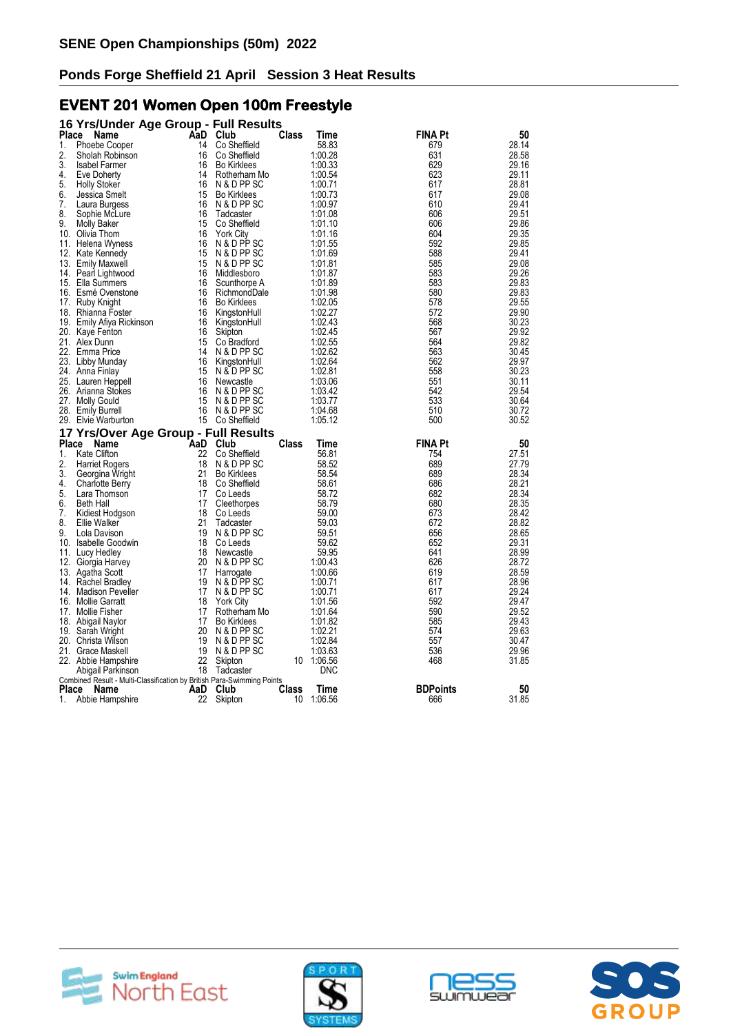# SENE Open Championships (50m) 2022

## Ponds Forge Sheffield 21 April Session 3 Heat Results

## EVENT 201 Women Open 100m Freestyle

### 16 Yrs/Under Age Group - Full Results

| Place | Name | AaD | Club | Class | Time | FINA Pt | 50 |
|---|---|---|---|---|---|---|---|
| 1. | Phoebe Cooper | 14 | Co Sheffield | | 58.83 | 679 | 28.14 |
| 2. | Sholah Robinson | 16 | Co Sheffield | | 1:00.28 | 631 | 28.58 |
| 3. | Isabel Farmer | 16 | Bo Kirklees | | 1:00.33 | 629 | 29.16 |
| 4. | Eve Doherty | 14 | Rotherham Mo | | 1:00.54 | 623 | 29.11 |
| 5. | Holly Stoker | 16 | N & D PP SC | | 1:00.71 | 617 | 28.81 |
| 6. | Jessica Smelt | 15 | Bo Kirklees | | 1:00.73 | 617 | 29.08 |
| 7. | Laura Burgess | 16 | N & D PP SC | | 1:00.97 | 610 | 29.41 |
| 8. | Sophie McLure | 16 | Tadcaster | | 1:01.08 | 606 | 29.51 |
| 9. | Molly Baker | 15 | Co Sheffield | | 1:01.10 | 606 | 29.86 |
| 10. | Olivia Thom | 16 | York City | | 1:01.16 | 604 | 29.35 |
| 11. | Helena Wyness | 16 | N & D PP SC | | 1:01.55 | 592 | 29.85 |
| 12. | Kate Kennedy | 15 | N & D PP SC | | 1:01.69 | 588 | 29.41 |
| 13. | Emily Maxwell | 15 | N & D PP SC | | 1:01.81 | 585 | 29.08 |
| 14. | Pearl Lightwood | 16 | Middlesboro | | 1:01.87 | 583 | 29.26 |
| 15. | Ella Summers | 16 | Scunthorpe A | | 1:01.89 | 583 | 29.83 |
| 16. | Esmé Ovenstone | 16 | RichmondDale | | 1:01.98 | 580 | 29.83 |
| 17. | Ruby Knight | 16 | Bo Kirklees | | 1:02.05 | 578 | 29.55 |
| 18. | Rhianna Foster | 16 | KingstonHull | | 1:02.27 | 572 | 29.90 |
| 19. | Emily Afiya Rickinson | 16 | KingstonHull | | 1:02.43 | 568 | 30.23 |
| 20. | Kaye Fenton | 16 | Skipton | | 1:02.45 | 567 | 29.92 |
| 21. | Alex Dunn | 15 | Co Bradford | | 1:02.55 | 564 | 29.82 |
| 22. | Emma Price | 14 | N & D PP SC | | 1:02.62 | 563 | 30.45 |
| 23. | Libby Munday | 16 | KingstonHull | | 1:02.64 | 562 | 29.97 |
| 24. | Anna Finlay | 15 | N & D PP SC | | 1:02.81 | 558 | 30.23 |
| 25. | Lauren Heppell | 16 | Newcastle | | 1:03.06 | 551 | 30.11 |
| 26. | Arianna Stokes | 16 | N & D PP SC | | 1:03.42 | 542 | 29.54 |
| 27. | Molly Gould | 15 | N & D PP SC | | 1:03.77 | 533 | 30.64 |
| 28. | Emily Burrell | 16 | N & D PP SC | | 1:04.68 | 510 | 30.72 |
| 29. | Elvie Warburton | 15 | Co Sheffield | | 1:05.12 | 500 | 30.52 |

### 17 Yrs/Over Age Group - Full Results

| Place | Name | AaD | Club | Class | Time | FINA Pt | 50 |
|---|---|---|---|---|---|---|---|
| 1. | Kate Clifton | 22 | Co Sheffield | | 56.81 | 754 | 27.51 |
| 2. | Harriet Rogers | 18 | N & D PP SC | | 58.52 | 689 | 27.79 |
| 3. | Georgina Wright | 21 | Bo Kirklees | | 58.54 | 689 | 28.34 |
| 4. | Charlotte Berry | 18 | Co Sheffield | | 58.61 | 686 | 28.21 |
| 5. | Lara Thomson | 17 | Co Leeds | | 58.72 | 682 | 28.34 |
| 6. | Beth Hall | 17 | Cleethorpes | | 58.79 | 680 | 28.35 |
| 7. | Kidiest Hodgson | 18 | Co Leeds | | 59.00 | 673 | 28.42 |
| 8. | Ellie Walker | 21 | Tadcaster | | 59.03 | 672 | 28.82 |
| 9. | Lola Davison | 19 | N & D PP SC | | 59.51 | 656 | 28.65 |
| 10. | Isabelle Goodwin | 18 | Co Leeds | | 59.62 | 652 | 29.31 |
| 11. | Lucy Hedley | 18 | Newcastle | | 59.95 | 641 | 28.99 |
| 12. | Giorgia Harvey | 20 | N & D PP SC | | 1:00.43 | 626 | 28.72 |
| 13. | Agatha Scott | 17 | Harrogate | | 1:00.66 | 619 | 28.59 |
| 14. | Rachel Bradley | 19 | N & D PP SC | | 1:00.71 | 617 | 28.96 |
| 14. | Madison Peveller | 17 | N & D PP SC | | 1:00.71 | 617 | 29.24 |
| 16. | Mollie Garratt | 18 | York City | | 1:01.56 | 592 | 29.47 |
| 17. | Mollie Fisher | 17 | Rotherham Mo | | 1:01.64 | 590 | 29.52 |
| 18. | Abigail Naylor | 17 | Bo Kirklees | | 1:01.82 | 585 | 29.43 |
| 19. | Sarah Wright | 20 | N & D PP SC | | 1:02.21 | 574 | 29.63 |
| 20. | Christa Wilson | 19 | N & D PP SC | | 1:02.84 | 557 | 30.47 |
| 21. | Grace Maskell | 19 | N & D PP SC | | 1:03.63 | 536 | 29.96 |
| 22. | Abbie Hampshire | 22 | Skipton | 10 | 1:06.56 | 468 | 31.85 |
| | Abigail Parkinson | 18 | Tadcaster | | DNC | | |

Combined Result - Multi-Classification by British Para-Swimming Points

| Place | Name | AaD | Club | Class | Time | BDPoints | 50 |
|---|---|---|---|---|---|---|---|
| 1. | Abbie Hampshire | 22 | Skipton | 10 | 1:06.56 | 666 | 31.85 |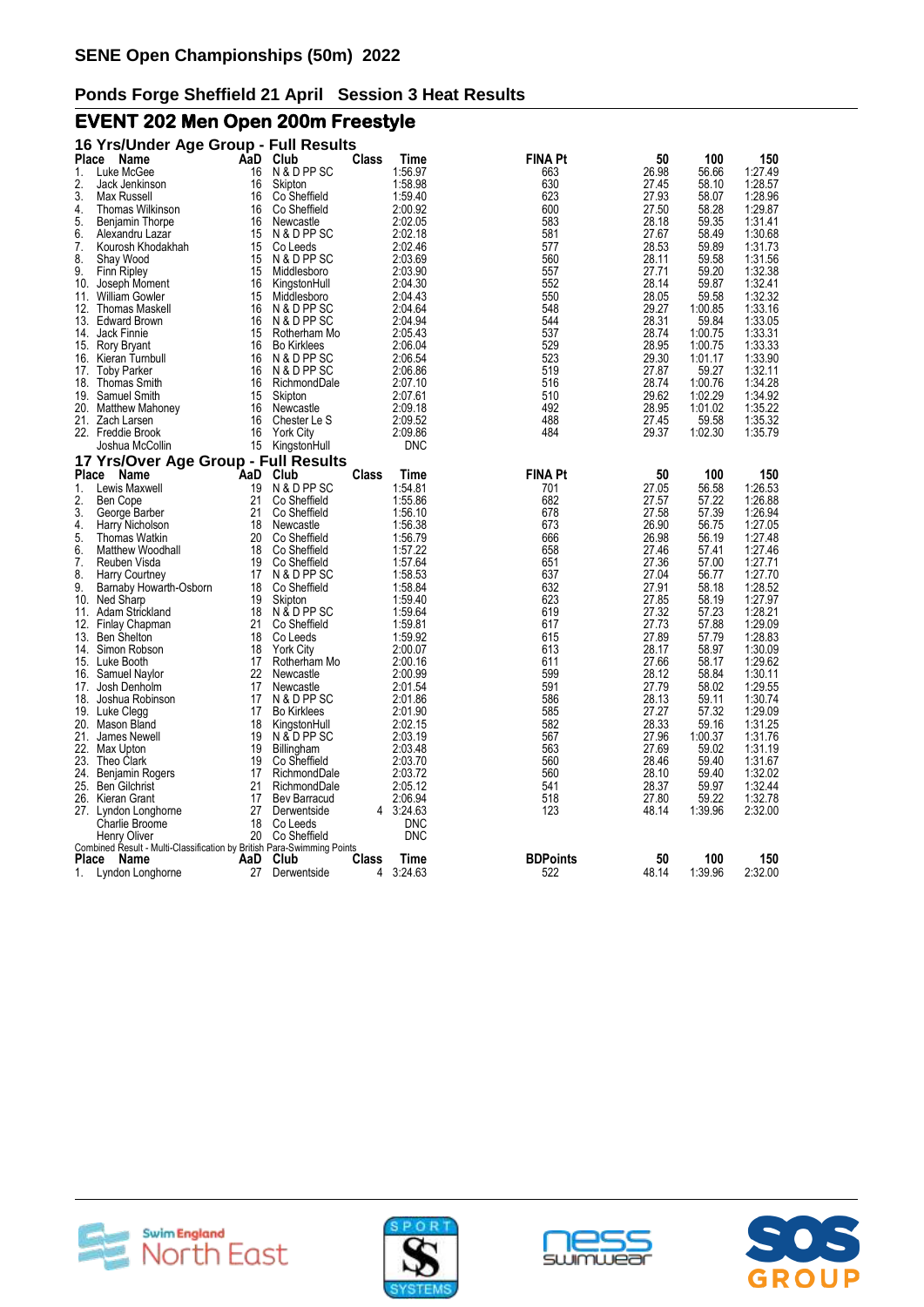# SENE Open Championships (50m) 2022

## Ponds Forge Sheffield 21 April Session 3 Heat Results

## EVENT 202 Men Open 200m Freestyle

### 16 Yrs/Under Age Group - Full Results

| Place | Name | AaD | Club | Class | Time | FINA Pt | 50 | 100 | 150 |
|---|---|---|---|---|---|---|---|---|---|
| 1. | Luke McGee | 16 | N & D PP SC | | 1:56.97 | 663 | 26.98 | 56.66 | 1:27.49 |
| 2. | Jack Jenkinson | 16 | Skipton | | 1:58.98 | 630 | 27.45 | 58.10 | 1:28.57 |
| 3. | Max Russell | 16 | Co Sheffield | | 1:59.40 | 623 | 27.93 | 58.07 | 1:28.96 |
| 4. | Thomas Wilkinson | 16 | Co Sheffield | | 2:00.92 | 600 | 27.50 | 58.28 | 1:29.87 |
| 5. | Benjamin Thorpe | 16 | Newcastle | | 2:02.05 | 583 | 28.18 | 59.35 | 1:31.41 |
| 6. | Alexandru Lazar | 15 | N & D PP SC | | 2:02.18 | 581 | 27.67 | 58.49 | 1:30.68 |
| 7. | Kourosh Khodakhah | 15 | Co Leeds | | 2:02.46 | 577 | 28.53 | 59.89 | 1:31.73 |
| 8. | Shay Wood | 15 | N & D PP SC | | 2:03.69 | 560 | 28.11 | 59.58 | 1:31.56 |
| 9. | Finn Ripley | 15 | Middlesboro | | 2:03.90 | 557 | 27.71 | 59.20 | 1:32.38 |
| 10. | Joseph Moment | 16 | KingstonHull | | 2:04.30 | 552 | 28.14 | 59.87 | 1:32.41 |
| 11. | William Gowler | 15 | Middlesboro | | 2:04.43 | 550 | 28.05 | 59.58 | 1:32.32 |
| 12. | Thomas Maskell | 16 | N & D PP SC | | 2:04.64 | 548 | 29.27 | 1:00.85 | 1:33.16 |
| 13. | Edward Brown | 16 | N & D PP SC | | 2:04.94 | 544 | 28.31 | 59.84 | 1:33.05 |
| 14. | Jack Finnie | 15 | Rotherham Mo | | 2:05.43 | 537 | 28.74 | 1:00.75 | 1:33.31 |
| 15. | Rory Bryant | 16 | Bo Kirklees | | 2:06.04 | 529 | 28.95 | 1:00.75 | 1:33.33 |
| 16. | Kieran Turnbull | 16 | N & D PP SC | | 2:06.54 | 523 | 29.30 | 1:01.17 | 1:33.90 |
| 17. | Toby Parker | 16 | N & D PP SC | | 2:06.86 | 519 | 27.87 | 59.27 | 1:32.11 |
| 18. | Thomas Smith | 16 | RichmondDale | | 2:07.10 | 516 | 28.74 | 1:00.76 | 1:34.28 |
| 19. | Samuel Smith | 15 | Skipton | | 2:07.61 | 510 | 29.62 | 1:02.29 | 1:34.92 |
| 20. | Matthew Mahoney | 16 | Newcastle | | 2:09.18 | 492 | 28.95 | 1:01.02 | 1:35.22 |
| 21. | Zach Larsen | 16 | Chester Le S | | 2:09.52 | 488 | 27.45 | 59.58 | 1:35.32 |
| 22. | Freddie Brook | 16 | York City | | 2:09.86 | 484 | 29.37 | 1:02.30 | 1:35.79 |
| | Joshua McCollin | 15 | KingstonHull | | DNC | | | | |

### 17 Yrs/Over Age Group - Full Results

| Place | Name | AaD | Club | Class | Time | FINA Pt | 50 | 100 | 150 |
|---|---|---|---|---|---|---|---|---|---|
| 1. | Lewis Maxwell | 19 | N & D PP SC | | 1:54.81 | 701 | 27.05 | 56.58 | 1:26.53 |
| 2. | Ben Cope | 21 | Co Sheffield | | 1:55.86 | 682 | 27.57 | 57.22 | 1:26.88 |
| 3. | George Barber | 21 | Co Sheffield | | 1:56.10 | 678 | 27.58 | 57.39 | 1:26.94 |
| 4. | Harry Nicholson | 18 | Newcastle | | 1:56.38 | 673 | 26.90 | 56.75 | 1:27.05 |
| 5. | Thomas Watkin | 20 | Co Sheffield | | 1:56.79 | 666 | 26.98 | 56.19 | 1:27.48 |
| 6. | Matthew Woodhall | 18 | Co Sheffield | | 1:57.22 | 658 | 27.46 | 57.41 | 1:27.46 |
| 7. | Reuben Visda | 19 | Co Sheffield | | 1:57.64 | 651 | 27.36 | 57.00 | 1:27.71 |
| 8. | Harry Courtney | 17 | N & D PP SC | | 1:58.53 | 637 | 27.04 | 56.77 | 1:27.70 |
| 9. | Barnaby Howarth-Osborn | 18 | Co Sheffield | | 1:58.84 | 632 | 27.91 | 58.18 | 1:28.52 |
| 10. | Ned Sharp | 19 | Skipton | | 1:59.40 | 623 | 27.85 | 58.19 | 1:27.97 |
| 11. | Adam Strickland | 18 | N & D PP SC | | 1:59.64 | 619 | 27.32 | 57.23 | 1:28.21 |
| 12. | Finlay Chapman | 21 | Co Sheffield | | 1:59.81 | 617 | 27.73 | 57.88 | 1:29.09 |
| 13. | Ben Shelton | 18 | Co Leeds | | 1:59.92 | 615 | 27.89 | 57.79 | 1:28.83 |
| 14. | Simon Robson | 18 | York City | | 2:00.07 | 613 | 28.17 | 58.97 | 1:30.09 |
| 15. | Luke Booth | 17 | Rotherham Mo | | 2:00.16 | 611 | 27.66 | 58.17 | 1:29.62 |
| 16. | Samuel Naylor | 22 | Newcastle | | 2:00.99 | 599 | 28.12 | 58.84 | 1:30.11 |
| 17. | Josh Denholm | 17 | Newcastle | | 2:01.54 | 591 | 27.79 | 58.02 | 1:29.55 |
| 18. | Joshua Robinson | 17 | N & D PP SC | | 2:01.86 | 586 | 28.13 | 59.11 | 1:30.74 |
| 19. | Luke Clegg | 17 | Bo Kirklees | | 2:01.90 | 585 | 27.27 | 57.32 | 1:29.09 |
| 20. | Mason Bland | 18 | KingstonHull | | 2:02.15 | 582 | 28.33 | 59.16 | 1:31.25 |
| 21. | James Newell | 19 | N & D PP SC | | 2:03.19 | 567 | 27.96 | 1:00.37 | 1:31.76 |
| 22. | Max Upton | 19 | Billingham | | 2:03.48 | 563 | 27.69 | 59.02 | 1:31.19 |
| 23. | Theo Clark | 19 | Co Sheffield | | 2:03.70 | 560 | 28.46 | 59.40 | 1:31.67 |
| 24. | Benjamin Rogers | 17 | RichmondDale | | 2:03.72 | 560 | 28.10 | 59.40 | 1:32.02 |
| 25. | Ben Gilchrist | 21 | RichmondDale | | 2:05.12 | 541 | 28.37 | 59.97 | 1:32.44 |
| 26. | Kieran Grant | 17 | Bev Barracud | | 2:06.94 | 518 | 27.80 | 59.22 | 1:32.78 |
| 27. | Lyndon Longhorne | 27 | Derwentside | 4 | 3:24.63 | 123 | 48.14 | 1:39.96 | 2:32.00 |
| | Charlie Broome | 18 | Co Leeds | | DNC | | | | |
| | Henry Oliver | 20 | Co Sheffield | | DNC | | | | |

Combined Result - Multi-Classification by British Para-Swimming Points

| Place | Name | AaD | Club | Class | Time | BDPoints | 50 | 100 | 150 |
|---|---|---|---|---|---|---|---|---|---|
| 1. | Lyndon Longhorne | 27 | Derwentside | 4 | 3:24.63 | 522 | 48.14 | 1:39.96 | 2:32.00 |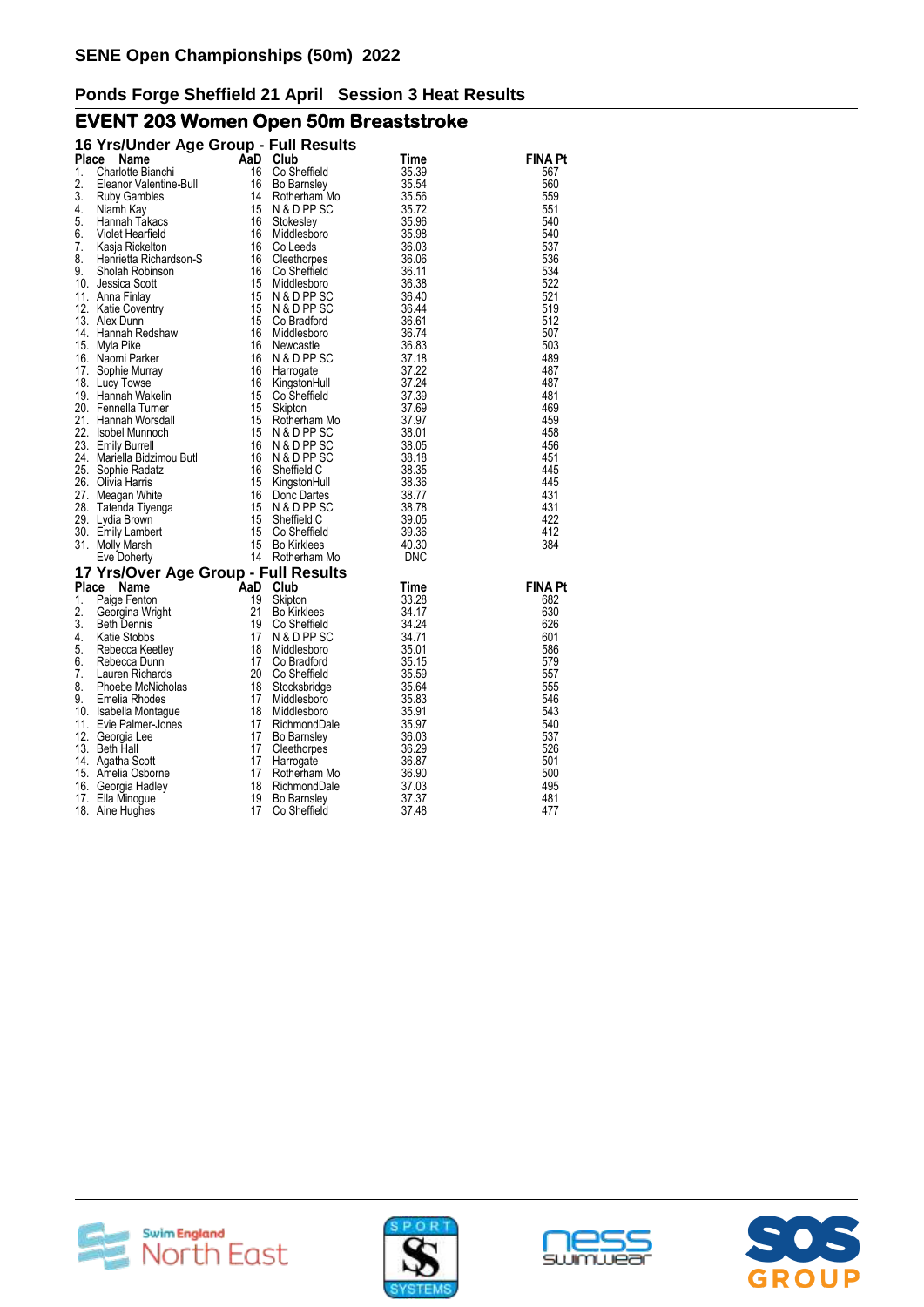## SENE Open Championships (50m) 2022

### Ponds Forge Sheffield 21 April Session 3 Heat Results

## EVENT 203 Women Open 50m Breaststroke

### 16 Yrs/Under Age Group - Full Results

| Place | Name | AaD | Club | Time | FINA Pt |
|---|---|---|---|---|---|
| 1. | Charlotte Bianchi | 16 | Co Sheffield | 35.39 | 567 |
| 2. | Eleanor Valentine-Bull | 16 | Bo Barnsley | 35.54 | 560 |
| 3. | Ruby Gambles | 14 | Rotherham Mo | 35.56 | 559 |
| 4. | Niamh Kay | 15 | N & D PP SC | 35.72 | 551 |
| 5. | Hannah Takacs | 16 | Stokesley | 35.96 | 540 |
| 6. | Violet Hearfield | 16 | Middlesboro | 35.98 | 540 |
| 7. | Kasja Rickelton | 16 | Co Leeds | 36.03 | 537 |
| 8. | Henrietta Richardson-S | 16 | Cleethorpes | 36.06 | 536 |
| 9. | Sholah Robinson | 16 | Co Sheffield | 36.11 | 534 |
| 10. | Jessica Scott | 15 | Middlesboro | 36.38 | 522 |
| 11. | Anna Finlay | 15 | N & D PP SC | 36.40 | 521 |
| 12. | Katie Coventry | 15 | N & D PP SC | 36.44 | 519 |
| 13. | Alex Dunn | 15 | Co Bradford | 36.61 | 512 |
| 14. | Hannah Redshaw | 16 | Middlesboro | 36.74 | 507 |
| 15. | Myla Pike | 16 | Newcastle | 36.83 | 503 |
| 16. | Naomi Parker | 16 | N & D PP SC | 37.18 | 489 |
| 17. | Sophie Murray | 16 | Harrogate | 37.22 | 487 |
| 18. | Lucy Towse | 16 | KingstonHull | 37.24 | 487 |
| 19. | Hannah Wakelin | 15 | Co Sheffield | 37.39 | 481 |
| 20. | Fennella Turner | 15 | Skipton | 37.69 | 469 |
| 21. | Hannah Worsdall | 15 | Rotherham Mo | 37.97 | 459 |
| 22. | Isobel Munnoch | 15 | N & D PP SC | 38.01 | 458 |
| 23. | Emily Burrell | 16 | N & D PP SC | 38.05 | 456 |
| 24. | Mariella Bidzimou Butl | 16 | N & D PP SC | 38.18 | 451 |
| 25. | Sophie Radatz | 16 | Sheffield C | 38.35 | 445 |
| 26. | Olivia Harris | 15 | KingstonHull | 38.36 | 445 |
| 27. | Meagan White | 16 | Donc Dartes | 38.77 | 431 |
| 28. | Tatenda Tiyenga | 15 | N & D PP SC | 38.78 | 431 |
| 29. | Lydia Brown | 15 | Sheffield C | 39.05 | 422 |
| 30. | Emily Lambert | 15 | Co Sheffield | 39.36 | 412 |
| 31. | Molly Marsh | 15 | Bo Kirklees | 40.30 | 384 |
| | Eve Doherty | 14 | Rotherham Mo | DNC | |

### 17 Yrs/Over Age Group - Full Results

| Place | Name | AaD | Club | Time | FINA Pt |
|---|---|---|---|---|---|
| 1. | Paige Fenton | 19 | Skipton | 33.28 | 682 |
| 2. | Georgina Wright | 21 | Bo Kirklees | 34.17 | 630 |
| 3. | Beth Dennis | 19 | Co Sheffield | 34.24 | 626 |
| 4. | Katie Stobbs | 17 | N & D PP SC | 34.71 | 601 |
| 5. | Rebecca Keetley | 18 | Middlesboro | 35.01 | 586 |
| 6. | Rebecca Dunn | 17 | Co Bradford | 35.15 | 579 |
| 7. | Lauren Richards | 20 | Co Sheffield | 35.59 | 557 |
| 8. | Phoebe McNicholas | 18 | Stocksbridge | 35.64 | 555 |
| 9. | Emelia Rhodes | 17 | Middlesboro | 35.83 | 546 |
| 10. | Isabella Montague | 18 | Middlesboro | 35.91 | 543 |
| 11. | Evie Palmer-Jones | 17 | RichmondDale | 35.97 | 540 |
| 12. | Georgia Lee | 17 | Bo Barnsley | 36.03 | 537 |
| 13. | Beth Hall | 17 | Cleethorpes | 36.29 | 526 |
| 14. | Agatha Scott | 17 | Harrogate | 36.87 | 501 |
| 15. | Amelia Osborne | 17 | Rotherham Mo | 36.90 | 500 |
| 16. | Georgia Hadley | 18 | RichmondDale | 37.03 | 495 |
| 17. | Ella Minogue | 19 | Bo Barnsley | 37.37 | 481 |
| 18. | Aine Hughes | 17 | Co Sheffield | 37.48 | 477 |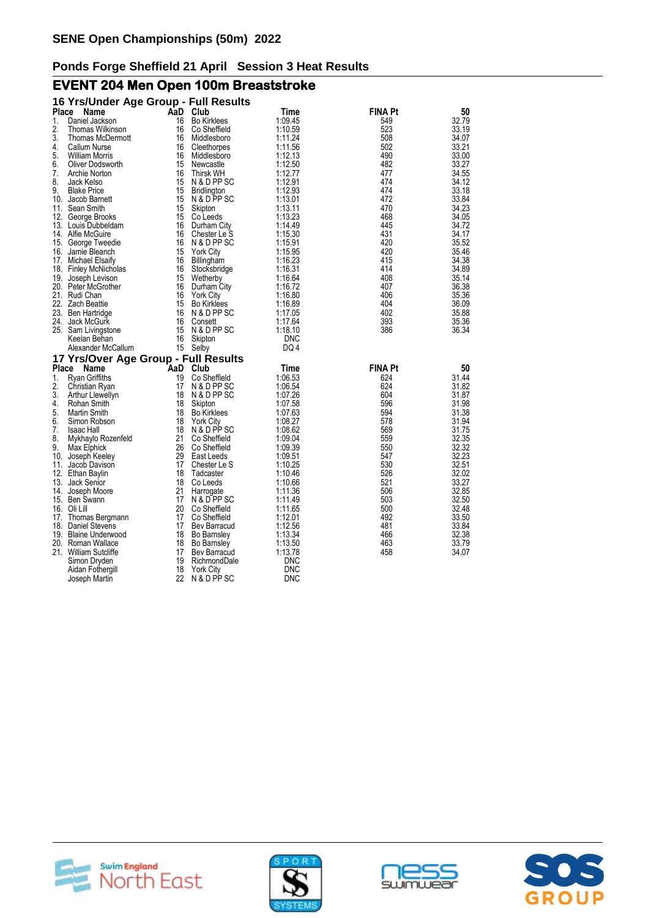## SENE Open Championships (50m) 2022

### Ponds Forge Sheffield 21 April Session 3 Heat Results

## EVENT 204 Men Open 100m Breaststroke

### 16 Yrs/Under Age Group - Full Results

| Place | Name | AaD | Club | Time | FINA Pt | 50 |
|---|---|---|---|---|---|---|
| 1. | Daniel Jackson | 16 | Bo Kirklees | 1:09.45 | 549 | 32.79 |
| 2. | Thomas Wilkinson | 16 | Co Sheffield | 1:10.59 | 523 | 33.19 |
| 3. | Thomas McDermott | 16 | Middlesboro | 1:11.24 | 508 | 34.07 |
| 4. | Callum Nurse | 16 | Cleethorpes | 1:11.56 | 502 | 33.21 |
| 5. | William Morris | 16 | Middlesboro | 1:12.13 | 490 | 33.00 |
| 6. | Oliver Dodsworth | 15 | Newcastle | 1:12.50 | 482 | 33.27 |
| 7. | Archie Norton | 16 | Thirsk WH | 1:12.77 | 477 | 34.55 |
| 8. | Jack Kelso | 15 | N & D PP SC | 1:12.91 | 474 | 34.12 |
| 9. | Blake Price | 15 | Bridlington | 1:12.93 | 474 | 33.18 |
| 10. | Jacob Barnett | 15 | N & D PP SC | 1:13.01 | 472 | 33.84 |
| 11. | Sean Smith | 15 | Skipton | 1:13.11 | 470 | 34.23 |
| 12. | George Brooks | 15 | Co Leeds | 1:13.23 | 468 | 34.05 |
| 13. | Louis Dubbeldam | 16 | Durham City | 1:14.49 | 445 | 34.72 |
| 14. | Alfie McGuire | 16 | Chester Le S | 1:15.30 | 431 | 34.17 |
| 15. | George Tweedie | 16 | N & D PP SC | 1:15.91 | 420 | 35.52 |
| 16. | Jamie Bleanch | 15 | York City | 1:15.95 | 420 | 35.46 |
| 17. | Michael Elsaify | 16 | Billingham | 1:16.23 | 415 | 34.38 |
| 18. | Finley McNicholas | 16 | Stocksbridge | 1:16.31 | 414 | 34.89 |
| 19. | Joseph Levison | 15 | Wetherby | 1:16.64 | 408 | 35.14 |
| 20. | Peter McGrother | 16 | Durham City | 1:16.72 | 407 | 36.38 |
| 21. | Rudi Chan | 16 | York City | 1:16.80 | 406 | 35.36 |
| 22. | Zach Beattie | 15 | Bo Kirklees | 1:16.89 | 404 | 36.09 |
| 23. | Ben Hartridge | 16 | N & D PP SC | 1:17.05 | 402 | 35.88 |
| 24. | Jack McGurk | 16 | Consett | 1:17.64 | 393 | 35.36 |
| 25. | Sam Livingstone | 15 | N & D PP SC | 1:18.10 | 386 | 36.34 |
| | Keelan Behan | 16 | Skipton | DNC | | |
| | Alexander McCallum | 15 | Selby | DQ 4 | | |

### 17 Yrs/Over Age Group - Full Results

| Place | Name | AaD | Club | Time | FINA Pt | 50 |
|---|---|---|---|---|---|---|
| 1. | Ryan Griffiths | 19 | Co Sheffield | 1:06.53 | 624 | 31.44 |
| 2. | Christian Ryan | 17 | N & D PP SC | 1:06.54 | 624 | 31.82 |
| 3. | Arthur Llewellyn | 18 | N & D PP SC | 1:07.26 | 604 | 31.87 |
| 4. | Rohan Smith | 18 | Skipton | 1:07.58 | 596 | 31.98 |
| 5. | Martin Smith | 18 | Bo Kirklees | 1:07.63 | 594 | 31.38 |
| 6. | Simon Robson | 18 | York City | 1:08.27 | 578 | 31.94 |
| 7. | Isaac Hall | 18 | N & D PP SC | 1:08.62 | 569 | 31.75 |
| 8. | Mykhaylo Rozenfeld | 21 | Co Sheffield | 1:09.04 | 559 | 32.35 |
| 9. | Max Elphick | 26 | Co Sheffield | 1:09.39 | 550 | 32.32 |
| 10. | Joseph Keeley | 29 | East Leeds | 1:09.51 | 547 | 32.23 |
| 11. | Jacob Davison | 17 | Chester Le S | 1:10.25 | 530 | 32.51 |
| 12. | Ethan Baylin | 18 | Tadcaster | 1:10.46 | 526 | 32.02 |
| 13. | Jack Senior | 18 | Co Leeds | 1:10.66 | 521 | 33.27 |
| 14. | Joseph Moore | 21 | Harrogate | 1:11.36 | 506 | 32.85 |
| 15. | Ben Swann | 17 | N & D PP SC | 1:11.49 | 503 | 32.50 |
| 16. | Oli Lill | 20 | Co Sheffield | 1:11.65 | 500 | 32.48 |
| 17. | Thomas Bergmann | 17 | Co Sheffield | 1:12.01 | 492 | 33.50 |
| 18. | Daniel Stevens | 17 | Bev Barracud | 1:12.56 | 481 | 33.84 |
| 19. | Blaine Underwood | 18 | Bo Barnsley | 1:13.34 | 466 | 32.38 |
| 20. | Roman Wallace | 18 | Bo Barnsley | 1:13.50 | 463 | 33.79 |
| 21. | William Sutcliffe | 17 | Bev Barracud | 1:13.78 | 458 | 34.07 |
| | Simon Dryden | 19 | RichmondDale | DNC | | |
| | Aidan Fothergill | 18 | York City | DNC | | |
| | Joseph Martin | 22 | N & D PP SC | DNC | | |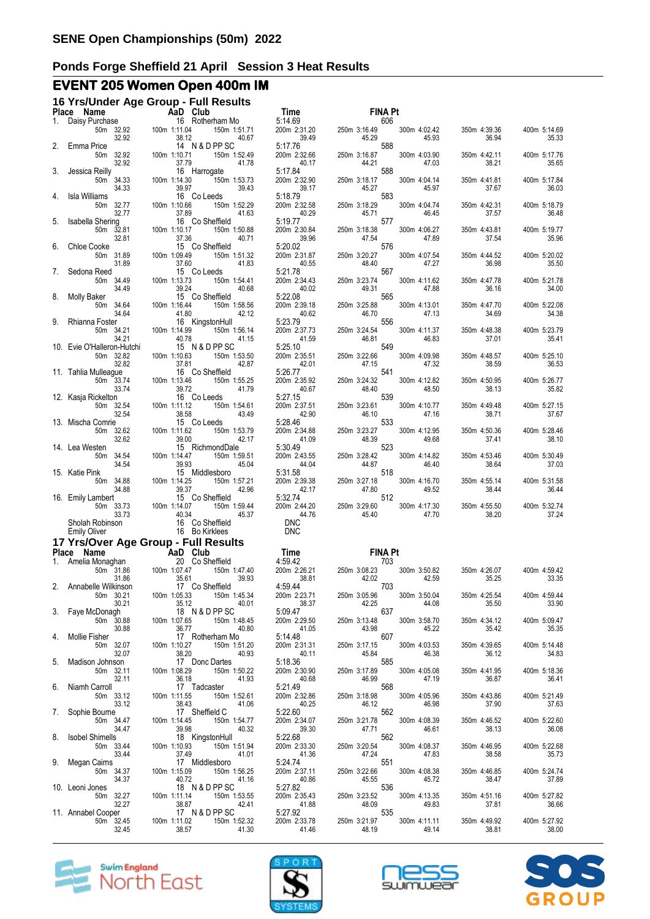## SENE Open Championships (50m) 2022

### Ponds Forge Sheffield 21 April Session 3 Heat Results

## EVENT 205 Women Open 400m IM

### 16 Yrs/Under Age Group - Full Results

| Place | Name | AaD | Club | Time | FINA Pt |
|---|---|---|---|---|---|
| 1. | Daisy Purchase | 16 | Rotherham Mo | 5:14.69 | 606 |
| | 50m 32.92 (32.92) | 100m 1:11.04 (38.12) | 150m 1:51.71 (40.67) | 200m 2:31.20 (39.49) | 250m 3:16.49 (45.29) / 300m 4:02.42 (45.93) / 350m 4:39.36 (36.94) / 400m 5:14.69 (35.33) |
| 2. | Emma Price | 14 | N & D PP SC | 5:17.76 | 588 |
| | 50m 32.92 (32.92) | 100m 1:10.71 (37.79) | 150m 1:52.49 (41.78) | 200m 2:32.66 (40.17) | 250m 3:16.87 (44.21) / 300m 4:03.90 (47.03) / 350m 4:42.11 (38.21) / 400m 5:17.76 (35.65) |
| 3. | Jessica Reilly | 16 | Harrogate | 5:17.84 | 588 |
| | 50m 34.33 (34.33) | 100m 1:14.30 (39.97) | 150m 1:53.73 (39.43) | 200m 2:32.90 (39.17) | 250m 3:18.17 (45.27) / 300m 4:04.14 (45.97) / 350m 4:41.81 (37.67) / 400m 5:17.84 (36.03) |
| 4. | Isla Williams | 16 | Co Leeds | 5:18.79 | 583 |
| | 50m 32.77 (32.77) | 100m 1:10.66 (37.89) | 150m 1:52.29 (41.63) | 200m 2:32.58 (40.29) | 250m 3:18.29 (45.71) / 300m 4:04.74 (46.45) / 350m 4:42.31 (37.57) / 400m 5:18.79 (36.48) |
| 5. | Isabella Shering | 16 | Co Sheffield | 5:19.77 | 577 |
| | 50m 32.81 (32.81) | 100m 1:10.17 (37.36) | 150m 1:50.88 (40.71) | 200m 2:30.84 (39.96) | 250m 3:18.38 (47.54) / 300m 4:06.27 (47.89) / 350m 4:43.81 (37.54) / 400m 5:19.77 (35.96) |
| 6. | Chloe Cooke | 15 | Co Sheffield | 5:20.02 | 576 |
| | 50m 31.89 (31.89) | 100m 1:09.49 (37.60) | 150m 1:51.32 (41.83) | 200m 2:31.87 (40.55) | 250m 3:20.27 (48.40) / 300m 4:07.54 (47.27) / 350m 4:44.52 (36.98) / 400m 5:20.02 (35.50) |
| 7. | Sedona Reed | 15 | Co Leeds | 5:21.78 | 567 |
| | 50m 34.49 (34.49) | 100m 1:13.73 (39.24) | 150m 1:54.41 (40.68) | 200m 2:34.43 (40.02) | 250m 3:23.74 (49.31) / 300m 4:11.62 (47.88) / 350m 4:47.78 (36.16) / 400m 5:21.78 (34.00) |
| 8. | Molly Baker | 15 | Co Sheffield | 5:22.08 | 565 |
| | 50m 34.64 (34.64) | 100m 1:16.44 (41.80) | 150m 1:58.56 (42.12) | 200m 2:39.18 (40.62) | 250m 3:25.88 (46.70) / 300m 4:13.01 (47.13) / 350m 4:47.70 (34.69) / 400m 5:22.08 (34.38) |
| 9. | Rhianna Foster | 16 | KingstonHull | 5:23.79 | 556 |
| | 50m 34.21 (34.21) | 100m 1:14.99 (40.78) | 150m 1:56.14 (41.15) | 200m 2:37.73 (41.59) | 250m 3:24.54 (46.81) / 300m 4:11.37 (46.83) / 350m 4:48.38 (37.01) / 400m 5:23.79 (35.41) |
| 10. | Evie O'Halleron-Hutchi | 15 | N & D PP SC | 5:25.10 | 549 |
| | 50m 32.82 (32.82) | 100m 1:10.63 (37.81) | 150m 1:53.50 (42.87) | 200m 2:35.51 (42.01) | 250m 3:22.66 (47.15) / 300m 4:09.98 (47.32) / 350m 4:48.57 (38.59) / 400m 5:25.10 (36.53) |
| 11. | Tahlia Mulleague | 16 | Co Sheffield | 5:26.77 | 541 |
| | 50m 33.74 (33.74) | 100m 1:13.46 (39.72) | 150m 1:55.25 (41.79) | 200m 2:35.92 (40.67) | 250m 3:24.32 (48.40) / 300m 4:12.82 (48.50) / 350m 4:50.95 (38.13) / 400m 5:26.77 (35.82) |
| 12. | Kasja Rickelton | 16 | Co Leeds | 5:27.15 | 539 |
| | 50m 32.54 (32.54) | 100m 1:11.12 (38.58) | 150m 1:54.61 (43.49) | 200m 2:37.51 (42.90) | 250m 3:23.61 (46.10) / 300m 4:10.77 (47.16) / 350m 4:49.48 (38.71) / 400m 5:27.15 (37.67) |
| 13. | Mischa Comrie | 15 | Co Leeds | 5:28.46 | 533 |
| | 50m 32.62 (32.62) | 100m 1:11.62 (39.00) | 150m 1:53.79 (42.17) | 200m 2:34.88 (41.09) | 250m 3:23.27 (48.39) / 300m 4:12.95 (49.68) / 350m 4:50.36 (37.41) / 400m 5:28.46 (38.10) |
| 14. | Lea Westen | 15 | RichmondDale | 5:30.49 | 523 |
| | 50m 34.54 (34.54) | 100m 1:14.47 (39.93) | 150m 1:59.51 (45.04) | 200m 2:43.55 (44.04) | 250m 3:28.42 (44.87) / 300m 4:14.82 (46.40) / 350m 4:53.46 (38.64) / 400m 5:30.49 (37.03) |
| 15. | Katie Pink | 15 | Middlesboro | 5:31.58 | 518 |
| | 50m 34.88 (34.88) | 100m 1:14.25 (39.37) | 150m 1:57.21 (42.96) | 200m 2:39.38 (42.17) | 250m 3:27.18 (47.80) / 300m 4:16.70 (49.52) / 350m 4:55.14 (38.44) / 400m 5:31.58 (36.44) |
| 16. | Emily Lambert | 15 | Co Sheffield | 5:32.74 | 512 |
| | 50m 33.73 (33.73) | 100m 1:14.07 (40.34) | 150m 1:59.44 (45.37) | 200m 2:44.20 (44.76) | 250m 3:29.60 (45.40) / 300m 4:17.30 (47.70) / 350m 4:55.50 (38.20) / 400m 5:32.74 (37.24) |
| | Sholah Robinson | 16 | Co Sheffield | DNC | |
| | Emily Oliver | 16 | Bo Kirklees | DNC | |

### 17 Yrs/Over Age Group - Full Results

| Place | Name | AaD | Club | Time | FINA Pt |
|---|---|---|---|---|---|
| 1. | Amelia Monaghan | 20 | Co Sheffield | 4:59.42 | 703 |
| | 50m 31.86 (31.86) | 100m 1:07.47 (35.61) | 150m 1:47.40 (39.93) | 200m 2:26.21 (38.81) | 250m 3:08.23 (42.02) / 300m 3:50.82 (42.59) / 350m 4:26.07 (35.25) / 400m 4:59.42 (33.35) |
| 2. | Annabelle Wilkinson | 17 | Co Sheffield | 4:59.44 | 703 |
| | 50m 30.21 (30.21) | 100m 1:05.33 (35.12) | 150m 1:45.34 (40.01) | 200m 2:23.71 (38.37) | 250m 3:05.96 (42.25) / 300m 3:50.04 (44.08) / 350m 4:25.54 (35.50) / 400m 4:59.44 (33.90) |
| 3. | Faye McDonagh | 18 | N & D PP SC | 5:09.47 | 637 |
| | 50m 30.88 (30.88) | 100m 1:07.65 (36.77) | 150m 1:48.45 (40.80) | 200m 2:29.50 (41.05) | 250m 3:13.48 (43.98) / 300m 3:58.70 (45.22) / 350m 4:34.12 (35.42) / 400m 5:09.47 (35.35) |
| 4. | Mollie Fisher | 17 | Rotherham Mo | 5:14.48 | 607 |
| | 50m 32.07 (32.07) | 100m 1:10.27 (38.20) | 150m 1:51.20 (40.93) | 200m 2:31.31 (40.11) | 250m 3:17.15 (45.84) / 300m 4:03.53 (46.38) / 350m 4:39.65 (36.12) / 400m 5:14.48 (34.83) |
| 5. | Madison Johnson | 17 | Donc Dartes | 5:18.36 | 585 |
| | 50m 32.11 (32.11) | 100m 1:08.29 (36.18) | 150m 1:50.22 (41.93) | 200m 2:30.90 (40.68) | 250m 3:17.89 (46.99) / 300m 4:05.08 (47.19) / 350m 4:41.95 (36.87) / 400m 5:18.36 (36.41) |
| 6. | Niamh Carroll | 17 | Tadcaster | 5:21.49 | 568 |
| | 50m 33.12 (33.12) | 100m 1:11.55 (38.43) | 150m 1:52.61 (41.06) | 200m 2:32.86 (40.25) | 250m 3:18.98 (46.12) / 300m 4:05.96 (46.98) / 350m 4:43.86 (37.90) / 400m 5:21.49 (37.63) |
| 7. | Sophie Bourne | 17 | Sheffield C | 5:22.60 | 562 |
| | 50m 34.47 (34.47) | 100m 1:14.45 (39.98) | 150m 1:54.77 (40.32) | 200m 2:34.07 (39.30) | 250m 3:21.78 (47.71) / 300m 4:08.39 (46.61) / 350m 4:46.52 (38.13) / 400m 5:22.60 (36.08) |
| 8. | Isobel Shimells | 18 | KingstonHull | 5:22.68 | 562 |
| | 50m 33.44 (33.44) | 100m 1:10.93 (37.49) | 150m 1:51.94 (41.01) | 200m 2:33.30 (41.36) | 250m 3:20.54 (47.24) / 300m 4:08.37 (47.83) / 350m 4:46.95 (38.58) / 400m 5:22.68 (35.73) |
| 9. | Megan Cairns | 17 | Middlesboro | 5:24.74 | 551 |
| | 50m 34.37 (34.37) | 100m 1:15.09 (40.72) | 150m 1:56.25 (41.16) | 200m 2:37.11 (40.86) | 250m 3:22.66 (45.55) / 300m 4:08.38 (45.72) / 350m 4:46.85 (38.47) / 400m 5:24.74 (37.89) |
| 10. | Leoni Jones | 18 | N & D PP SC | 5:27.82 | 536 |
| | 50m 32.27 (32.27) | 100m 1:11.14 (38.87) | 150m 1:53.55 (42.41) | 200m 2:35.43 (41.88) | 250m 3:23.52 (48.09) / 300m 4:13.35 (49.83) / 350m 4:51.16 (37.81) / 400m 5:27.82 (36.66) |
| 11. | Annabel Cooper | 17 | N & D PP SC | 5:27.92 | 535 |
| | 50m 32.45 (32.45) | 100m 1:11.02 (38.57) | 150m 1:52.32 (41.30) | 200m 2:33.78 (41.46) | 250m 3:21.97 (48.19) / 300m 4:11.11 (49.14) / 350m 4:49.92 (38.81) / 400m 5:27.92 (38.00) |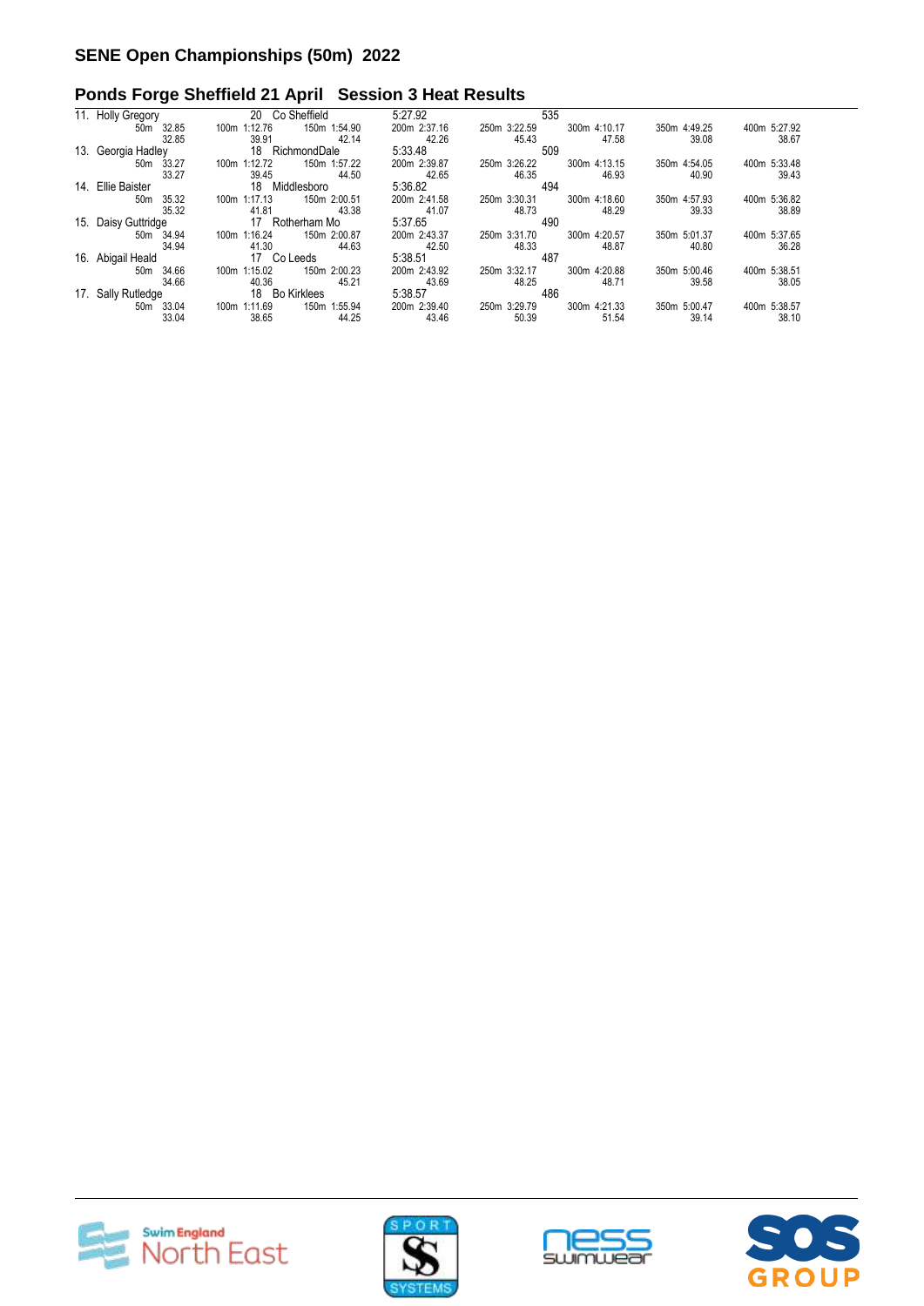## SENE Open Championships (50m) 2022

### Ponds Forge Sheffield 21 April Session 3 Heat Results

| | | | | | | | |
|---|---|---|---|---|---|---|---|
| 11. Holly Gregory | 20 Co Sheffield | | 5:27.92 | | 535 | | |
| 50m 32.85 | 100m 1:12.76 | 150m 1:54.90 | 200m 2:37.16 | 250m 3:22.59 | 300m 4:10.17 | 350m 4:49.25 | 400m 5:27.92 |
| 32.85 | 39.91 | 42.14 | 42.26 | 45.43 | 47.58 | 39.08 | 38.67 |
| 13. Georgia Hadley | 18 RichmondDale | | 5:33.48 | | 509 | | |
| 50m 33.27 | 100m 1:12.72 | 150m 1:57.22 | 200m 2:39.87 | 250m 3:26.22 | 300m 4:13.15 | 350m 4:54.05 | 400m 5:33.48 |
| 33.27 | 39.45 | 44.50 | 42.65 | 46.35 | 46.93 | 40.90 | 39.43 |
| 14. Ellie Baister | 18 Middlesboro | | 5:36.82 | | 494 | | |
| 50m 35.32 | 100m 1:17.13 | 150m 2:00.51 | 200m 2:41.58 | 250m 3:30.31 | 300m 4:18.60 | 350m 4:57.93 | 400m 5:36.82 |
| 35.32 | 41.81 | 43.38 | 41.07 | 48.73 | 48.29 | 39.33 | 38.89 |
| 15. Daisy Guttridge | 17 Rotherham Mo | | 5:37.65 | | 490 | | |
| 50m 34.94 | 100m 1:16.24 | 150m 2:00.87 | 200m 2:43.37 | 250m 3:31.70 | 300m 4:20.57 | 350m 5:01.37 | 400m 5:37.65 |
| 34.94 | 41.30 | 44.63 | 42.50 | 48.33 | 48.87 | 40.80 | 36.28 |
| 16. Abigail Heald | 17 Co Leeds | | 5:38.51 | | 487 | | |
| 50m 34.66 | 100m 1:15.02 | 150m 2:00.23 | 200m 2:43.92 | 250m 3:32.17 | 300m 4:20.88 | 350m 5:00.46 | 400m 5:38.51 |
| 34.66 | 40.36 | 45.21 | 43.69 | 48.25 | 48.71 | 39.58 | 38.05 |
| 17. Sally Rutledge | 18 Bo Kirklees | | 5:38.57 | | 486 | | |
| 50m 33.04 | 100m 1:11.69 | 150m 1:55.94 | 200m 2:39.40 | 250m 3:29.79 | 300m 4:21.33 | 350m 5:00.47 | 400m 5:38.57 |
| 33.04 | 38.65 | 44.25 | 43.46 | 50.39 | 51.54 | 39.14 | 38.10 |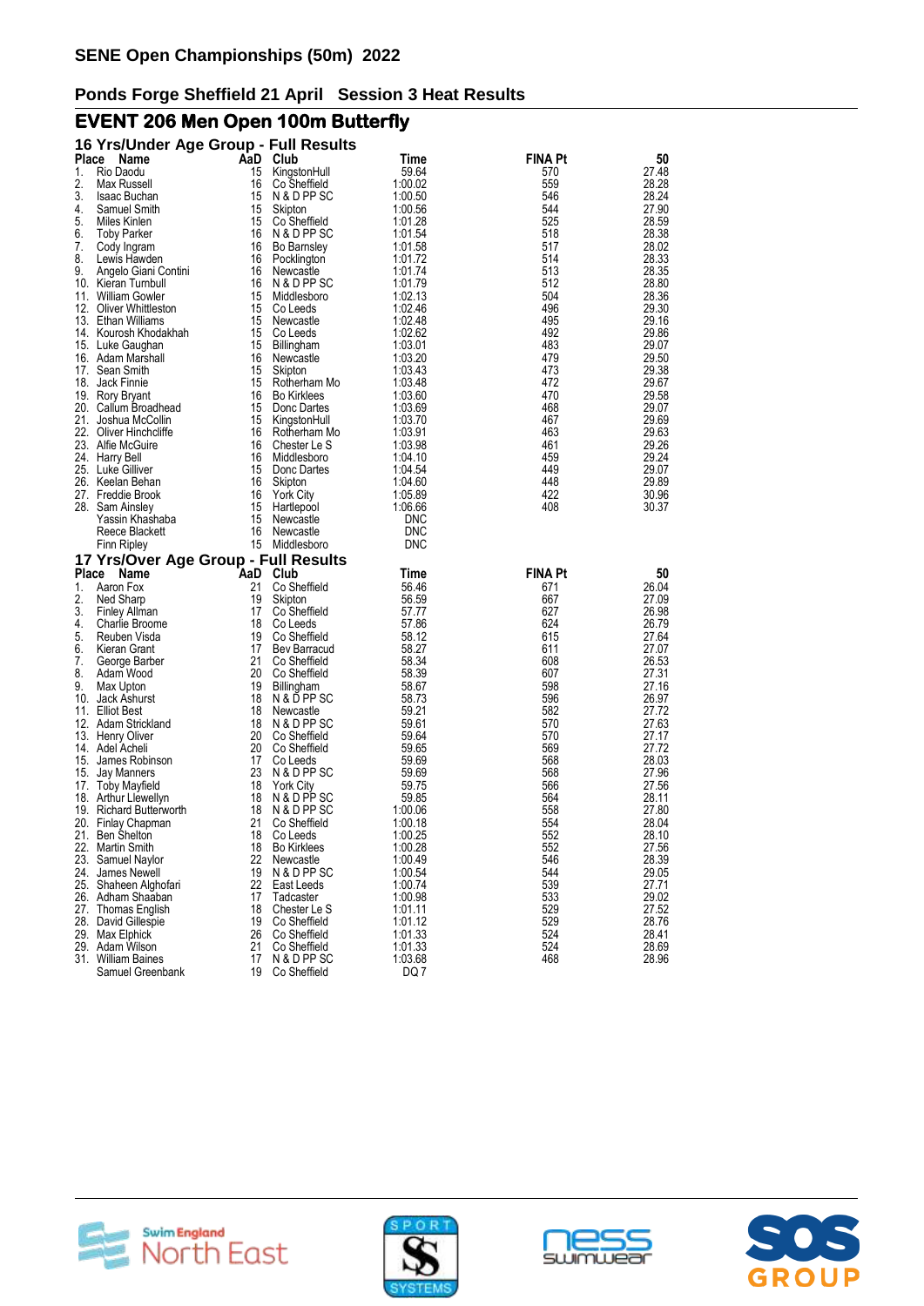# SENE Open Championships (50m) 2022

## Ponds Forge Sheffield 21 April Session 3 Heat Results

## EVENT 206 Men Open 100m Butterfly

### 16 Yrs/Under Age Group - Full Results

| Place | Name | AaD | Club | Time | FINA Pt | 50 |
|---|---|---|---|---|---|---|
| 1. | Rio Daodu | 15 | KingstonHull | 59.64 | 570 | 27.48 |
| 2. | Max Russell | 16 | Co Sheffield | 1:00.02 | 559 | 28.28 |
| 3. | Isaac Buchan | 15 | N & D PP SC | 1:00.50 | 546 | 28.24 |
| 4. | Samuel Smith | 15 | Skipton | 1:00.56 | 544 | 27.90 |
| 5. | Miles Kinlen | 15 | Co Sheffield | 1:01.28 | 525 | 28.59 |
| 6. | Toby Parker | 16 | N & D PP SC | 1:01.54 | 518 | 28.38 |
| 7. | Cody Ingram | 16 | Bo Barnsley | 1:01.58 | 517 | 28.02 |
| 8. | Lewis Hawden | 16 | Pocklington | 1:01.72 | 514 | 28.33 |
| 9. | Angelo Giani Contini | 16 | Newcastle | 1:01.74 | 513 | 28.35 |
| 10. | Kieran Turnbull | 16 | N & D PP SC | 1:01.79 | 512 | 28.80 |
| 11. | William Gowler | 15 | Middlesboro | 1:02.13 | 504 | 28.36 |
| 12. | Oliver Whittleston | 15 | Co Leeds | 1:02.46 | 496 | 29.30 |
| 13. | Ethan Williams | 15 | Newcastle | 1:02.48 | 495 | 29.16 |
| 14. | Kourosh Khodakhah | 15 | Co Leeds | 1:02.62 | 492 | 29.86 |
| 15. | Luke Gaughan | 15 | Billingham | 1:03.01 | 483 | 29.07 |
| 16. | Adam Marshall | 16 | Newcastle | 1:03.20 | 479 | 29.50 |
| 17. | Sean Smith | 15 | Skipton | 1:03.43 | 473 | 29.38 |
| 18. | Jack Finnie | 15 | Rotherham Mo | 1:03.48 | 472 | 29.67 |
| 19. | Rory Bryant | 16 | Bo Kirklees | 1:03.60 | 470 | 29.58 |
| 20. | Callum Broadhead | 15 | Donc Dartes | 1:03.69 | 468 | 29.07 |
| 21. | Joshua McCollin | 15 | KingstonHull | 1:03.70 | 467 | 29.69 |
| 22. | Oliver Hinchcliffe | 16 | Rotherham Mo | 1:03.91 | 463 | 29.63 |
| 23. | Alfie McGuire | 16 | Chester Le S | 1:03.98 | 461 | 29.26 |
| 24. | Harry Bell | 16 | Middlesboro | 1:04.10 | 459 | 29.24 |
| 25. | Luke Gilliver | 15 | Donc Dartes | 1:04.54 | 449 | 29.07 |
| 26. | Keelan Behan | 16 | Skipton | 1:04.60 | 448 | 29.89 |
| 27. | Freddie Brook | 16 | York City | 1:05.89 | 422 | 30.96 |
| 28. | Sam Ainsley | 15 | Hartlepool | 1:06.66 | 408 | 30.37 |
| | Yassin Khashaba | 15 | Newcastle | DNC | | |
| | Reece Blackett | 16 | Newcastle | DNC | | |
| | Finn Ripley | 15 | Middlesboro | DNC | | |

### 17 Yrs/Over Age Group - Full Results

| Place | Name | AaD | Club | Time | FINA Pt | 50 |
|---|---|---|---|---|---|---|
| 1. | Aaron Fox | 21 | Co Sheffield | 56.46 | 671 | 26.04 |
| 2. | Ned Sharp | 19 | Skipton | 56.59 | 667 | 27.09 |
| 3. | Finley Allman | 17 | Co Sheffield | 57.77 | 627 | 26.98 |
| 4. | Charlie Broome | 18 | Co Leeds | 57.86 | 624 | 26.79 |
| 5. | Reuben Visda | 19 | Co Sheffield | 58.12 | 615 | 27.64 |
| 6. | Kieran Grant | 17 | Bev Barracud | 58.27 | 611 | 27.07 |
| 7. | George Barber | 21 | Co Sheffield | 58.34 | 608 | 26.53 |
| 8. | Adam Wood | 20 | Co Sheffield | 58.39 | 607 | 27.31 |
| 9. | Max Upton | 19 | Billingham | 58.67 | 598 | 27.16 |
| 10. | Jack Ashurst | 18 | N & D PP SC | 58.73 | 596 | 26.97 |
| 11. | Elliot Best | 18 | Newcastle | 59.21 | 582 | 27.72 |
| 12. | Adam Strickland | 18 | N & D PP SC | 59.61 | 570 | 27.63 |
| 13. | Henry Oliver | 20 | Co Sheffield | 59.64 | 570 | 27.17 |
| 14. | Adel Acheli | 20 | Co Sheffield | 59.65 | 569 | 27.72 |
| 15. | James Robinson | 17 | Co Leeds | 59.69 | 568 | 28.03 |
| 15. | Jay Manners | 23 | N & D PP SC | 59.69 | 568 | 27.96 |
| 17. | Toby Mayfield | 18 | York City | 59.75 | 566 | 27.56 |
| 18. | Arthur Llewellyn | 18 | N & D PP SC | 59.85 | 564 | 28.11 |
| 19. | Richard Butterworth | 18 | N & D PP SC | 1:00.06 | 558 | 27.80 |
| 20. | Finlay Chapman | 21 | Co Sheffield | 1:00.18 | 554 | 28.04 |
| 21. | Ben Shelton | 18 | Co Leeds | 1:00.25 | 552 | 28.10 |
| 22. | Martin Smith | 18 | Bo Kirklees | 1:00.28 | 552 | 27.56 |
| 23. | Samuel Naylor | 22 | Newcastle | 1:00.49 | 546 | 28.39 |
| 24. | James Newell | 19 | N & D PP SC | 1:00.54 | 544 | 29.05 |
| 25. | Shaheen Alghofari | 22 | East Leeds | 1:00.74 | 539 | 27.71 |
| 26. | Adham Shaaban | 17 | Tadcaster | 1:00.98 | 533 | 29.02 |
| 27. | Thomas English | 18 | Chester Le S | 1:01.11 | 529 | 27.52 |
| 28. | David Gillespie | 19 | Co Sheffield | 1:01.12 | 529 | 28.76 |
| 29. | Max Elphick | 26 | Co Sheffield | 1:01.33 | 524 | 28.41 |
| 29. | Adam Wilson | 21 | Co Sheffield | 1:01.33 | 524 | 28.69 |
| 31. | William Baines | 17 | N & D PP SC | 1:03.68 | 468 | 28.96 |
| | Samuel Greenbank | 19 | Co Sheffield | DQ 7 | | |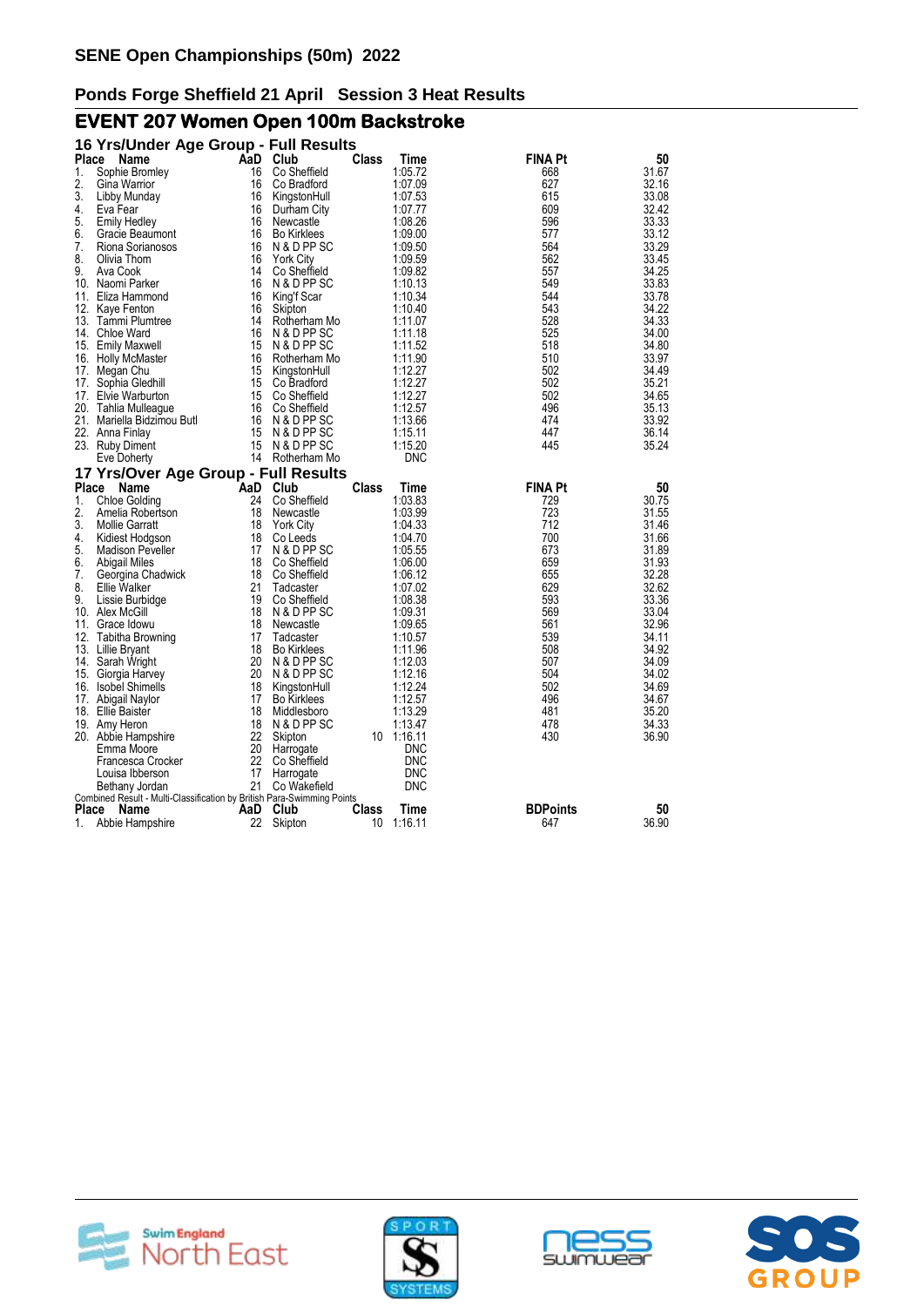# SENE Open Championships (50m) 2022

## Ponds Forge Sheffield 21 April Session 3 Heat Results

## EVENT 207 Women Open 100m Backstroke

### 16 Yrs/Under Age Group - Full Results

| Place | Name | AaD | Club | Class | Time | FINA Pt | 50 |
|---|---|---|---|---|---|---|---|
| 1. | Sophie Bromley | 16 | Co Sheffield | | 1:05.72 | 668 | 31.67 |
| 2. | Gina Warrior | 16 | Co Bradford | | 1:07.09 | 627 | 32.16 |
| 3. | Libby Munday | 16 | KingstonHull | | 1:07.53 | 615 | 33.08 |
| 4. | Eva Fear | 16 | Durham City | | 1:07.77 | 609 | 32.42 |
| 5. | Emily Hedley | 16 | Newcastle | | 1:08.26 | 596 | 33.33 |
| 6. | Gracie Beaumont | 16 | Bo Kirklees | | 1:09.00 | 577 | 33.12 |
| 7. | Riona Sorianosos | 16 | N & D PP SC | | 1:09.50 | 564 | 33.29 |
| 8. | Olivia Thom | 16 | York City | | 1:09.59 | 562 | 33.45 |
| 9. | Ava Cook | 14 | Co Sheffield | | 1:09.82 | 557 | 34.25 |
| 10. | Naomi Parker | 16 | N & D PP SC | | 1:10.13 | 549 | 33.83 |
| 11. | Eliza Hammond | 16 | King'f Scar | | 1:10.34 | 544 | 33.78 |
| 12. | Kaye Fenton | 16 | Skipton | | 1:10.40 | 543 | 34.22 |
| 13. | Tammi Plumtree | 14 | Rotherham Mo | | 1:11.07 | 528 | 34.33 |
| 14. | Chloe Ward | 16 | N & D PP SC | | 1:11.18 | 525 | 34.00 |
| 15. | Emily Maxwell | 15 | N & D PP SC | | 1:11.52 | 518 | 34.80 |
| 16. | Holly McMaster | 16 | Rotherham Mo | | 1:11.90 | 510 | 33.97 |
| 17. | Megan Chu | 15 | KingstonHull | | 1:12.27 | 502 | 34.49 |
| 17. | Sophia Gledhill | 15 | Co Bradford | | 1:12.27 | 502 | 35.21 |
| 17. | Elvie Warburton | 15 | Co Sheffield | | 1:12.27 | 502 | 34.65 |
| 20. | Tahlia Mulleague | 16 | Co Sheffield | | 1:12.57 | 496 | 35.13 |
| 21. | Mariella Bidzimou Butl | 16 | N & D PP SC | | 1:13.66 | 474 | 33.92 |
| 22. | Anna Finlay | 15 | N & D PP SC | | 1:15.11 | 447 | 36.14 |
| 23. | Ruby Diment | 15 | N & D PP SC | | 1:15.20 | 445 | 35.24 |
| | Eve Doherty | 14 | Rotherham Mo | | DNC | | |

### 17 Yrs/Over Age Group - Full Results

| Place | Name | AaD | Club | Class | Time | FINA Pt | 50 |
|---|---|---|---|---|---|---|---|
| 1. | Chloe Golding | 24 | Co Sheffield | | 1:03.83 | 729 | 30.75 |
| 2. | Amelia Robertson | 18 | Newcastle | | 1:03.99 | 723 | 31.55 |
| 3. | Mollie Garratt | 18 | York City | | 1:04.33 | 712 | 31.46 |
| 4. | Kidiest Hodgson | 18 | Co Leeds | | 1:04.70 | 700 | 31.66 |
| 5. | Madison Peveller | 17 | N & D PP SC | | 1:05.55 | 673 | 31.89 |
| 6. | Abigail Miles | 18 | Co Sheffield | | 1:06.00 | 659 | 31.93 |
| 7. | Georgina Chadwick | 18 | Co Sheffield | | 1:06.12 | 655 | 32.28 |
| 8. | Ellie Walker | 21 | Tadcaster | | 1:07.02 | 629 | 32.62 |
| 9. | Lissie Burbidge | 19 | Co Sheffield | | 1:08.38 | 593 | 33.36 |
| 10. | Alex McGill | 18 | N & D PP SC | | 1:09.31 | 569 | 33.04 |
| 11. | Grace Idowu | 18 | Newcastle | | 1:09.65 | 561 | 32.96 |
| 12. | Tabitha Browning | 17 | Tadcaster | | 1:10.57 | 539 | 34.11 |
| 13. | Lillie Bryant | 18 | Bo Kirklees | | 1:11.96 | 508 | 34.92 |
| 14. | Sarah Wright | 20 | N & D PP SC | | 1:12.03 | 507 | 34.09 |
| 15. | Giorgia Harvey | 20 | N & D PP SC | | 1:12.16 | 504 | 34.02 |
| 16. | Isobel Shimells | 18 | KingstonHull | | 1:12.24 | 502 | 34.69 |
| 17. | Abigail Naylor | 17 | Bo Kirklees | | 1:12.57 | 496 | 34.67 |
| 18. | Ellie Baister | 18 | Middlesboro | | 1:13.29 | 481 | 35.20 |
| 19. | Amy Heron | 18 | N & D PP SC | | 1:13.47 | 478 | 34.33 |
| 20. | Abbie Hampshire | 22 | Skipton | 10 | 1:16.11 | 430 | 36.90 |
| | Emma Moore | 20 | Harrogate | | DNC | | |
| | Francesca Crocker | 22 | Co Sheffield | | DNC | | |
| | Louisa Ibberson | 17 | Harrogate | | DNC | | |
| | Bethany Jordan | 21 | Co Wakefield | | DNC | | |

Combined Result - Multi-Classification by British Para-Swimming Points

| Place | Name | AaD | Club | Class | Time | BDPoints | 50 |
|---|---|---|---|---|---|---|---|
| 1. | Abbie Hampshire | 22 | Skipton | 10 | 1:16.11 | 647 | 36.90 |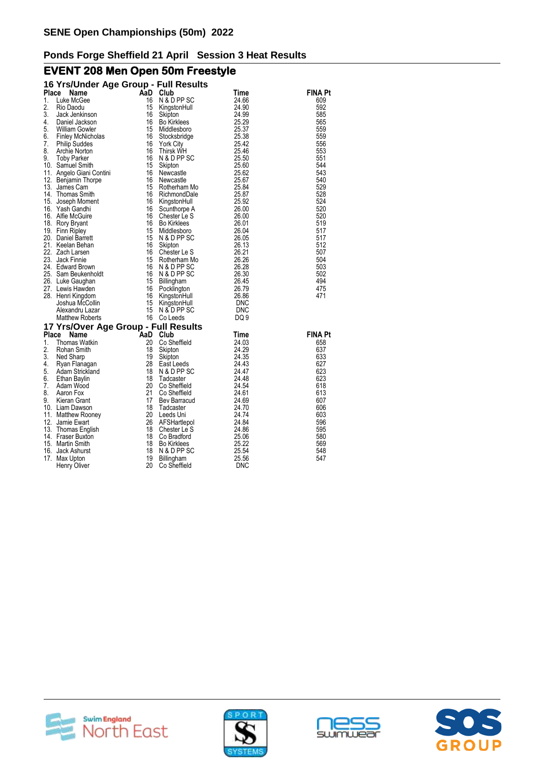## SENE Open Championships (50m) 2022

### Ponds Forge Sheffield 21 April Session 3 Heat Results

## EVENT 208 Men Open 50m Freestyle

### 16 Yrs/Under Age Group - Full Results

| Place | Name | AaD | Club | Time | FINA Pt |
|---|---|---|---|---|---|
| 1. | Luke McGee | 16 | N & D PP SC | 24.66 | 609 |
| 2. | Rio Daodu | 15 | KingstonHull | 24.90 | 592 |
| 3. | Jack Jenkinson | 16 | Skipton | 24.99 | 585 |
| 4. | Daniel Jackson | 16 | Bo Kirklees | 25.29 | 565 |
| 5. | William Gowler | 15 | Middlesboro | 25.37 | 559 |
| 6. | Finley McNicholas | 16 | Stocksbridge | 25.38 | 559 |
| 7. | Philip Suddes | 16 | York City | 25.42 | 556 |
| 8. | Archie Norton | 16 | Thirsk WH | 25.46 | 553 |
| 9. | Toby Parker | 16 | N & D PP SC | 25.50 | 551 |
| 10. | Samuel Smith | 15 | Skipton | 25.60 | 544 |
| 11. | Angelo Giani Contini | 16 | Newcastle | 25.62 | 543 |
| 12. | Benjamin Thorpe | 16 | Newcastle | 25.67 | 540 |
| 13. | James Cam | 15 | Rotherham Mo | 25.84 | 529 |
| 14. | Thomas Smith | 16 | RichmondDale | 25.87 | 528 |
| 15. | Joseph Moment | 16 | KingstonHull | 25.92 | 524 |
| 16. | Yash Gandhi | 16 | Scunthorpe A | 26.00 | 520 |
| 16. | Alfie McGuire | 16 | Chester Le S | 26.00 | 520 |
| 18. | Rory Bryant | 16 | Bo Kirklees | 26.01 | 519 |
| 19. | Finn Ripley | 15 | Middlesboro | 26.04 | 517 |
| 20. | Daniel Barrett | 15 | N & D PP SC | 26.05 | 517 |
| 21. | Keelan Behan | 16 | Skipton | 26.13 | 512 |
| 22. | Zach Larsen | 16 | Chester Le S | 26.21 | 507 |
| 23. | Jack Finnie | 15 | Rotherham Mo | 26.26 | 504 |
| 24. | Edward Brown | 16 | N & D PP SC | 26.28 | 503 |
| 25. | Sam Beukenholdt | 16 | N & D PP SC | 26.30 | 502 |
| 26. | Luke Gaughan | 15 | Billingham | 26.45 | 494 |
| 27. | Lewis Hawden | 16 | Pocklington | 26.79 | 475 |
| 28. | Henri Kingdom | 16 | KingstonHull | 26.86 | 471 |
| | Joshua McCollin | 15 | KingstonHull | DNC | |
| | Alexandru Lazar | 15 | N & D PP SC | DNC | |
| | Matthew Roberts | 16 | Co Leeds | DQ 9 | |

### 17 Yrs/Over Age Group - Full Results

| Place | Name | AaD | Club | Time | FINA Pt |
|---|---|---|---|---|---|
| 1. | Thomas Watkin | 20 | Co Sheffield | 24.03 | 658 |
| 2. | Rohan Smith | 18 | Skipton | 24.29 | 637 |
| 3. | Ned Sharp | 19 | Skipton | 24.35 | 633 |
| 4. | Ryan Flanagan | 28 | East Leeds | 24.43 | 627 |
| 5. | Adam Strickland | 18 | N & D PP SC | 24.47 | 623 |
| 6. | Ethan Baylin | 18 | Tadcaster | 24.48 | 623 |
| 7. | Adam Wood | 20 | Co Sheffield | 24.54 | 618 |
| 8. | Aaron Fox | 21 | Co Sheffield | 24.61 | 613 |
| 9. | Kieran Grant | 17 | Bev Barracud | 24.69 | 607 |
| 10. | Liam Dawson | 18 | Tadcaster | 24.70 | 606 |
| 11. | Matthew Rooney | 20 | Leeds Uni | 24.74 | 603 |
| 12. | Jamie Ewart | 26 | AFSHartlepol | 24.84 | 596 |
| 13. | Thomas English | 18 | Chester Le S | 24.86 | 595 |
| 14. | Fraser Buxton | 18 | Co Bradford | 25.06 | 580 |
| 15. | Martin Smith | 18 | Bo Kirklees | 25.22 | 569 |
| 16. | Jack Ashurst | 18 | N & D PP SC | 25.54 | 548 |
| 17. | Max Upton | 19 | Billingham | 25.56 | 547 |
| | Henry Oliver | 20 | Co Sheffield | DNC | |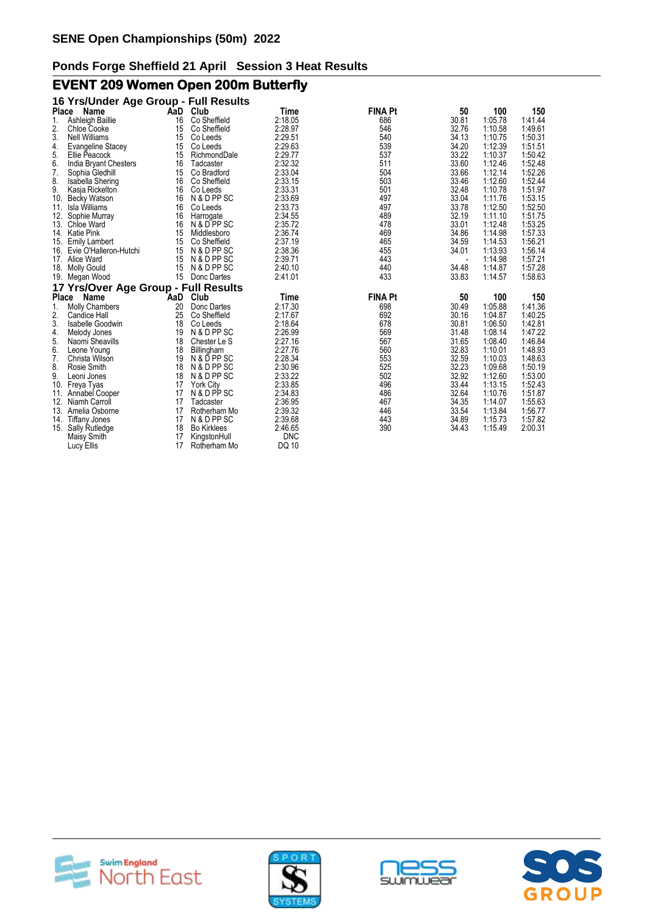## SENE Open Championships (50m) 2022

### Ponds Forge Sheffield 21 April Session 3 Heat Results

## EVENT 209 Women Open 200m Butterfly

### 16 Yrs/Under Age Group - Full Results

| Place | Name | AaD | Club | Time | FINA Pt | 50 | 100 | 150 |
|---|---|---|---|---|---|---|---|---|
| 1. | Ashleigh Baillie | 16 | Co Sheffield | 2:18.05 | 686 | 30.81 | 1:05.78 | 1:41.44 |
| 2. | Chloe Cooke | 15 | Co Sheffield | 2:28.97 | 546 | 32.76 | 1:10.58 | 1:49.61 |
| 3. | Nell Williams | 15 | Co Leeds | 2:29.51 | 540 | 34.13 | 1:10.75 | 1:50.31 |
| 4. | Evangeline Stacey | 15 | Co Leeds | 2:29.63 | 539 | 34.20 | 1:12.39 | 1:51.51 |
| 5. | Ellie Peacock | 15 | RichmondDale | 2:29.77 | 537 | 33.22 | 1:10.37 | 1:50.42 |
| 6. | India Bryant Chesters | 16 | Tadcaster | 2:32.32 | 511 | 33.60 | 1:12.46 | 1:52.48 |
| 7. | Sophia Gledhill | 15 | Co Bradford | 2:33.04 | 504 | 33.66 | 1:12.14 | 1:52.26 |
| 8. | Isabella Shering | 16 | Co Sheffield | 2:33.15 | 503 | 33.46 | 1:12.60 | 1:52.44 |
| 9. | Kasja Rickelton | 16 | Co Leeds | 2:33.31 | 501 | 32.48 | 1:10.78 | 1:51.97 |
| 10. | Becky Watson | 16 | N & D PP SC | 2:33.69 | 497 | 33.04 | 1:11.76 | 1:53.15 |
| 11. | Isla Williams | 16 | Co Leeds | 2:33.73 | 497 | 33.78 | 1:12.50 | 1:52.50 |
| 12. | Sophie Murray | 16 | Harrogate | 2:34.55 | 489 | 32.19 | 1:11.10 | 1:51.75 |
| 13. | Chloe Ward | 16 | N & D PP SC | 2:35.72 | 478 | 33.01 | 1:12.48 | 1:53.25 |
| 14. | Katie Pink | 15 | Middlesboro | 2:36.74 | 469 | 34.86 | 1:14.98 | 1:57.33 |
| 15. | Emily Lambert | 15 | Co Sheffield | 2:37.19 | 465 | 34.59 | 1:14.53 | 1:56.21 |
| 16. | Evie O'Halleron-Hutchi | 15 | N & D PP SC | 2:38.36 | 455 | 34.01 | 1:13.93 | 1:56.14 |
| 17. | Alice Ward | 15 | N & D PP SC | 2:39.71 | 443 | - | 1:14.98 | 1:57.21 |
| 18. | Molly Gould | 15 | N & D PP SC | 2:40.10 | 440 | 34.48 | 1:14.87 | 1:57.28 |
| 19. | Megan Wood | 15 | Donc Dartes | 2:41.01 | 433 | 33.83 | 1:14.57 | 1:58.63 |

### 17 Yrs/Over Age Group - Full Results

| Place | Name | AaD | Club | Time | FINA Pt | 50 | 100 | 150 |
|---|---|---|---|---|---|---|---|---|
| 1. | Molly Chambers | 20 | Donc Dartes | 2:17.30 | 698 | 30.49 | 1:05.88 | 1:41.36 |
| 2. | Candice Hall | 25 | Co Sheffield | 2:17.67 | 692 | 30.16 | 1:04.87 | 1:40.25 |
| 3. | Isabelle Goodwin | 18 | Co Leeds | 2:18.64 | 678 | 30.81 | 1:06.50 | 1:42.81 |
| 4. | Melody Jones | 19 | N & D PP SC | 2:26.99 | 569 | 31.48 | 1:08.14 | 1:47.22 |
| 5. | Naomi Sheavills | 18 | Chester Le S | 2:27.16 | 567 | 31.65 | 1:08.40 | 1:46.84 |
| 6. | Leone Young | 18 | Billingham | 2:27.76 | 560 | 32.83 | 1:10.01 | 1:48.93 |
| 7. | Christa Wilson | 19 | N & D PP SC | 2:28.34 | 553 | 32.59 | 1:10.03 | 1:48.63 |
| 8. | Rosie Smith | 18 | N & D PP SC | 2:30.96 | 525 | 32.23 | 1:09.68 | 1:50.19 |
| 9. | Leoni Jones | 18 | N & D PP SC | 2:33.22 | 502 | 32.92 | 1:12.60 | 1:53.00 |
| 10. | Freya Tyas | 17 | York City | 2:33.85 | 496 | 33.44 | 1:13.15 | 1:52.43 |
| 11. | Annabel Cooper | 17 | N & D PP SC | 2:34.83 | 486 | 32.64 | 1:10.76 | 1:51.87 |
| 12. | Niamh Carroll | 17 | Tadcaster | 2:36.95 | 467 | 34.35 | 1:14.07 | 1:55.63 |
| 13. | Amelia Osborne | 17 | Rotherham Mo | 2:39.32 | 446 | 33.54 | 1:13.84 | 1:56.77 |
| 14. | Tiffany Jones | 17 | N & D PP SC | 2:39.68 | 443 | 34.89 | 1:15.73 | 1:57.82 |
| 15. | Sally Rutledge | 18 | Bo Kirklees | 2:46.65 | 390 | 34.43 | 1:15.49 | 2:00.31 |
| | Maisy Smith | 17 | KingstonHull | DNC | | | | |
| | Lucy Ellis | 17 | Rotherham Mo | DQ 10 | | | | |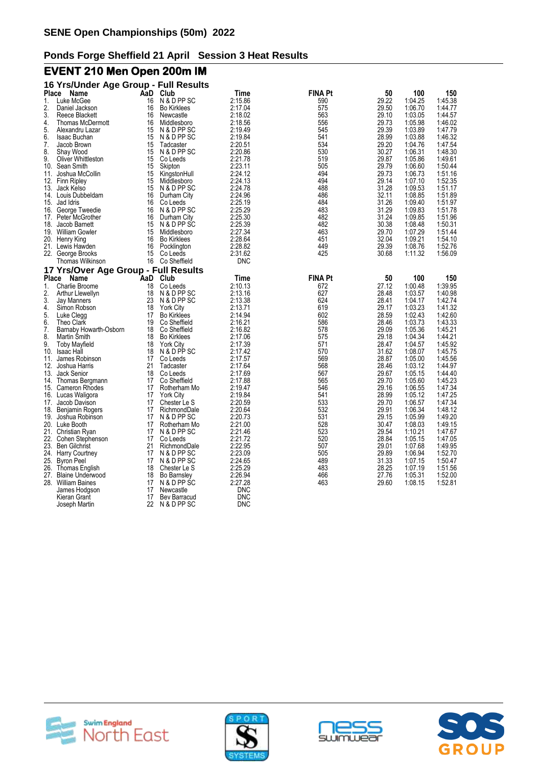## SENE Open Championships (50m) 2022

### Ponds Forge Sheffield 21 April Session 3 Heat Results

## EVENT 210 Men Open 200m IM

### 16 Yrs/Under Age Group - Full Results

| Place | Name | AaD | Club | Time | FINA Pt | 50 | 100 | 150 |
|---|---|---|---|---|---|---|---|---|
| 1. | Luke McGee | 16 | N & D PP SC | 2:15.86 | 590 | 29.22 | 1:04.25 | 1:45.38 |
| 2. | Daniel Jackson | 16 | Bo Kirklees | 2:17.04 | 575 | 29.50 | 1:06.70 | 1:44.77 |
| 3. | Reece Blackett | 16 | Newcastle | 2:18.02 | 563 | 29.10 | 1:03.05 | 1:44.57 |
| 4. | Thomas McDermott | 16 | Middlesboro | 2:18.56 | 556 | 29.73 | 1:05.98 | 1:46.02 |
| 5. | Alexandru Lazar | 15 | N & D PP SC | 2:19.49 | 545 | 29.39 | 1:03.89 | 1:47.79 |
| 6. | Isaac Buchan | 15 | N & D PP SC | 2:19.84 | 541 | 28.99 | 1:03.88 | 1:46.32 |
| 7. | Jacob Brown | 15 | Tadcaster | 2:20.51 | 534 | 29.20 | 1:04.76 | 1:47.54 |
| 8. | Shay Wood | 15 | N & D PP SC | 2:20.86 | 530 | 30.27 | 1:06.31 | 1:48.30 |
| 9. | Oliver Whittleston | 15 | Co Leeds | 2:21.78 | 519 | 29.87 | 1:05.86 | 1:49.61 |
| 10. | Sean Smith | 15 | Skipton | 2:23.11 | 505 | 29.79 | 1:06.60 | 1:50.44 |
| 11. | Joshua McCollin | 15 | KingstonHull | 2:24.12 | 494 | 29.73 | 1:06.73 | 1:51.16 |
| 12. | Finn Ripley | 15 | Middlesboro | 2:24.13 | 494 | 29.14 | 1:07.10 | 1:52.35 |
| 13. | Jack Kelso | 15 | N & D PP SC | 2:24.78 | 488 | 31.28 | 1:09.53 | 1:51.17 |
| 14. | Louis Dubbeldam | 16 | Durham City | 2:24.96 | 486 | 32.11 | 1:08.85 | 1:51.89 |
| 15. | Jad Idris | 16 | Co Leeds | 2:25.19 | 484 | 31.26 | 1:09.40 | 1:51.97 |
| 16. | George Tweedie | 16 | N & D PP SC | 2:25.29 | 483 | 31.29 | 1:09.83 | 1:51.78 |
| 17. | Peter McGrother | 16 | Durham City | 2:25.30 | 482 | 31.24 | 1:09.85 | 1:51.96 |
| 18. | Jacob Barnett | 15 | N & D PP SC | 2:25.39 | 482 | 30.38 | 1:08.48 | 1:50.31 |
| 19. | William Gowler | 15 | Middlesboro | 2:27.34 | 463 | 29.70 | 1:07.29 | 1:51.44 |
| 20. | Henry King | 16 | Bo Kirklees | 2:28.64 | 451 | 32.04 | 1:09.21 | 1:54.10 |
| 21. | Lewis Hawden | 16 | Pocklington | 2:28.82 | 449 | 29.39 | 1:08.76 | 1:52.76 |
| 22. | George Brooks | 15 | Co Leeds | 2:31.62 | 425 | 30.68 | 1:11.32 | 1:56.09 |
| | Thomas Wilkinson | 16 | Co Sheffield | DNC | | | | |

### 17 Yrs/Over Age Group - Full Results

| Place | Name | AaD | Club | Time | FINA Pt | 50 | 100 | 150 |
|---|---|---|---|---|---|---|---|---|
| 1. | Charlie Broome | 18 | Co Leeds | 2:10.13 | 672 | 27.12 | 1:00.48 | 1:39.95 |
| 2. | Arthur Llewellyn | 18 | N & D PP SC | 2:13.16 | 627 | 28.48 | 1:03.57 | 1:40.98 |
| 3. | Jay Manners | 23 | N & D PP SC | 2:13.38 | 624 | 28.41 | 1:04.17 | 1:42.74 |
| 4. | Simon Robson | 18 | York City | 2:13.71 | 619 | 29.17 | 1:03.23 | 1:41.32 |
| 5. | Luke Clegg | 17 | Bo Kirklees | 2:14.94 | 602 | 28.59 | 1:02.43 | 1:42.60 |
| 6. | Theo Clark | 19 | Co Sheffield | 2:16.21 | 586 | 28.46 | 1:03.73 | 1:43.33 |
| 7. | Barnaby Howarth-Osborn | 18 | Co Sheffield | 2:16.82 | 578 | 29.09 | 1:05.36 | 1:45.21 |
| 8. | Martin Smith | 18 | Bo Kirklees | 2:17.06 | 575 | 29.18 | 1:04.34 | 1:44.21 |
| 9. | Toby Mayfield | 18 | York City | 2:17.39 | 571 | 28.47 | 1:04.57 | 1:45.92 |
| 10. | Isaac Hall | 18 | N & D PP SC | 2:17.42 | 570 | 31.62 | 1:08.07 | 1:45.75 |
| 11. | James Robinson | 17 | Co Leeds | 2:17.57 | 569 | 28.87 | 1:05.00 | 1:45.56 |
| 12. | Joshua Harris | 21 | Tadcaster | 2:17.64 | 568 | 28.46 | 1:03.12 | 1:44.97 |
| 13. | Jack Senior | 18 | Co Leeds | 2:17.69 | 567 | 29.67 | 1:05.15 | 1:44.40 |
| 14. | Thomas Bergmann | 17 | Co Sheffield | 2:17.88 | 565 | 29.70 | 1:05.60 | 1:45.23 |
| 15. | Cameron Rhodes | 17 | Rotherham Mo | 2:19.47 | 546 | 29.16 | 1:06.55 | 1:47.34 |
| 16. | Lucas Waligora | 17 | York City | 2:19.84 | 541 | 28.99 | 1:05.12 | 1:47.25 |
| 17. | Jacob Davison | 17 | Chester Le S | 2:20.59 | 533 | 29.70 | 1:06.57 | 1:47.34 |
| 18. | Benjamin Rogers | 17 | RichmondDale | 2:20.64 | 532 | 29.91 | 1:06.34 | 1:48.12 |
| 19. | Joshua Robinson | 17 | N & D PP SC | 2:20.73 | 531 | 29.15 | 1:05.99 | 1:49.20 |
| 20. | Luke Booth | 17 | Rotherham Mo | 2:21.00 | 528 | 30.47 | 1:08.03 | 1:49.15 |
| 21. | Christian Ryan | 17 | N & D PP SC | 2:21.46 | 523 | 29.54 | 1:10.21 | 1:47.67 |
| 22. | Cohen Stephenson | 17 | Co Leeds | 2:21.72 | 520 | 28.84 | 1:05.15 | 1:47.05 |
| 23. | Ben Gilchrist | 21 | RichmondDale | 2:22.95 | 507 | 29.01 | 1:07.68 | 1:49.95 |
| 24. | Harry Courtney | 17 | N & D PP SC | 2:23.09 | 505 | 29.89 | 1:06.94 | 1:52.70 |
| 25. | Byron Peel | 17 | N & D PP SC | 2:24.65 | 489 | 31.33 | 1:07.15 | 1:50.47 |
| 26. | Thomas English | 18 | Chester Le S | 2:25.29 | 483 | 28.25 | 1:07.19 | 1:51.56 |
| 27. | Blaine Underwood | 18 | Bo Barnsley | 2:26.94 | 466 | 27.76 | 1:05.31 | 1:52.00 |
| 28. | William Baines | 17 | N & D PP SC | 2:27.28 | 463 | 29.60 | 1:08.15 | 1:52.81 |
| | James Hodgson | 17 | Newcastle | DNC | | | | |
| | Kieran Grant | 17 | Bev Barracud | DNC | | | | |
| | Joseph Martin | 22 | N & D PP SC | DNC | | | | |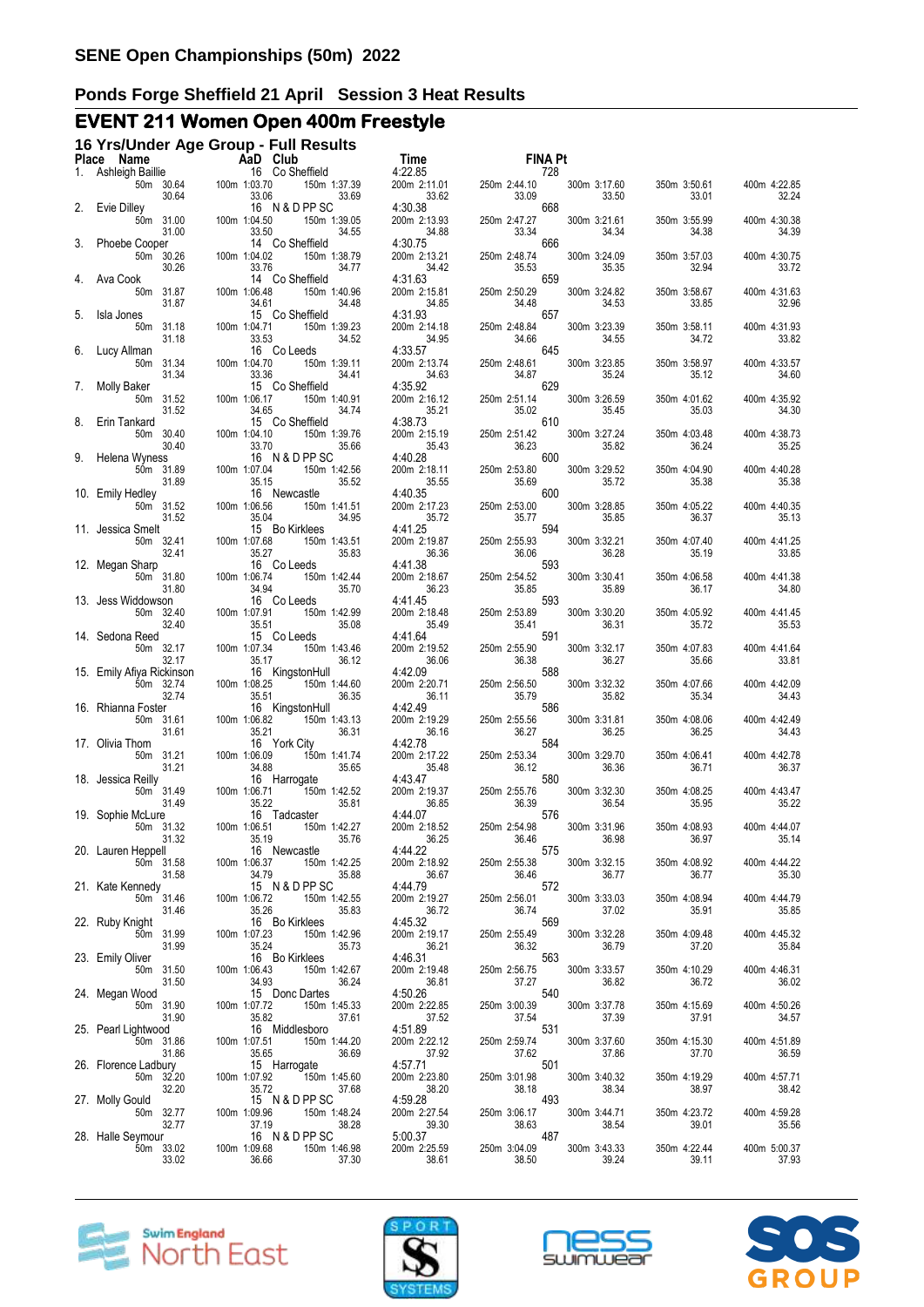# SENE Open Championships (50m) 2022

## Ponds Forge Sheffield 21 April Session 3 Heat Results

## EVENT 211 Women Open 400m Freestyle

### 16 Yrs/Under Age Group - Full Results

| Place | Name | AaD | Club | Time | FINA Pt | | | | |
|---|---|---|---|---|---|---|---|---|---|
| 1. | Ashleigh Baillie | 16 | Co Sheffield | 4:22.85 | 728 | | | | |
| | 50m 30.64 | 100m 1:03.70 | 150m 1:37.39 | 200m 2:11.01 | 250m 2:44.10 | 300m 3:17.60 | 350m 3:50.61 | 400m 4:22.85 | |
| | 30.64 | 33.06 | 33.69 | 33.62 | 33.09 | 33.50 | 33.01 | 32.24 | |
| 2. | Evie Dilley | 16 | N & D PP SC | 4:30.38 | 668 | | | | |
| | 50m 31.00 | 100m 1:04.50 | 150m 1:39.05 | 200m 2:13.93 | 250m 2:47.27 | 300m 3:21.61 | 350m 3:55.99 | 400m 4:30.38 | |
| | 31.00 | 33.50 | 34.55 | 34.88 | 33.34 | 34.34 | 34.38 | 34.39 | |
| 3. | Phoebe Cooper | 14 | Co Sheffield | 4:30.75 | 666 | | | | |
| | 50m 30.26 | 100m 1:04.02 | 150m 1:38.79 | 200m 2:13.21 | 250m 2:48.74 | 300m 3:24.09 | 350m 3:57.03 | 400m 4:30.75 | |
| | 30.26 | 33.76 | 34.77 | 34.42 | 35.53 | 35.35 | 32.94 | 33.72 | |
| 4. | Ava Cook | 14 | Co Sheffield | 4:31.63 | 659 | | | | |
| | 50m 31.87 | 100m 1:06.48 | 150m 1:40.96 | 200m 2:15.81 | 250m 2:50.29 | 300m 3:24.82 | 350m 3:58.67 | 400m 4:31.63 | |
| | 31.87 | 34.61 | 34.48 | 34.85 | 34.48 | 34.53 | 33.85 | 32.96 | |
| 5. | Isla Jones | 15 | Co Sheffield | 4:31.93 | 657 | | | | |
| | 50m 31.18 | 100m 1:04.71 | 150m 1:39.23 | 200m 2:14.18 | 250m 2:48.84 | 300m 3:23.39 | 350m 3:58.11 | 400m 4:31.93 | |
| | 31.18 | 33.53 | 34.52 | 34.95 | 34.66 | 34.55 | 34.72 | 33.82 | |
| 6. | Lucy Allman | 16 | Co Leeds | 4:33.57 | 645 | | | | |
| | 50m 31.34 | 100m 1:04.70 | 150m 1:39.11 | 200m 2:13.74 | 250m 2:48.61 | 300m 3:23.85 | 350m 3:58.97 | 400m 4:33.57 | |
| | 31.34 | 33.36 | 34.41 | 34.63 | 34.87 | 35.24 | 35.12 | 34.60 | |
| 7. | Molly Baker | 15 | Co Sheffield | 4:35.92 | 629 | | | | |
| | 50m 31.52 | 100m 1:06.17 | 150m 1:40.91 | 200m 2:16.12 | 250m 2:51.14 | 300m 3:26.59 | 350m 4:01.62 | 400m 4:35.92 | |
| | 31.52 | 34.65 | 34.74 | 35.21 | 35.02 | 35.45 | 35.03 | 34.30 | |
| 8. | Erin Tankard | 15 | Co Sheffield | 4:38.73 | 610 | | | | |
| | 50m 30.40 | 100m 1:04.10 | 150m 1:39.76 | 200m 2:15.19 | 250m 2:51.42 | 300m 3:27.24 | 350m 4:03.48 | 400m 4:38.73 | |
| | 30.40 | 33.70 | 35.66 | 35.43 | 36.23 | 35.82 | 36.24 | 35.25 | |
| 9. | Helena Wyness | 16 | N & D PP SC | 4:40.28 | 600 | | | | |
| | 50m 31.89 | 100m 1:07.04 | 150m 1:42.56 | 200m 2:18.11 | 250m 2:53.80 | 300m 3:29.52 | 350m 4:04.90 | 400m 4:40.28 | |
| | 31.89 | 35.15 | 35.52 | 35.55 | 35.69 | 35.72 | 35.38 | 35.38 | |
| 10. | Emily Hedley | 16 | Newcastle | 4:40.35 | 600 | | | | |
| | 50m 31.52 | 100m 1:06.56 | 150m 1:41.51 | 200m 2:17.23 | 250m 2:53.00 | 300m 3:28.85 | 350m 4:05.22 | 400m 4:40.35 | |
| | 31.52 | 35.04 | 34.95 | 35.72 | 35.77 | 35.85 | 36.37 | 35.13 | |
| 11. | Jessica Smelt | 15 | Bo Kirklees | 4:41.25 | 594 | | | | |
| | 50m 32.41 | 100m 1:07.68 | 150m 1:43.51 | 200m 2:19.87 | 250m 2:55.93 | 300m 3:32.21 | 350m 4:07.40 | 400m 4:41.25 | |
| | 32.41 | 35.27 | 35.83 | 36.36 | 36.06 | 36.28 | 35.19 | 33.85 | |
| 12. | Megan Sharp | 16 | Co Leeds | 4:41.38 | 593 | | | | |
| | 50m 31.80 | 100m 1:06.74 | 150m 1:42.44 | 200m 2:18.67 | 250m 2:54.52 | 300m 3:30.41 | 350m 4:06.58 | 400m 4:41.38 | |
| | 31.80 | 34.94 | 35.70 | 36.23 | 35.85 | 35.89 | 36.17 | 34.80 | |
| 13. | Jess Widdowson | 16 | Co Leeds | 4:41.45 | 593 | | | | |
| | 50m 32.40 | 100m 1:07.91 | 150m 1:42.99 | 200m 2:18.48 | 250m 2:53.89 | 300m 3:30.20 | 350m 4:05.92 | 400m 4:41.45 | |
| | 32.40 | 35.51 | 35.08 | 35.49 | 35.41 | 36.31 | 35.72 | 35.53 | |
| 14. | Sedona Reed | 15 | Co Leeds | 4:41.64 | 591 | | | | |
| | 50m 32.17 | 100m 1:07.34 | 150m 1:43.46 | 200m 2:19.52 | 250m 2:55.90 | 300m 3:32.17 | 350m 4:07.83 | 400m 4:41.64 | |
| | 32.17 | 35.17 | 36.12 | 36.06 | 36.38 | 36.27 | 35.66 | 33.81 | |
| 15. | Emily Afiya Rickinson | 16 | KingstonHull | 4:42.09 | 588 | | | | |
| | 50m 32.74 | 100m 1:08.25 | 150m 1:44.60 | 200m 2:20.71 | 250m 2:56.50 | 300m 3:32.32 | 350m 4:07.66 | 400m 4:42.09 | |
| | 32.74 | 35.51 | 36.35 | 36.11 | 35.79 | 35.82 | 35.34 | 34.43 | |
| 16. | Rhianna Foster | 16 | KingstonHull | 4:42.49 | 586 | | | | |
| | 50m 31.61 | 100m 1:06.82 | 150m 1:43.13 | 200m 2:19.29 | 250m 2:55.56 | 300m 3:31.81 | 350m 4:08.06 | 400m 4:42.49 | |
| | 31.61 | 35.21 | 36.31 | 36.16 | 36.27 | 36.25 | 36.25 | 34.43 | |
| 17. | Olivia Thom | 16 | York City | 4:42.78 | 584 | | | | |
| | 50m 31.21 | 100m 1:06.09 | 150m 1:41.74 | 200m 2:17.22 | 250m 2:53.34 | 300m 3:29.70 | 350m 4:06.41 | 400m 4:42.78 | |
| | 31.21 | 34.88 | 35.65 | 35.48 | 36.12 | 36.36 | 36.71 | 36.37 | |
| 18. | Jessica Reilly | 16 | Harrogate | 4:43.47 | 580 | | | | |
| | 50m 31.49 | 100m 1:06.71 | 150m 1:42.52 | 200m 2:19.37 | 250m 2:55.76 | 300m 3:32.30 | 350m 4:08.25 | 400m 4:43.47 | |
| | 31.49 | 35.22 | 35.81 | 36.85 | 36.39 | 36.54 | 35.95 | 35.22 | |
| 19. | Sophie McLure | 16 | Tadcaster | 4:44.07 | 576 | | | | |
| | 50m 31.32 | 100m 1:06.51 | 150m 1:42.27 | 200m 2:18.52 | 250m 2:54.98 | 300m 3:31.96 | 350m 4:08.93 | 400m 4:44.07 | |
| | 31.32 | 35.19 | 35.76 | 36.25 | 36.46 | 36.98 | 36.97 | 35.14 | |
| 20. | Lauren Heppell | 16 | Newcastle | 4:44.22 | 575 | | | | |
| | 50m 31.58 | 100m 1:06.37 | 150m 1:42.25 | 200m 2:18.92 | 250m 2:55.38 | 300m 3:32.15 | 350m 4:08.92 | 400m 4:44.22 | |
| | 31.58 | 34.79 | 35.88 | 36.67 | 36.46 | 36.77 | 36.77 | 35.30 | |
| 21. | Kate Kennedy | 15 | N & D PP SC | 4:44.79 | 572 | | | | |
| | 50m 31.46 | 100m 1:06.72 | 150m 1:42.55 | 200m 2:19.27 | 250m 2:56.01 | 300m 3:33.03 | 350m 4:08.94 | 400m 4:44.79 | |
| | 31.46 | 35.26 | 35.83 | 36.72 | 36.74 | 37.02 | 35.91 | 35.85 | |
| 22. | Ruby Knight | 16 | Bo Kirklees | 4:45.32 | 569 | | | | |
| | 50m 31.99 | 100m 1:07.23 | 150m 1:42.96 | 200m 2:19.17 | 250m 2:55.49 | 300m 3:32.28 | 350m 4:09.48 | 400m 4:45.32 | |
| | 31.99 | 35.24 | 35.73 | 36.21 | 36.32 | 36.79 | 37.20 | 35.84 | |
| 23. | Emily Oliver | 16 | Bo Kirklees | 4:46.31 | 563 | | | | |
| | 50m 31.50 | 100m 1:06.43 | 150m 1:42.67 | 200m 2:19.48 | 250m 2:56.75 | 300m 3:33.57 | 350m 4:10.29 | 400m 4:46.31 | |
| | 31.50 | 34.93 | 36.24 | 36.81 | 37.27 | 36.82 | 36.72 | 36.02 | |
| 24. | Megan Wood | 15 | Donc Dartes | 4:50.26 | 540 | | | | |
| | 50m 31.90 | 100m 1:07.72 | 150m 1:45.33 | 200m 2:22.85 | 250m 3:00.39 | 300m 3:37.78 | 350m 4:15.69 | 400m 4:50.26 | |
| | 31.90 | 35.82 | 37.61 | 37.52 | 37.54 | 37.39 | 37.91 | 34.57 | |
| 25. | Pearl Lightwood | 16 | Middlesboro | 4:51.89 | 531 | | | | |
| | 50m 31.86 | 100m 1:07.51 | 150m 1:44.20 | 200m 2:22.12 | 250m 2:59.74 | 300m 3:37.60 | 350m 4:15.30 | 400m 4:51.89 | |
| | 31.86 | 35.65 | 36.69 | 37.92 | 37.62 | 37.86 | 37.70 | 36.59 | |
| 26. | Florence Ladbury | 15 | Harrogate | 4:57.71 | 501 | | | | |
| | 50m 32.20 | 100m 1:07.92 | 150m 1:45.60 | 200m 2:23.80 | 250m 3:01.98 | 300m 3:40.32 | 350m 4:19.29 | 400m 4:57.71 | |
| | 32.20 | 35.72 | 37.68 | 38.20 | 38.18 | 38.34 | 38.97 | 38.42 | |
| 27. | Molly Gould | 15 | N & D PP SC | 4:59.28 | 493 | | | | |
| | 50m 32.77 | 100m 1:09.96 | 150m 1:48.24 | 200m 2:27.54 | 250m 3:06.17 | 300m 3:44.71 | 350m 4:23.72 | 400m 4:59.28 | |
| | 32.77 | 37.19 | 38.28 | 39.30 | 38.63 | 38.54 | 39.01 | 35.56 | |
| 28. | Halle Seymour | 16 | N & D PP SC | 5:00.37 | 487 | | | | |
| | 50m 33.02 | 100m 1:09.68 | 150m 1:46.98 | 200m 2:25.59 | 250m 3:04.09 | 300m 3:43.33 | 350m 4:22.44 | 400m 5:00.37 | |
| | 33.02 | 36.66 | 37.30 | 38.61 | 38.50 | 39.24 | 39.11 | 37.93 | |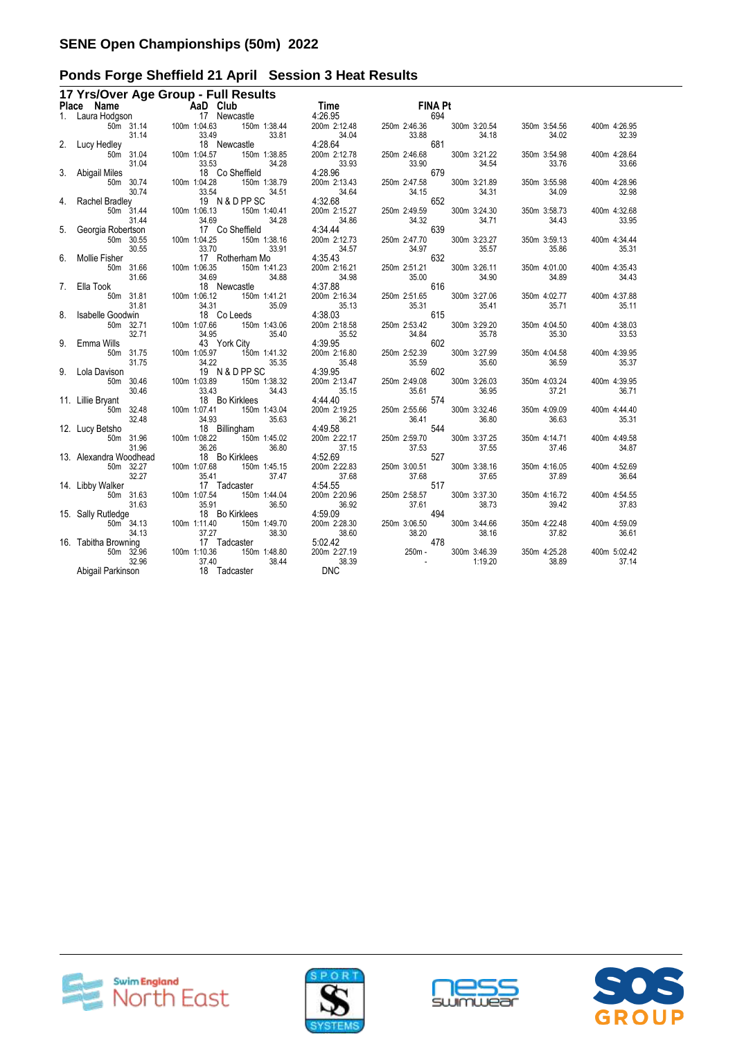# SENE Open Championships (50m) 2022

## Ponds Forge Sheffield 21 April Session 3 Heat Results

### 17 Yrs/Over Age Group - Full Results

| Place | Name | AaD | Club | Time | FINA Pt |
|---|---|---|---|---|---|
| 1. | Laura Hodgson | 17 | Newcastle | 4:26.95 | 694 |
| | 50m 31.14 / 31.14 | 100m 1:04.63 / 33.49 | 150m 1:38.44 / 33.81 | 200m 2:12.48 / 34.04 | 250m 2:46.36 / 33.88 |
| | 300m 3:20.54 / 34.18 | 350m 3:54.56 / 34.02 | 400m 4:26.95 / 32.39 | | |
| 2. | Lucy Hedley | 18 | Newcastle | 4:28.64 | 681 |
| | 50m 31.04 / 31.04 | 100m 1:04.57 / 33.53 | 150m 1:38.85 / 34.28 | 200m 2:12.78 / 33.93 | 250m 2:46.68 / 33.90 |
| | 300m 3:21.22 / 34.54 | 350m 3:54.98 / 33.76 | 400m 4:28.64 / 33.66 | | |
| 3. | Abigail Miles | 18 | Co Sheffield | 4:28.96 | 679 |
| | 50m 30.74 / 30.74 | 100m 1:04.28 / 33.54 | 150m 1:38.79 / 34.51 | 200m 2:13.43 / 34.64 | 250m 2:47.58 / 34.15 |
| | 300m 3:21.89 / 34.31 | 350m 3:55.98 / 34.09 | 400m 4:28.96 / 32.98 | | |
| 4. | Rachel Bradley | 19 | N & D PP SC | 4:32.68 | 652 |
| | 50m 31.44 / 31.44 | 100m 1:06.13 / 34.69 | 150m 1:40.41 / 34.28 | 200m 2:15.27 / 34.86 | 250m 2:49.59 / 34.32 |
| | 300m 3:24.30 / 34.71 | 350m 3:58.73 / 34.43 | 400m 4:32.68 / 33.95 | | |
| 5. | Georgia Robertson | 17 | Co Sheffield | 4:34.44 | 639 |
| | 50m 30.55 / 30.55 | 100m 1:04.25 / 33.70 | 150m 1:38.16 / 33.91 | 200m 2:12.73 / 34.57 | 250m 2:47.70 / 34.97 |
| | 300m 3:23.27 / 35.57 | 350m 3:59.13 / 35.86 | 400m 4:34.44 / 35.31 | | |
| 6. | Mollie Fisher | 17 | Rotherham Mo | 4:35.43 | 632 |
| | 50m 31.66 / 31.66 | 100m 1:06.35 / 34.69 | 150m 1:41.23 / 34.88 | 200m 2:16.21 / 34.98 | 250m 2:51.21 / 35.00 |
| | 300m 3:26.11 / 34.90 | 350m 4:01.00 / 34.89 | 400m 4:35.43 / 34.43 | | |
| 7. | Ella Took | 18 | Newcastle | 4:37.88 | 616 |
| | 50m 31.81 / 31.81 | 100m 1:06.12 / 34.31 | 150m 1:41.21 / 35.09 | 200m 2:16.34 / 35.13 | 250m 2:51.65 / 35.31 |
| | 300m 3:27.06 / 35.41 | 350m 4:02.77 / 35.71 | 400m 4:37.88 / 35.11 | | |
| 8. | Isabelle Goodwin | 18 | Co Leeds | 4:38.03 | 615 |
| | 50m 32.71 / 32.71 | 100m 1:07.66 / 34.95 | 150m 1:43.06 / 35.40 | 200m 2:18.58 / 35.52 | 250m 2:53.42 / 34.84 |
| | 300m 3:29.20 / 35.78 | 350m 4:04.50 / 35.30 | 400m 4:38.03 / 33.53 | | |
| 9. | Emma Wills | 43 | York City | 4:39.95 | 602 |
| | 50m 31.75 / 31.75 | 100m 1:05.97 / 34.22 | 150m 1:41.32 / 35.35 | 200m 2:16.80 / 35.48 | 250m 2:52.39 / 35.59 |
| | 300m 3:27.99 / 35.60 | 350m 4:04.58 / 36.59 | 400m 4:39.95 / 35.37 | | |
| 9. | Lola Davison | 19 | N & D PP SC | 4:39.95 | 602 |
| | 50m 30.46 / 30.46 | 100m 1:03.89 / 33.43 | 150m 1:38.32 / 34.43 | 200m 2:13.47 / 35.15 | 250m 2:49.08 / 35.61 |
| | 300m 3:26.03 / 36.95 | 350m 4:03.24 / 37.21 | 400m 4:39.95 / 36.71 | | |
| 11. | Lillie Bryant | 18 | Bo Kirklees | 4:44.40 | 574 |
| | 50m 32.48 / 32.48 | 100m 1:07.41 / 34.93 | 150m 1:43.04 / 35.63 | 200m 2:19.25 / 36.21 | 250m 2:55.66 / 36.41 |
| | 300m 3:32.46 / 36.80 | 350m 4:09.09 / 36.63 | 400m 4:44.40 / 35.31 | | |
| 12. | Lucy Betsho | 18 | Billingham | 4:49.58 | 544 |
| | 50m 31.96 / 31.96 | 100m 1:08.22 / 36.26 | 150m 1:45.02 / 36.80 | 200m 2:22.17 / 37.15 | 250m 2:59.70 / 37.53 |
| | 300m 3:37.25 / 37.55 | 350m 4:14.71 / 37.46 | 400m 4:49.58 / 34.87 | | |
| 13. | Alexandra Woodhead | 18 | Bo Kirklees | 4:52.69 | 527 |
| | 50m 32.27 / 32.27 | 100m 1:07.68 / 35.41 | 150m 1:45.15 / 37.47 | 200m 2:22.83 / 37.68 | 250m 3:00.51 / 37.68 |
| | 300m 3:38.16 / 37.65 | 350m 4:16.05 / 37.89 | 400m 4:52.69 / 36.64 | | |
| 14. | Libby Walker | 17 | Tadcaster | 4:54.55 | 517 |
| | 50m 31.63 / 31.63 | 100m 1:07.54 / 35.91 | 150m 1:44.04 / 36.50 | 200m 2:20.96 / 36.92 | 250m 2:58.57 / 37.61 |
| | 300m 3:37.30 / 38.73 | 350m 4:16.72 / 39.42 | 400m 4:54.55 / 37.83 | | |
| 15. | Sally Rutledge | 18 | Bo Kirklees | 4:59.09 | 494 |
| | 50m 34.13 / 34.13 | 100m 1:11.40 / 37.27 | 150m 1:49.70 / 38.30 | 200m 2:28.30 / 38.60 | 250m 3:06.50 / 38.20 |
| | 300m 3:44.66 / 38.16 | 350m 4:22.48 / 37.82 | 400m 4:59.09 / 36.61 | | |
| 16. | Tabitha Browning | 17 | Tadcaster | 5:02.42 | 478 |
| | 50m 32.96 / 32.96 | 100m 1:10.36 / 37.40 | 150m 1:48.80 / 38.44 | 200m 2:27.19 / 38.39 | 250m - / - |
| | 300m 3:46.39 / 1:19.20 | 350m 4:25.28 / 38.89 | 400m 5:02.42 / 37.14 | | |
| | Abigail Parkinson | 18 | Tadcaster | DNC | |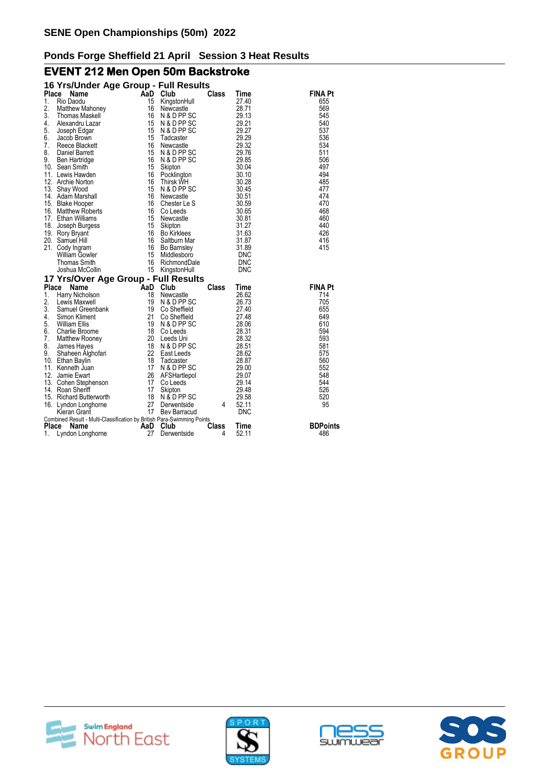## SENE Open Championships (50m) 2022

### Ponds Forge Sheffield 21 April Session 3 Heat Results

# EVENT 212 Men Open 50m Backstroke

### 16 Yrs/Under Age Group - Full Results

| Place | Name | AaD | Club | Class | Time | FINA Pt |
|---|---|---|---|---|---|---|
| 1. | Rio Daodu | 15 | KingstonHull | | 27.40 | 655 |
| 2. | Matthew Mahoney | 16 | Newcastle | | 28.71 | 569 |
| 3. | Thomas Maskell | 16 | N & D PP SC | | 29.13 | 545 |
| 4. | Alexandru Lazar | 15 | N & D PP SC | | 29.21 | 540 |
| 5. | Joseph Edgar | 15 | N & D PP SC | | 29.27 | 537 |
| 6. | Jacob Brown | 15 | Tadcaster | | 29.29 | 536 |
| 7. | Reece Blackett | 16 | Newcastle | | 29.32 | 534 |
| 8. | Daniel Barrett | 15 | N & D PP SC | | 29.76 | 511 |
| 9. | Ben Hartridge | 16 | N & D PP SC | | 29.85 | 506 |
| 10. | Sean Smith | 15 | Skipton | | 30.04 | 497 |
| 11. | Lewis Hawden | 16 | Pocklington | | 30.10 | 494 |
| 12. | Archie Norton | 16 | Thirsk WH | | 30.28 | 485 |
| 13. | Shay Wood | 15 | N & D PP SC | | 30.45 | 477 |
| 14. | Adam Marshall | 16 | Newcastle | | 30.51 | 474 |
| 15. | Blake Hooper | 16 | Chester Le S | | 30.59 | 470 |
| 16. | Matthew Roberts | 16 | Co Leeds | | 30.65 | 468 |
| 17. | Ethan Williams | 15 | Newcastle | | 30.81 | 460 |
| 18. | Joseph Burgess | 15 | Skipton | | 31.27 | 440 |
| 19. | Rory Bryant | 16 | Bo Kirklees | | 31.63 | 426 |
| 20. | Samuel Hill | 16 | Saltburn Mar | | 31.87 | 416 |
| 21. | Cody Ingram | 16 | Bo Barnsley | | 31.89 | 415 |
| | William Gowler | 15 | Middlesboro | | DNC | |
| | Thomas Smith | 16 | RichmondDale | | DNC | |
| | Joshua McCollin | 15 | KingstonHull | | DNC | |

### 17 Yrs/Over Age Group - Full Results

| Place | Name | AaD | Club | Class | Time | FINA Pt |
|---|---|---|---|---|---|---|
| 1. | Harry Nicholson | 18 | Newcastle | | 26.62 | 714 |
| 2. | Lewis Maxwell | 19 | N & D PP SC | | 26.73 | 705 |
| 3. | Samuel Greenbank | 19 | Co Sheffield | | 27.40 | 655 |
| 4. | Simon Kliment | 21 | Co Sheffield | | 27.48 | 649 |
| 5. | William Ellis | 19 | N & D PP SC | | 28.06 | 610 |
| 6. | Charlie Broome | 18 | Co Leeds | | 28.31 | 594 |
| 7. | Matthew Rooney | 20 | Leeds Uni | | 28.32 | 593 |
| 8. | James Hayes | 18 | N & D PP SC | | 28.51 | 581 |
| 9. | Shaheen Alghofari | 22 | East Leeds | | 28.62 | 575 |
| 10. | Ethan Baylin | 18 | Tadcaster | | 28.87 | 560 |
| 11. | Kenneth Juan | 17 | N & D PP SC | | 29.00 | 552 |
| 12. | Jamie Ewart | 26 | AFSHartlepol | | 29.07 | 548 |
| 13. | Cohen Stephenson | 17 | Co Leeds | | 29.14 | 544 |
| 14. | Roan Sheriff | 17 | Skipton | | 29.48 | 526 |
| 15. | Richard Butterworth | 18 | N & D PP SC | | 29.58 | 520 |
| 16. | Lyndon Longhorne | 27 | Derwentside | 4 | 52.11 | 95 |
| | Kieran Grant | 17 | Bev Barracud | | DNC | |

Combined Result - Multi-Classification by British Para-Swimming Points

| Place | Name | AaD | Club | Class | Time | BDPoints |
|---|---|---|---|---|---|---|
| 1. | Lyndon Longhorne | 27 | Derwentside | 4 | 52.11 | 486 |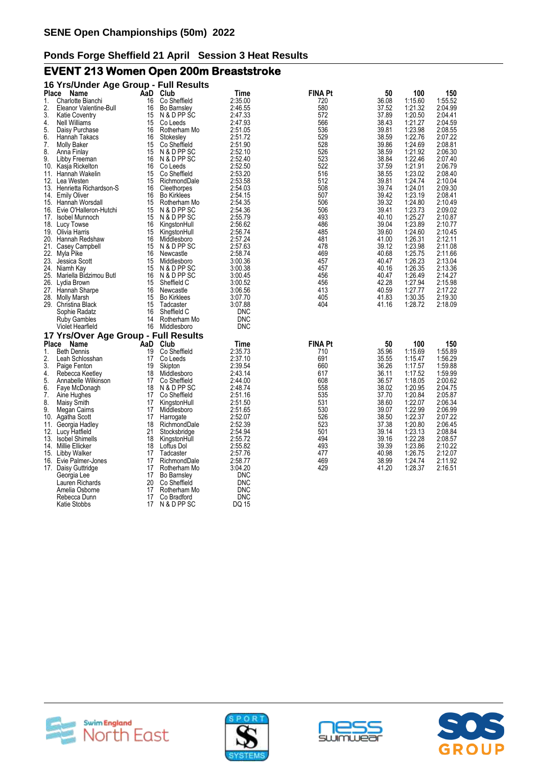# SENE Open Championships (50m) 2022

## Ponds Forge Sheffield 21 April Session 3 Heat Results

## EVENT 213 Women Open 200m Breaststroke

### 16 Yrs/Under Age Group - Full Results

| Place | Name | AaD | Club | Time | FINA Pt | 50 | 100 | 150 |
|---|---|---|---|---|---|---|---|---|
| 1. | Charlotte Bianchi | 16 | Co Sheffield | 2:35.00 | 720 | 36.08 | 1:15.60 | 1:55.52 |
| 2. | Eleanor Valentine-Bull | 16 | Bo Barnsley | 2:46.55 | 580 | 37.52 | 1:21.32 | 2:04.99 |
| 3. | Katie Coventry | 15 | N & D PP SC | 2:47.33 | 572 | 37.89 | 1:20.50 | 2:04.41 |
| 4. | Nell Williams | 15 | Co Leeds | 2:47.93 | 566 | 38.43 | 1:21.27 | 2:04.59 |
| 5. | Daisy Purchase | 16 | Rotherham Mo | 2:51.05 | 536 | 39.81 | 1:23.98 | 2:08.55 |
| 6. | Hannah Takacs | 16 | Stokesley | 2:51.72 | 529 | 38.59 | 1:22.76 | 2:07.22 |
| 7. | Molly Baker | 15 | Co Sheffield | 2:51.90 | 528 | 39.86 | 1:24.69 | 2:08.81 |
| 8. | Anna Finlay | 15 | N & D PP SC | 2:52.10 | 526 | 38.59 | 1:21.92 | 2:06.30 |
| 9. | Libby Freeman | 16 | N & D PP SC | 2:52.40 | 523 | 38.84 | 1:22.46 | 2:07.40 |
| 10. | Kasja Rickelton | 16 | Co Leeds | 2:52.50 | 522 | 37.59 | 1:21.91 | 2:06.79 |
| 11. | Hannah Wakelin | 15 | Co Sheffield | 2:53.20 | 516 | 38.55 | 1:23.02 | 2:08.40 |
| 12. | Lea Westen | 15 | RichmondDale | 2:53.58 | 512 | 39.81 | 1:24.74 | 2:10.04 |
| 13. | Henrietta Richardson-S | 16 | Cleethorpes | 2:54.03 | 508 | 39.74 | 1:24.01 | 2:09.30 |
| 14. | Emily Oliver | 16 | Bo Kirklees | 2:54.15 | 507 | 39.42 | 1:23.19 | 2:08.41 |
| 15. | Hannah Worsdall | 15 | Rotherham Mo | 2:54.35 | 506 | 39.32 | 1:24.80 | 2:10.49 |
| 16. | Evie O'Halleron-Hutchi | 15 | N & D PP SC | 2:54.36 | 506 | 39.41 | 1:23.73 | 2:09.02 |
| 17. | Isobel Munnoch | 15 | N & D PP SC | 2:55.79 | 493 | 40.10 | 1:25.27 | 2:10.87 |
| 18. | Lucy Towse | 16 | KingstonHull | 2:56.62 | 486 | 39.04 | 1:23.89 | 2:10.77 |
| 19. | Olivia Harris | 15 | KingstonHull | 2:56.74 | 485 | 39.60 | 1:24.60 | 2:10.45 |
| 20. | Hannah Redshaw | 16 | Middlesboro | 2:57.24 | 481 | 41.00 | 1:26.31 | 2:12.11 |
| 21. | Casey Campbell | 15 | N & D PP SC | 2:57.63 | 478 | 39.12 | 1:23.98 | 2:11.08 |
| 22. | Myla Pike | 16 | Newcastle | 2:58.74 | 469 | 40.68 | 1:25.75 | 2:11.66 |
| 23. | Jessica Scott | 15 | Middlesboro | 3:00.36 | 457 | 40.47 | 1:26.23 | 2:13.04 |
| 24. | Niamh Kay | 15 | N & D PP SC | 3:00.38 | 457 | 40.16 | 1:26.35 | 2:13.36 |
| 25. | Mariella Bidzimou Butl | 16 | N & D PP SC | 3:00.45 | 456 | 40.47 | 1:26.49 | 2:14.27 |
| 26. | Lydia Brown | 15 | Sheffield C | 3:00.52 | 456 | 42.28 | 1:27.94 | 2:15.98 |
| 27. | Hannah Sharpe | 16 | Newcastle | 3:06.56 | 413 | 40.59 | 1:27.77 | 2:17.22 |
| 28. | Molly Marsh | 15 | Bo Kirklees | 3:07.70 | 405 | 41.83 | 1:30.35 | 2:19.30 |
| 29. | Christina Black | 15 | Tadcaster | 3:07.88 | 404 | 41.16 | 1:28.72 | 2:18.09 |
| | Sophie Radatz | 16 | Sheffield C | DNC | | | | |
| | Ruby Gambles | 14 | Rotherham Mo | DNC | | | | |
| | Violet Hearfield | 16 | Middlesboro | DNC | | | | |

### 17 Yrs/Over Age Group - Full Results

| Place | Name | AaD | Club | Time | FINA Pt | 50 | 100 | 150 |
|---|---|---|---|---|---|---|---|---|
| 1. | Beth Dennis | 19 | Co Sheffield | 2:35.73 | 710 | 35.96 | 1:15.69 | 1:55.89 |
| 2. | Leah Schlosshan | 17 | Co Leeds | 2:37.10 | 691 | 35.55 | 1:15.47 | 1:56.29 |
| 3. | Paige Fenton | 19 | Skipton | 2:39.54 | 660 | 36.26 | 1:17.57 | 1:59.88 |
| 4. | Rebecca Keetley | 18 | Middlesboro | 2:43.14 | 617 | 36.11 | 1:17.52 | 1:59.99 |
| 5. | Annabelle Wilkinson | 17 | Co Sheffield | 2:44.00 | 608 | 36.57 | 1:18.05 | 2:00.62 |
| 6. | Faye McDonagh | 18 | N & D PP SC | 2:48.74 | 558 | 38.02 | 1:20.95 | 2:04.75 |
| 7. | Aine Hughes | 17 | Co Sheffield | 2:51.16 | 535 | 37.70 | 1:20.84 | 2:05.87 |
| 8. | Maisy Smith | 17 | KingstonHull | 2:51.50 | 531 | 38.60 | 1:22.07 | 2:06.34 |
| 9. | Megan Cairns | 17 | Middlesboro | 2:51.65 | 530 | 39.07 | 1:22.99 | 2:06.99 |
| 10. | Agatha Scott | 17 | Harrogate | 2:52.07 | 526 | 38.50 | 1:22.37 | 2:07.22 |
| 11. | Georgia Hadley | 18 | RichmondDale | 2:52.39 | 523 | 37.38 | 1:20.80 | 2:06.45 |
| 12. | Lucy Hatfield | 21 | Stocksbridge | 2:54.94 | 501 | 39.14 | 1:23.13 | 2:08.84 |
| 13. | Isobel Shimells | 18 | KingstonHull | 2:55.72 | 494 | 39.16 | 1:22.28 | 2:08.57 |
| 14. | Millie Ellicker | 18 | Loftus Dol | 2:55.82 | 493 | 39.39 | 1:23.86 | 2:10.22 |
| 15. | Libby Walker | 17 | Tadcaster | 2:57.76 | 477 | 40.98 | 1:26.75 | 2:12.07 |
| 16. | Evie Palmer-Jones | 17 | RichmondDale | 2:58.77 | 469 | 38.99 | 1:24.74 | 2:11.92 |
| 17. | Daisy Guttridge | 17 | Rotherham Mo | 3:04.20 | 429 | 41.20 | 1:28.37 | 2:16.51 |
| | Georgia Lee | 17 | Bo Barnsley | DNC | | | | |
| | Lauren Richards | 20 | Co Sheffield | DNC | | | | |
| | Amelia Osborne | 17 | Rotherham Mo | DNC | | | | |
| | Rebecca Dunn | 17 | Co Bradford | DNC | | | | |
| | Katie Stobbs | 17 | N & D PP SC | DQ 15 | | | | |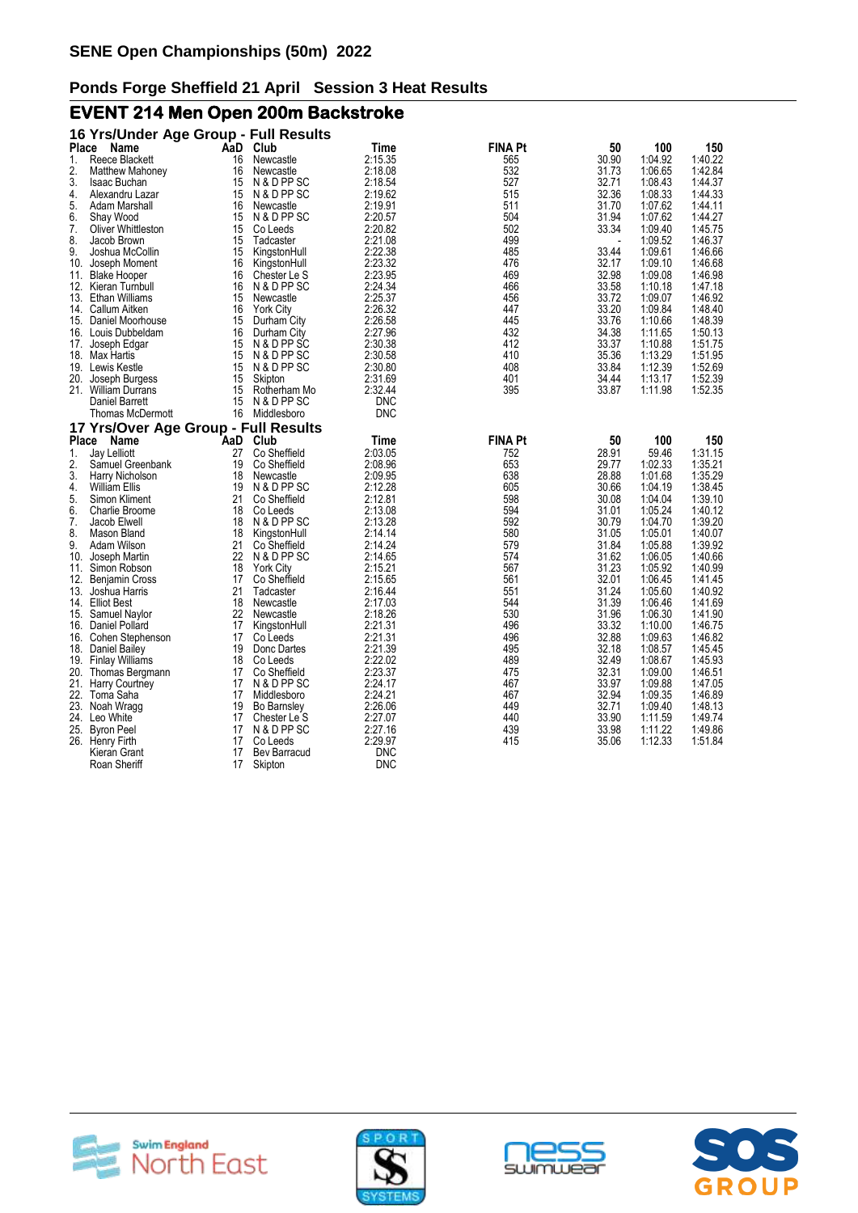# SENE Open Championships (50m) 2022

## Ponds Forge Sheffield 21 April Session 3 Heat Results

## EVENT 214 Men Open 200m Backstroke

### 16 Yrs/Under Age Group - Full Results

| Place | Name | AaD | Club | Time | FINA Pt | 50 | 100 | 150 |
|---|---|---|---|---|---|---|---|---|
| 1. | Reece Blackett | 16 | Newcastle | 2:15.35 | 565 | 30.90 | 1:04.92 | 1:40.22 |
| 2. | Matthew Mahoney | 16 | Newcastle | 2:18.08 | 532 | 31.73 | 1:06.65 | 1:42.84 |
| 3. | Isaac Buchan | 15 | N & D PP SC | 2:18.54 | 527 | 32.71 | 1:08.43 | 1:44.37 |
| 4. | Alexandru Lazar | 15 | N & D PP SC | 2:19.62 | 515 | 32.36 | 1:08.33 | 1:44.33 |
| 5. | Adam Marshall | 16 | Newcastle | 2:19.91 | 511 | 31.70 | 1:07.62 | 1:44.11 |
| 6. | Shay Wood | 15 | N & D PP SC | 2:20.57 | 504 | 31.94 | 1:07.62 | 1:44.27 |
| 7. | Oliver Whittleston | 15 | Co Leeds | 2:20.82 | 502 | 33.34 | 1:09.40 | 1:45.75 |
| 8. | Jacob Brown | 15 | Tadcaster | 2:21.08 | 499 | - | 1:09.52 | 1:46.37 |
| 9. | Joshua McCollin | 15 | KingstonHull | 2:22.38 | 485 | 33.44 | 1:09.61 | 1:46.66 |
| 10. | Joseph Moment | 16 | KingstonHull | 2:23.32 | 476 | 32.17 | 1:09.10 | 1:46.68 |
| 11. | Blake Hooper | 16 | Chester Le S | 2:23.95 | 469 | 32.98 | 1:09.08 | 1:46.98 |
| 12. | Kieran Turnbull | 16 | N & D PP SC | 2:24.34 | 466 | 33.58 | 1:10.18 | 1:47.18 |
| 13. | Ethan Williams | 15 | Newcastle | 2:25.37 | 456 | 33.72 | 1:09.07 | 1:46.92 |
| 14. | Callum Aitken | 16 | York City | 2:26.32 | 447 | 33.20 | 1:09.84 | 1:48.40 |
| 15. | Daniel Moorhouse | 15 | Durham City | 2:26.58 | 445 | 33.76 | 1:10.66 | 1:48.39 |
| 16. | Louis Dubbeldam | 16 | Durham City | 2:27.96 | 432 | 34.38 | 1:11.65 | 1:50.13 |
| 17. | Joseph Edgar | 15 | N & D PP SC | 2:30.38 | 412 | 33.37 | 1:10.88 | 1:51.75 |
| 18. | Max Harris | 15 | N & D PP SC | 2:30.58 | 410 | 35.36 | 1:13.29 | 1:51.95 |
| 19. | Lewis Kestle | 15 | N & D PP SC | 2:30.80 | 408 | 33.84 | 1:12.39 | 1:52.69 |
| 20. | Joseph Burgess | 15 | Skipton | 2:31.69 | 401 | 34.44 | 1:13.17 | 1:52.39 |
| 21. | William Durrans | 15 | Rotherham Mo | 2:32.44 | 395 | 33.87 | 1:11.98 | 1:52.35 |
| | Daniel Barrett | 15 | N & D PP SC | DNC | | | | |
| | Thomas McDermott | 16 | Middlesboro | DNC | | | | |

### 17 Yrs/Over Age Group - Full Results

| Place | Name | AaD | Club | Time | FINA Pt | 50 | 100 | 150 |
|---|---|---|---|---|---|---|---|---|
| 1. | Jay Lelliott | 27 | Co Sheffield | 2:03.05 | 752 | 28.91 | 59.46 | 1:31.15 |
| 2. | Samuel Greenbank | 19 | Co Sheffield | 2:08.96 | 653 | 29.77 | 1:02.33 | 1:35.21 |
| 3. | Harry Nicholson | 18 | Newcastle | 2:09.95 | 638 | 28.88 | 1:01.68 | 1:35.29 |
| 4. | William Ellis | 19 | N & D PP SC | 2:12.28 | 605 | 30.66 | 1:04.19 | 1:38.45 |
| 5. | Simon Kliment | 21 | Co Sheffield | 2:12.81 | 598 | 30.08 | 1:04.04 | 1:39.10 |
| 6. | Charlie Broome | 18 | Co Leeds | 2:13.08 | 594 | 31.01 | 1:05.24 | 1:40.12 |
| 7. | Jacob Elwell | 18 | N & D PP SC | 2:13.28 | 592 | 30.79 | 1:04.70 | 1:39.20 |
| 8. | Mason Bland | 18 | KingstonHull | 2:14.14 | 580 | 31.05 | 1:05.01 | 1:40.07 |
| 9. | Adam Wilson | 21 | Co Sheffield | 2:14.24 | 579 | 31.84 | 1:05.88 | 1:39.92 |
| 10. | Joseph Martin | 22 | N & D PP SC | 2:14.65 | 574 | 31.62 | 1:06.05 | 1:40.66 |
| 11. | Simon Robson | 18 | York City | 2:15.21 | 567 | 31.23 | 1:05.92 | 1:40.99 |
| 12. | Benjamin Cross | 17 | Co Sheffield | 2:15.65 | 561 | 32.01 | 1:06.45 | 1:41.45 |
| 13. | Joshua Harris | 21 | Tadcaster | 2:16.44 | 551 | 31.24 | 1:05.60 | 1:40.92 |
| 14. | Elliot Best | 18 | Newcastle | 2:17.03 | 544 | 31.39 | 1:06.46 | 1:41.69 |
| 15. | Samuel Naylor | 22 | Newcastle | 2:18.26 | 530 | 31.96 | 1:06.30 | 1:41.90 |
| 16. | Daniel Pollard | 17 | KingstonHull | 2:21.31 | 496 | 33.32 | 1:10.00 | 1:46.75 |
| 16. | Cohen Stephenson | 17 | Co Leeds | 2:21.31 | 496 | 32.88 | 1:09.63 | 1:46.82 |
| 18. | Daniel Bailey | 19 | Donc Dartes | 2:21.39 | 495 | 32.18 | 1:08.57 | 1:45.45 |
| 19. | Finlay Williams | 18 | Co Leeds | 2:22.02 | 489 | 32.49 | 1:08.67 | 1:45.93 |
| 20. | Thomas Bergmann | 17 | Co Sheffield | 2:23.37 | 475 | 32.31 | 1:09.00 | 1:46.51 |
| 21. | Harry Courtney | 17 | N & D PP SC | 2:24.17 | 467 | 33.97 | 1:09.88 | 1:47.05 |
| 22. | Toma Saha | 17 | Middlesboro | 2:24.21 | 467 | 32.94 | 1:09.35 | 1:46.89 |
| 23. | Noah Wragg | 19 | Bo Barnsley | 2:26.06 | 449 | 32.71 | 1:09.40 | 1:48.13 |
| 24. | Leo White | 17 | Chester Le S | 2:27.07 | 440 | 33.90 | 1:11.59 | 1:49.74 |
| 25. | Byron Peel | 17 | N & D PP SC | 2:27.16 | 439 | 33.98 | 1:11.22 | 1:49.86 |
| 26. | Henry Firth | 17 | Co Leeds | 2:29.97 | 415 | 35.06 | 1:12.33 | 1:51.84 |
| | Kieran Grant | 17 | Bev Barracud | DNC | | | | |
| | Roan Sheriff | 17 | Skipton | DNC | | | | |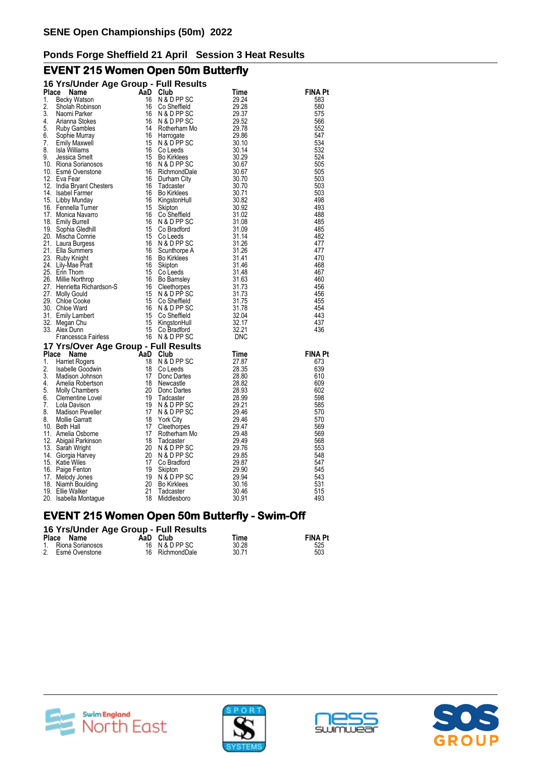# SENE Open Championships (50m) 2022

## Ponds Forge Sheffield 21 April Session 3 Heat Results

## EVENT 215 Women Open 50m Butterfly

### 16 Yrs/Under Age Group - Full Results

| Place | Name | AaD | Club | Time | FINA Pt |
|---|---|---|---|---|---|
| 1. | Becky Watson | 16 | N & D PP SC | 29.24 | 583 |
| 2. | Sholah Robinson | 16 | Co Sheffield | 29.28 | 580 |
| 3. | Naomi Parker | 16 | N & D PP SC | 29.37 | 575 |
| 4. | Arianna Stokes | 16 | N & D PP SC | 29.52 | 566 |
| 5. | Ruby Gambles | 14 | Rotherham Mo | 29.78 | 552 |
| 6. | Sophie Murray | 16 | Harrogate | 29.86 | 547 |
| 7. | Emily Maxwell | 15 | N & D PP SC | 30.10 | 534 |
| 8. | Isla Williams | 16 | Co Leeds | 30.14 | 532 |
| 9. | Jessica Smelt | 15 | Bo Kirklees | 30.29 | 524 |
| 10. | Riona Sorianosos | 16 | N & D PP SC | 30.67 | 505 |
| 10. | Esmé Ovenstone | 16 | RichmondDale | 30.67 | 505 |
| 12. | Eva Fear | 16 | Durham City | 30.70 | 503 |
| 12. | India Bryant Chesters | 16 | Tadcaster | 30.70 | 503 |
| 14. | Isabel Farmer | 16 | Bo Kirklees | 30.71 | 503 |
| 15. | Libby Munday | 16 | KingstonHull | 30.82 | 498 |
| 16. | Fennella Turner | 15 | Skipton | 30.92 | 493 |
| 17. | Monica Navarro | 16 | Co Sheffield | 31.02 | 488 |
| 18. | Emily Burrell | 16 | N & D PP SC | 31.08 | 485 |
| 19. | Sophia Gledhill | 15 | Co Bradford | 31.09 | 485 |
| 20. | Mischa Comrie | 15 | Co Leeds | 31.14 | 482 |
| 21. | Laura Burgess | 16 | N & D PP SC | 31.26 | 477 |
| 21. | Ella Summers | 16 | Scunthorpe A | 31.26 | 477 |
| 23. | Ruby Knight | 16 | Bo Kirklees | 31.41 | 470 |
| 24. | Lily-Mae Pratt | 16 | Skipton | 31.46 | 468 |
| 25. | Erin Thorn | 15 | Co Leeds | 31.48 | 467 |
| 26. | Millie Northrop | 16 | Bo Barnsley | 31.63 | 460 |
| 27. | Henrietta Richardson-S | 16 | Cleethorpes | 31.73 | 456 |
| 27. | Molly Gould | 15 | N & D PP SC | 31.73 | 456 |
| 29. | Chloe Cooke | 15 | Co Sheffield | 31.75 | 455 |
| 30. | Chloe Ward | 16 | N & D PP SC | 31.78 | 454 |
| 31. | Emily Lambert | 15 | Co Sheffield | 32.04 | 443 |
| 32. | Megan Chu | 15 | KingstonHull | 32.17 | 437 |
| 33. | Alex Dunn | 15 | Co Bradford | 32.21 | 436 |
| | Francessca Fairless | 16 | N & D PP SC | DNC | |

### 17 Yrs/Over Age Group - Full Results

| Place | Name | AaD | Club | Time | FINA Pt |
|---|---|---|---|---|---|
| 1. | Harriet Rogers | 18 | N & D PP SC | 27.87 | 673 |
| 2. | Isabelle Goodwin | 18 | Co Leeds | 28.35 | 639 |
| 3. | Madison Johnson | 17 | Donc Dartes | 28.80 | 610 |
| 4. | Amelia Robertson | 18 | Newcastle | 28.82 | 609 |
| 5. | Molly Chambers | 20 | Donc Dartes | 28.93 | 602 |
| 6. | Clementine Lovel | 19 | Tadcaster | 28.99 | 598 |
| 7. | Lola Davison | 19 | N & D PP SC | 29.21 | 585 |
| 8. | Madison Peveller | 17 | N & D PP SC | 29.46 | 570 |
| 8. | Mollie Garratt | 18 | York City | 29.46 | 570 |
| 10. | Beth Hall | 17 | Cleethorpes | 29.47 | 569 |
| 11. | Amelia Osborne | 17 | Rotherham Mo | 29.48 | 569 |
| 12. | Abigail Parkinson | 18 | Tadcaster | 29.49 | 568 |
| 13. | Sarah Wright | 20 | N & D PP SC | 29.76 | 553 |
| 14. | Giorgia Harvey | 20 | N & D PP SC | 29.85 | 548 |
| 15. | Katie Wiles | 17 | Co Bradford | 29.87 | 547 |
| 16. | Paige Fenton | 19 | Skipton | 29.90 | 545 |
| 17. | Melody Jones | 19 | N & D PP SC | 29.94 | 543 |
| 18. | Niamh Boulding | 20 | Bo Kirklees | 30.16 | 531 |
| 19. | Ellie Walker | 21 | Tadcaster | 30.46 | 515 |
| 20. | Isabella Montague | 18 | Middlesboro | 30.91 | 493 |

## EVENT 215 Women Open 50m Butterfly - Swim-Off

### 16 Yrs/Under Age Group - Full Results

| Place | Name | AaD | Club | Time | FINA Pt |
|---|---|---|---|---|---|
| 1. | Riona Sorianosos | 16 | N & D PP SC | 30.28 | 525 |
| 2. | Esmé Ovenstone | 16 | RichmondDale | 30.71 | 503 |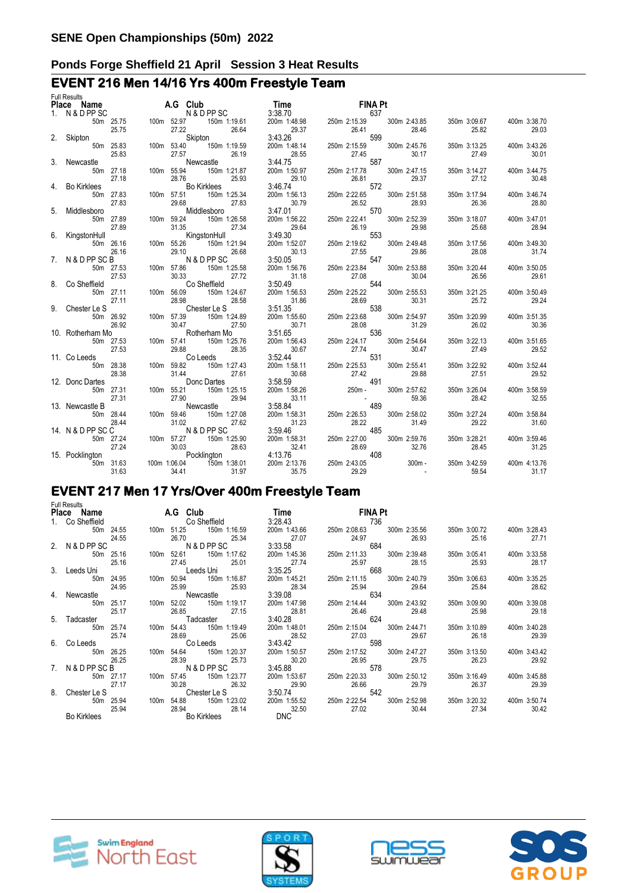# SENE Open Championships (50m) 2022

## Ponds Forge Sheffield 21 April Session 3 Heat Results

## EVENT 216 Men 14/16 Yrs 400m Freestyle Team

Full Results

| Place | Name | A.G | Club | Time | FINA Pt |
|---|---|---|---|---|---|
| 1. | N & D PP SC | | N & D PP SC | 3:38.70 | 637 |
| | 50m 25.75 / 25.75 | 100m 52.97 / 27.22 | 150m 1:19.61 / 26.64 | 200m 1:48.98 / 29.37 | 250m 2:15.39 / 26.41 · 300m 2:43.85 / 28.46 · 350m 3:09.67 / 25.82 · 400m 3:38.70 / 29.03 |
| 2. | Skipton | | Skipton | 3:43.26 | 599 |
| | 50m 25.83 / 25.83 | 100m 53.40 / 27.57 | 150m 1:19.59 / 26.19 | 200m 1:48.14 / 28.55 | 250m 2:15.59 / 27.45 · 300m 2:45.76 / 30.17 · 350m 3:13.25 / 27.49 · 400m 3:43.26 / 30.01 |
| 3. | Newcastle | | Newcastle | 3:44.75 | 587 |
| | 50m 27.18 / 27.18 | 100m 55.94 / 28.76 | 150m 1:21.87 / 25.93 | 200m 1:50.97 / 29.10 | 250m 2:17.78 / 26.81 · 300m 2:47.15 / 29.37 · 350m 3:14.27 / 27.12 · 400m 3:44.75 / 30.48 |
| 4. | Bo Kirklees | | Bo Kirklees | 3:46.74 | 572 |
| | 50m 27.83 / 27.83 | 100m 57.51 / 29.68 | 150m 1:25.34 / 27.83 | 200m 1:56.13 / 30.79 | 250m 2:22.65 / 26.52 · 300m 2:51.58 / 28.93 · 350m 3:17.94 / 26.36 · 400m 3:46.74 / 28.80 |
| 5. | Middlesboro | | Middlesboro | 3:47.01 | 570 |
| | 50m 27.89 / 27.89 | 100m 59.24 / 31.35 | 150m 1:26.58 / 27.34 | 200m 1:56.22 / 29.64 | 250m 2:22.41 / 26.19 · 300m 2:52.39 / 29.98 · 350m 3:18.07 / 25.68 · 400m 3:47.01 / 28.94 |
| 6. | KingstonHull | | KingstonHull | 3:49.30 | 553 |
| | 50m 26.16 / 26.16 | 100m 55.26 / 29.10 | 150m 1:21.94 / 26.68 | 200m 1:52.07 / 30.13 | 250m 2:19.62 / 27.55 · 300m 2:49.48 / 29.86 · 350m 3:17.56 / 28.08 · 400m 3:49.30 / 31.74 |
| 7. | N & D PP SC B | | N & D PP SC | 3:50.05 | 547 |
| | 50m 27.53 / 27.53 | 100m 57.86 / 30.33 | 150m 1:25.58 / 27.72 | 200m 1:56.76 / 31.18 | 250m 2:23.84 / 27.08 · 300m 2:53.88 / 30.04 · 350m 3:20.44 / 26.56 · 400m 3:50.05 / 29.61 |
| 8. | Co Sheffield | | Co Sheffield | 3:50.49 | 544 |
| | 50m 27.11 / 27.11 | 100m 56.09 / 28.98 | 150m 1:24.67 / 28.58 | 200m 1:56.53 / 31.86 | 250m 2:25.22 / 28.69 · 300m 2:55.53 / 30.31 · 350m 3:21.25 / 25.72 · 400m 3:50.49 / 29.24 |
| 9. | Chester Le S | | Chester Le S | 3:51.35 | 538 |
| | 50m 26.92 / 26.92 | 100m 57.39 / 30.47 | 150m 1:24.89 / 27.50 | 200m 1:55.60 / 30.71 | 250m 2:23.68 / 28.08 · 300m 2:54.97 / 31.29 · 350m 3:20.99 / 26.02 · 400m 3:51.35 / 30.36 |
| 10. | Rotherham Mo | | Rotherham Mo | 3:51.65 | 536 |
| | 50m 27.53 / 27.53 | 100m 57.41 / 29.88 | 150m 1:25.76 / 28.35 | 200m 1:56.43 / 30.67 | 250m 2:24.17 / 27.74 · 300m 2:54.64 / 30.47 · 350m 3:22.13 / 27.49 · 400m 3:51.65 / 29.52 |
| 11. | Co Leeds | | Co Leeds | 3:52.44 | 531 |
| | 50m 28.38 / 28.38 | 100m 59.82 / 31.44 | 150m 1:27.43 / 27.61 | 200m 1:58.11 / 30.68 | 250m 2:25.53 / 27.42 · 300m 2:55.41 / 29.88 · 350m 3:22.92 / 27.51 · 400m 3:52.44 / 29.52 |
| 12. | Donc Dartes | | Donc Dartes | 3:58.59 | 491 |
| | 50m 27.31 / 27.31 | 100m 55.21 / 27.90 | 150m 1:25.15 / 29.94 | 200m 1:58.26 / 33.11 | 250m - / - · 300m 2:57.62 / 59.36 · 350m 3:26.04 / 28.42 · 400m 3:58.59 / 32.55 |
| 13. | Newcastle B | | Newcastle | 3:58.84 | 489 |
| | 50m 28.44 / 28.44 | 100m 59.46 / 31.02 | 150m 1:27.08 / 27.62 | 200m 1:58.31 / 31.23 | 250m 2:26.53 / 28.22 · 300m 2:58.02 / 31.49 · 350m 3:27.24 / 29.22 · 400m 3:58.84 / 31.60 |
| 14. | N & D PP SC C | | N & D PP SC | 3:59.46 | 485 |
| | 50m 27.24 / 27.24 | 100m 57.27 / 30.03 | 150m 1:25.90 / 28.63 | 200m 1:58.31 / 32.41 | 250m 2:27.00 / 28.69 · 300m 2:59.76 / 32.76 · 350m 3:28.21 / 28.45 · 400m 3:59.46 / 31.25 |
| 15. | Pocklington | | Pocklington | 4:13.76 | 408 |
| | 50m 31.63 / 31.63 | 100m 1:06.04 / 34.41 | 150m 1:38.01 / 31.97 | 200m 2:13.76 / 35.75 | 250m 2:43.05 / 29.29 · 300m - / - · 350m 3:42.59 / 59.54 · 400m 4:13.76 / 31.17 |

## EVENT 217 Men 17 Yrs/Over 400m Freestyle Team

Full Results

| Place | Name | A.G | Club | Time | FINA Pt |
|---|---|---|---|---|---|
| 1. | Co Sheffield | | Co Sheffield | 3:28.43 | 736 |
| | 50m 24.55 / 24.55 | 100m 51.25 / 26.70 | 150m 1:16.59 / 25.34 | 200m 1:43.66 / 27.07 | 250m 2:08.63 / 24.97 · 300m 2:35.56 / 26.93 · 350m 3:00.72 / 25.16 · 400m 3:28.43 / 27.71 |
| 2. | N & D PP SC | | N & D PP SC | 3:33.58 | 684 |
| | 50m 25.16 / 25.16 | 100m 52.61 / 27.45 | 150m 1:17.62 / 25.01 | 200m 1:45.36 / 27.74 | 250m 2:11.33 / 25.97 · 300m 2:39.48 / 28.15 · 350m 3:05.41 / 25.93 · 400m 3:33.58 / 28.17 |
| 3. | Leeds Uni | | Leeds Uni | 3:35.25 | 668 |
| | 50m 24.95 / 24.95 | 100m 50.94 / 25.99 | 150m 1:16.87 / 25.93 | 200m 1:45.21 / 28.34 | 250m 2:11.15 / 25.94 · 300m 2:40.79 / 29.64 · 350m 3:06.63 / 25.84 · 400m 3:35.25 / 28.62 |
| 4. | Newcastle | | Newcastle | 3:39.08 | 634 |
| | 50m 25.17 / 25.17 | 100m 52.02 / 26.85 | 150m 1:19.17 / 27.15 | 200m 1:47.98 / 28.81 | 250m 2:14.44 / 26.46 · 300m 2:43.92 / 29.48 · 350m 3:09.90 / 25.98 · 400m 3:39.08 / 29.18 |
| 5. | Tadcaster | | Tadcaster | 3:40.28 | 624 |
| | 50m 25.74 / 25.74 | 100m 54.43 / 28.69 | 150m 1:19.49 / 25.06 | 200m 1:48.01 / 28.52 | 250m 2:15.04 / 27.03 · 300m 2:44.71 / 29.67 · 350m 3:10.89 / 26.18 · 400m 3:40.28 / 29.39 |
| 6. | Co Leeds | | Co Leeds | 3:43.42 | 598 |
| | 50m 26.25 / 26.25 | 100m 54.64 / 28.39 | 150m 1:20.37 / 25.73 | 200m 1:50.57 / 30.20 | 250m 2:17.52 / 26.95 · 300m 2:47.27 / 29.75 · 350m 3:13.50 / 26.23 · 400m 3:43.42 / 29.92 |
| 7. | N & D PP SC B | | N & D PP SC | 3:45.88 | 578 |
| | 50m 27.17 / 27.17 | 100m 57.45 / 30.28 | 150m 1:23.77 / 26.32 | 200m 1:53.67 / 29.90 | 250m 2:20.33 / 26.66 · 300m 2:50.12 / 29.79 · 350m 3:16.49 / 26.37 · 400m 3:45.88 / 29.39 |
| 8. | Chester Le S | | Chester Le S | 3:50.74 | 542 |
| | 50m 25.94 / 25.94 | 100m 54.88 / 28.94 | 150m 1:23.02 / 28.14 | 200m 1:55.52 / 32.50 | 250m 2:22.54 / 27.02 · 300m 2:52.98 / 30.44 · 350m 3:20.32 / 27.34 · 400m 3:50.74 / 30.42 |
| | Bo Kirklees | | Bo Kirklees | DNC | |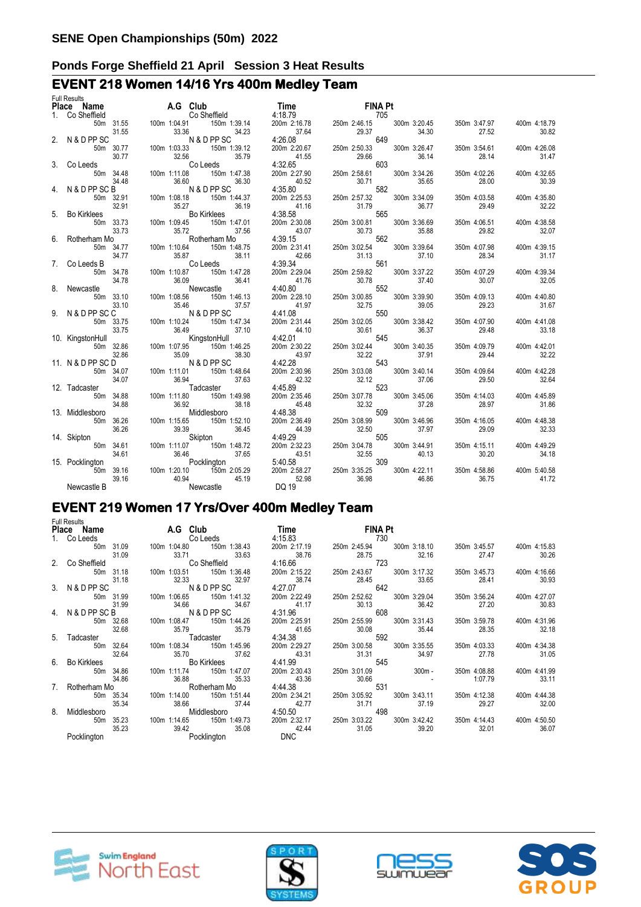# SENE Open Championships (50m) 2022

## Ponds Forge Sheffield 21 April Session 3 Heat Results

## EVENT 218 Women 14/16 Yrs 400m Medley Team

Full Results

| Place | Name | A.G | Club | Time | FINA Pt |
|---|---|---|---|---|---|
| 1. | Co Sheffield | | Co Sheffield | 4:18.79 | 705 |
| | 50m 31.55 / 31.55 | 100m 1:04.91 / 33.36 | 150m 1:39.14 / 34.23 | 200m 2:16.78 / 37.64 | 250m 2:46.15 / 29.37 | 300m 3:20.45 / 34.30 | 350m 3:47.97 / 27.52 | 400m 4:18.79 / 30.82 |
| 2. | N & D PP SC | | N & D PP SC | 4:26.08 | 649 |
| | 50m 30.77 / 30.77 | 100m 1:03.33 / 32.56 | 150m 1:39.12 / 35.79 | 200m 2:20.67 / 41.55 | 250m 2:50.33 / 29.66 | 300m 3:26.47 / 36.14 | 350m 3:54.61 / 28.14 | 400m 4:26.08 / 31.47 |
| 3. | Co Leeds | | Co Leeds | 4:32.65 | 603 |
| | 50m 34.48 / 34.48 | 100m 1:11.08 / 36.60 | 150m 1:47.38 / 36.30 | 200m 2:27.90 / 40.52 | 250m 2:58.61 / 30.71 | 300m 3:34.26 / 35.65 | 350m 4:02.26 / 28.00 | 400m 4:32.65 / 30.39 |
| 4. | N & D PP SC B | | N & D PP SC | 4:35.80 | 582 |
| | 50m 32.91 / 32.91 | 100m 1:08.18 / 35.27 | 150m 1:44.37 / 36.19 | 200m 2:25.53 / 41.16 | 250m 2:57.32 / 31.79 | 300m 3:34.09 / 36.77 | 350m 4:03.58 / 29.49 | 400m 4:35.80 / 32.22 |
| 5. | Bo Kirklees | | Bo Kirklees | 4:38.58 | 565 |
| | 50m 33.73 / 33.73 | 100m 1:09.45 / 35.72 | 150m 1:47.01 / 37.56 | 200m 2:30.08 / 43.07 | 250m 3:00.81 / 30.73 | 300m 3:36.69 / 35.88 | 350m 4:06.51 / 29.82 | 400m 4:38.58 / 32.07 |
| 6. | Rotherham Mo | | Rotherham Mo | 4:39.15 | 562 |
| | 50m 34.77 / 34.77 | 100m 1:10.64 / 35.87 | 150m 1:48.75 / 38.11 | 200m 2:31.41 / 42.66 | 250m 3:02.54 / 31.13 | 300m 3:39.64 / 37.10 | 350m 4:07.98 / 28.34 | 400m 4:39.15 / 31.17 |
| 7. | Co Leeds B | | Co Leeds | 4:39.34 | 561 |
| | 50m 34.78 / 34.78 | 100m 1:10.87 / 36.09 | 150m 1:47.28 / 36.41 | 200m 2:29.04 / 41.76 | 250m 2:59.82 / 30.78 | 300m 3:37.22 / 37.40 | 350m 4:07.29 / 30.07 | 400m 4:39.34 / 32.05 |
| 8. | Newcastle | | Newcastle | 4:40.80 | 552 |
| | 50m 33.10 / 33.10 | 100m 1:08.56 / 35.46 | 150m 1:46.13 / 37.57 | 200m 2:28.10 / 41.97 | 250m 3:00.85 / 32.75 | 300m 3:39.90 / 39.05 | 350m 4:09.13 / 29.23 | 400m 4:40.80 / 31.67 |
| 9. | N & D PP SC C | | N & D PP SC | 4:41.08 | 550 |
| | 50m 33.75 / 33.75 | 100m 1:10.24 / 36.49 | 150m 1:47.34 / 37.10 | 200m 2:31.44 / 44.10 | 250m 3:02.05 / 30.61 | 300m 3:38.42 / 36.37 | 350m 4:07.90 / 29.48 | 400m 4:41.08 / 33.18 |
| 10. | KingstonHull | | KingstonHull | 4:42.01 | 545 |
| | 50m 32.86 / 32.86 | 100m 1:07.95 / 35.09 | 150m 1:46.25 / 38.30 | 200m 2:30.22 / 43.97 | 250m 3:02.44 / 32.22 | 300m 3:40.35 / 37.91 | 350m 4:09.79 / 29.44 | 400m 4:42.01 / 32.22 |
| 11. | N & D PP SC D | | N & D PP SC | 4:42.28 | 543 |
| | 50m 34.07 / 34.07 | 100m 1:11.01 / 36.94 | 150m 1:48.64 / 37.63 | 200m 2:30.96 / 42.32 | 250m 3:03.08 / 32.12 | 300m 3:40.14 / 37.06 | 350m 4:09.64 / 29.50 | 400m 4:42.28 / 32.64 |
| 12. | Tadcaster | | Tadcaster | 4:45.89 | 523 |
| | 50m 34.88 / 34.88 | 100m 1:11.80 / 36.92 | 150m 1:49.98 / 38.18 | 200m 2:35.46 / 45.48 | 250m 3:07.78 / 32.32 | 300m 3:45.06 / 37.28 | 350m 4:14.03 / 28.97 | 400m 4:45.89 / 31.86 |
| 13. | Middlesboro | | Middlesboro | 4:48.38 | 509 |
| | 50m 36.26 / 36.26 | 100m 1:15.65 / 39.39 | 150m 1:52.10 / 36.45 | 200m 2:36.49 / 44.39 | 250m 3:08.99 / 32.50 | 300m 3:46.96 / 37.97 | 350m 4:16.05 / 29.09 | 400m 4:48.38 / 32.33 |
| 14. | Skipton | | Skipton | 4:49.29 | 505 |
| | 50m 34.61 / 34.61 | 100m 1:11.07 / 36.46 | 150m 1:48.72 / 37.65 | 200m 2:32.23 / 43.51 | 250m 3:04.78 / 32.55 | 300m 3:44.91 / 40.13 | 350m 4:15.11 / 30.20 | 400m 4:49.29 / 34.18 |
| 15. | Pocklington | | Pocklington | 5:40.58 | 309 |
| | 50m 39.16 / 39.16 | 100m 1:20.10 / 40.94 | 150m 2:05.29 / 45.19 | 200m 2:58.27 / 52.98 | 250m 3:35.25 / 36.98 | 300m 4:22.11 / 46.86 | 350m 4:58.86 / 36.75 | 400m 5:40.58 / 41.72 |
| | Newcastle B | | Newcastle | DQ 19 | |

## EVENT 219 Women 17 Yrs/Over 400m Medley Team

Full Results

| Place | Name | A.G | Club | Time | FINA Pt |
|---|---|---|---|---|---|
| 1. | Co Leeds | | Co Leeds | 4:15.83 | 730 |
| | 50m 31.09 / 31.09 | 100m 1:04.80 / 33.71 | 150m 1:38.43 / 33.63 | 200m 2:17.19 / 38.76 | 250m 2:45.94 / 28.75 | 300m 3:18.10 / 32.16 | 350m 3:45.57 / 27.47 | 400m 4:15.83 / 30.26 |
| 2. | Co Sheffield | | Co Sheffield | 4:16.66 | 723 |
| | 50m 31.18 / 31.18 | 100m 1:03.51 / 32.33 | 150m 1:36.48 / 32.97 | 200m 2:15.22 / 38.74 | 250m 2:43.67 / 28.45 | 300m 3:17.32 / 33.65 | 350m 3:45.73 / 28.41 | 400m 4:16.66 / 30.93 |
| 3. | N & D PP SC | | N & D PP SC | 4:27.07 | 642 |
| | 50m 31.99 / 31.99 | 100m 1:06.65 / 34.66 | 150m 1:41.32 / 34.67 | 200m 2:22.49 / 41.17 | 250m 2:52.62 / 30.13 | 300m 3:29.04 / 36.42 | 350m 3:56.24 / 27.20 | 400m 4:27.07 / 30.83 |
| 4. | N & D PP SC B | | N & D PP SC | 4:31.96 | 608 |
| | 50m 32.68 / 32.68 | 100m 1:08.47 / 35.79 | 150m 1:44.26 / 35.79 | 200m 2:25.91 / 41.65 | 250m 2:55.99 / 30.08 | 300m 3:31.43 / 35.44 | 350m 3:59.78 / 28.35 | 400m 4:31.96 / 32.18 |
| 5. | Tadcaster | | Tadcaster | 4:34.38 | 592 |
| | 50m 32.64 / 32.64 | 100m 1:08.34 / 35.70 | 150m 1:45.96 / 37.62 | 200m 2:29.27 / 43.31 | 250m 3:00.58 / 31.31 | 300m 3:35.55 / 34.97 | 350m 4:03.33 / 27.78 | 400m 4:34.38 / 31.05 |
| 6. | Bo Kirklees | | Bo Kirklees | 4:41.99 | 545 |
| | 50m 34.86 / 34.86 | 100m 1:11.74 / 36.88 | 150m 1:47.07 / 35.33 | 200m 2:30.43 / 43.36 | 250m 3:01.09 / 30.66 | 300m - / - | 350m 4:08.88 / 1:07.79 | 400m 4:41.99 / 33.11 |
| 7. | Rotherham Mo | | Rotherham Mo | 4:44.38 | 531 |
| | 50m 35.34 / 35.34 | 100m 1:14.00 / 38.66 | 150m 1:51.44 / 37.44 | 200m 2:34.21 / 42.77 | 250m 3:05.92 / 31.71 | 300m 3:43.11 / 37.19 | 350m 4:12.38 / 29.27 | 400m 4:44.38 / 32.00 |
| 8. | Middlesboro | | Middlesboro | 4:50.50 | 498 |
| | 50m 35.23 / 35.23 | 100m 1:14.65 / 39.42 | 150m 1:49.73 / 35.08 | 200m 2:32.17 / 42.44 | 250m 3:03.22 / 31.05 | 300m 3:42.42 / 39.20 | 350m 4:14.43 / 32.01 | 400m 4:50.50 / 36.07 |
| | Pocklington | | Pocklington | DNC | |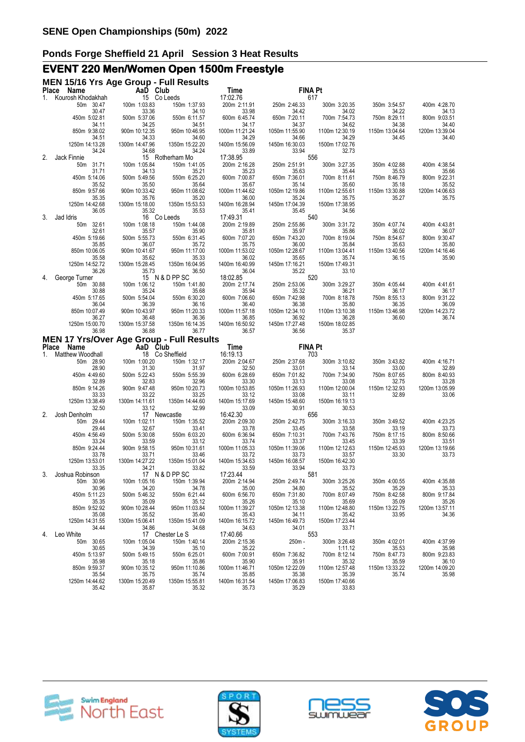# SENE Open Championships (50m) 2022

## Ponds Forge Sheffield 21 April Session 3 Heat Results

## EVENT 220 Men/Women Open 1500m Freestyle

### MEN 15/16 Yrs Age Group - Full Results

| Place | Name | AaD | Club | Time | FINA Pt |
|---|---|---|---|---|---|
| 1. | Kourosh Khodakhah | 15 | Co Leeds | 17:02.76 | 617 |

| 50m 30.47 | 100m 1:03.83 | 150m 1:37.93 | 200m 2:11.91 | 250m 2:46.33 | 300m 3:20.35 | 350m 3:54.57 | 400m 4:28.70 |
|---|---|---|---|---|---|---|---|
| 30.47 | 33.36 | 34.10 | 33.98 | 34.42 | 34.02 | 34.22 | 34.13 |
| 450m 5:02.81 | 500m 5:37.06 | 550m 6:11.57 | 600m 6:45.74 | 650m 7:20.11 | 700m 7:54.73 | 750m 8:29.11 | 800m 9:03.51 |
| 34.11 | 34.25 | 34.51 | 34.17 | 34.37 | 34.62 | 34.38 | 34.40 |
| 850m 9:38.02 | 900m 10:12.35 | 950m 10:46.95 | 1000m 11:21.24 | 1050m 11:55.90 | 1100m 12:30.19 | 1150m 13:04.64 | 1200m 13:39.04 |
| 34.51 | 34.33 | 34.60 | 34.29 | 34.66 | 34.29 | 34.45 | 34.40 |
| 1250m 14:13.28 | 1300m 14:47.96 | 1350m 15:22.20 | 1400m 15:56.09 | 1450m 16:30.03 | 1500m 17:02.76 | | |
| 34.24 | 34.68 | 34.24 | 33.89 | 33.94 | 32.73 | | |

| Place | Name | AaD | Club | Time | FINA Pt |
|---|---|---|---|---|---|
| 2. | Jack Finnie | 15 | Rotherham Mo | 17:38.95 | 556 |

| 50m 31.71 | 100m 1:05.84 | 150m 1:41.05 | 200m 2:16.28 | 250m 2:51.91 | 300m 3:27.35 | 350m 4:02.88 | 400m 4:38.54 |
|---|---|---|---|---|---|---|---|
| 31.71 | 34.13 | 35.21 | 35.23 | 35.63 | 35.44 | 35.53 | 35.66 |
| 450m 5:14.06 | 500m 5:49.56 | 550m 6:25.20 | 600m 7:00.87 | 650m 7:36.01 | 700m 8:11.61 | 750m 8:46.79 | 800m 9:22.31 |
| 35.52 | 35.50 | 35.64 | 35.67 | 35.14 | 35.60 | 35.18 | 35.52 |
| 850m 9:57.66 | 900m 10:33.42 | 950m 11:08.62 | 1000m 11:44.62 | 1050m 12:19.86 | 1100m 12:55.61 | 1150m 13:30.88 | 1200m 14:06.63 |
| 35.35 | 35.76 | 35.20 | 36.00 | 35.24 | 35.75 | 35.27 | 35.75 |
| 1250m 14:42.68 | 1300m 15:18.00 | 1350m 15:53.53 | 1400m 16:28.94 | 1450m 17:04.39 | 1500m 17:38.95 | | |
| 36.05 | 35.32 | 35.53 | 35.41 | 35.45 | 34.56 | | |

| Place | Name | AaD | Club | Time | FINA Pt |
|---|---|---|---|---|---|
| 3. | Jad Idris | 16 | Co Leeds | 17:49.31 | 540 |

| 50m 32.61 | 100m 1:08.18 | 150m 1:44.08 | 200m 2:19.89 | 250m 2:55.86 | 300m 3:31.72 | 350m 4:07.74 | 400m 4:43.81 |
|---|---|---|---|---|---|---|---|
| 32.61 | 35.57 | 35.90 | 35.81 | 35.97 | 35.86 | 36.02 | 36.07 |
| 450m 5:19.66 | 500m 5:55.73 | 550m 6:31.45 | 600m 7:07.20 | 650m 7:43.20 | 700m 8:19.04 | 750m 8:54.67 | 800m 9:30.47 |
| 35.85 | 36.07 | 35.72 | 35.75 | 36.00 | 35.84 | 35.63 | 35.80 |
| 850m 10:06.05 | 900m 10:41.67 | 950m 11:17.00 | 1000m 11:53.02 | 1050m 12:28.67 | 1100m 13:04.41 | 1150m 13:40.56 | 1200m 14:16.46 |
| 35.58 | 35.62 | 35.33 | 36.02 | 35.65 | 35.74 | 36.15 | 35.90 |
| 1250m 14:52.72 | 1300m 15:28.45 | 1350m 16:04.95 | 1400m 16:40.99 | 1450m 17:16.21 | 1500m 17:49.31 | | |
| 36.26 | 35.73 | 36.50 | 36.04 | 35.22 | 33.10 | | |

| Place | Name | AaD | Club | Time | FINA Pt |
|---|---|---|---|---|---|
| 4. | George Turner | 15 | N & D PP SC | 18:02.85 | 520 |

| 50m 30.88 | 100m 1:06.12 | 150m 1:41.80 | 200m 2:17.74 | 250m 2:53.06 | 300m 3:29.27 | 350m 4:05.44 | 400m 4:41.61 |
|---|---|---|---|---|---|---|---|
| 30.88 | 35.24 | 35.68 | 35.94 | 35.32 | 36.21 | 36.17 | 36.17 |
| 450m 5:17.65 | 500m 5:54.04 | 550m 6:30.20 | 600m 7:06.60 | 650m 7:42.98 | 700m 8:18.78 | 750m 8:55.13 | 800m 9:31.22 |
| 36.04 | 36.39 | 36.16 | 36.40 | 36.38 | 35.80 | 36.35 | 36.09 |
| 850m 10:07.49 | 900m 10:43.97 | 950m 11:20.33 | 1000m 11:57.18 | 1050m 12:34.10 | 1100m 13:10.38 | 1150m 13:46.98 | 1200m 14:23.72 |
| 36.27 | 36.48 | 36.36 | 36.85 | 36.92 | 36.28 | 36.60 | 36.74 |
| 1250m 15:00.70 | 1300m 15:37.58 | 1350m 16:14.35 | 1400m 16:50.92 | 1450m 17:27.48 | 1500m 18:02.85 | | |
| 36.98 | 36.88 | 36.77 | 36.57 | 36.56 | 35.37 | | |

### MEN 17 Yrs/Over Age Group - Full Results

| Place | Name | AaD | Club | Time | FINA Pt |
|---|---|---|---|---|---|
| 1. | Matthew Woodhall | 18 | Co Sheffield | 16:19.13 | 703 |

| 50m 28.90 | 100m 1:00.20 | 150m 1:32.17 | 200m 2:04.67 | 250m 2:37.68 | 300m 3:10.82 | 350m 3:43.82 | 400m 4:16.71 |
|---|---|---|---|---|---|---|---|
| 28.90 | 31.30 | 31.97 | 32.50 | 33.01 | 33.14 | 33.00 | 32.89 |
| 450m 4:49.60 | 500m 5:22.43 | 550m 5:55.39 | 600m 6:28.69 | 650m 7:01.82 | 700m 7:34.90 | 750m 8:07.65 | 800m 8:40.93 |
| 32.89 | 32.83 | 32.96 | 33.30 | 33.13 | 33.08 | 32.75 | 33.28 |
| 850m 9:14.26 | 900m 9:47.48 | 950m 10:20.73 | 1000m 10:53.85 | 1050m 11:26.93 | 1100m 12:00.04 | 1150m 12:32.93 | 1200m 13:05.99 |
| 33.33 | 33.22 | 33.25 | 33.12 | 33.08 | 33.11 | 32.89 | 33.06 |
| 1250m 13:38.49 | 1300m 14:11.61 | 1350m 14:44.60 | 1400m 15:17.69 | 1450m 15:48.60 | 1500m 16:19.13 | | |
| 32.50 | 33.12 | 32.99 | 33.09 | 30.91 | 30.53 | | |

| Place | Name | AaD | Club | Time | FINA Pt |
|---|---|---|---|---|---|
| 2. | Josh Denholm | 17 | Newcastle | 16:42.30 | 656 |

| 50m 29.44 | 100m 1:02.11 | 150m 1:35.52 | 200m 2:09.30 | 250m 2:42.75 | 300m 3:16.33 | 350m 3:49.52 | 400m 4:23.25 |
|---|---|---|---|---|---|---|---|
| 29.44 | 32.67 | 33.41 | 33.78 | 33.45 | 33.58 | 33.19 | 33.73 |
| 450m 4:56.49 | 500m 5:30.08 | 550m 6:03.20 | 600m 6:36.94 | 650m 7:10.31 | 700m 7:43.76 | 750m 8:17.15 | 800m 8:50.66 |
| 33.24 | 33.59 | 33.12 | 33.74 | 33.37 | 33.45 | 33.39 | 33.51 |
| 850m 9:24.44 | 900m 9:58.15 | 950m 10:31.61 | 1000m 11:05.33 | 1050m 11:39.06 | 1100m 12:12.63 | 1150m 12:45.93 | 1200m 13:19.66 |
| 33.78 | 33.71 | 33.46 | 33.72 | 33.73 | 33.57 | 33.30 | 33.73 |
| 1250m 13:53.01 | 1300m 14:27.22 | 1350m 15:01.04 | 1400m 15:34.63 | 1450m 16:08.57 | 1500m 16:42.30 | | |
| 33.35 | 34.21 | 33.82 | 33.59 | 33.94 | 33.73 | | |

| Place | Name | AaD | Club | Time | FINA Pt |
|---|---|---|---|---|---|
| 3. | Joshua Robinson | 17 | N & D PP SC | 17:23.44 | 581 |

| 50m 30.96 | 100m 1:05.16 | 150m 1:39.94 | 200m 2:14.94 | 250m 2:49.74 | 300m 3:25.26 | 350m 4:00.55 | 400m 4:35.88 |
|---|---|---|---|---|---|---|---|
| 30.96 | 34.20 | 34.78 | 35.00 | 34.80 | 35.52 | 35.29 | 35.33 |
| 450m 5:11.23 | 500m 5:46.32 | 550m 6:21.44 | 600m 6:56.70 | 650m 7:31.80 | 700m 8:07.49 | 750m 8:42.58 | 800m 9:17.84 |
| 35.35 | 35.09 | 35.12 | 35.26 | 35.10 | 35.69 | 35.09 | 35.26 |
| 850m 9:52.92 | 900m 10:28.44 | 950m 11:03.84 | 1000m 11:39.27 | 1050m 12:13.38 | 1100m 12:48.80 | 1150m 13:22.75 | 1200m 13:57.11 |
| 35.08 | 35.52 | 35.40 | 35.43 | 34.11 | 35.42 | 33.95 | 34.36 |
| 1250m 14:31.55 | 1300m 15:06.41 | 1350m 15:41.09 | 1400m 16:15.72 | 1450m 16:49.73 | 1500m 17:23.44 | | |
| 34.44 | 34.86 | 34.68 | 34.63 | 34.01 | 33.71 | | |

| Place | Name | AaD | Club | Time | FINA Pt |
|---|---|---|---|---|---|
| 4. | Leo White | 17 | Chester Le S | 17:40.66 | 553 |

| 50m 30.65 | 100m 1:05.04 | 150m 1:40.14 | 200m 2:15.36 | 250m - | 300m 3:26.48 | 350m 4:02.01 | 400m 4:37.99 |
|---|---|---|---|---|---|---|---|
| 30.65 | 34.39 | 35.10 | 35.22 | - | 1:11.12 | 35.53 | 35.98 |
| 450m 5:13.97 | 500m 5:49.15 | 550m 6:25.01 | 600m 7:00.91 | 650m 7:36.82 | 700m 8:12.14 | 750m 8:47.73 | 800m 9:23.83 |
| 35.98 | 35.18 | 35.86 | 35.90 | 35.91 | 35.32 | 35.59 | 36.10 |
| 850m 9:59.37 | 900m 10:35.12 | 950m 11:10.86 | 1000m 11:46.71 | 1050m 12:22.09 | 1100m 12:57.48 | 1150m 13:33.22 | 1200m 14:09.20 |
| 35.54 | 35.75 | 35.74 | 35.85 | 35.38 | 35.39 | 35.74 | 35.98 |
| 1250m 14:44.62 | 1300m 15:20.49 | 1350m 15:55.81 | 1400m 16:31.54 | 1450m 17:06.83 | 1500m 17:40.66 | | |
| 35.42 | 35.87 | 35.32 | 35.73 | 35.29 | 33.83 | | |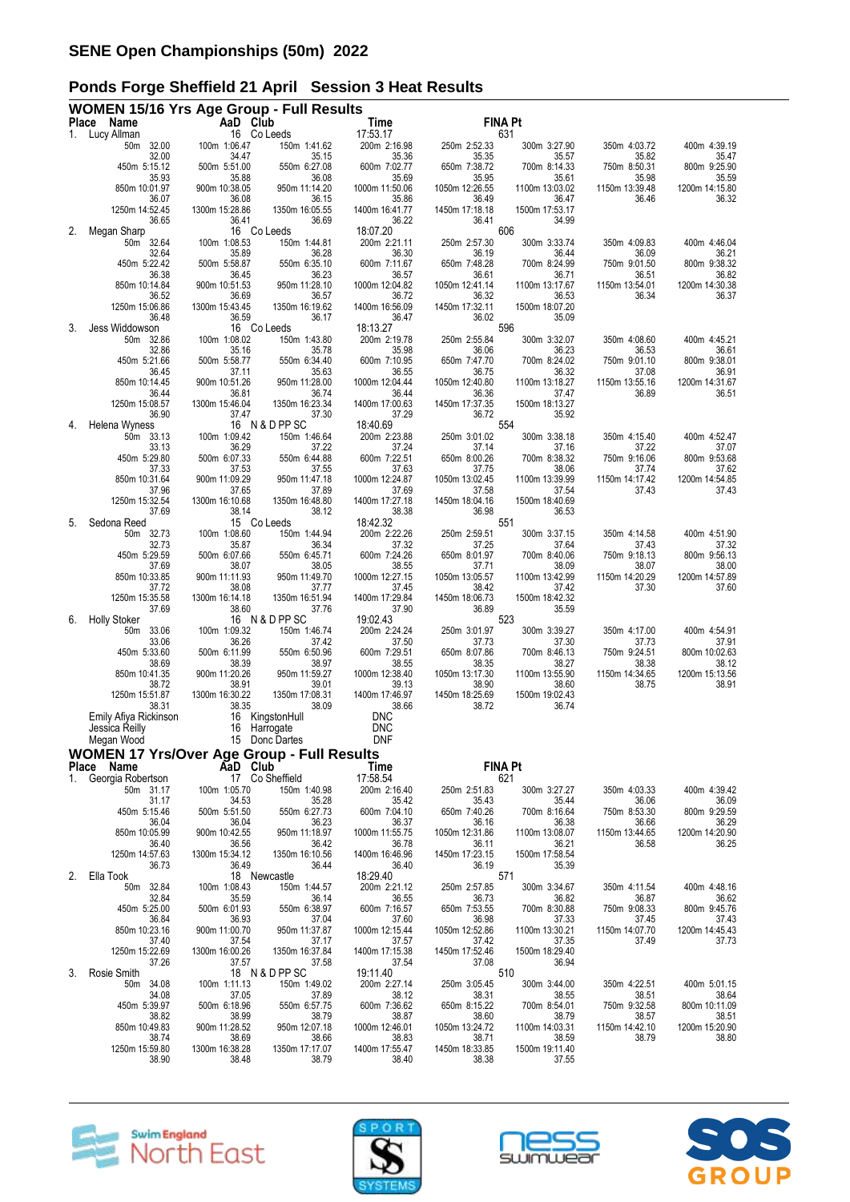# SENE Open Championships (50m) 2022

## Ponds Forge Sheffield 21 April   Session 3 Heat Results

### WOMEN 15/16 Yrs Age Group - Full Results

| Place | Name | AaD | Club | Time | FINA Pt |
|---|---|---|---|---|---|
| 1. | Lucy Allman | 16 | Co Leeds | 17:53.17 | 631 |

| 50m 32.00 | 100m 1:06.47 | 150m 1:41.62 | 200m 2:16.98 | 250m 2:52.33 | 300m 3:27.90 | 350m 4:03.72 | 400m 4:39.19 |
|---|---|---|---|---|---|---|---|
| 32.00 | 34.47 | 35.15 | 35.36 | 35.35 | 35.57 | 35.82 | 35.47 |
| 450m 5:15.12 | 500m 5:51.00 | 550m 6:27.08 | 600m 7:02.77 | 650m 7:38.72 | 700m 8:14.33 | 750m 8:50.31 | 800m 9:25.90 |
| 35.93 | 35.88 | 36.08 | 35.69 | 35.95 | 35.61 | 35.98 | 35.59 |
| 850m 10:01.97 | 900m 10:38.05 | 950m 11:14.20 | 1000m 11:50.06 | 1050m 12:26.55 | 1100m 13:03.02 | 1150m 13:39.48 | 1200m 14:15.80 |
| 36.07 | 36.08 | 36.15 | 35.86 | 36.49 | 36.47 | 36.46 | 36.32 |
| 1250m 14:52.45 | 1300m 15:28.86 | 1350m 16:05.55 | 1400m 16:41.77 | 1450m 17:18.18 | 1500m 17:53.17 | | |
| 36.65 | 36.41 | 36.69 | 36.22 | 36.41 | 34.99 | | |

| Place | Name | AaD | Club | Time | FINA Pt |
|---|---|---|---|---|---|
| 2. | Megan Sharp | 16 | Co Leeds | 18:07.20 | 606 |

| 50m 32.64 | 100m 1:08.53 | 150m 1:44.81 | 200m 2:21.11 | 250m 2:57.30 | 300m 3:33.74 | 350m 4:09.83 | 400m 4:46.04 |
|---|---|---|---|---|---|---|---|
| 32.64 | 35.89 | 36.28 | 36.30 | 36.19 | 36.44 | 36.09 | 36.21 |
| 450m 5:22.42 | 500m 5:58.87 | 550m 6:35.10 | 600m 7:11.67 | 650m 7:48.28 | 700m 8:24.99 | 750m 9:01.50 | 800m 9:38.32 |
| 36.38 | 36.45 | 36.23 | 36.57 | 36.61 | 36.71 | 36.51 | 36.82 |
| 850m 10:14.84 | 900m 10:51.53 | 950m 11:28.10 | 1000m 12:04.82 | 1050m 12:41.14 | 1100m 13:17.67 | 1150m 13:54.01 | 1200m 14:30.38 |
| 36.52 | 36.69 | 36.57 | 36.72 | 36.32 | 36.53 | 36.34 | 36.37 |
| 1250m 15:06.86 | 1300m 15:43.45 | 1350m 16:19.62 | 1400m 16:56.09 | 1450m 17:32.11 | 1500m 18:07.20 | | |
| 36.48 | 36.59 | 36.17 | 36.47 | 36.02 | 35.09 | | |

| Place | Name | AaD | Club | Time | FINA Pt |
|---|---|---|---|---|---|
| 3. | Jess Widdowson | 16 | Co Leeds | 18:13.27 | 596 |

| 50m 32.86 | 100m 1:08.02 | 150m 1:43.80 | 200m 2:19.78 | 250m 2:55.84 | 300m 3:32.07 | 350m 4:08.60 | 400m 4:45.21 |
|---|---|---|---|---|---|---|---|
| 32.86 | 35.16 | 35.78 | 35.98 | 36.06 | 36.23 | 36.53 | 36.61 |
| 450m 5:21.66 | 500m 5:58.77 | 550m 6:34.40 | 600m 7:10.95 | 650m 7:47.70 | 700m 8:24.02 | 750m 9:01.10 | 800m 9:38.01 |
| 36.45 | 37.11 | 35.63 | 36.55 | 36.75 | 36.32 | 37.08 | 36.91 |
| 850m 10:14.45 | 900m 10:51.26 | 950m 11:28.00 | 1000m 12:04.44 | 1050m 12:40.80 | 1100m 13:18.27 | 1150m 13:55.16 | 1200m 14:31.67 |
| 36.44 | 36.81 | 36.74 | 36.44 | 36.36 | 37.47 | 36.89 | 36.51 |
| 1250m 15:08.57 | 1300m 15:46.04 | 1350m 16:23.34 | 1400m 17:00.63 | 1450m 17:37.35 | 1500m 18:13.27 | | |
| 36.90 | 37.47 | 37.30 | 37.29 | 36.72 | 35.92 | | |

| Place | Name | AaD | Club | Time | FINA Pt |
|---|---|---|---|---|---|
| 4. | Helena Wyness | 16 | N & D PP SC | 18:40.69 | 554 |

| 50m 33.13 | 100m 1:09.42 | 150m 1:46.64 | 200m 2:23.88 | 250m 3:01.02 | 300m 3:38.18 | 350m 4:15.40 | 400m 4:52.47 |
|---|---|---|---|---|---|---|---|
| 33.13 | 36.29 | 37.22 | 37.24 | 37.14 | 37.16 | 37.22 | 37.07 |
| 450m 5:29.80 | 500m 6:07.33 | 550m 6:44.88 | 600m 7:22.51 | 650m 8:00.26 | 700m 8:38.32 | 750m 9:16.06 | 800m 9:53.68 |
| 37.33 | 37.53 | 37.55 | 37.63 | 37.75 | 38.06 | 37.74 | 37.62 |
| 850m 10:31.64 | 900m 11:09.29 | 950m 11:47.18 | 1000m 12:24.87 | 1050m 13:02.45 | 1100m 13:39.99 | 1150m 14:17.42 | 1200m 14:54.85 |
| 37.96 | 37.65 | 37.89 | 37.69 | 37.58 | 37.54 | 37.43 | 37.43 |
| 1250m 15:32.54 | 1300m 16:10.68 | 1350m 16:48.80 | 1400m 17:27.18 | 1450m 18:04.16 | 1500m 18:40.69 | | |
| 37.69 | 38.14 | 38.12 | 38.38 | 36.98 | 36.53 | | |

| Place | Name | AaD | Club | Time | FINA Pt |
|---|---|---|---|---|---|
| 5. | Sedona Reed | 15 | Co Leeds | 18:42.32 | 551 |

| 50m 32.73 | 100m 1:08.60 | 150m 1:44.94 | 200m 2:22.26 | 250m 2:59.51 | 300m 3:37.15 | 350m 4:14.58 | 400m 4:51.90 |
|---|---|---|---|---|---|---|---|
| 32.73 | 35.87 | 36.34 | 37.32 | 37.25 | 37.64 | 37.43 | 37.32 |
| 450m 5:29.59 | 500m 6:07.66 | 550m 6:45.71 | 600m 7:24.26 | 650m 8:01.97 | 700m 8:40.06 | 750m 9:18.13 | 800m 9:56.13 |
| 37.69 | 38.07 | 38.05 | 38.55 | 37.71 | 38.09 | 38.07 | 38.00 |
| 850m 10:33.85 | 900m 11:11.93 | 950m 11:49.70 | 1000m 12:27.15 | 1050m 13:05.57 | 1100m 13:42.99 | 1150m 14:20.29 | 1200m 14:57.89 |
| 37.72 | 38.08 | 37.77 | 37.45 | 38.42 | 37.42 | 37.30 | 37.60 |
| 1250m 15:35.58 | 1300m 16:14.18 | 1350m 16:51.94 | 1400m 17:29.84 | 1450m 18:06.73 | 1500m 18:42.32 | | |
| 37.69 | 38.60 | 37.76 | 37.90 | 36.89 | 35.59 | | |

| Place | Name | AaD | Club | Time | FINA Pt |
|---|---|---|---|---|---|
| 6. | Holly Stoker | 16 | N & D PP SC | 19:02.43 | 523 |

| 50m 33.06 | 100m 1:09.32 | 150m 1:46.74 | 200m 2:24.24 | 250m 3:01.97 | 300m 3:39.27 | 350m 4:17.00 | 400m 4:54.91 |
|---|---|---|---|---|---|---|---|
| 33.06 | 36.26 | 37.42 | 37.50 | 37.73 | 37.30 | 37.73 | 37.91 |
| 450m 5:33.60 | 500m 6:11.99 | 550m 6:50.96 | 600m 7:29.51 | 650m 8:07.86 | 700m 8:46.13 | 750m 9:24.51 | 800m 10:02.63 |
| 38.69 | 38.39 | 38.97 | 38.55 | 38.35 | 38.27 | 38.38 | 38.12 |
| 850m 10:41.35 | 900m 11:20.26 | 950m 11:59.27 | 1000m 12:38.40 | 1050m 13:17.30 | 1100m 13:55.90 | 1150m 14:34.65 | 1200m 15:13.56 |
| 38.72 | 38.91 | 39.01 | 39.13 | 38.90 | 38.60 | 38.75 | 38.91 |
| 1250m 15:51.87 | 1300m 16:30.22 | 1350m 17:08.31 | 1400m 17:46.97 | 1450m 18:25.69 | 1500m 19:02.43 | | |
| 38.31 | 38.35 | 38.09 | 38.66 | 38.72 | 36.74 | | |

| Place | Name | AaD | Club | Time | FINA Pt |
|---|---|---|---|---|---|
| | Emily Afiya Rickinson | 16 | KingstonHull | DNC | |
| | Jessica Reilly | 16 | Harrogate | DNC | |
| | Megan Wood | 15 | Donc Dartes | DNF | |

### WOMEN 17 Yrs/Over Age Group - Full Results

| Place | Name | AaD | Club | Time | FINA Pt |
|---|---|---|---|---|---|
| 1. | Georgia Robertson | 17 | Co Sheffield | 17:58.54 | 621 |

| 50m 31.17 | 100m 1:05.70 | 150m 1:40.98 | 200m 2:16.40 | 250m 2:51.83 | 300m 3:27.27 | 350m 4:03.33 | 400m 4:39.42 |
|---|---|---|---|---|---|---|---|
| 31.17 | 34.53 | 35.28 | 35.42 | 35.43 | 35.44 | 36.06 | 36.09 |
| 450m 5:15.46 | 500m 5:51.50 | 550m 6:27.73 | 600m 7:04.10 | 650m 7:40.26 | 700m 8:16.64 | 750m 8:53.30 | 800m 9:29.59 |
| 36.04 | 36.04 | 36.23 | 36.37 | 36.16 | 36.38 | 36.66 | 36.29 |
| 850m 10:05.99 | 900m 10:42.55 | 950m 11:18.97 | 1000m 11:55.75 | 1050m 12:31.86 | 1100m 13:08.07 | 1150m 13:44.65 | 1200m 14:20.90 |
| 36.40 | 36.56 | 36.42 | 36.78 | 36.11 | 36.21 | 36.58 | 36.25 |
| 1250m 14:57.63 | 1300m 15:34.12 | 1350m 16:10.56 | 1400m 16:46.96 | 1450m 17:23.15 | 1500m 17:58.54 | | |
| 36.73 | 36.49 | 36.44 | 36.40 | 36.19 | 35.39 | | |

| Place | Name | AaD | Club | Time | FINA Pt |
|---|---|---|---|---|---|
| 2. | Ella Took | 18 | Newcastle | 18:29.40 | 571 |

| 50m 32.84 | 100m 1:08.43 | 150m 1:44.57 | 200m 2:21.12 | 250m 2:57.85 | 300m 3:34.67 | 350m 4:11.54 | 400m 4:48.16 |
|---|---|---|---|---|---|---|---|
| 32.84 | 35.59 | 36.14 | 36.55 | 36.73 | 36.82 | 36.87 | 36.62 |
| 450m 5:25.00 | 500m 6:01.93 | 550m 6:38.97 | 600m 7:16.57 | 650m 7:53.55 | 700m 8:30.88 | 750m 9:08.33 | 800m 9:45.76 |
| 36.84 | 36.93 | 37.04 | 37.60 | 36.98 | 37.33 | 37.45 | 37.43 |
| 850m 10:23.16 | 900m 11:00.70 | 950m 11:37.87 | 1000m 12:15.44 | 1050m 12:52.86 | 1100m 13:30.21 | 1150m 14:07.70 | 1200m 14:45.43 |
| 37.40 | 37.54 | 37.17 | 37.57 | 37.42 | 37.35 | 37.49 | 37.73 |
| 1250m 15:22.69 | 1300m 16:00.26 | 1350m 16:37.84 | 1400m 17:15.38 | 1450m 17:52.46 | 1500m 18:29.40 | | |
| 37.26 | 37.57 | 37.58 | 37.54 | 37.08 | 36.94 | | |

| Place | Name | AaD | Club | Time | FINA Pt |
|---|---|---|---|---|---|
| 3. | Rosie Smith | 18 | N & D PP SC | 19:11.40 | 510 |

| 50m 34.08 | 100m 1:11.13 | 150m 1:49.02 | 200m 2:27.14 | 250m 3:05.45 | 300m 3:44.00 | 350m 4:22.51 | 400m 5:01.15 |
|---|---|---|---|---|---|---|---|
| 34.08 | 37.05 | 37.89 | 38.12 | 38.31 | 38.55 | 38.51 | 38.64 |
| 450m 5:39.97 | 500m 6:18.96 | 550m 6:57.75 | 600m 7:36.62 | 650m 8:15.22 | 700m 8:54.01 | 750m 9:32.58 | 800m 10:11.09 |
| 38.82 | 38.99 | 38.79 | 38.87 | 38.60 | 38.79 | 38.57 | 38.51 |
| 850m 10:49.83 | 900m 11:28.52 | 950m 12:07.18 | 1000m 12:46.01 | 1050m 13:24.72 | 1100m 14:03.31 | 1150m 14:42.10 | 1200m 15:20.90 |
| 38.74 | 38.69 | 38.66 | 38.83 | 38.71 | 38.59 | 38.79 | 38.80 |
| 1250m 15:59.80 | 1300m 16:38.28 | 1350m 17:17.07 | 1400m 17:55.47 | 1450m 18:33.85 | 1500m 19:11.40 | | |
| 38.90 | 38.48 | 38.79 | 38.40 | 38.38 | 37.55 | | |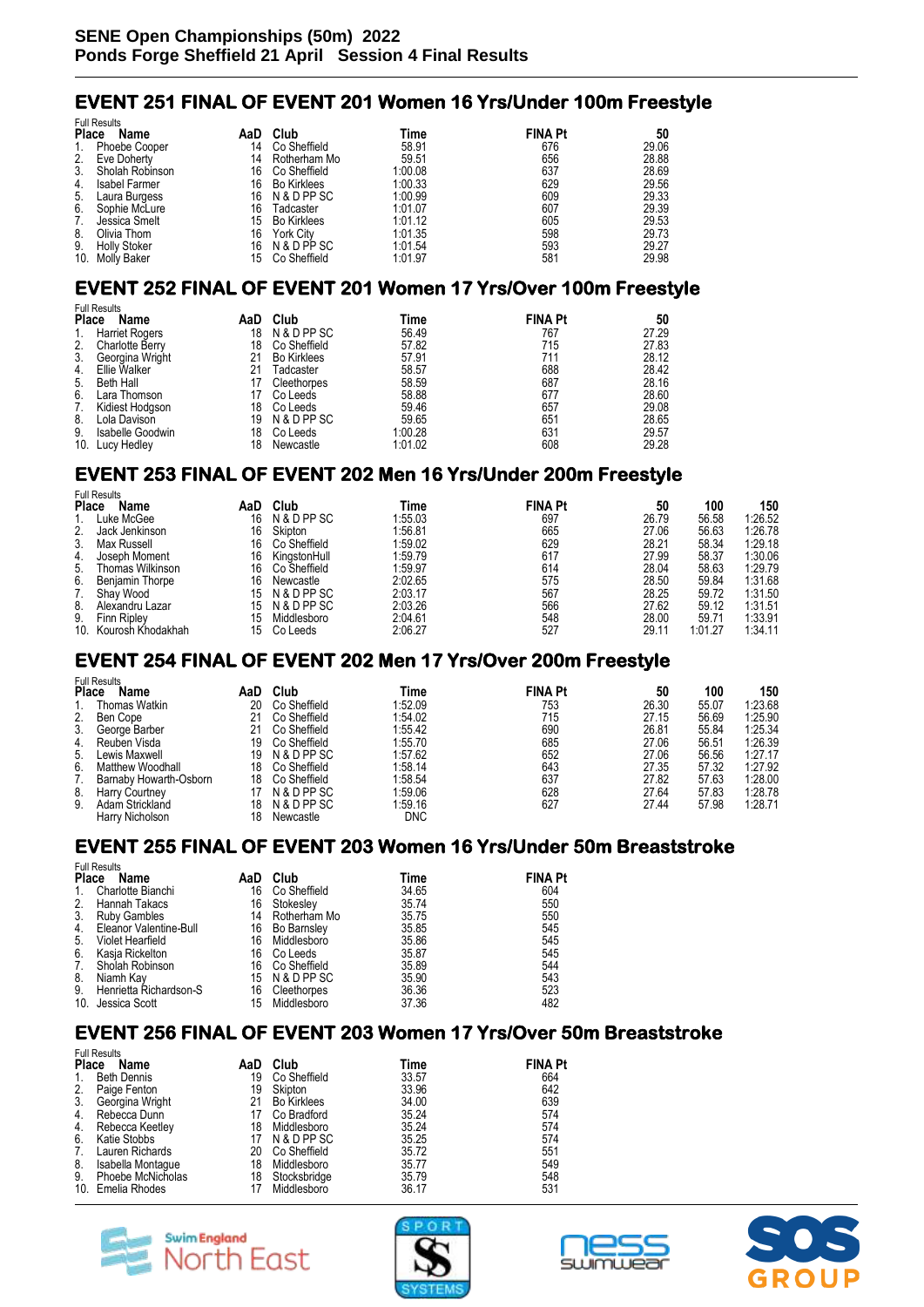# SENE Open Championships (50m) 2022
## Ponds Forge Sheffield 21 April Session 4 Final Results

### EVENT 251 FINAL OF EVENT 201 Women 16 Yrs/Under 100m Freestyle

Full Results

| Place | Name | AaD | Club | Time | FINA Pt | 50 |
|---|---|---|---|---|---|---|
| 1. | Phoebe Cooper | 14 | Co Sheffield | 58.91 | 676 | 29.06 |
| 2. | Eve Doherty | 14 | Rotherham Mo | 59.51 | 656 | 28.88 |
| 3. | Sholah Robinson | 16 | Co Sheffield | 1:00.08 | 637 | 28.69 |
| 4. | Isabel Farmer | 16 | Bo Kirklees | 1:00.33 | 629 | 29.56 |
| 5. | Laura Burgess | 16 | N & D PP SC | 1:00.99 | 609 | 29.33 |
| 6. | Sophie McLure | 16 | Tadcaster | 1:01.07 | 607 | 29.39 |
| 7. | Jessica Smelt | 15 | Bo Kirklees | 1:01.12 | 605 | 29.53 |
| 8. | Olivia Thom | 16 | York City | 1:01.35 | 598 | 29.73 |
| 9. | Holly Stoker | 16 | N & D PP SC | 1:01.54 | 593 | 29.27 |
| 10. | Molly Baker | 15 | Co Sheffield | 1:01.97 | 581 | 29.98 |

### EVENT 252 FINAL OF EVENT 201 Women 17 Yrs/Over 100m Freestyle

Full Results

| Place | Name | AaD | Club | Time | FINA Pt | 50 |
|---|---|---|---|---|---|---|
| 1. | Harriet Rogers | 18 | N & D PP SC | 56.49 | 767 | 27.29 |
| 2. | Charlotte Berry | 18 | Co Sheffield | 57.82 | 715 | 27.83 |
| 3. | Georgina Wright | 21 | Bo Kirklees | 57.91 | 711 | 28.12 |
| 4. | Ellie Walker | 21 | Tadcaster | 58.57 | 688 | 28.42 |
| 5. | Beth Hall | 17 | Cleethorpes | 58.59 | 687 | 28.16 |
| 6. | Lara Thomson | 17 | Co Leeds | 58.88 | 677 | 28.60 |
| 7. | Kidiest Hodgson | 18 | Co Leeds | 59.46 | 657 | 29.08 |
| 8. | Lola Davison | 19 | N & D PP SC | 59.65 | 651 | 28.65 |
| 9. | Isabelle Goodwin | 18 | Co Leeds | 1:00.28 | 631 | 29.57 |
| 10. | Lucy Hedley | 18 | Newcastle | 1:01.02 | 608 | 29.28 |

### EVENT 253 FINAL OF EVENT 202 Men 16 Yrs/Under 200m Freestyle

Full Results

| Place | Name | AaD | Club | Time | FINA Pt | 50 | 100 | 150 |
|---|---|---|---|---|---|---|---|---|
| 1. | Luke McGee | 16 | N & D PP SC | 1:55.03 | 697 | 26.79 | 56.58 | 1:26.52 |
| 2. | Jack Jenkinson | 16 | Skipton | 1:56.81 | 665 | 27.06 | 56.63 | 1:26.78 |
| 3. | Max Russell | 16 | Co Sheffield | 1:59.02 | 629 | 28.21 | 58.34 | 1:29.18 |
| 4. | Joseph Moment | 16 | KingstonHull | 1:59.79 | 617 | 27.99 | 58.37 | 1:30.06 |
| 5. | Thomas Wilkinson | 16 | Co Sheffield | 1:59.97 | 614 | 28.04 | 58.63 | 1:29.79 |
| 6. | Benjamin Thorpe | 16 | Newcastle | 2:02.65 | 575 | 28.50 | 59.84 | 1:31.68 |
| 7. | Shay Wood | 15 | N & D PP SC | 2:03.17 | 567 | 28.25 | 59.72 | 1:31.50 |
| 8. | Alexandru Lazar | 15 | N & D PP SC | 2:03.26 | 566 | 27.62 | 59.12 | 1:31.51 |
| 9. | Finn Ripley | 15 | Middlesboro | 2:04.61 | 548 | 28.00 | 59.71 | 1:33.91 |
| 10. | Kourosh Khodakhah | 15 | Co Leeds | 2:06.27 | 527 | 29.11 | 1:01.27 | 1:34.11 |

### EVENT 254 FINAL OF EVENT 202 Men 17 Yrs/Over 200m Freestyle

Full Results

| Place | Name | AaD | Club | Time | FINA Pt | 50 | 100 | 150 |
|---|---|---|---|---|---|---|---|---|
| 1. | Thomas Watkin | 20 | Co Sheffield | 1:52.09 | 753 | 26.30 | 55.07 | 1:23.68 |
| 2. | Ben Cope | 21 | Co Sheffield | 1:54.02 | 715 | 27.15 | 56.69 | 1:25.90 |
| 3. | George Barber | 21 | Co Sheffield | 1:55.42 | 690 | 26.81 | 55.84 | 1:25.34 |
| 4. | Reuben Visda | 19 | Co Sheffield | 1:55.70 | 685 | 27.06 | 56.51 | 1:26.39 |
| 5. | Lewis Maxwell | 19 | N & D PP SC | 1:57.62 | 652 | 27.06 | 56.56 | 1:27.17 |
| 6. | Matthew Woodhall | 18 | Co Sheffield | 1:58.14 | 643 | 27.35 | 57.32 | 1:27.92 |
| 7. | Barnaby Howarth-Osborn | 18 | Co Sheffield | 1:58.54 | 637 | 27.82 | 57.63 | 1:28.00 |
| 8. | Harry Courtney | 17 | N & D PP SC | 1:59.06 | 628 | 27.64 | 57.83 | 1:28.78 |
| 9. | Adam Strickland | 18 | N & D PP SC | 1:59.16 | 627 | 27.44 | 57.98 | 1:28.71 |
| | Harry Nicholson | 18 | Newcastle | DNC | | | | |

### EVENT 255 FINAL OF EVENT 203 Women 16 Yrs/Under 50m Breaststroke

Full Results

| Place | Name | AaD | Club | Time | FINA Pt |
|---|---|---|---|---|---|
| 1. | Charlotte Bianchi | 16 | Co Sheffield | 34.65 | 604 |
| 2. | Hannah Takacs | 16 | Stokesley | 35.74 | 550 |
| 3. | Ruby Gambles | 14 | Rotherham Mo | 35.75 | 550 |
| 4. | Eleanor Valentine-Bull | 16 | Bo Barnsley | 35.85 | 545 |
| 5. | Violet Hearfield | 16 | Middlesboro | 35.86 | 545 |
| 6. | Kasja Rickelton | 16 | Co Leeds | 35.87 | 545 |
| 7. | Sholah Robinson | 16 | Co Sheffield | 35.89 | 544 |
| 8. | Niamh Kay | 15 | N & D PP SC | 35.90 | 543 |
| 9. | Henrietta Richardson-S | 16 | Cleethorpes | 36.36 | 523 |
| 10. | Jessica Scott | 15 | Middlesboro | 37.36 | 482 |

### EVENT 256 FINAL OF EVENT 203 Women 17 Yrs/Over 50m Breaststroke

Full Results

| Place | Name | AaD | Club | Time | FINA Pt |
|---|---|---|---|---|---|
| 1. | Beth Dennis | 19 | Co Sheffield | 33.57 | 664 |
| 2. | Paige Fenton | 19 | Skipton | 33.96 | 642 |
| 3. | Georgina Wright | 21 | Bo Kirklees | 34.00 | 639 |
| 4. | Rebecca Dunn | 17 | Co Bradford | 35.24 | 574 |
| 4. | Rebecca Keetley | 18 | Middlesboro | 35.24 | 574 |
| 6. | Katie Stobbs | 17 | N & D PP SC | 35.25 | 574 |
| 7. | Lauren Richards | 20 | Co Sheffield | 35.72 | 551 |
| 8. | Isabella Montague | 18 | Middlesboro | 35.77 | 549 |
| 9. | Phoebe McNicholas | 18 | Stocksbridge | 35.79 | 548 |
| 10. | Emelia Rhodes | 17 | Middlesboro | 36.17 | 531 |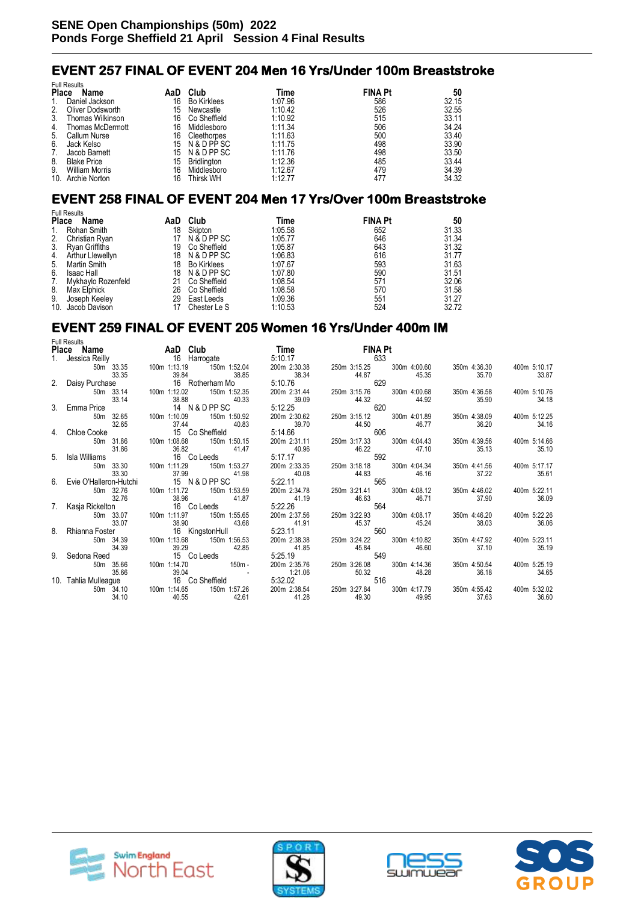# SENE Open Championships (50m) 2022
## Ponds Forge Sheffield 21 April Session 4 Final Results

## EVENT 257 FINAL OF EVENT 204 Men 16 Yrs/Under 100m Breaststroke

Full Results

| Place | Name | AaD | Club | Time | FINA Pt | 50 |
|---|---|---|---|---|---|---|
| 1. | Daniel Jackson | 16 | Bo Kirklees | 1:07.96 | 586 | 32.15 |
| 2. | Oliver Dodsworth | 15 | Newcastle | 1:10.42 | 526 | 32.55 |
| 3. | Thomas Wilkinson | 16 | Co Sheffield | 1:10.92 | 515 | 33.11 |
| 4. | Thomas McDermott | 16 | Middlesboro | 1:11.34 | 506 | 34.24 |
| 5. | Callum Nurse | 16 | Cleethorpes | 1:11.63 | 500 | 33.40 |
| 6. | Jack Kelso | 15 | N & D PP SC | 1:11.75 | 498 | 33.90 |
| 7. | Jacob Barnett | 15 | N & D PP SC | 1:11.76 | 498 | 33.50 |
| 8. | Blake Price | 15 | Bridlington | 1:12.36 | 485 | 33.44 |
| 9. | William Morris | 16 | Middlesboro | 1:12.67 | 479 | 34.39 |
| 10. | Archie Norton | 16 | Thirsk WH | 1:12.77 | 477 | 34.32 |

## EVENT 258 FINAL OF EVENT 204 Men 17 Yrs/Over 100m Breaststroke

Full Results

| Place | Name | AaD | Club | Time | FINA Pt | 50 |
|---|---|---|---|---|---|---|
| 1. | Rohan Smith | 18 | Skipton | 1:05.58 | 652 | 31.33 |
| 2. | Christian Ryan | 17 | N & D PP SC | 1:05.77 | 646 | 31.34 |
| 3. | Ryan Griffiths | 19 | Co Sheffield | 1:05.87 | 643 | 31.32 |
| 4. | Arthur Llewellyn | 18 | N & D PP SC | 1:06.83 | 616 | 31.77 |
| 5. | Martin Smith | 18 | Bo Kirklees | 1:07.67 | 593 | 31.63 |
| 6. | Isaac Hall | 18 | N & D PP SC | 1:07.80 | 590 | 31.51 |
| 7. | Mykhaylo Rozenfeld | 21 | Co Sheffield | 1:08.54 | 571 | 32.06 |
| 8. | Max Elphick | 26 | Co Sheffield | 1:08.58 | 570 | 31.58 |
| 9. | Joseph Keeley | 29 | East Leeds | 1:09.36 | 551 | 31.27 |
| 10. | Jacob Davison | 17 | Chester Le S | 1:10.53 | 524 | 32.72 |

## EVENT 259 FINAL OF EVENT 205 Women 16 Yrs/Under 400m IM

Full Results

| Place | Name | AaD | Club | Time | FINA Pt | | | | |
|---|---|---|---|---|---|---|---|---|---|
| 1. | Jessica Reilly | 16 | Harrogate | 5:10.17 | 633 | | | | |
| | 50m 33.35 | 100m 1:13.19 | 150m 1:52.04 | 200m 2:30.38 | 250m 3:15.25 | 300m 4:00.60 | 350m 4:36.30 | 400m 5:10.17 | |
| | 33.35 | 39.84 | 38.85 | 38.34 | 44.87 | 45.35 | 35.70 | 33.87 | |
| 2. | Daisy Purchase | 16 | Rotherham Mo | 5:10.76 | 629 | | | | |
| | 50m 33.14 | 100m 1:12.02 | 150m 1:52.35 | 200m 2:31.44 | 250m 3:15.76 | 300m 4:00.68 | 350m 4:36.58 | 400m 5:10.76 | |
| | 33.14 | 38.88 | 40.33 | 39.09 | 44.32 | 44.92 | 35.90 | 34.18 | |
| 3. | Emma Price | 14 | N & D PP SC | 5:12.25 | 620 | | | | |
| | 50m 32.65 | 100m 1:10.09 | 150m 1:50.92 | 200m 2:30.62 | 250m 3:15.12 | 300m 4:01.89 | 350m 4:38.09 | 400m 5:12.25 | |
| | 32.65 | 37.44 | 40.83 | 39.70 | 44.50 | 46.77 | 36.20 | 34.16 | |
| 4. | Chloe Cooke | 15 | Co Sheffield | 5:14.66 | 606 | | | | |
| | 50m 31.86 | 100m 1:08.68 | 150m 1:50.15 | 200m 2:31.11 | 250m 3:17.33 | 300m 4:04.43 | 350m 4:39.56 | 400m 5:14.66 | |
| | 31.86 | 36.82 | 41.47 | 40.96 | 46.22 | 47.10 | 35.13 | 35.10 | |
| 5. | Isla Williams | 16 | Co Leeds | 5:17.17 | 592 | | | | |
| | 50m 33.30 | 100m 1:11.29 | 150m 1:53.27 | 200m 2:33.35 | 250m 3:18.18 | 300m 4:04.34 | 350m 4:41.56 | 400m 5:17.17 | |
| | 33.30 | 37.99 | 41.98 | 40.08 | 44.83 | 46.16 | 37.22 | 35.61 | |
| 6. | Evie O'Halleron-Hutchi | 15 | N & D PP SC | 5:22.11 | 565 | | | | |
| | 50m 32.76 | 100m 1:11.72 | 150m 1:53.59 | 200m 2:34.78 | 250m 3:21.41 | 300m 4:08.12 | 350m 4:46.02 | 400m 5:22.11 | |
| | 32.76 | 38.96 | 41.87 | 41.19 | 46.63 | 46.71 | 37.90 | 36.09 | |
| 7. | Kasja Rickelton | 16 | Co Leeds | 5:22.26 | 564 | | | | |
| | 50m 33.07 | 100m 1:11.97 | 150m 1:55.65 | 200m 2:37.56 | 250m 3:22.93 | 300m 4:08.17 | 350m 4:46.20 | 400m 5:22.26 | |
| | 33.07 | 38.90 | 43.68 | 41.91 | 45.37 | 45.24 | 38.03 | 36.06 | |
| 8. | Rhianna Foster | 16 | KingstonHull | 5:23.11 | 560 | | | | |
| | 50m 34.39 | 100m 1:13.68 | 150m 1:56.53 | 200m 2:38.38 | 250m 3:24.22 | 300m 4:10.82 | 350m 4:47.92 | 400m 5:23.11 | |
| | 34.39 | 39.29 | 42.85 | 41.85 | 45.84 | 46.60 | 37.10 | 35.19 | |
| 9. | Sedona Reed | 15 | Co Leeds | 5:25.19 | 549 | | | | |
| | 50m 35.66 | 100m 1:14.70 | 150m - | 200m 2:35.76 | 250m 3:26.08 | 300m 4:14.36 | 350m 4:50.54 | 400m 5:25.19 | |
| | 35.66 | 39.04 | - | 1:21.06 | 50.32 | 48.28 | 36.18 | 34.65 | |
| 10. | Tahlia Mulleague | 16 | Co Sheffield | 5:32.02 | 516 | | | | |
| | 50m 34.10 | 100m 1:14.65 | 150m 1:57.26 | 200m 2:38.54 | 250m 3:27.84 | 300m 4:17.79 | 350m 4:55.42 | 400m 5:32.02 | |
| | 34.10 | 40.55 | 42.61 | 41.28 | 49.30 | 49.95 | 37.63 | 36.60 | |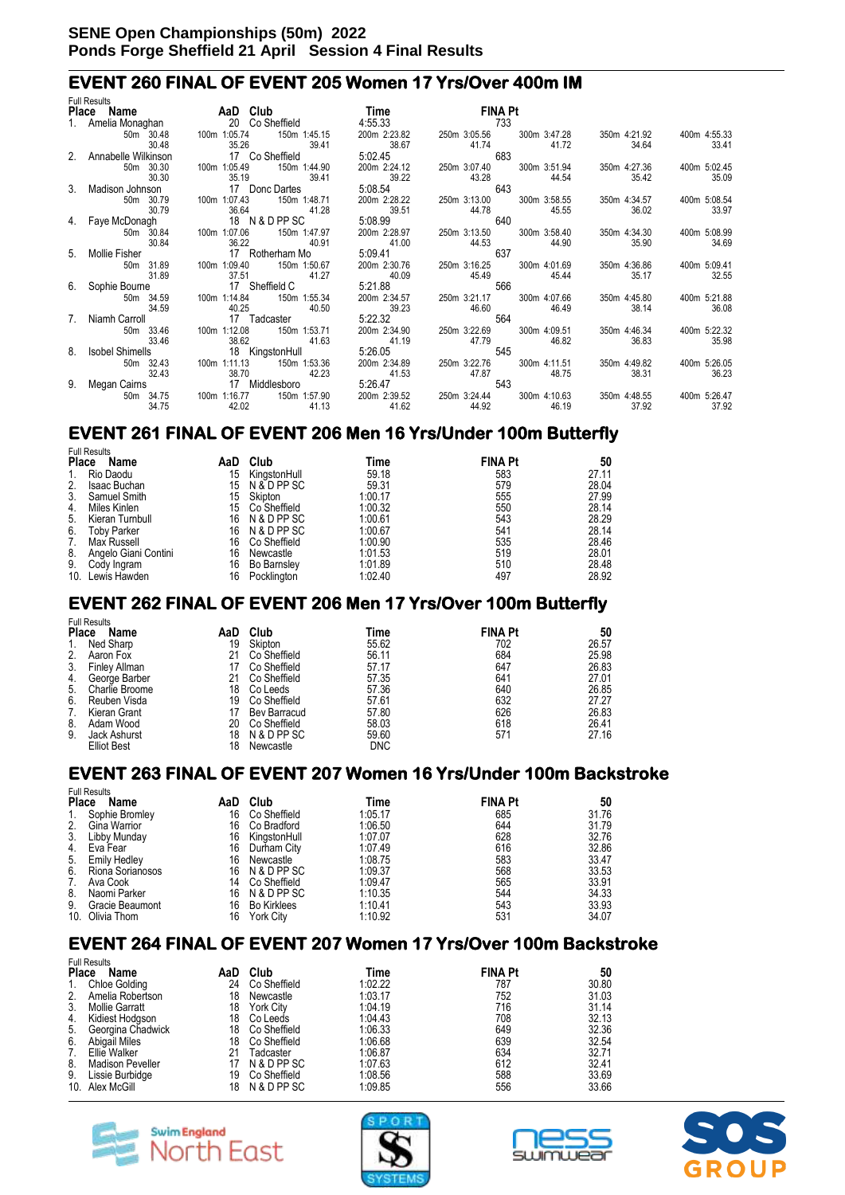# SENE Open Championships (50m) 2022
## Ponds Forge Sheffield 21 April Session 4 Final Results

## EVENT 260 FINAL OF EVENT 205 Women 17 Yrs/Over 400m IM

Full Results

| Place | Name | AaD | Club | Time | FINA Pt |
|---|---|---|---|---|---|
| 1. | Amelia Monaghan | 20 | Co Sheffield | 4:55.33 | 733 |
| | 50m 30.48 (30.48) | 100m 1:05.74 (35.26) | 150m 1:45.15 (39.41) | 200m 2:23.82 (38.67) | 250m 3:05.56 (41.74) |
| | 300m 3:47.28 (41.72) | 350m 4:21.92 (34.64) | 400m 4:55.33 (33.41) | | |
| 2. | Annabelle Wilkinson | 17 | Co Sheffield | 5:02.45 | 683 |
| | 50m 30.30 (30.30) | 100m 1:05.49 (35.19) | 150m 1:44.90 (39.41) | 200m 2:24.12 (39.22) | 250m 3:07.40 (43.28) |
| | 300m 3:51.94 (44.54) | 350m 4:27.36 (35.42) | 400m 5:02.45 (35.09) | | |
| 3. | Madison Johnson | 17 | Donc Dartes | 5:08.54 | 643 |
| | 50m 30.79 (30.79) | 100m 1:07.43 (36.64) | 150m 1:48.71 (41.28) | 200m 2:28.22 (39.51) | 250m 3:13.00 (44.78) |
| | 300m 3:58.55 (45.55) | 350m 4:34.57 (36.02) | 400m 5:08.54 (33.97) | | |
| 4. | Faye McDonagh | 18 | N & D PP SC | 5:08.99 | 640 |
| | 50m 30.84 (30.84) | 100m 1:07.06 (36.22) | 150m 1:47.97 (40.91) | 200m 2:28.97 (41.00) | 250m 3:13.50 (44.53) |
| | 300m 3:58.40 (44.90) | 350m 4:34.30 (35.90) | 400m 5:08.99 (34.69) | | |
| 5. | Mollie Fisher | 17 | Rotherham Mo | 5:09.41 | 637 |
| | 50m 31.89 (31.89) | 100m 1:09.40 (37.51) | 150m 1:50.67 (41.27) | 200m 2:30.76 (40.09) | 250m 3:16.25 (45.49) |
| | 300m 4:01.69 (45.44) | 350m 4:36.86 (35.17) | 400m 5:09.41 (32.55) | | |
| 6. | Sophie Bourne | 17 | Sheffield C | 5:21.88 | 566 |
| | 50m 34.59 (34.59) | 100m 1:14.84 (40.25) | 150m 1:55.34 (40.50) | 200m 2:34.57 (39.23) | 250m 3:21.17 (46.60) |
| | 300m 4:07.66 (46.49) | 350m 4:45.80 (38.14) | 400m 5:21.88 (36.08) | | |
| 7. | Niamh Carroll | 17 | Tadcaster | 5:22.32 | 564 |
| | 50m 33.46 (33.46) | 100m 1:12.08 (38.62) | 150m 1:53.71 (41.63) | 200m 2:34.90 (41.19) | 250m 3:22.69 (47.79) |
| | 300m 4:09.51 (46.82) | 350m 4:46.34 (36.83) | 400m 5:22.32 (35.98) | | |
| 8. | Isobel Shimells | 18 | KingstonHull | 5:26.05 | 545 |
| | 50m 32.43 (32.43) | 100m 1:11.13 (38.70) | 150m 1:53.36 (42.23) | 200m 2:34.89 (41.53) | 250m 3:22.76 (47.87) |
| | 300m 4:11.51 (48.75) | 350m 4:49.82 (38.31) | 400m 5:26.05 (36.23) | | |
| 9. | Megan Cairns | 17 | Middlesboro | 5:26.47 | 543 |
| | 50m 34.75 (34.75) | 100m 1:16.77 (42.02) | 150m 1:57.90 (41.13) | 200m 2:39.52 (41.62) | 250m 3:24.44 (44.92) |
| | 300m 4:10.63 (46.19) | 350m 4:48.55 (37.92) | 400m 5:26.47 (37.92) | | |

## EVENT 261 FINAL OF EVENT 206 Men 16 Yrs/Under 100m Butterfly

Full Results

| Place | Name | AaD | Club | Time | FINA Pt | 50 |
|---|---|---|---|---|---|---|
| 1. | Rio Daodu | 15 | KingstonHull | 59.18 | 583 | 27.11 |
| 2. | Isaac Buchan | 15 | N & D PP SC | 59.31 | 579 | 28.04 |
| 3. | Samuel Smith | 15 | Skipton | 1:00.17 | 555 | 27.99 |
| 4. | Miles Kinlen | 15 | Co Sheffield | 1:00.32 | 550 | 28.14 |
| 5. | Kieran Turnbull | 16 | N & D PP SC | 1:00.61 | 543 | 28.29 |
| 6. | Toby Parker | 16 | N & D PP SC | 1:00.67 | 541 | 28.14 |
| 7. | Max Russell | 16 | Co Sheffield | 1:00.90 | 535 | 28.46 |
| 8. | Angelo Giani Contini | 16 | Newcastle | 1:01.53 | 519 | 28.01 |
| 9. | Cody Ingram | 16 | Bo Barnsley | 1:01.89 | 510 | 28.48 |
| 10. | Lewis Hawden | 16 | Pocklington | 1:02.40 | 497 | 28.92 |

## EVENT 262 FINAL OF EVENT 206 Men 17 Yrs/Over 100m Butterfly

Full Results

| Place | Name | AaD | Club | Time | FINA Pt | 50 |
|---|---|---|---|---|---|---|
| 1. | Ned Sharp | 19 | Skipton | 55.62 | 702 | 26.57 |
| 2. | Aaron Fox | 21 | Co Sheffield | 56.11 | 684 | 25.98 |
| 3. | Finley Allman | 17 | Co Sheffield | 57.17 | 647 | 26.83 |
| 4. | George Barber | 21 | Co Sheffield | 57.35 | 641 | 27.01 |
| 5. | Charlie Broome | 18 | Co Leeds | 57.36 | 640 | 26.85 |
| 6. | Reuben Visda | 19 | Co Sheffield | 57.61 | 632 | 27.27 |
| 7. | Kieran Grant | 17 | Bev Barracud | 57.80 | 626 | 26.83 |
| 8. | Adam Wood | 20 | Co Sheffield | 58.03 | 618 | 26.41 |
| 9. | Jack Ashurst | 18 | N & D PP SC | 59.60 | 571 | 27.16 |
| | Elliot Best | 18 | Newcastle | DNC | | |

## EVENT 263 FINAL OF EVENT 207 Women 16 Yrs/Under 100m Backstroke

Full Results

| Place | Name | AaD | Club | Time | FINA Pt | 50 |
|---|---|---|---|---|---|---|
| 1. | Sophie Bromley | 16 | Co Sheffield | 1:05.17 | 685 | 31.76 |
| 2. | Gina Warrior | 16 | Co Bradford | 1:06.50 | 644 | 31.79 |
| 3. | Libby Munday | 16 | KingstonHull | 1:07.07 | 628 | 32.76 |
| 4. | Eva Fear | 16 | Durham City | 1:07.49 | 616 | 32.86 |
| 5. | Emily Hedley | 16 | Newcastle | 1:08.75 | 583 | 33.47 |
| 6. | Riona Sorianosos | 16 | N & D PP SC | 1:09.37 | 568 | 33.53 |
| 7. | Ava Cook | 14 | Co Sheffield | 1:09.47 | 565 | 33.91 |
| 8. | Naomi Parker | 16 | N & D PP SC | 1:10.35 | 544 | 34.33 |
| 9. | Gracie Beaumont | 16 | Bo Kirklees | 1:10.41 | 543 | 33.93 |
| 10. | Olivia Thom | 16 | York City | 1:10.92 | 531 | 34.07 |

## EVENT 264 FINAL OF EVENT 207 Women 17 Yrs/Over 100m Backstroke

Full Results

| Place | Name | AaD | Club | Time | FINA Pt | 50 |
|---|---|---|---|---|---|---|
| 1. | Chloe Golding | 24 | Co Sheffield | 1:02.22 | 787 | 30.80 |
| 2. | Amelia Robertson | 18 | Newcastle | 1:03.17 | 752 | 31.03 |
| 3. | Mollie Garratt | 18 | York City | 1:04.19 | 716 | 31.14 |
| 4. | Kidiest Hodgson | 18 | Co Leeds | 1:04.43 | 708 | 32.13 |
| 5. | Georgina Chadwick | 18 | Co Sheffield | 1:06.33 | 649 | 32.36 |
| 6. | Abigail Miles | 18 | Co Sheffield | 1:06.68 | 639 | 32.54 |
| 7. | Ellie Walker | 21 | Tadcaster | 1:06.87 | 634 | 32.71 |
| 8. | Madison Peveller | 17 | N & D PP SC | 1:07.63 | 612 | 32.41 |
| 9. | Lissie Burbidge | 19 | Co Sheffield | 1:08.56 | 588 | 33.69 |
| 10. | Alex McGill | 18 | N & D PP SC | 1:09.85 | 556 | 33.66 |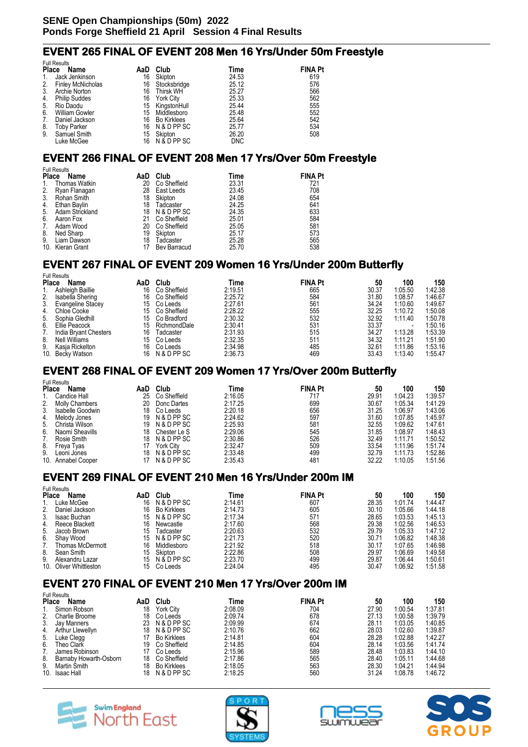**SENE Open Championships (50m) 2022**
**Ponds Forge Sheffield 21 April Session 4 Final Results**

## EVENT 265 FINAL OF EVENT 208 Men 16 Yrs/Under 50m Freestyle

Full Results

| Place | Name | AaD | Club | Time | FINA Pt |
|---|---|---|---|---|---|
| 1. | Jack Jenkinson | 16 | Skipton | 24.53 | 619 |
| 2. | Finley McNicholas | 16 | Stocksbridge | 25.12 | 576 |
| 3. | Archie Norton | 16 | Thirsk WH | 25.27 | 566 |
| 4. | Philip Suddes | 16 | York City | 25.33 | 562 |
| 5. | Rio Daodu | 15 | KingstonHull | 25.44 | 555 |
| 6. | William Gowler | 15 | Middlesboro | 25.48 | 552 |
| 7. | Daniel Jackson | 16 | Bo Kirklees | 25.64 | 542 |
| 8. | Toby Parker | 16 | N & D PP SC | 25.77 | 534 |
| 9. | Samuel Smith | 15 | Skipton | 26.20 | 508 |
| | Luke McGee | 16 | N & D PP SC | DNC | |

## EVENT 266 FINAL OF EVENT 208 Men 17 Yrs/Over 50m Freestyle

Full Results

| Place | Name | AaD | Club | Time | FINA Pt |
|---|---|---|---|---|---|
| 1. | Thomas Watkin | 20 | Co Sheffield | 23.31 | 721 |
| 2. | Ryan Flanagan | 28 | East Leeds | 23.45 | 708 |
| 3. | Rohan Smith | 18 | Skipton | 24.08 | 654 |
| 4. | Ethan Baylin | 18 | Tadcaster | 24.25 | 641 |
| 5. | Adam Strickland | 18 | N & D PP SC | 24.35 | 633 |
| 6. | Aaron Fox | 21 | Co Sheffield | 25.01 | 584 |
| 7. | Adam Wood | 20 | Co Sheffield | 25.05 | 581 |
| 8. | Ned Sharp | 19 | Skipton | 25.17 | 573 |
| 9. | Liam Dawson | 18 | Tadcaster | 25.28 | 565 |
| 10. | Kieran Grant | 17 | Bev Barracud | 25.70 | 538 |

## EVENT 267 FINAL OF EVENT 209 Women 16 Yrs/Under 200m Butterfly

Full Results

| Place | Name | AaD | Club | Time | FINA Pt | 50 | 100 | 150 |
|---|---|---|---|---|---|---|---|---|
| 1. | Ashleigh Baillie | 16 | Co Sheffield | 2:19.51 | 665 | 30.37 | 1:05.50 | 1:42.38 |
| 2. | Isabella Shering | 16 | Co Sheffield | 2:25.72 | 584 | 31.80 | 1:08.57 | 1:46.67 |
| 3. | Evangeline Stacey | 15 | Co Leeds | 2:27.61 | 561 | 34.24 | 1:10.60 | 1:49.67 |
| 4. | Chloe Cooke | 15 | Co Sheffield | 2:28.22 | 555 | 32.25 | 1:10.72 | 1:50.08 |
| 5. | Sophia Gledhill | 15 | Co Bradford | 2:30.32 | 532 | 32.92 | 1:11.40 | 1:50.78 |
| 6. | Ellie Peacock | 15 | RichmondDale | 2:30.41 | 531 | 33.37 | - | 1:50.16 |
| 7. | India Bryant Chesters | 16 | Tadcaster | 2:31.93 | 515 | 34.27 | 1:13.28 | 1:53.39 |
| 8. | Nell Williams | 15 | Co Leeds | 2:32.35 | 511 | 34.32 | 1:11.21 | 1:51.90 |
| 9. | Kasja Rickelton | 16 | Co Leeds | 2:34.98 | 485 | 32.61 | 1:11.86 | 1:53.16 |
| 10. | Becky Watson | 16 | N & D PP SC | 2:36.73 | 469 | 33.43 | 1:13.40 | 1:55.47 |

## EVENT 268 FINAL OF EVENT 209 Women 17 Yrs/Over 200m Butterfly

Full Results

| Place | Name | AaD | Club | Time | FINA Pt | 50 | 100 | 150 |
|---|---|---|---|---|---|---|---|---|
| 1. | Candice Hall | 25 | Co Sheffield | 2:16.05 | 717 | 29.91 | 1:04.23 | 1:39.57 |
| 2. | Molly Chambers | 20 | Donc Dartes | 2:17.25 | 699 | 30.67 | 1:05.34 | 1:41.29 |
| 3. | Isabelle Goodwin | 18 | Co Leeds | 2:20.18 | 656 | 31.25 | 1:06.97 | 1:43.06 |
| 4. | Melody Jones | 19 | N & D PP SC | 2:24.62 | 597 | 31.60 | 1:07.85 | 1:45.97 |
| 5. | Christa Wilson | 19 | N & D PP SC | 2:25.93 | 581 | 32.55 | 1:09.62 | 1:47.61 |
| 6. | Naomi Sheavills | 18 | Chester Le S | 2:29.06 | 545 | 31.85 | 1:08.97 | 1:48.43 |
| 7. | Rosie Smith | 18 | N & D PP SC | 2:30.86 | 526 | 32.49 | 1:11.71 | 1:50.52 |
| 8. | Freya Tyas | 17 | York City | 2:32.47 | 509 | 33.54 | 1:11.96 | 1:51.74 |
| 9. | Leoni Jones | 18 | N & D PP SC | 2:33.48 | 499 | 32.79 | 1:11.73 | 1:52.86 |
| 10. | Annabel Cooper | 17 | N & D PP SC | 2:35.43 | 481 | 32.22 | 1:10.05 | 1:51.56 |

## EVENT 269 FINAL OF EVENT 210 Men 16 Yrs/Under 200m IM

Full Results

| Place | Name | AaD | Club | Time | FINA Pt | 50 | 100 | 150 |
|---|---|---|---|---|---|---|---|---|
| 1. | Luke McGee | 16 | N & D PP SC | 2:14.61 | 607 | 28.35 | 1:01.74 | 1:44.47 |
| 2. | Daniel Jackson | 16 | Bo Kirklees | 2:14.73 | 605 | 30.10 | 1:05.66 | 1:44.18 |
| 3. | Isaac Buchan | 15 | N & D PP SC | 2:17.34 | 571 | 28.65 | 1:03.53 | 1:45.13 |
| 4. | Reece Blackett | 16 | Newcastle | 2:17.60 | 568 | 29.38 | 1:02.56 | 1:46.53 |
| 5. | Jacob Brown | 15 | Tadcaster | 2:20.63 | 532 | 29.79 | 1:05.33 | 1:47.12 |
| 6. | Shay Wood | 15 | N & D PP SC | 2:21.73 | 520 | 30.71 | 1:06.82 | 1:48.38 |
| 7. | Thomas McDermott | 16 | Middlesboro | 2:21.92 | 518 | 30.17 | 1:07.65 | 1:46.98 |
| 8. | Sean Smith | 15 | Skipton | 2:22.86 | 508 | 29.97 | 1:06.69 | 1:49.58 |
| 9. | Alexandru Lazar | 15 | N & D PP SC | 2:23.70 | 499 | 29.87 | 1:06.44 | 1:50.61 |
| 10. | Oliver Whittleston | 15 | Co Leeds | 2:24.04 | 495 | 30.47 | 1:06.92 | 1:51.58 |

## EVENT 270 FINAL OF EVENT 210 Men 17 Yrs/Over 200m IM

Full Results

| Place | Name | AaD | Club | Time | FINA Pt | 50 | 100 | 150 |
|---|---|---|---|---|---|---|---|---|
| 1. | Simon Robson | 18 | York City | 2:08.09 | 704 | 27.90 | 1:00.54 | 1:37.81 |
| 2. | Charlie Broome | 18 | Co Leeds | 2:09.74 | 678 | 27.13 | 1:00.58 | 1:39.79 |
| 3. | Jay Manners | 23 | N & D PP SC | 2:09.99 | 674 | 28.11 | 1:03.05 | 1:40.85 |
| 4. | Arthur Llewellyn | 18 | N & D PP SC | 2:10.76 | 662 | 28.03 | 1:02.60 | 1:39.87 |
| 5. | Luke Clegg | 17 | Bo Kirklees | 2:14.81 | 604 | 28.28 | 1:02.88 | 1:42.27 |
| 6. | Theo Clark | 19 | Co Sheffield | 2:14.85 | 604 | 28.14 | 1:03.56 | 1:41.74 |
| 7. | James Robinson | 17 | Co Leeds | 2:15.96 | 589 | 28.48 | 1:03.83 | 1:44.10 |
| 8. | Barnaby Howarth-Osborn | 18 | Co Sheffield | 2:17.86 | 565 | 28.40 | 1:05.11 | 1:44.68 |
| 9. | Martin Smith | 18 | Bo Kirklees | 2:18.05 | 563 | 28.30 | 1:04.21 | 1:44.94 |
| 10. | Isaac Hall | 18 | N & D PP SC | 2:18.25 | 560 | 31.24 | 1:08.78 | 1:46.72 |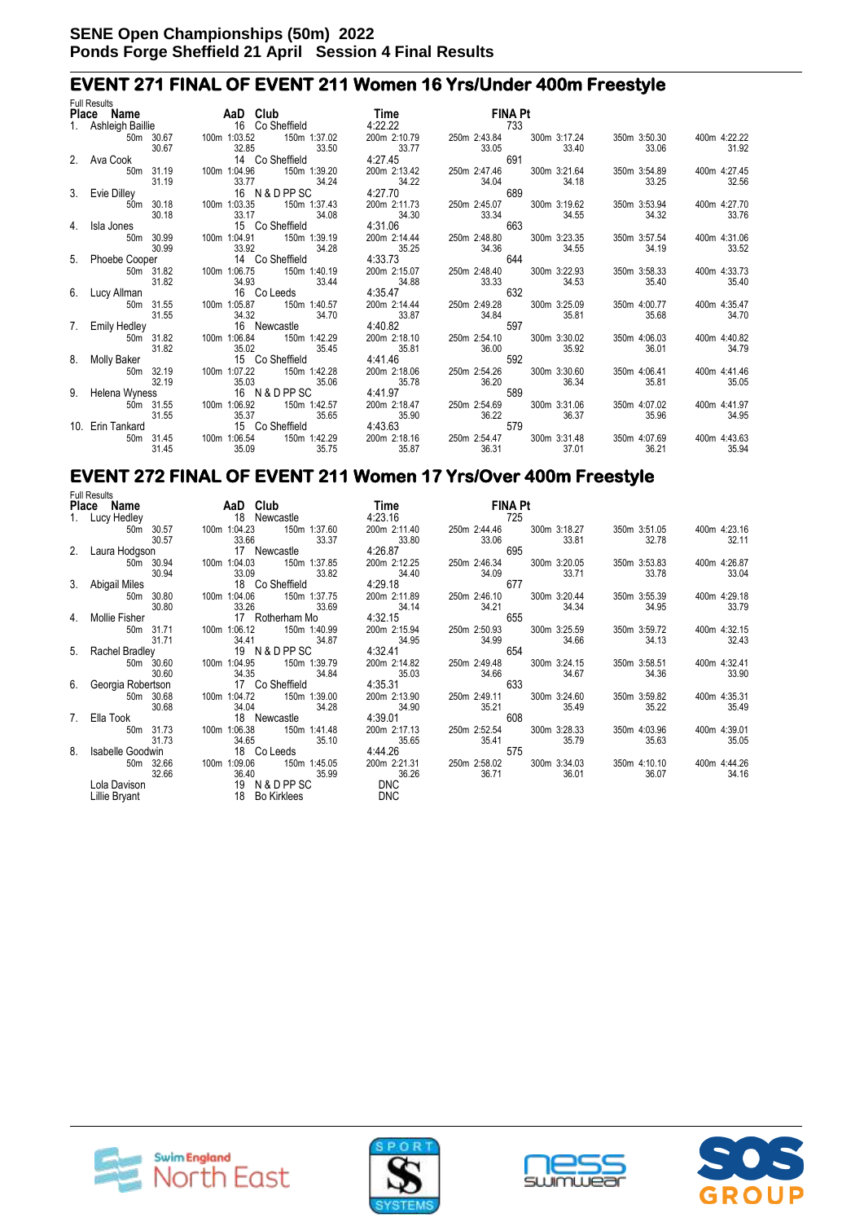**SENE Open Championships (50m) 2022**
**Ponds Forge Sheffield 21 April Session 4 Final Results**

## EVENT 271 FINAL OF EVENT 211 Women 16 Yrs/Under 400m Freestyle

Full Results

| Place | Name | AaD | Club | Time | FINA Pt |
|---|---|---|---|---|---|
| 1. | Ashleigh Baillie | 16 | Co Sheffield | 4:22.22 | 733 |
| 2. | Ava Cook | 14 | Co Sheffield | 4:27.45 | 691 |
| 3. | Evie Dilley | 16 | N & D PP SC | 4:27.70 | 689 |
| 4. | Isla Jones | 15 | Co Sheffield | 4:31.06 | 663 |
| 5. | Phoebe Cooper | 14 | Co Sheffield | 4:33.73 | 644 |
| 6. | Lucy Allman | 16 | Co Leeds | 4:35.47 | 632 |
| 7. | Emily Hedley | 16 | Newcastle | 4:40.82 | 597 |
| 8. | Molly Baker | 15 | Co Sheffield | 4:41.46 | 592 |
| 9. | Helena Wyness | 16 | N & D PP SC | 4:41.97 | 589 |
| 10. | Erin Tankard | 15 | Co Sheffield | 4:43.63 | 579 |

Splits:

| Name | 50m | 100m | 150m | 200m | 250m | 300m | 350m | 400m |
|---|---|---|---|---|---|---|---|---|
| Ashleigh Baillie | 30.67 | 1:03.52 | 1:37.02 | 2:10.79 | 2:43.84 | 3:17.24 | 3:50.30 | 4:22.22 |
| | 30.67 | 32.85 | 33.50 | 33.77 | 33.05 | 33.40 | 33.06 | 31.92 |
| Ava Cook | 31.19 | 1:04.96 | 1:39.20 | 2:13.42 | 2:47.46 | 3:21.64 | 3:54.89 | 4:27.45 |
| | 31.19 | 33.77 | 34.24 | 34.22 | 34.04 | 34.18 | 33.25 | 32.56 |
| Evie Dilley | 30.18 | 1:03.35 | 1:37.43 | 2:11.73 | 2:45.07 | 3:19.62 | 3:53.94 | 4:27.70 |
| | 30.18 | 33.17 | 34.08 | 34.30 | 33.34 | 34.55 | 34.32 | 33.76 |
| Isla Jones | 30.99 | 1:04.91 | 1:39.19 | 2:14.44 | 2:48.80 | 3:23.35 | 3:57.54 | 4:31.06 |
| | 30.99 | 33.92 | 34.28 | 35.25 | 34.36 | 34.55 | 34.19 | 33.52 |
| Phoebe Cooper | 31.82 | 1:06.75 | 1:40.19 | 2:15.07 | 2:48.40 | 3:22.93 | 3:58.33 | 4:33.73 |
| | 31.82 | 34.93 | 33.44 | 34.88 | 33.33 | 34.53 | 35.40 | 35.40 |
| Lucy Allman | 31.55 | 1:05.87 | 1:40.57 | 2:14.44 | 2:49.28 | 3:25.09 | 4:00.77 | 4:35.47 |
| | 31.55 | 34.32 | 34.70 | 33.87 | 34.84 | 35.81 | 35.68 | 34.70 |
| Emily Hedley | 31.82 | 1:06.84 | 1:42.29 | 2:18.10 | 2:54.10 | 3:30.02 | 4:06.03 | 4:40.82 |
| | 31.82 | 35.02 | 35.45 | 35.81 | 36.00 | 35.92 | 36.01 | 34.79 |
| Molly Baker | 32.19 | 1:07.22 | 1:42.28 | 2:18.06 | 2:54.26 | 3:30.60 | 4:06.41 | 4:41.46 |
| | 32.19 | 35.03 | 35.06 | 35.78 | 36.20 | 36.34 | 35.81 | 35.05 |
| Helena Wyness | 31.55 | 1:06.92 | 1:42.57 | 2:18.47 | 2:54.69 | 3:31.06 | 4:07.02 | 4:41.97 |
| | 31.55 | 35.37 | 35.65 | 35.90 | 36.22 | 36.37 | 35.96 | 34.95 |
| Erin Tankard | 31.45 | 1:06.54 | 1:42.29 | 2:18.16 | 2:54.47 | 3:31.48 | 4:07.69 | 4:43.63 |
| | 31.45 | 35.09 | 35.75 | 35.87 | 36.31 | 37.01 | 36.21 | 35.94 |

## EVENT 272 FINAL OF EVENT 211 Women 17 Yrs/Over 400m Freestyle

Full Results

| Place | Name | AaD | Club | Time | FINA Pt |
|---|---|---|---|---|---|
| 1. | Lucy Hedley | 18 | Newcastle | 4:23.16 | 725 |
| 2. | Laura Hodgson | 17 | Newcastle | 4:26.87 | 695 |
| 3. | Abigail Miles | 18 | Co Sheffield | 4:29.18 | 677 |
| 4. | Mollie Fisher | 17 | Rotherham Mo | 4:32.15 | 655 |
| 5. | Rachel Bradley | 19 | N & D PP SC | 4:32.41 | 654 |
| 6. | Georgia Robertson | 17 | Co Sheffield | 4:35.31 | 633 |
| 7. | Ella Took | 18 | Newcastle | 4:39.01 | 608 |
| 8. | Isabelle Goodwin | 18 | Co Leeds | 4:44.26 | 575 |
| | Lola Davison | 19 | N & D PP SC | DNC | |
| | Lillie Bryant | 18 | Bo Kirklees | DNC | |

Splits:

| Name | 50m | 100m | 150m | 200m | 250m | 300m | 350m | 400m |
|---|---|---|---|---|---|---|---|---|
| Lucy Hedley | 30.57 | 1:04.23 | 1:37.60 | 2:11.40 | 2:44.46 | 3:18.27 | 3:51.05 | 4:23.16 |
| | 30.57 | 33.66 | 33.37 | 33.80 | 33.06 | 33.81 | 32.78 | 32.11 |
| Laura Hodgson | 30.94 | 1:04.03 | 1:37.85 | 2:12.25 | 2:46.34 | 3:20.05 | 3:53.83 | 4:26.87 |
| | 30.94 | 33.09 | 33.82 | 34.40 | 34.09 | 33.71 | 33.78 | 33.04 |
| Abigail Miles | 30.80 | 1:04.06 | 1:37.75 | 2:11.89 | 2:46.10 | 3:20.44 | 3:55.39 | 4:29.18 |
| | 30.80 | 33.26 | 33.69 | 34.14 | 34.21 | 34.34 | 34.95 | 33.79 |
| Mollie Fisher | 31.71 | 1:06.12 | 1:40.99 | 2:15.94 | 2:50.93 | 3:25.59 | 3:59.72 | 4:32.15 |
| | 31.71 | 34.41 | 34.87 | 34.95 | 34.99 | 34.66 | 34.13 | 32.43 |
| Rachel Bradley | 30.60 | 1:04.95 | 1:39.79 | 2:14.82 | 2:49.48 | 3:24.15 | 3:58.51 | 4:32.41 |
| | 30.60 | 34.35 | 34.84 | 35.03 | 34.66 | 34.67 | 34.36 | 33.90 |
| Georgia Robertson | 30.68 | 1:04.72 | 1:39.00 | 2:13.90 | 2:49.11 | 3:24.60 | 3:59.82 | 4:35.31 |
| | 30.68 | 34.04 | 34.28 | 34.90 | 35.21 | 35.49 | 35.22 | 35.49 |
| Ella Took | 31.73 | 1:06.38 | 1:41.48 | 2:17.13 | 2:52.54 | 3:28.33 | 4:03.96 | 4:39.01 |
| | 31.73 | 34.65 | 35.10 | 35.65 | 35.41 | 35.79 | 35.63 | 35.05 |
| Isabelle Goodwin | 32.66 | 1:09.06 | 1:45.05 | 2:21.31 | 2:58.02 | 3:34.03 | 4:10.10 | 4:44.26 |
| | 32.66 | 36.40 | 35.99 | 36.26 | 36.71 | 36.01 | 36.07 | 34.16 |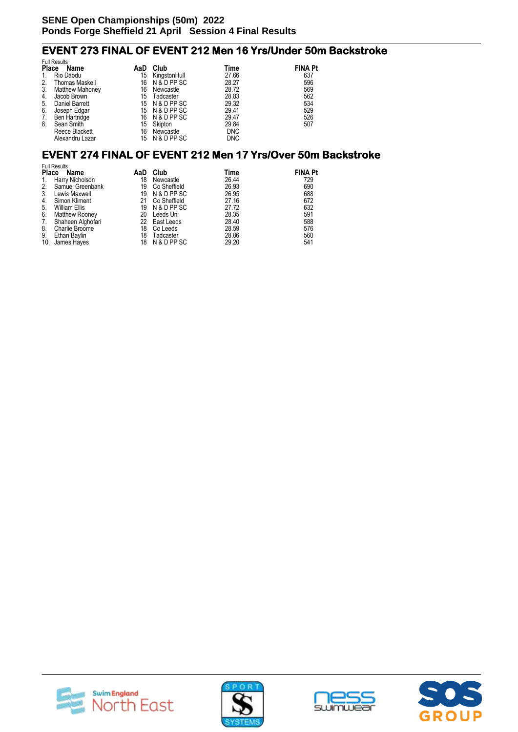**SENE Open Championships (50m) 2022**
**Ponds Forge Sheffield 21 April Session 4 Final Results**

## EVENT 273 FINAL OF EVENT 212 Men 16 Yrs/Under 50m Backstroke

Full Results

| Place | Name | AaD | Club | Time | FINA Pt |
|---|---|---|---|---|---|
| 1. | Rio Daodu | 15 | KingstonHull | 27.66 | 637 |
| 2. | Thomas Maskell | 16 | N & D PP SC | 28.27 | 596 |
| 3. | Matthew Mahoney | 16 | Newcastle | 28.72 | 569 |
| 4. | Jacob Brown | 15 | Tadcaster | 28.83 | 562 |
| 5. | Daniel Barrett | 15 | N & D PP SC | 29.32 | 534 |
| 6. | Joseph Edgar | 15 | N & D PP SC | 29.41 | 529 |
| 7. | Ben Hartridge | 16 | N & D PP SC | 29.47 | 526 |
| 8. | Sean Smith | 15 | Skipton | 29.84 | 507 |
| | Reece Blackett | 16 | Newcastle | DNC | |
| | Alexandru Lazar | 15 | N & D PP SC | DNC | |

## EVENT 274 FINAL OF EVENT 212 Men 17 Yrs/Over 50m Backstroke

Full Results

| Place | Name | AaD | Club | Time | FINA Pt |
|---|---|---|---|---|---|
| 1. | Harry Nicholson | 18 | Newcastle | 26.44 | 729 |
| 2. | Samuel Greenbank | 19 | Co Sheffield | 26.93 | 690 |
| 3. | Lewis Maxwell | 19 | N & D PP SC | 26.95 | 688 |
| 4. | Simon Kliment | 21 | Co Sheffield | 27.16 | 672 |
| 5. | William Ellis | 19 | N & D PP SC | 27.72 | 632 |
| 6. | Matthew Rooney | 20 | Leeds Uni | 28.35 | 591 |
| 7. | Shaheen Alghofari | 22 | East Leeds | 28.40 | 588 |
| 8. | Charlie Broome | 18 | Co Leeds | 28.59 | 576 |
| 9. | Ethan Baylin | 18 | Tadcaster | 28.86 | 560 |
| 10. | James Hayes | 18 | N & D PP SC | 29.20 | 541 |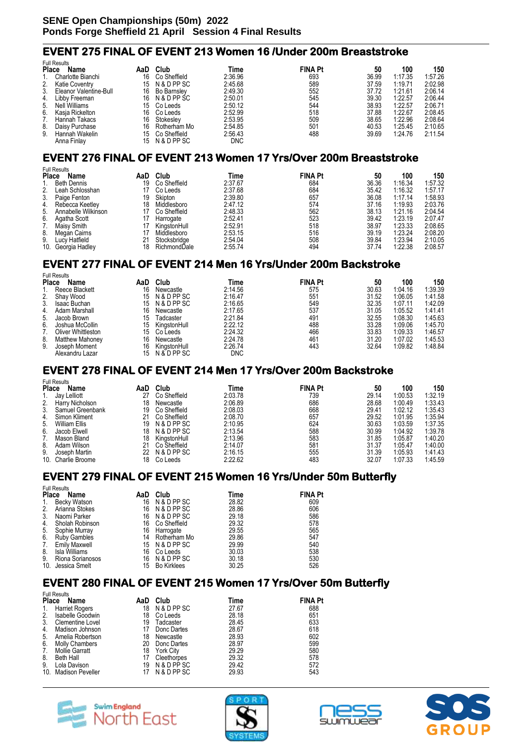**SENE Open Championships (50m) 2022**
**Ponds Forge Sheffield 21 April Session 4 Final Results**

## EVENT 275 FINAL OF EVENT 213 Women 16 /Under 200m Breaststroke

Full Results

| Place | Name | AaD | Club | Time | FINA Pt | 50 | 100 | 150 |
|---|---|---|---|---|---|---|---|---|
| 1. | Charlotte Bianchi | 16 | Co Sheffield | 2:36.96 | 693 | 36.99 | 1:17.35 | 1:57.26 |
| 2. | Katie Coventry | 15 | N & D PP SC | 2:45.68 | 589 | 37.59 | 1:19.71 | 2:02.98 |
| 3. | Eleanor Valentine-Bull | 16 | Bo Barnsley | 2:49.30 | 552 | 37.72 | 1:21.61 | 2:06.14 |
| 4. | Libby Freeman | 16 | N & D PP SC | 2:50.01 | 545 | 39.30 | 1:22.57 | 2:06.44 |
| 5. | Nell Williams | 15 | Co Leeds | 2:50.12 | 544 | 38.93 | 1:22.57 | 2:06.71 |
| 6. | Kasja Rickelton | 16 | Co Leeds | 2:52.99 | 518 | 37.88 | 1:22.67 | 2:08.45 |
| 7. | Hannah Takacs | 16 | Stokesley | 2:53.95 | 509 | 38.65 | 1:22.96 | 2:08.64 |
| 8. | Daisy Purchase | 16 | Rotherham Mo | 2:54.85 | 501 | 40.53 | 1:25.45 | 2:10.65 |
| 9. | Hannah Wakelin | 15 | Co Sheffield | 2:56.43 | 488 | 39.69 | 1:24.76 | 2:11.54 |
| | Anna Finlay | 15 | N & D PP SC | DNC | | | | |

## EVENT 276 FINAL OF EVENT 213 Women 17 Yrs/Over 200m Breaststroke

Full Results

| Place | Name | AaD | Club | Time | FINA Pt | 50 | 100 | 150 |
|---|---|---|---|---|---|---|---|---|
| 1. | Beth Dennis | 19 | Co Sheffield | 2:37.67 | 684 | 36.36 | 1:16.34 | 1:57.32 |
| 2. | Leah Schlosshan | 17 | Co Leeds | 2:37.68 | 684 | 35.42 | 1:16.32 | 1:57.17 |
| 3. | Paige Fenton | 19 | Skipton | 2:39.80 | 657 | 36.08 | 1:17.14 | 1:58.93 |
| 4. | Rebecca Keetley | 18 | Middlesboro | 2:47.12 | 574 | 37.16 | 1:19.93 | 2:03.76 |
| 5. | Annabelle Wilkinson | 17 | Co Sheffield | 2:48.33 | 562 | 38.13 | 1:21.16 | 2:04.54 |
| 6. | Agatha Scott | 17 | Harrogate | 2:52.41 | 523 | 39.42 | 1:23.19 | 2:07.47 |
| 7. | Maisy Smith | 17 | KingstonHull | 2:52.91 | 518 | 38.97 | 1:23.33 | 2:08.65 |
| 8. | Megan Cairns | 17 | Middlesboro | 2:53.15 | 516 | 39.19 | 1:23.24 | 2:08.20 |
| 9. | Lucy Hatfield | 21 | Stocksbridge | 2:54.04 | 508 | 39.84 | 1:23.94 | 2:10.05 |
| 10. | Georgia Hadley | 18 | RichmondDale | 2:55.74 | 494 | 37.74 | 1:22.38 | 2:08.57 |

## EVENT 277 FINAL OF EVENT 214 Men 16 Yrs/Under 200m Backstroke

Full Results

| Place | Name | AaD | Club | Time | FINA Pt | 50 | 100 | 150 |
|---|---|---|---|---|---|---|---|---|
| 1. | Reece Blackett | 16 | Newcastle | 2:14.56 | 575 | 30.63 | 1:04.16 | 1:39.39 |
| 2. | Shay Wood | 15 | N & D PP SC | 2:16.47 | 551 | 31.52 | 1:06.05 | 1:41.58 |
| 3. | Isaac Buchan | 15 | N & D PP SC | 2:16.65 | 549 | 32.35 | 1:07.11 | 1:42.09 |
| 4. | Adam Marshall | 16 | Newcastle | 2:17.65 | 537 | 31.05 | 1:05.52 | 1:41.41 |
| 5. | Jacob Brown | 15 | Tadcaster | 2:21.84 | 491 | 32.55 | 1:08.30 | 1:45.63 |
| 6. | Joshua McCollin | 15 | KingstonHull | 2:22.12 | 488 | 33.28 | 1:09.06 | 1:45.70 |
| 7. | Oliver Whittleston | 15 | Co Leeds | 2:24.32 | 466 | 33.83 | 1:09.33 | 1:46.57 |
| 8. | Matthew Mahoney | 16 | Newcastle | 2:24.78 | 461 | 31.20 | 1:07.02 | 1:45.53 |
| 9. | Joseph Moment | 16 | KingstonHull | 2:26.74 | 443 | 32.64 | 1:09.82 | 1:48.84 |
| | Alexandru Lazar | 15 | N & D PP SC | DNC | | | | |

## EVENT 278 FINAL OF EVENT 214 Men 17 Yrs/Over 200m Backstroke

Full Results

| Place | Name | AaD | Club | Time | FINA Pt | 50 | 100 | 150 |
|---|---|---|---|---|---|---|---|---|
| 1. | Jay Lelliott | 27 | Co Sheffield | 2:03.78 | 739 | 29.14 | 1:00.53 | 1:32.19 |
| 2. | Harry Nicholson | 18 | Newcastle | 2:06.89 | 686 | 28.68 | 1:00.49 | 1:33.43 |
| 3. | Samuel Greenbank | 19 | Co Sheffield | 2:08.03 | 668 | 29.41 | 1:02.12 | 1:35.43 |
| 4. | Simon Kliment | 21 | Co Sheffield | 2:08.70 | 657 | 29.52 | 1:01.95 | 1:35.94 |
| 5. | William Ellis | 19 | N & D PP SC | 2:10.95 | 624 | 30.63 | 1:03.59 | 1:37.35 |
| 6. | Jacob Elwell | 18 | N & D PP SC | 2:13.54 | 588 | 30.99 | 1:04.92 | 1:39.78 |
| 7. | Mason Bland | 18 | KingstonHull | 2:13.96 | 583 | 31.85 | 1:05.87 | 1:40.20 |
| 8. | Adam Wilson | 21 | Co Sheffield | 2:14.07 | 581 | 31.37 | 1:05.47 | 1:40.00 |
| 9. | Joseph Martin | 22 | N & D PP SC | 2:16.15 | 555 | 31.39 | 1:05.93 | 1:41.43 |
| 10. | Charlie Broome | 18 | Co Leeds | 2:22.62 | 483 | 32.07 | 1:07.33 | 1:45.59 |

## EVENT 279 FINAL OF EVENT 215 Women 16 Yrs/Under 50m Butterfly

Full Results

| Place | Name | AaD | Club | Time | FINA Pt |
|---|---|---|---|---|---|
| 1. | Becky Watson | 16 | N & D PP SC | 28.82 | 609 |
| 2. | Arianna Stokes | 16 | N & D PP SC | 28.86 | 606 |
| 3. | Naomi Parker | 16 | N & D PP SC | 29.18 | 586 |
| 4. | Sholah Robinson | 16 | Co Sheffield | 29.32 | 578 |
| 5. | Sophie Murray | 16 | Harrogate | 29.55 | 565 |
| 6. | Ruby Gambles | 14 | Rotherham Mo | 29.86 | 547 |
| 7. | Emily Maxwell | 15 | N & D PP SC | 29.99 | 540 |
| 8. | Isla Williams | 16 | Co Leeds | 30.03 | 538 |
| 9. | Riona Sorianosos | 16 | N & D PP SC | 30.18 | 530 |
| 10. | Jessica Smelt | 15 | Bo Kirklees | 30.25 | 526 |

## EVENT 280 FINAL OF EVENT 215 Women 17 Yrs/Over 50m Butterfly

Full Results

| Place | Name | AaD | Club | Time | FINA Pt |
|---|---|---|---|---|---|
| 1. | Harriet Rogers | 18 | N & D PP SC | 27.67 | 688 |
| 2. | Isabelle Goodwin | 18 | Co Leeds | 28.18 | 651 |
| 3. | Clementine Lovel | 19 | Tadcaster | 28.45 | 633 |
| 4. | Madison Johnson | 17 | Donc Dartes | 28.67 | 618 |
| 5. | Amelia Robertson | 18 | Newcastle | 28.93 | 602 |
| 6. | Molly Chambers | 20 | Donc Dartes | 28.97 | 599 |
| 7. | Mollie Garratt | 18 | York City | 29.29 | 580 |
| 8. | Beth Hall | 17 | Cleethorpes | 29.32 | 578 |
| 9. | Lola Davison | 19 | N & D PP SC | 29.42 | 572 |
| 10. | Madison Peveller | 17 | N & D PP SC | 29.93 | 543 |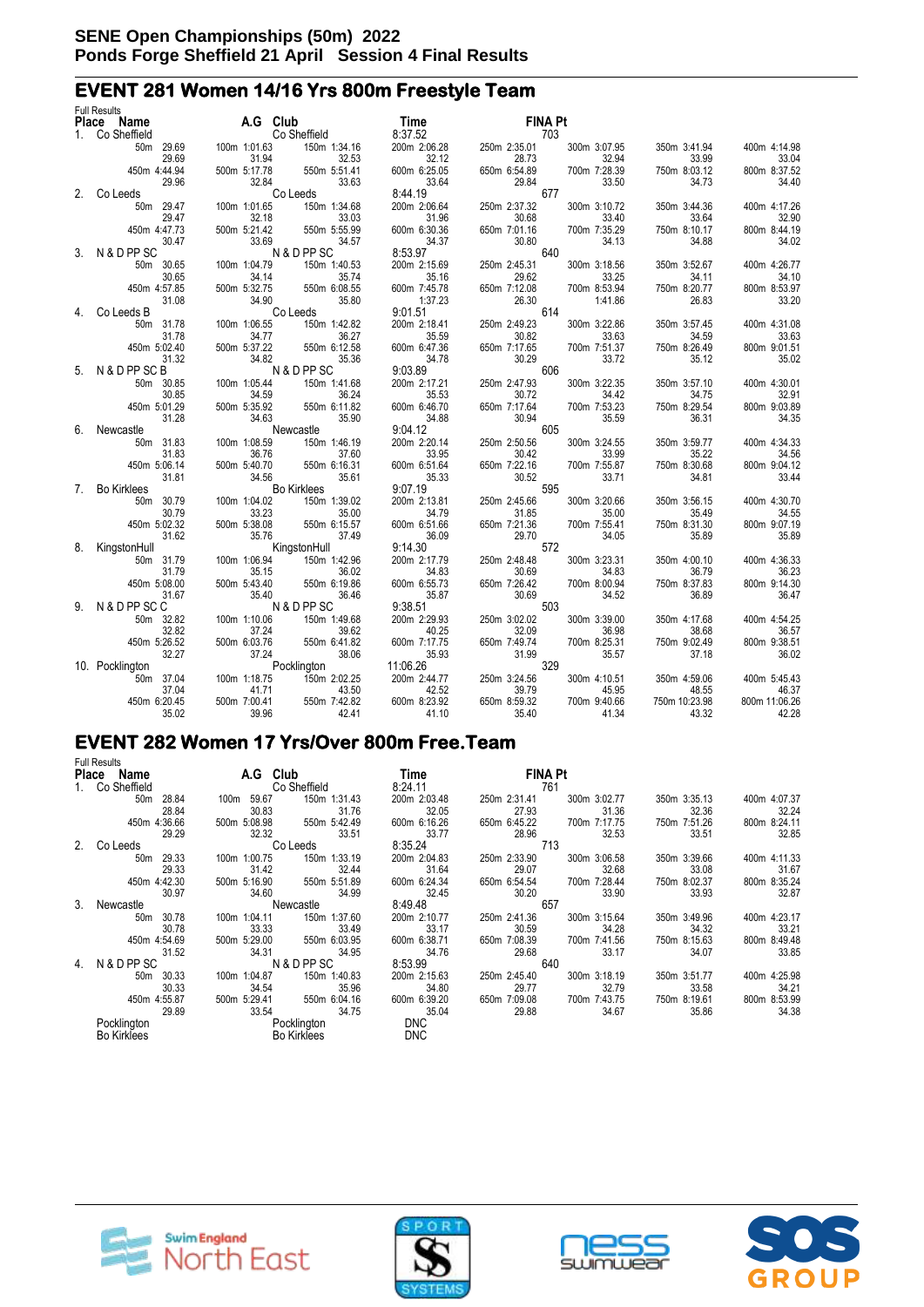# SENE Open Championships (50m) 2022
## Ponds Forge Sheffield 21 April Session 4 Final Results

## EVENT 281 Women 14/16 Yrs 800m Freestyle Team

Full Results

| Place | Name | A.G | Club | Time | FINA Pt |
|---|---|---|---|---|---|
| 1. | Co Sheffield | | Co Sheffield | 8:37.52 | 703 |
| 2. | Co Leeds | | Co Leeds | 8:44.19 | 677 |
| 3. | N & D PP SC | | N & D PP SC | 8:53.97 | 640 |
| 4. | Co Leeds B | | Co Leeds | 9:01.51 | 614 |
| 5. | N & D PP SC B | | N & D PP SC | 9:03.89 | 606 |
| 6. | Newcastle | | Newcastle | 9:04.12 | 605 |
| 7. | Bo Kirklees | | Bo Kirklees | 9:07.19 | 595 |
| 8. | KingstonHull | | KingstonHull | 9:14.30 | 572 |
| 9. | N & D PP SC C | | N & D PP SC | 9:38.51 | 503 |
| 10. | Pocklington | | Pocklington | 11:06.26 | 329 |

Splits:

| Place | 50m | 100m | 150m | 200m | 250m | 300m | 350m | 400m | 450m | 500m | 550m | 600m | 650m | 700m | 750m | 800m |
|---|---|---|---|---|---|---|---|---|---|---|---|---|---|---|---|---|
| 1. | 29.69 | 1:01.63 | 1:34.16 | 2:06.28 | 2:35.01 | 3:07.95 | 3:41.94 | 4:14.98 | 4:44.94 | 5:17.78 | 5:51.41 | 6:25.05 | 6:54.89 | 7:28.39 | 8:03.12 | 8:37.52 |
| | 29.69 | 31.94 | 32.53 | 32.12 | 28.73 | 32.94 | 33.99 | 33.04 | 29.96 | 32.84 | 33.63 | 33.64 | 29.84 | 33.50 | 34.73 | 34.40 |
| 2. | 29.47 | 1:01.65 | 1:34.68 | 2:06.64 | 2:37.32 | 3:10.72 | 3:44.36 | 4:17.26 | 4:47.73 | 5:21.42 | 5:55.99 | 6:30.36 | 7:01.16 | 7:35.29 | 8:10.17 | 8:44.19 |
| | 29.47 | 32.18 | 33.03 | 31.96 | 30.68 | 33.40 | 33.64 | 32.90 | 30.47 | 33.69 | 34.57 | 34.37 | 30.80 | 34.13 | 34.88 | 34.02 |
| 3. | 30.65 | 1:04.79 | 1:40.53 | 2:15.69 | 2:45.31 | 3:18.56 | 3:52.67 | 4:26.77 | 4:57.85 | 5:32.75 | 6:08.55 | 7:45.78 | 7:12.08 | 8:53.94 | 8:20.77 | 8:53.97 |
| | 30.65 | 34.14 | 35.74 | 35.16 | 29.62 | 33.25 | 34.11 | 34.10 | 31.08 | 34.90 | 35.80 | 1:37.23 | 26.30 | 1:41.86 | 26.83 | 33.20 |
| 4. | 31.78 | 1:06.55 | 1:42.82 | 2:18.41 | 2:49.23 | 3:22.86 | 3:57.45 | 4:31.08 | 5:02.40 | 5:37.22 | 6:12.58 | 6:47.36 | 7:17.65 | 7:51.37 | 8:26.49 | 9:01.51 |
| | 31.78 | 34.77 | 36.27 | 35.59 | 30.82 | 33.63 | 34.59 | 33.63 | 31.32 | 34.82 | 35.36 | 34.78 | 30.29 | 33.72 | 35.12 | 35.02 |
| 5. | 30.85 | 1:05.44 | 1:41.68 | 2:17.21 | 2:47.93 | 3:22.35 | 3:57.10 | 4:30.01 | 5:01.29 | 5:35.92 | 6:11.82 | 6:46.70 | 7:17.64 | 7:53.23 | 8:29.54 | 9:03.89 |
| | 30.85 | 34.59 | 36.24 | 35.53 | 30.72 | 34.42 | 34.75 | 32.91 | 31.28 | 34.63 | 35.90 | 34.88 | 30.94 | 35.59 | 36.31 | 34.35 |
| 6. | 31.83 | 1:08.59 | 1:46.19 | 2:20.14 | 2:50.56 | 3:24.55 | 3:59.77 | 4:34.33 | 5:06.14 | 5:40.70 | 6:16.31 | 6:51.64 | 7:22.16 | 7:55.87 | 8:30.68 | 9:04.12 |
| | 31.83 | 36.76 | 37.60 | 33.95 | 30.42 | 33.99 | 35.22 | 34.56 | 31.81 | 34.56 | 35.61 | 35.33 | 30.52 | 33.71 | 34.81 | 33.44 |
| 7. | 30.79 | 1:04.02 | 1:39.02 | 2:13.81 | 2:45.66 | 3:20.66 | 3:56.15 | 4:30.70 | 5:02.32 | 5:38.08 | 6:15.57 | 6:51.66 | 7:21.36 | 7:55.41 | 8:31.30 | 9:07.19 |
| | 30.79 | 33.23 | 35.00 | 34.79 | 31.85 | 35.00 | 35.49 | 34.55 | 31.62 | 35.76 | 37.49 | 36.09 | 29.70 | 34.05 | 35.89 | 35.89 |
| 8. | 31.79 | 1:06.94 | 1:42.96 | 2:17.79 | 2:48.48 | 3:23.31 | 4:00.10 | 4:36.33 | 5:08.00 | 5:43.40 | 6:19.86 | 6:55.73 | 7:26.42 | 8:00.94 | 8:37.83 | 9:14.30 |
| | 31.79 | 35.15 | 36.02 | 34.83 | 30.69 | 34.83 | 36.79 | 36.23 | 31.67 | 35.40 | 36.46 | 35.87 | 30.69 | 34.52 | 36.89 | 36.47 |
| 9. | 32.82 | 1:10.06 | 1:49.68 | 2:29.93 | 3:02.02 | 3:39.00 | 4:17.68 | 4:54.25 | 5:26.52 | 6:03.76 | 6:41.82 | 7:17.75 | 7:49.74 | 8:25.31 | 9:02.49 | 9:38.51 |
| | 32.82 | 37.24 | 39.62 | 40.25 | 32.09 | 36.98 | 38.68 | 36.57 | 32.27 | 37.24 | 38.06 | 35.93 | 31.99 | 35.57 | 37.18 | 36.02 |
| 10. | 37.04 | 1:18.75 | 2:02.25 | 2:44.77 | 3:24.56 | 4:10.51 | 4:59.06 | 5:45.43 | 6:20.45 | 7:00.41 | 7:42.82 | 8:23.92 | 8:59.32 | 9:40.66 | 10:23.98 | 11:06.26 |
| | 37.04 | 41.71 | 43.50 | 42.52 | 39.79 | 45.95 | 48.55 | 46.37 | 35.02 | 39.96 | 42.41 | 41.10 | 35.40 | 41.34 | 43.32 | 42.28 |

## EVENT 282 Women 17 Yrs/Over 800m Free.Team

Full Results

| Place | Name | A.G | Club | Time | FINA Pt |
|---|---|---|---|---|---|
| 1. | Co Sheffield | | Co Sheffield | 8:24.11 | 761 |
| 2. | Co Leeds | | Co Leeds | 8:35.24 | 713 |
| 3. | Newcastle | | Newcastle | 8:49.48 | 657 |
| 4. | N & D PP SC | | N & D PP SC | 8:53.99 | 640 |
| | Pocklington | | Pocklington | DNC | |
| | Bo Kirklees | | Bo Kirklees | DNC | |

Splits:

| Place | 50m | 100m | 150m | 200m | 250m | 300m | 350m | 400m | 450m | 500m | 550m | 600m | 650m | 700m | 750m | 800m |
|---|---|---|---|---|---|---|---|---|---|---|---|---|---|---|---|---|
| 1. | 28.84 | 59.67 | 1:31.43 | 2:03.48 | 2:31.41 | 3:02.77 | 3:35.13 | 4:07.37 | 4:36.66 | 5:08.98 | 5:42.49 | 6:16.26 | 6:45.22 | 7:17.75 | 7:51.26 | 8:24.11 |
| | 28.84 | 30.83 | 31.76 | 32.05 | 27.93 | 31.36 | 32.36 | 32.24 | 29.29 | 32.32 | 33.51 | 33.77 | 28.96 | 32.53 | 33.51 | 32.85 |
| 2. | 29.33 | 1:00.75 | 1:33.19 | 2:04.83 | 2:33.90 | 3:06.58 | 3:39.66 | 4:11.33 | 4:42.30 | 5:16.90 | 5:51.89 | 6:24.34 | 6:54.54 | 7:28.44 | 8:02.37 | 8:35.24 |
| | 29.33 | 31.42 | 32.44 | 31.64 | 29.07 | 32.68 | 33.08 | 31.67 | 30.97 | 34.60 | 34.99 | 32.45 | 30.20 | 33.90 | 33.93 | 32.87 |
| 3. | 30.78 | 1:04.11 | 1:37.60 | 2:10.77 | 2:41.36 | 3:15.64 | 3:49.96 | 4:23.17 | 4:54.69 | 5:29.00 | 6:03.95 | 6:38.71 | 7:08.39 | 7:41.56 | 8:15.63 | 8:49.48 |
| | 30.78 | 33.33 | 33.49 | 33.17 | 30.59 | 34.28 | 34.32 | 33.21 | 31.52 | 34.31 | 34.95 | 34.76 | 29.68 | 33.17 | 34.07 | 33.85 |
| 4. | 30.33 | 1:04.87 | 1:40.83 | 2:15.63 | 2:45.40 | 3:18.19 | 3:51.77 | 4:25.98 | 4:55.87 | 5:29.41 | 6:04.16 | 6:39.20 | 7:09.08 | 7:43.75 | 8:19.61 | 8:53.99 |
| | 30.33 | 34.54 | 35.96 | 34.80 | 29.77 | 32.79 | 33.58 | 34.21 | 29.89 | 33.54 | 34.75 | 35.04 | 29.88 | 34.67 | 35.86 | 34.38 |